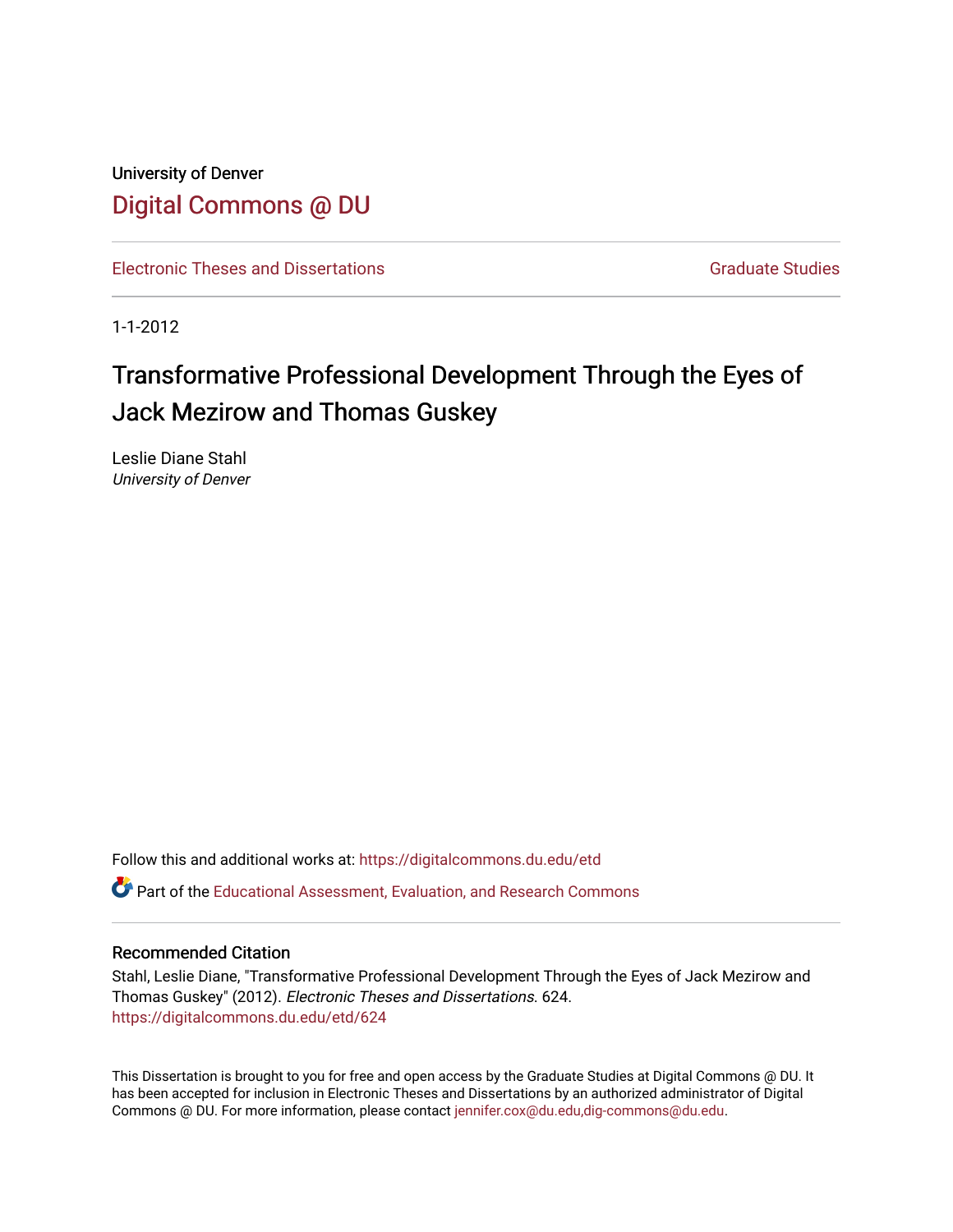University of Denver

# Digital Commons @ DU

Electronic Theses and Dissertations

Graduate Studies

1-1-2012

# Transformative Professional Development Through the Eyes of Jack Mezirow and Thomas Guskey

Leslie Diane Stahl
*University of Denver*

Follow this and additional works at: https://digitalcommons.du.edu/etd

Part of the Educational Assessment, Evaluation, and Research Commons

## Recommended Citation

Stahl, Leslie Diane, "Transformative Professional Development Through the Eyes of Jack Mezirow and Thomas Guskey" (2012). *Electronic Theses and Dissertations*. 624.
https://digitalcommons.du.edu/etd/624

This Dissertation is brought to you for free and open access by the Graduate Studies at Digital Commons @ DU. It has been accepted for inclusion in Electronic Theses and Dissertations by an authorized administrator of Digital Commons @ DU. For more information, please contact jennifer.cox@du.edu,dig-commons@du.edu.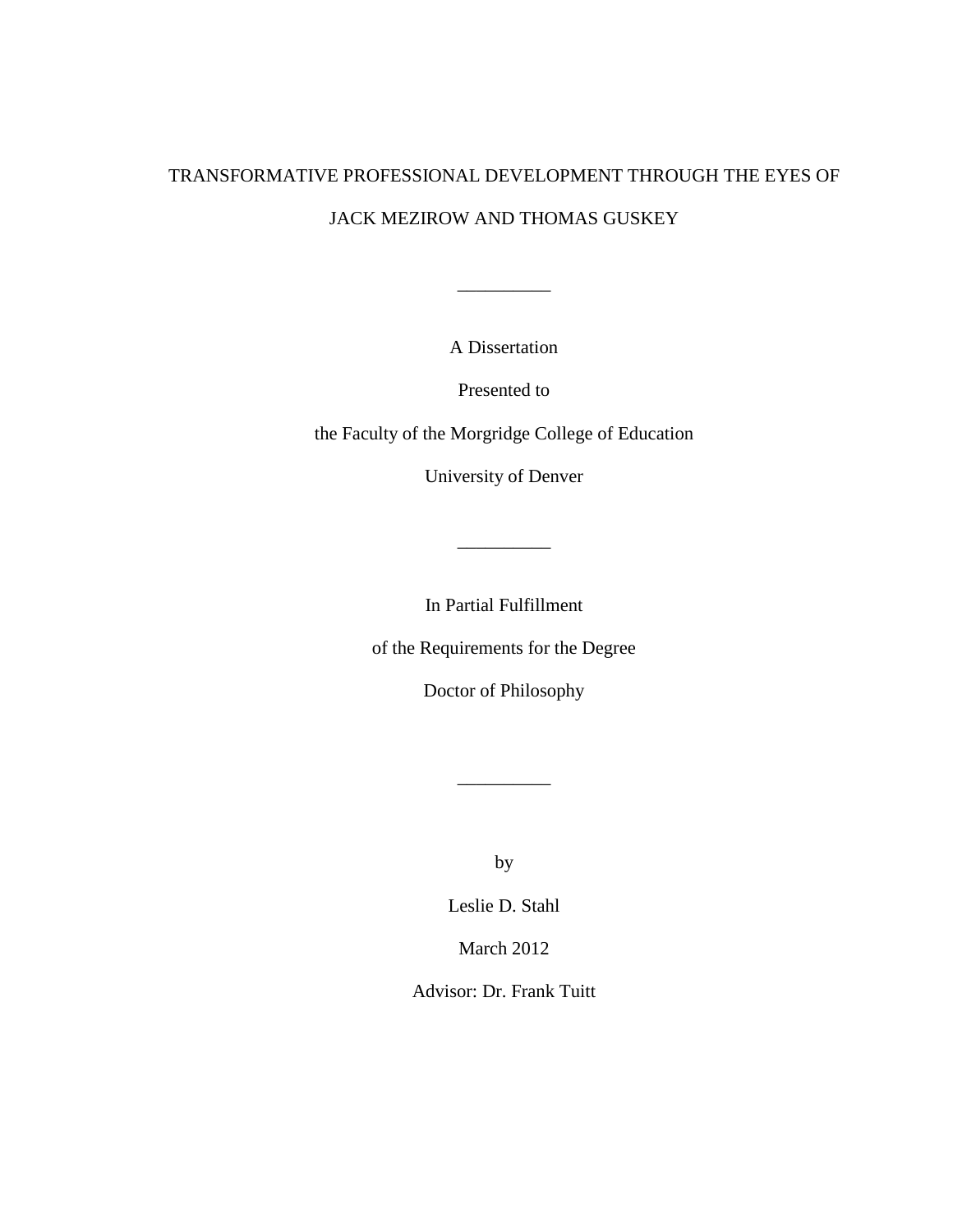TRANSFORMATIVE PROFESSIONAL DEVELOPMENT THROUGH THE EYES OF

JACK MEZIROW AND THOMAS GUSKEY

__________

A Dissertation

Presented to

the Faculty of the Morgridge College of Education

University of Denver

__________

In Partial Fulfillment

of the Requirements for the Degree

Doctor of Philosophy

__________

by

Leslie D. Stahl

March 2012

Advisor: Dr. Frank Tuitt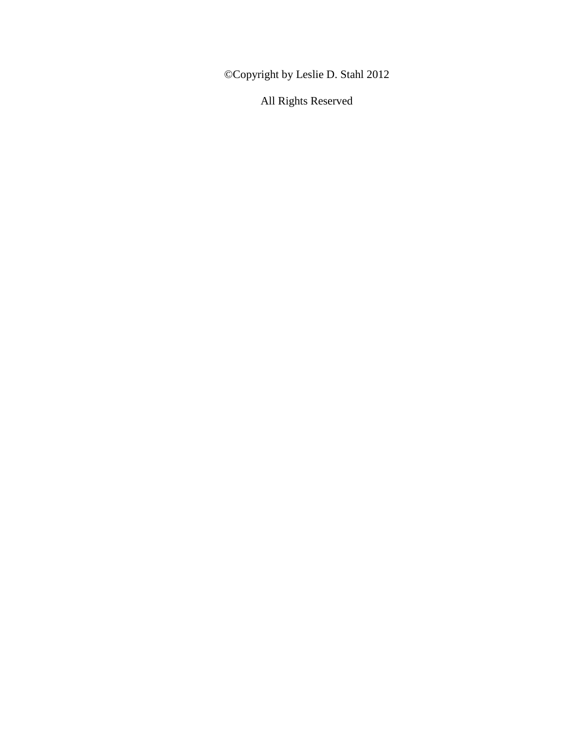©Copyright by Leslie D. Stahl 2012

All Rights Reserved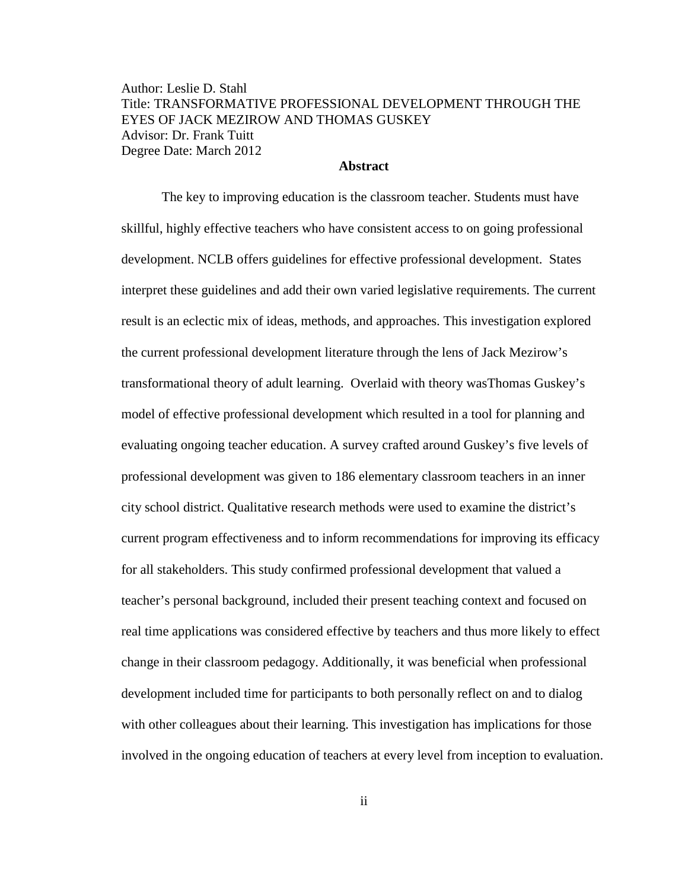Author: Leslie D. Stahl
Title: TRANSFORMATIVE PROFESSIONAL DEVELOPMENT THROUGH THE EYES OF JACK MEZIROW AND THOMAS GUSKEY
Advisor: Dr. Frank Tuitt
Degree Date: March 2012

## Abstract

The key to improving education is the classroom teacher. Students must have skillful, highly effective teachers who have consistent access to on going professional development. NCLB offers guidelines for effective professional development. States interpret these guidelines and add their own varied legislative requirements. The current result is an eclectic mix of ideas, methods, and approaches. This investigation explored the current professional development literature through the lens of Jack Mezirow's transformational theory of adult learning. Overlaid with theory wasThomas Guskey's model of effective professional development which resulted in a tool for planning and evaluating ongoing teacher education. A survey crafted around Guskey's five levels of professional development was given to 186 elementary classroom teachers in an inner city school district. Qualitative research methods were used to examine the district's current program effectiveness and to inform recommendations for improving its efficacy for all stakeholders. This study confirmed professional development that valued a teacher's personal background, included their present teaching context and focused on real time applications was considered effective by teachers and thus more likely to effect change in their classroom pedagogy. Additionally, it was beneficial when professional development included time for participants to both personally reflect on and to dialog with other colleagues about their learning. This investigation has implications for those involved in the ongoing education of teachers at every level from inception to evaluation.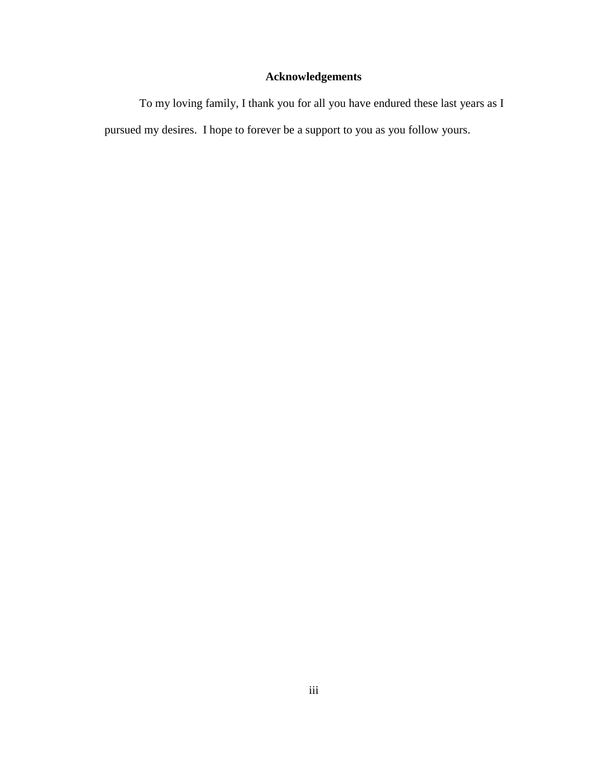# Acknowledgements

To my loving family, I thank you for all you have endured these last years as I pursued my desires. I hope to forever be a support to you as you follow yours.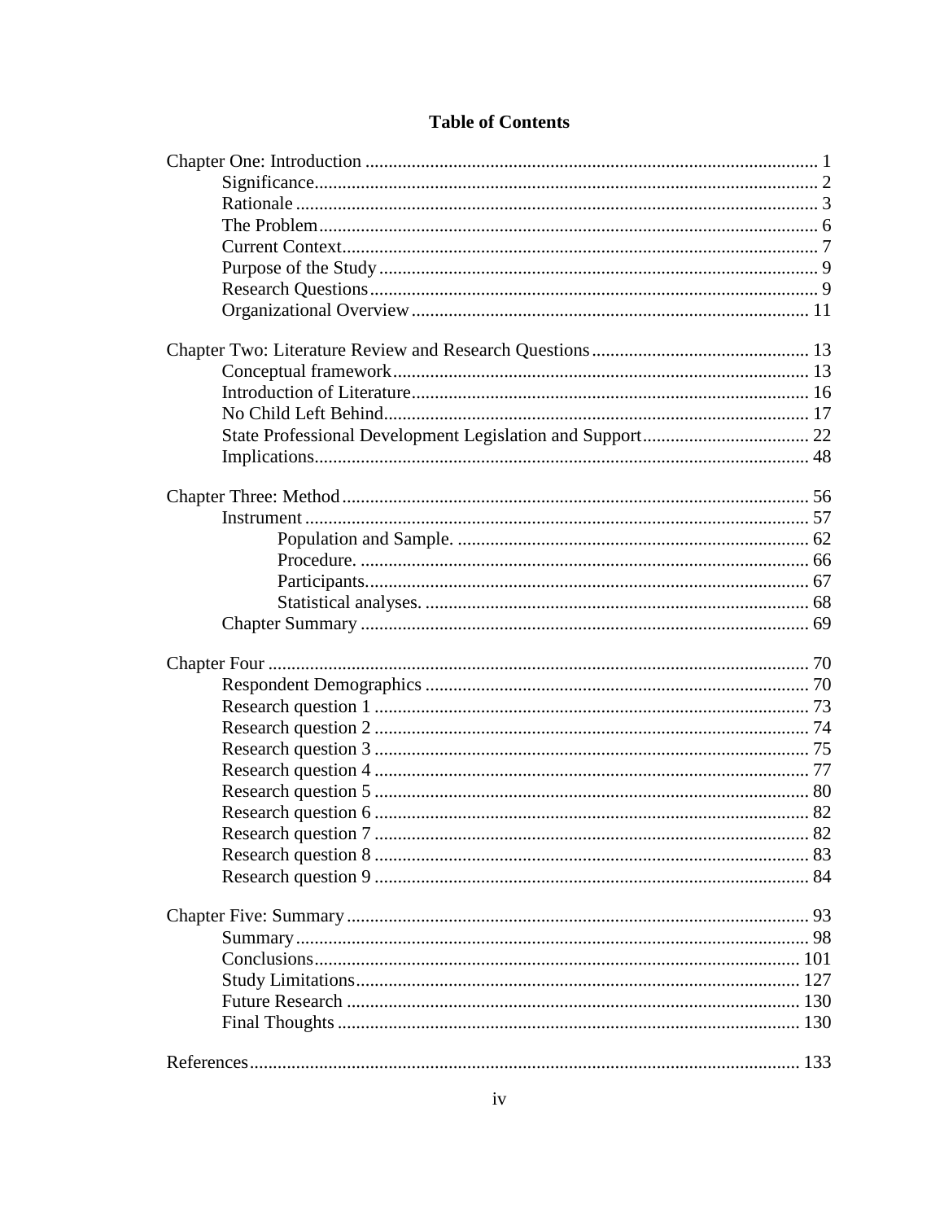# Table of Contents

Chapter One: Introduction ........................................................................................ 1
  Significance.................................................................................................... 2
  Rationale ........................................................................................................ 3
  The Problem................................................................................................... 6
  Current Context.............................................................................................. 7
  Purpose of the Study ...................................................................................... 9
  Research Questions......................................................................................... 9
  Organizational Overview .............................................................................. 11

Chapter Two: Literature Review and Research Questions ..................................... 13
  Conceptual framework.................................................................................. 13
  Introduction of Literature.............................................................................. 16
  No Child Left Behind.................................................................................... 17
  State Professional Development Legislation and Support.............................. 22
  Implications.................................................................................................. 48

Chapter Three: Method ........................................................................................... 56
  Instrument ..................................................................................................... 57
    Population and Sample. ........................................................................... 62
    Procedure. ................................................................................................ 66
    Participants............................................................................................... 67
    Statistical analyses. .................................................................................. 68
  Chapter Summary ......................................................................................... 69

Chapter Four ........................................................................................................... 70
  Respondent Demographics ........................................................................... 70
  Research question 1 ...................................................................................... 73
  Research question 2 ...................................................................................... 74
  Research question 3 ...................................................................................... 75
  Research question 4 ...................................................................................... 77
  Research question 5 ...................................................................................... 80
  Research question 6 ...................................................................................... 82
  Research question 7 ...................................................................................... 82
  Research question 8 ...................................................................................... 83
  Research question 9 ...................................................................................... 84

Chapter Five: Summary .......................................................................................... 93
  Summary ....................................................................................................... 98
  Conclusions ................................................................................................. 101
  Study Limitations......................................................................................... 127
  Future Research ........................................................................................... 130
  Final Thoughts ............................................................................................. 130

References ............................................................................................................. 133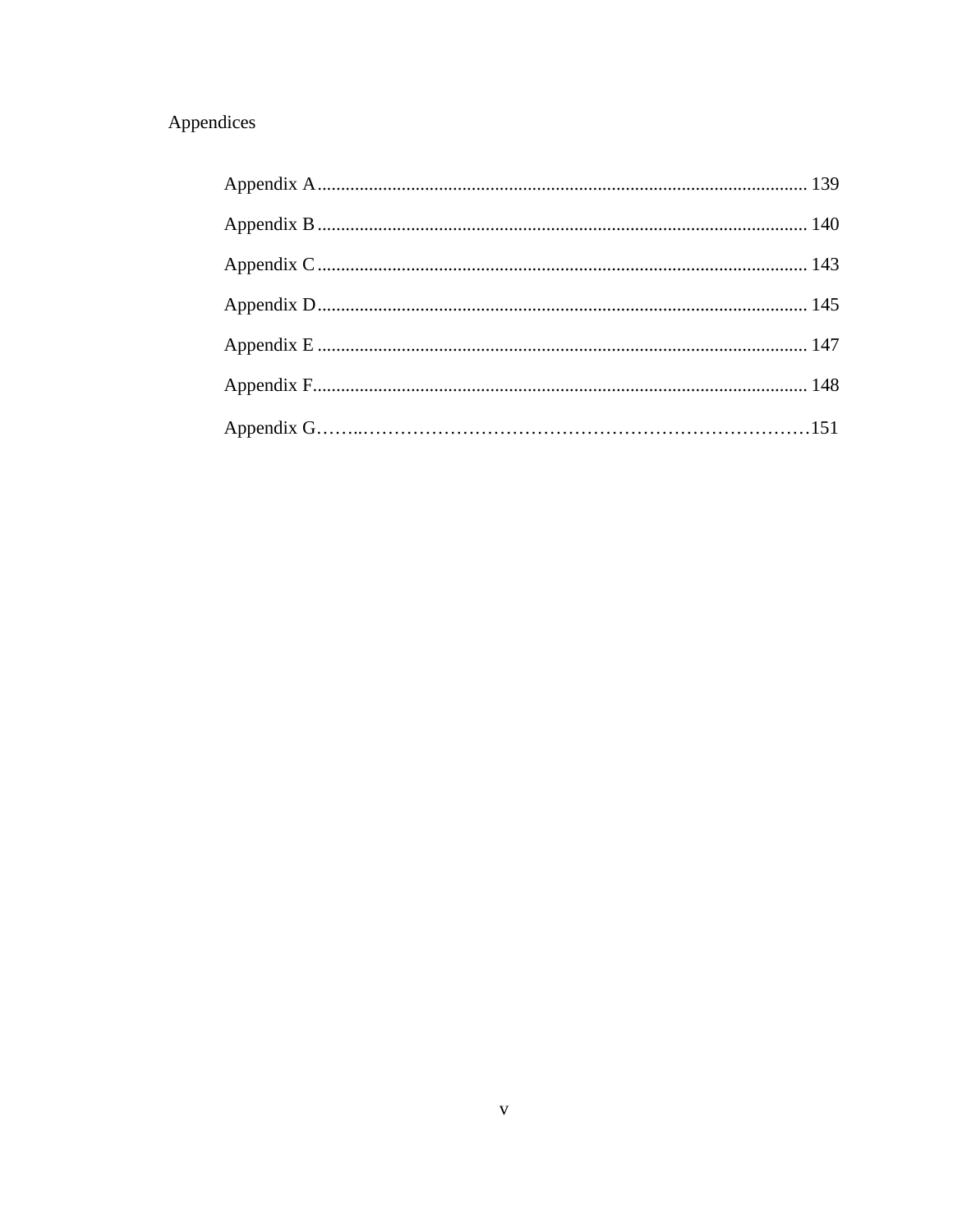Appendices

Appendix A ......................................................................................................... 139

Appendix B ......................................................................................................... 140

Appendix C ......................................................................................................... 143

Appendix D ......................................................................................................... 145

Appendix E ......................................................................................................... 147

Appendix F......................................................................................................... 148

Appendix G……..……………………………………………………………………151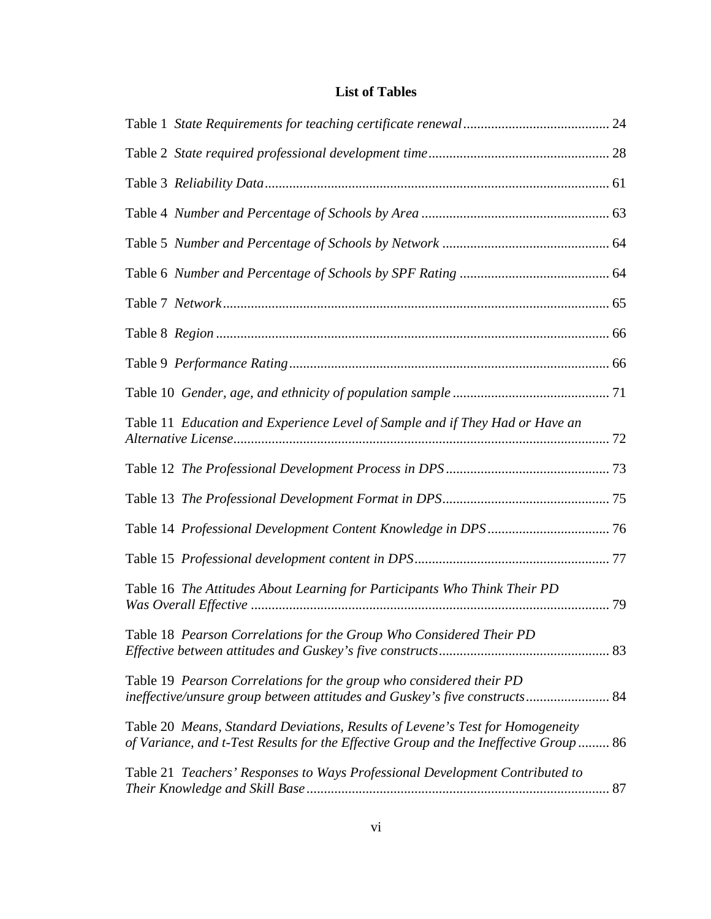## List of Tables

Table 1 *State Requirements for teaching certificate renewal* .......................................... 24

Table 2 *State required professional development time* .................................................... 28

Table 3 *Reliability Data* ................................................................................................. 61

Table 4 *Number and Percentage of Schools by Area* ...................................................... 63

Table 5 *Number and Percentage of Schools by Network* ................................................ 64

Table 6 *Number and Percentage of Schools by SPF Rating* ........................................... 64

Table 7 *Network* .............................................................................................................. 65

Table 8 *Region* ................................................................................................................ 66

Table 9 *Performance Rating* ........................................................................................... 66

Table 10 *Gender, age, and ethnicity of population sample* ............................................ 71

Table 11 *Education and Experience Level of Sample and if They Had or Have an Alternative License* ........................................................................................................... 72

Table 12 *The Professional Development Process in DPS* ............................................... 73

Table 13 *The Professional Development Format in DPS* ................................................ 75

Table 14 *Professional Development Content Knowledge in DPS* ................................... 76

Table 15 *Professional development content in DPS* ....................................................... 77

Table 16 *The Attitudes About Learning for Participants Who Think Their PD Was Overall Effective* ........................................................................................................ 79

Table 18 *Pearson Correlations for the Group Who Considered Their PD Effective between attitudes and Guskey's five constructs* ................................................. 83

Table 19 *Pearson Correlations for the group who considered their PD ineffective/unsure group between attitudes and Guskey's five constructs* ........................ 84

Table 20 *Means, Standard Deviations, Results of Levene's Test for Homogeneity of Variance, and t-Test Results for the Effective Group and the Ineffective Group* ......... 86

Table 21 *Teachers' Responses to Ways Professional Development Contributed to Their Knowledge and Skill Base* ....................................................................................... 87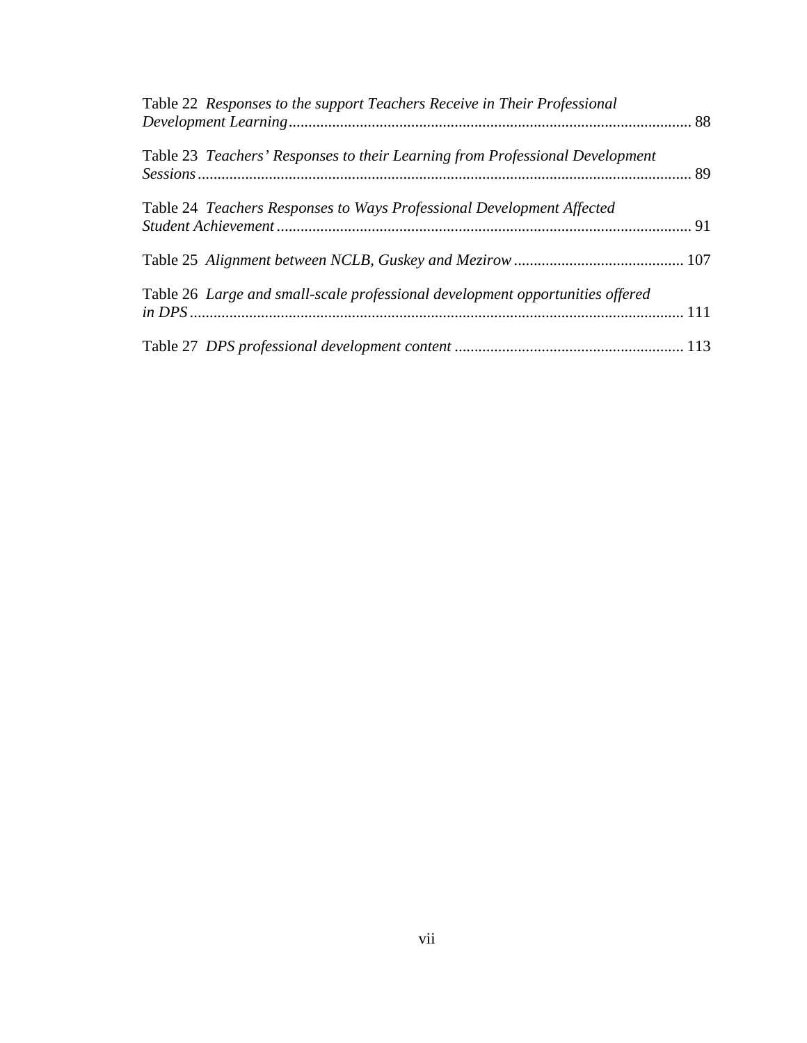Table 22 *Responses to the support Teachers Receive in Their Professional Development Learning* ..................................................................................................... 88

Table 23 *Teachers' Responses to their Learning from Professional Development Sessions* ........................................................................................................................... 89

Table 24 *Teachers Responses to Ways Professional Development Affected Student Achievement* ........................................................................................................ 91

Table 25 *Alignment between NCLB, Guskey and Mezirow* ........................................... 107

Table 26 *Large and small-scale professional development opportunities offered in DPS* ............................................................................................................................ 111

Table 27 *DPS professional development content* .......................................................... 113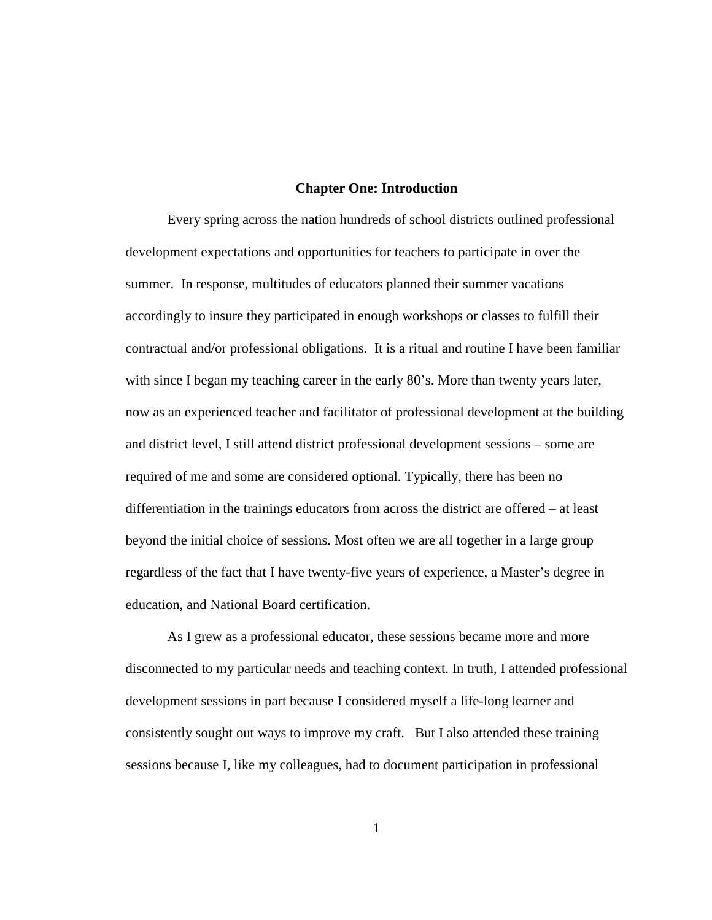# Chapter One: Introduction

Every spring across the nation hundreds of school districts outlined professional development expectations and opportunities for teachers to participate in over the summer. In response, multitudes of educators planned their summer vacations accordingly to insure they participated in enough workshops or classes to fulfill their contractual and/or professional obligations. It is a ritual and routine I have been familiar with since I began my teaching career in the early 80's. More than twenty years later, now as an experienced teacher and facilitator of professional development at the building and district level, I still attend district professional development sessions – some are required of me and some are considered optional. Typically, there has been no differentiation in the trainings educators from across the district are offered – at least beyond the initial choice of sessions. Most often we are all together in a large group regardless of the fact that I have twenty-five years of experience, a Master's degree in education, and National Board certification.

As I grew as a professional educator, these sessions became more and more disconnected to my particular needs and teaching context. In truth, I attended professional development sessions in part because I considered myself a life-long learner and consistently sought out ways to improve my craft. But I also attended these training sessions because I, like my colleagues, had to document participation in professional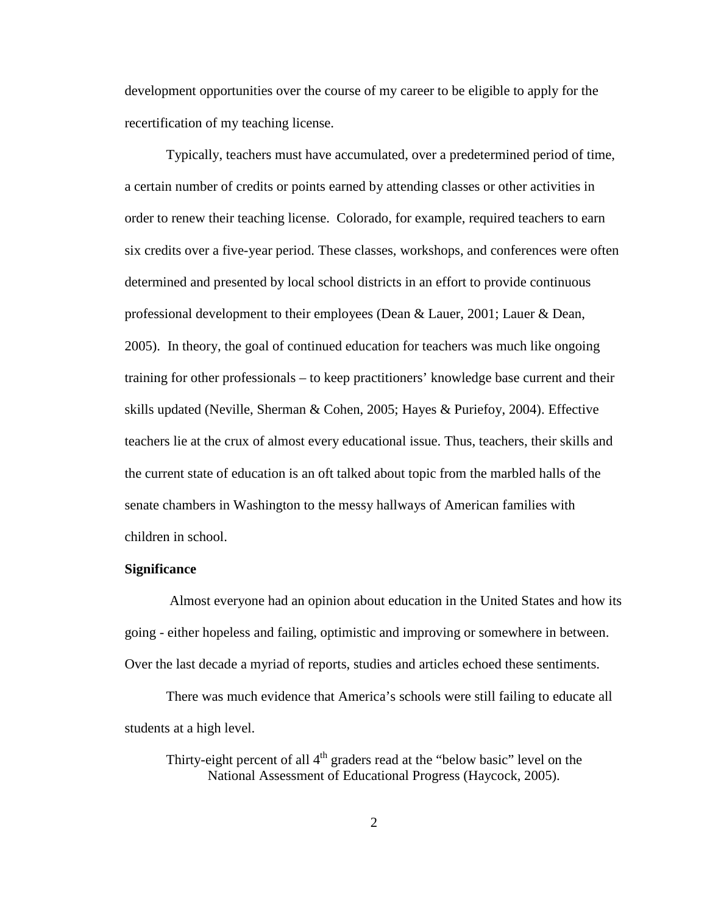development opportunities over the course of my career to be eligible to apply for the recertification of my teaching license.

Typically, teachers must have accumulated, over a predetermined period of time, a certain number of credits or points earned by attending classes or other activities in order to renew their teaching license. Colorado, for example, required teachers to earn six credits over a five-year period. These classes, workshops, and conferences were often determined and presented by local school districts in an effort to provide continuous professional development to their employees (Dean & Lauer, 2001; Lauer & Dean, 2005). In theory, the goal of continued education for teachers was much like ongoing training for other professionals – to keep practitioners' knowledge base current and their skills updated (Neville, Sherman & Cohen, 2005; Hayes & Puriefoy, 2004). Effective teachers lie at the crux of almost every educational issue. Thus, teachers, their skills and the current state of education is an oft talked about topic from the marbled halls of the senate chambers in Washington to the messy hallways of American families with children in school.

**Significance**

Almost everyone had an opinion about education in the United States and how its going - either hopeless and failing, optimistic and improving or somewhere in between. Over the last decade a myriad of reports, studies and articles echoed these sentiments.

There was much evidence that America's schools were still failing to educate all students at a high level.

> Thirty-eight percent of all 4th graders read at the "below basic" level on the National Assessment of Educational Progress (Haycock, 2005).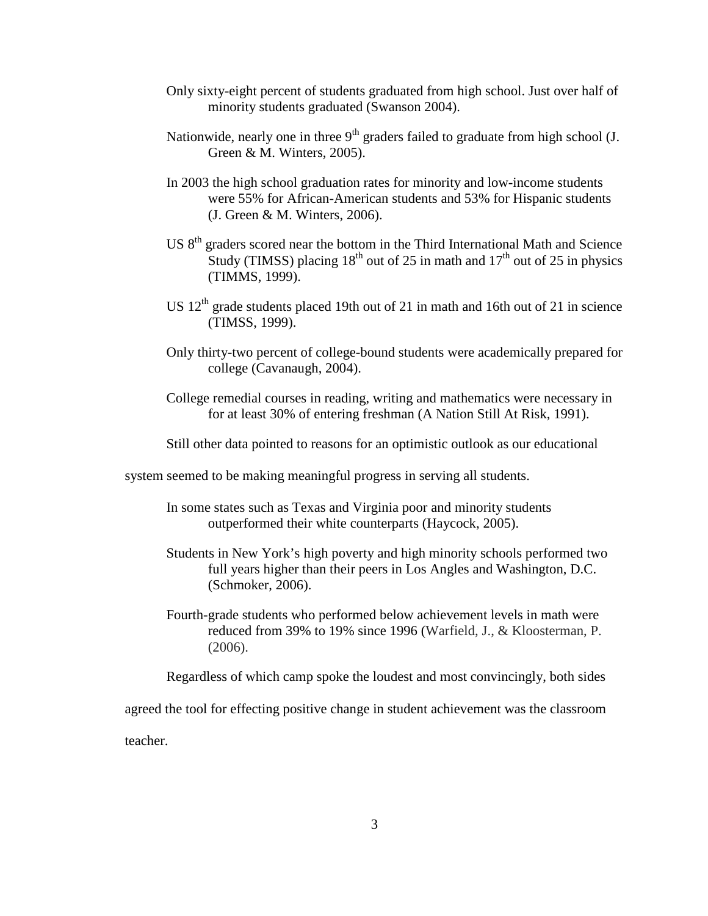Only sixty-eight percent of students graduated from high school. Just over half of minority students graduated (Swanson 2004).

Nationwide, nearly one in three 9th graders failed to graduate from high school (J. Green & M. Winters, 2005).

In 2003 the high school graduation rates for minority and low-income students were 55% for African-American students and 53% for Hispanic students (J. Green & M. Winters, 2006).

US 8th graders scored near the bottom in the Third International Math and Science Study (TIMSS) placing 18th out of 25 in math and 17th out of 25 in physics (TIMMS, 1999).

US 12th grade students placed 19th out of 21 in math and 16th out of 21 in science (TIMSS, 1999).

Only thirty-two percent of college-bound students were academically prepared for college (Cavanaugh, 2004).

College remedial courses in reading, writing and mathematics were necessary in for at least 30% of entering freshman (A Nation Still At Risk, 1991).

Still other data pointed to reasons for an optimistic outlook as our educational system seemed to be making meaningful progress in serving all students.

In some states such as Texas and Virginia poor and minority students outperformed their white counterparts (Haycock, 2005).

Students in New York's high poverty and high minority schools performed two full years higher than their peers in Los Angles and Washington, D.C. (Schmoker, 2006).

Fourth-grade students who performed below achievement levels in math were reduced from 39% to 19% since 1996 (Warfield, J., & Kloosterman, P. (2006).

Regardless of which camp spoke the loudest and most convincingly, both sides agreed the tool for effecting positive change in student achievement was the classroom teacher.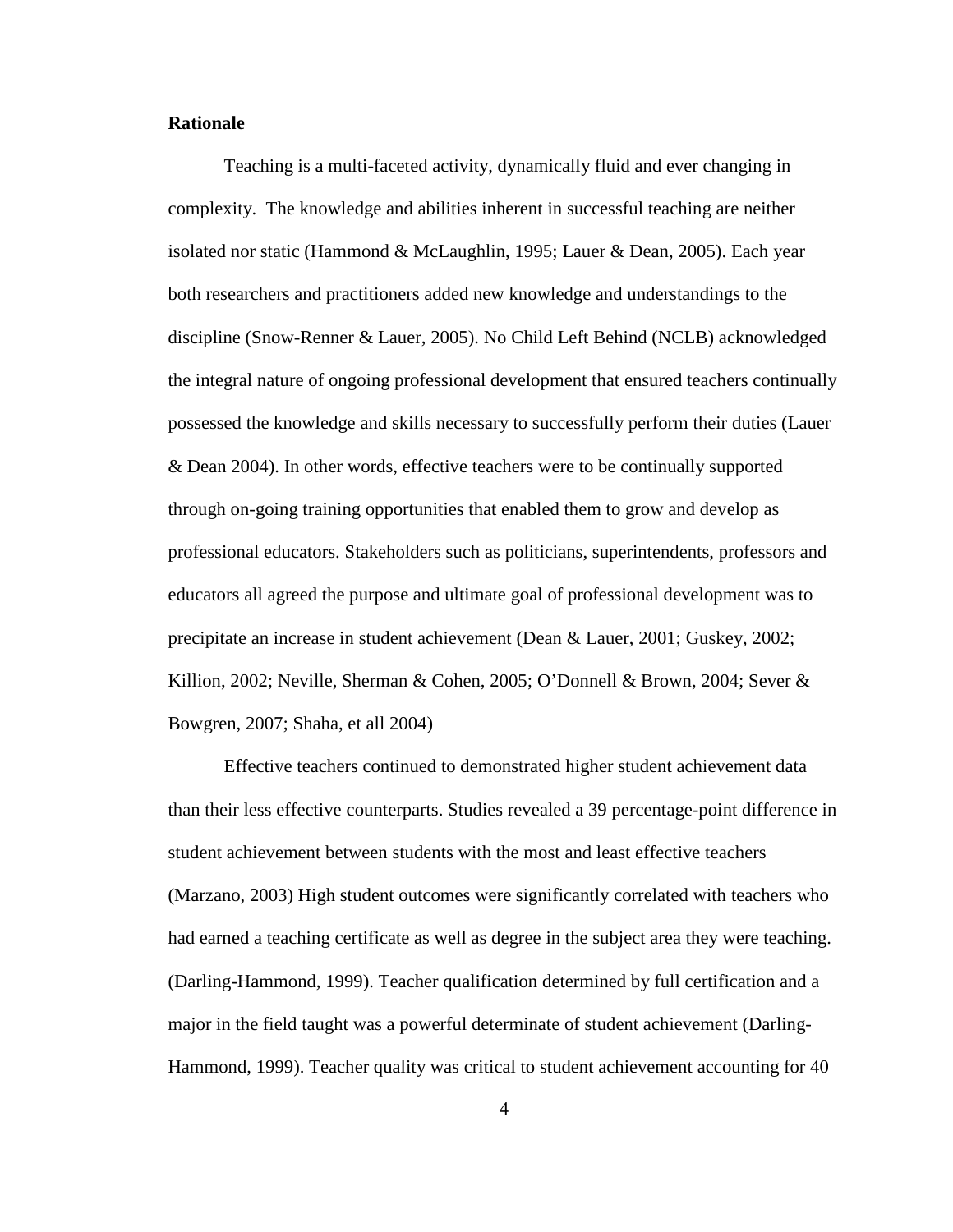**Rationale**

Teaching is a multi-faceted activity, dynamically fluid and ever changing in complexity.  The knowledge and abilities inherent in successful teaching are neither isolated nor static (Hammond & McLaughlin, 1995; Lauer & Dean, 2005). Each year both researchers and practitioners added new knowledge and understandings to the discipline (Snow-Renner & Lauer, 2005). No Child Left Behind (NCLB) acknowledged the integral nature of ongoing professional development that ensured teachers continually possessed the knowledge and skills necessary to successfully perform their duties (Lauer & Dean 2004). In other words, effective teachers were to be continually supported through on-going training opportunities that enabled them to grow and develop as professional educators. Stakeholders such as politicians, superintendents, professors and educators all agreed the purpose and ultimate goal of professional development was to precipitate an increase in student achievement (Dean & Lauer, 2001; Guskey, 2002; Killion, 2002; Neville, Sherman & Cohen, 2005; O'Donnell & Brown, 2004; Sever & Bowgren, 2007; Shaha, et all 2004)

Effective teachers continued to demonstrated higher student achievement data than their less effective counterparts. Studies revealed a 39 percentage-point difference in student achievement between students with the most and least effective teachers (Marzano, 2003) High student outcomes were significantly correlated with teachers who had earned a teaching certificate as well as degree in the subject area they were teaching. (Darling-Hammond, 1999). Teacher qualification determined by full certification and a major in the field taught was a powerful determinate of student achievement (Darling-Hammond, 1999). Teacher quality was critical to student achievement accounting for 40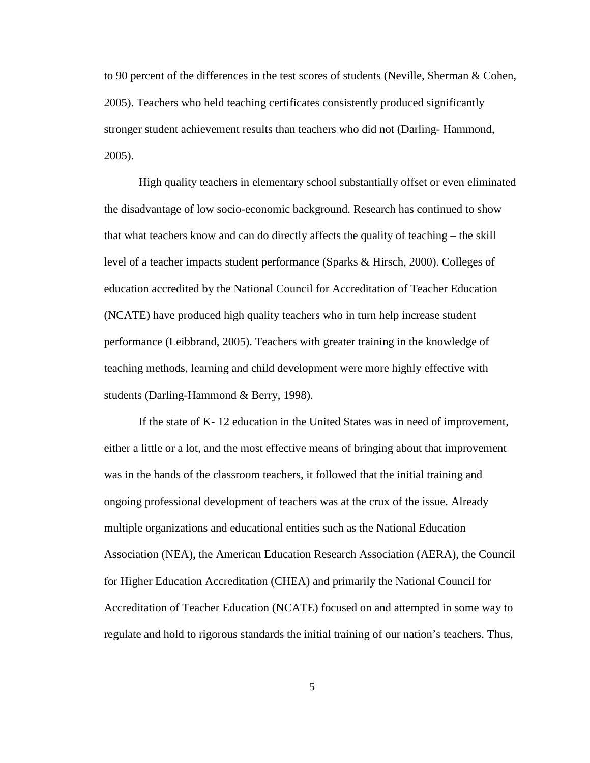to 90 percent of the differences in the test scores of students (Neville, Sherman & Cohen, 2005). Teachers who held teaching certificates consistently produced significantly stronger student achievement results than teachers who did not (Darling- Hammond, 2005).

High quality teachers in elementary school substantially offset or even eliminated the disadvantage of low socio-economic background. Research has continued to show that what teachers know and can do directly affects the quality of teaching – the skill level of a teacher impacts student performance (Sparks & Hirsch, 2000). Colleges of education accredited by the National Council for Accreditation of Teacher Education (NCATE) have produced high quality teachers who in turn help increase student performance (Leibbrand, 2005). Teachers with greater training in the knowledge of teaching methods, learning and child development were more highly effective with students (Darling-Hammond & Berry, 1998).

If the state of K- 12 education in the United States was in need of improvement, either a little or a lot, and the most effective means of bringing about that improvement was in the hands of the classroom teachers, it followed that the initial training and ongoing professional development of teachers was at the crux of the issue. Already multiple organizations and educational entities such as the National Education Association (NEA), the American Education Research Association (AERA), the Council for Higher Education Accreditation (CHEA) and primarily the National Council for Accreditation of Teacher Education (NCATE) focused on and attempted in some way to regulate and hold to rigorous standards the initial training of our nation's teachers. Thus,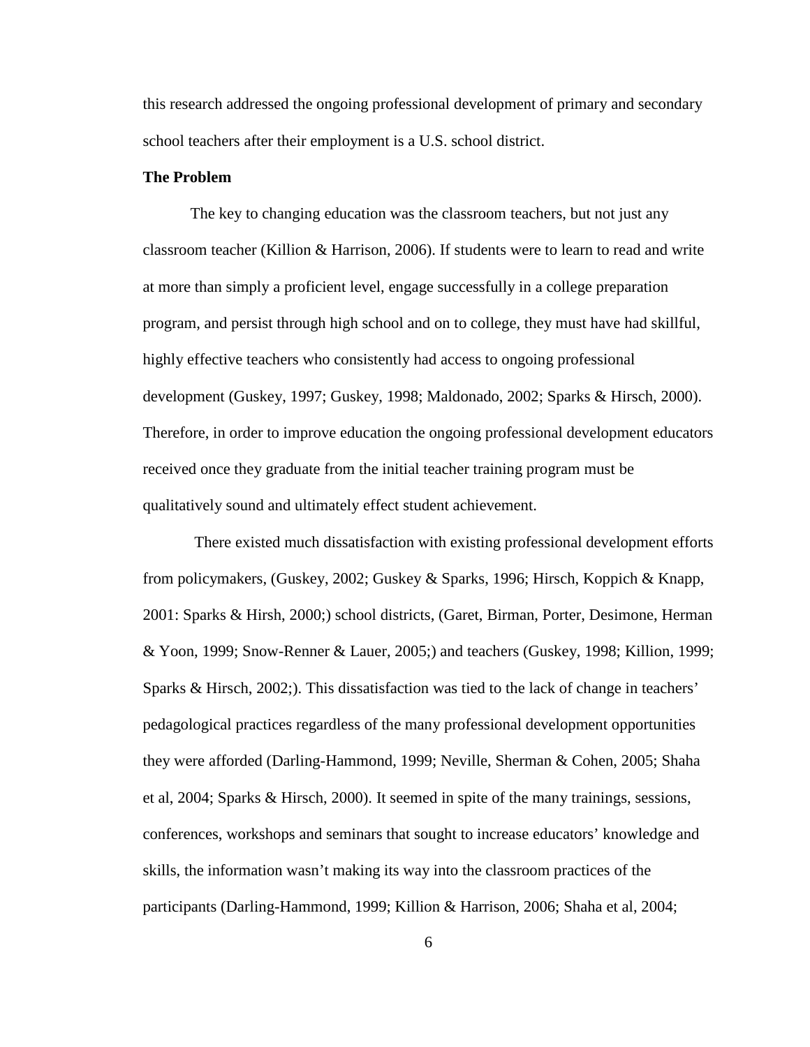this research addressed the ongoing professional development of primary and secondary school teachers after their employment is a U.S. school district.

**The Problem**

The key to changing education was the classroom teachers, but not just any classroom teacher (Killion & Harrison, 2006). If students were to learn to read and write at more than simply a proficient level, engage successfully in a college preparation program, and persist through high school and on to college, they must have had skillful, highly effective teachers who consistently had access to ongoing professional development (Guskey, 1997; Guskey, 1998; Maldonado, 2002; Sparks & Hirsch, 2000). Therefore, in order to improve education the ongoing professional development educators received once they graduate from the initial teacher training program must be qualitatively sound and ultimately effect student achievement.

There existed much dissatisfaction with existing professional development efforts from policymakers, (Guskey, 2002; Guskey & Sparks, 1996; Hirsch, Koppich & Knapp, 2001: Sparks & Hirsh, 2000;) school districts, (Garet, Birman, Porter, Desimone, Herman & Yoon, 1999; Snow-Renner & Lauer, 2005;) and teachers (Guskey, 1998; Killion, 1999; Sparks & Hirsch, 2002;). This dissatisfaction was tied to the lack of change in teachers' pedagogical practices regardless of the many professional development opportunities they were afforded (Darling-Hammond, 1999; Neville, Sherman & Cohen, 2005; Shaha et al, 2004; Sparks & Hirsch, 2000). It seemed in spite of the many trainings, sessions, conferences, workshops and seminars that sought to increase educators' knowledge and skills, the information wasn't making its way into the classroom practices of the participants (Darling-Hammond, 1999; Killion & Harrison, 2006; Shaha et al, 2004;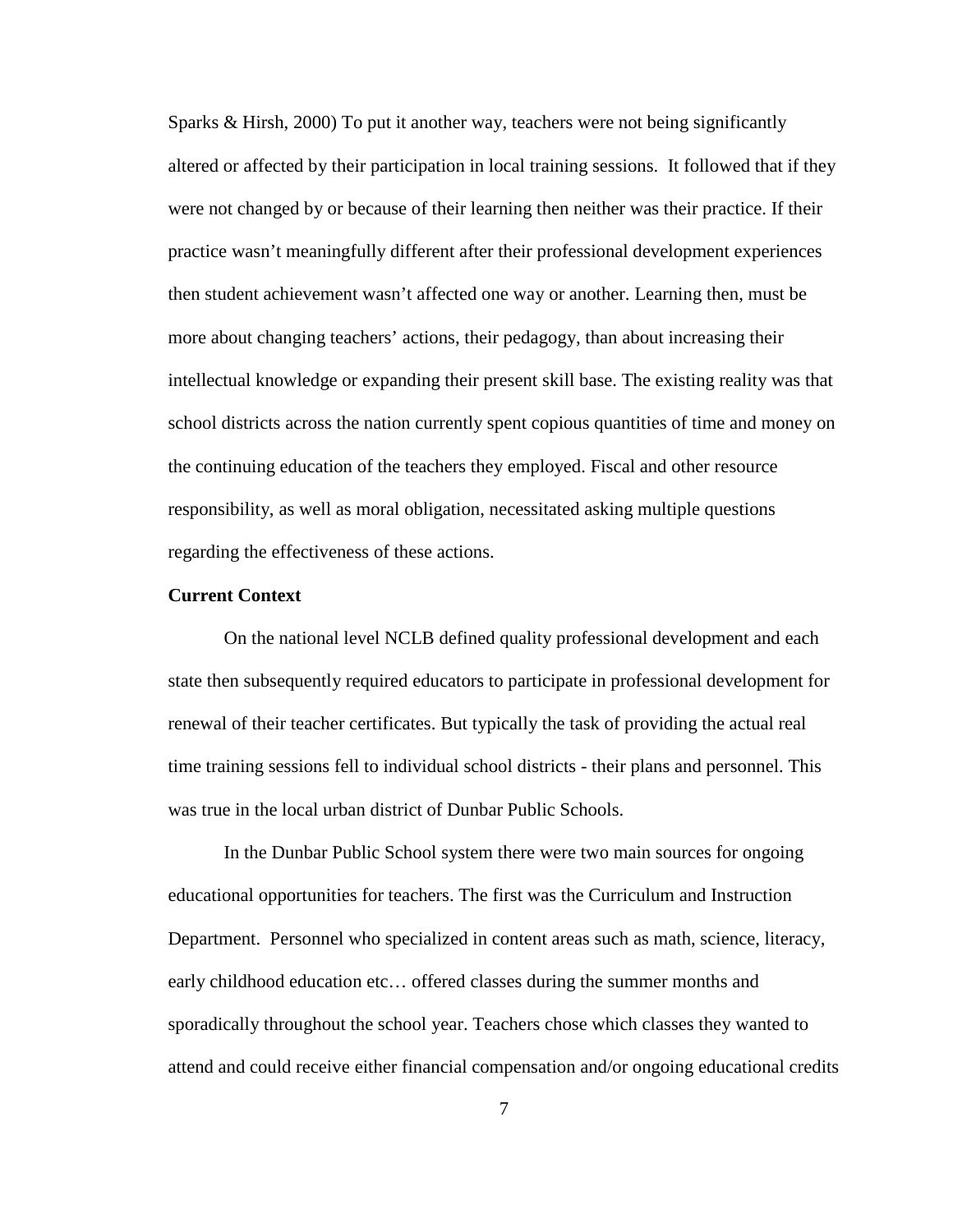Sparks & Hirsh, 2000) To put it another way, teachers were not being significantly altered or affected by their participation in local training sessions. It followed that if they were not changed by or because of their learning then neither was their practice. If their practice wasn't meaningfully different after their professional development experiences then student achievement wasn't affected one way or another. Learning then, must be more about changing teachers' actions, their pedagogy, than about increasing their intellectual knowledge or expanding their present skill base. The existing reality was that school districts across the nation currently spent copious quantities of time and money on the continuing education of the teachers they employed. Fiscal and other resource responsibility, as well as moral obligation, necessitated asking multiple questions regarding the effectiveness of these actions.

**Current Context**

On the national level NCLB defined quality professional development and each state then subsequently required educators to participate in professional development for renewal of their teacher certificates. But typically the task of providing the actual real time training sessions fell to individual school districts - their plans and personnel. This was true in the local urban district of Dunbar Public Schools.

In the Dunbar Public School system there were two main sources for ongoing educational opportunities for teachers. The first was the Curriculum and Instruction Department. Personnel who specialized in content areas such as math, science, literacy, early childhood education etc… offered classes during the summer months and sporadically throughout the school year. Teachers chose which classes they wanted to attend and could receive either financial compensation and/or ongoing educational credits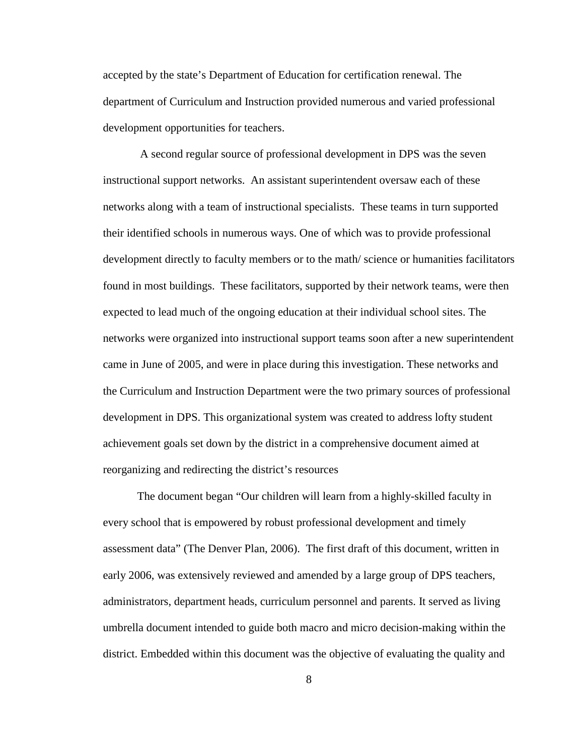accepted by the state's Department of Education for certification renewal. The department of Curriculum and Instruction provided numerous and varied professional development opportunities for teachers.

A second regular source of professional development in DPS was the seven instructional support networks. An assistant superintendent oversaw each of these networks along with a team of instructional specialists. These teams in turn supported their identified schools in numerous ways. One of which was to provide professional development directly to faculty members or to the math/ science or humanities facilitators found in most buildings. These facilitators, supported by their network teams, were then expected to lead much of the ongoing education at their individual school sites. The networks were organized into instructional support teams soon after a new superintendent came in June of 2005, and were in place during this investigation. These networks and the Curriculum and Instruction Department were the two primary sources of professional development in DPS. This organizational system was created to address lofty student achievement goals set down by the district in a comprehensive document aimed at reorganizing and redirecting the district's resources

The document began "Our children will learn from a highly-skilled faculty in every school that is empowered by robust professional development and timely assessment data" (The Denver Plan, 2006). The first draft of this document, written in early 2006, was extensively reviewed and amended by a large group of DPS teachers, administrators, department heads, curriculum personnel and parents. It served as living umbrella document intended to guide both macro and micro decision-making within the district. Embedded within this document was the objective of evaluating the quality and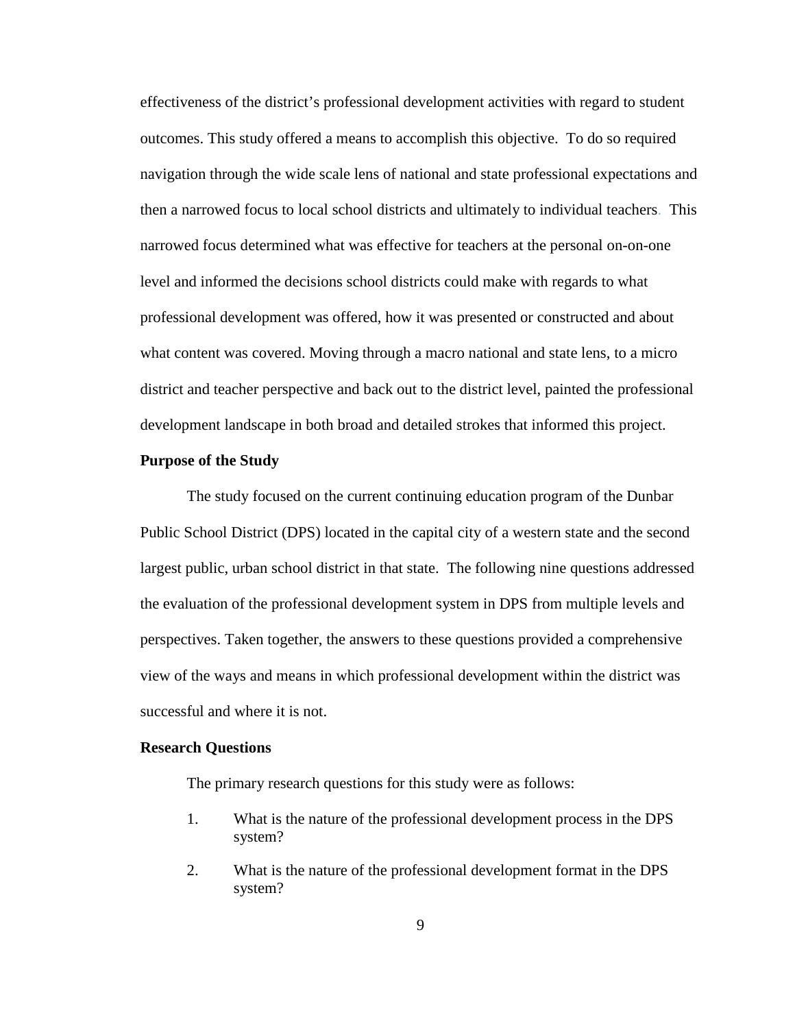effectiveness of the district's professional development activities with regard to student outcomes. This study offered a means to accomplish this objective. To do so required navigation through the wide scale lens of national and state professional expectations and then a narrowed focus to local school districts and ultimately to individual teachers. This narrowed focus determined what was effective for teachers at the personal on-on-one level and informed the decisions school districts could make with regards to what professional development was offered, how it was presented or constructed and about what content was covered. Moving through a macro national and state lens, to a micro district and teacher perspective and back out to the district level, painted the professional development landscape in both broad and detailed strokes that informed this project.

**Purpose of the Study**

The study focused on the current continuing education program of the Dunbar Public School District (DPS) located in the capital city of a western state and the second largest public, urban school district in that state. The following nine questions addressed the evaluation of the professional development system in DPS from multiple levels and perspectives. Taken together, the answers to these questions provided a comprehensive view of the ways and means in which professional development within the district was successful and where it is not.

**Research Questions**

The primary research questions for this study were as follows:

1. What is the nature of the professional development process in the DPS system?
2. What is the nature of the professional development format in the DPS system?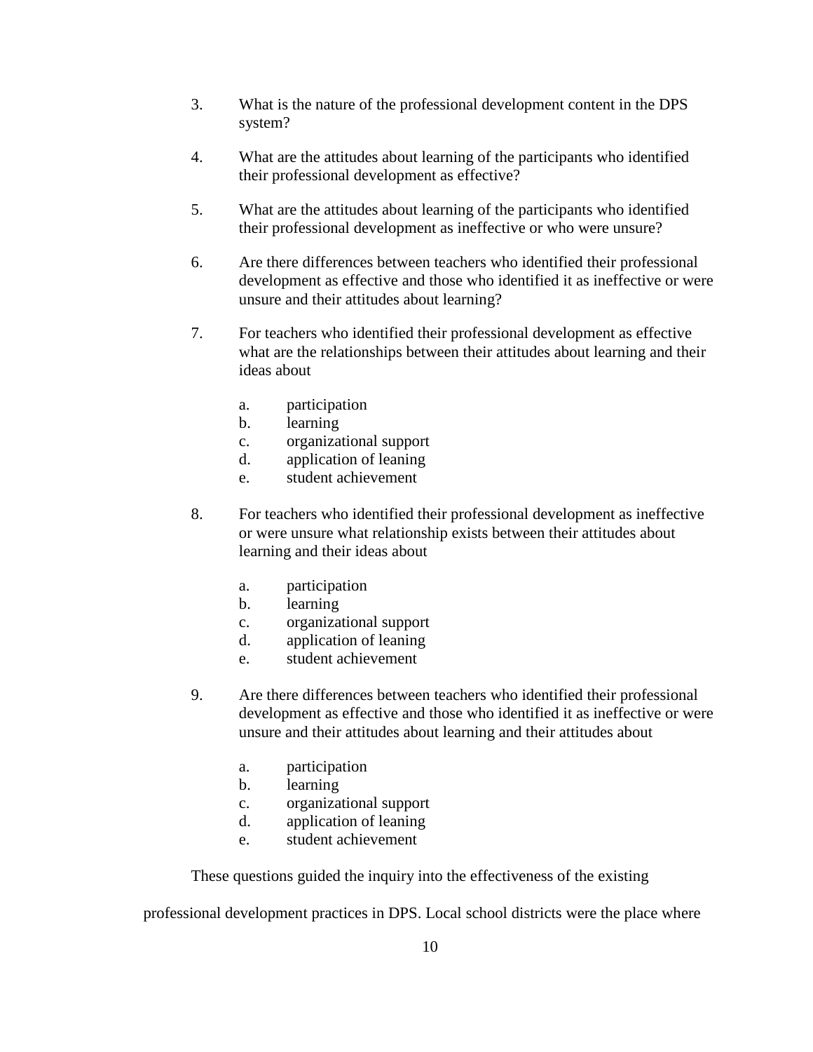3. What is the nature of the professional development content in the DPS system?

4. What are the attitudes about learning of the participants who identified their professional development as effective?

5. What are the attitudes about learning of the participants who identified their professional development as ineffective or who were unsure?

6. Are there differences between teachers who identified their professional development as effective and those who identified it as ineffective or were unsure and their attitudes about learning?

7. For teachers who identified their professional development as effective what are the relationships between their attitudes about learning and their ideas about

    a. participation
    b. learning
    c. organizational support
    d. application of leaning
    e. student achievement

8. For teachers who identified their professional development as ineffective or were unsure what relationship exists between their attitudes about learning and their ideas about

    a. participation
    b. learning
    c. organizational support
    d. application of leaning
    e. student achievement

9. Are there differences between teachers who identified their professional development as effective and those who identified it as ineffective or were unsure and their attitudes about learning and their attitudes about

    a. participation
    b. learning
    c. organizational support
    d. application of leaning
    e. student achievement

These questions guided the inquiry into the effectiveness of the existing professional development practices in DPS. Local school districts were the place where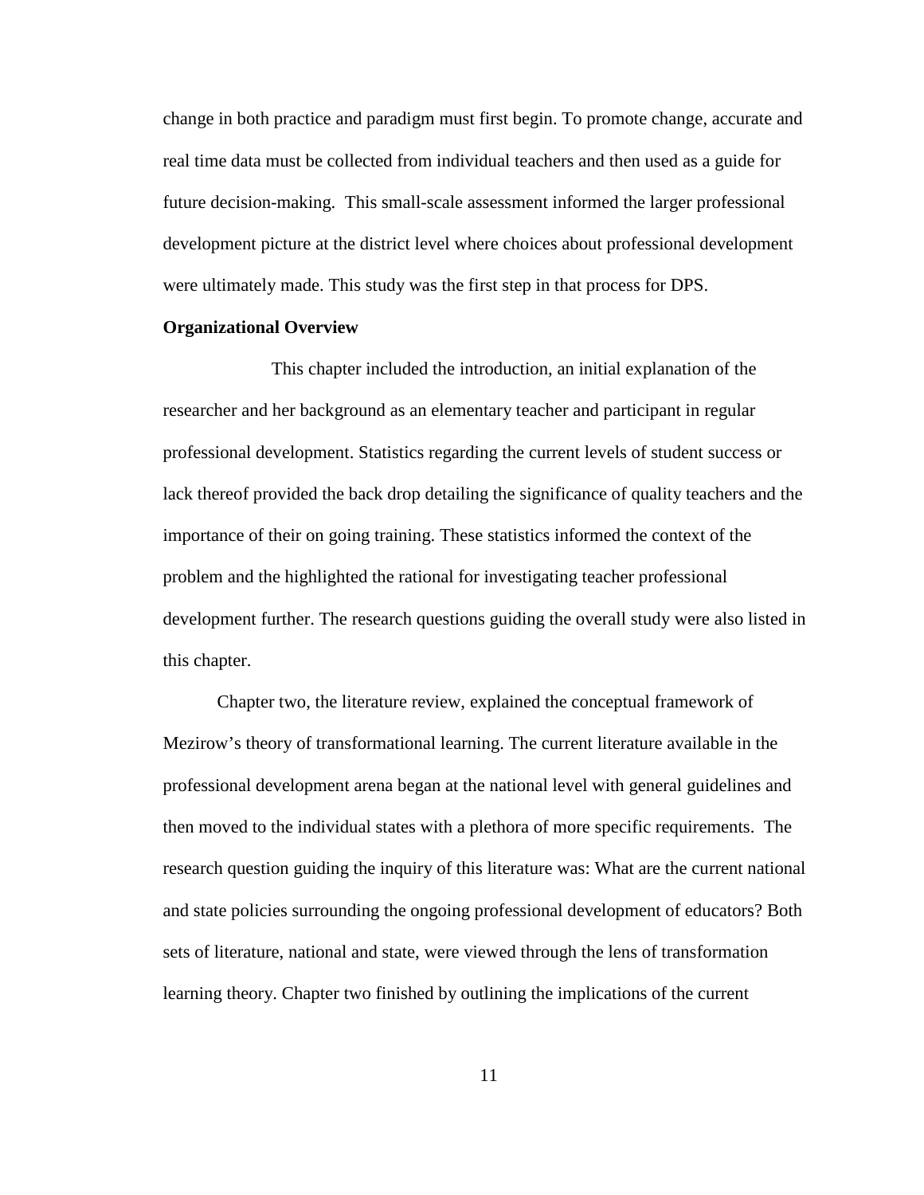change in both practice and paradigm must first begin. To promote change, accurate and real time data must be collected from individual teachers and then used as a guide for future decision-making. This small-scale assessment informed the larger professional development picture at the district level where choices about professional development were ultimately made. This study was the first step in that process for DPS.

**Organizational Overview**

This chapter included the introduction, an initial explanation of the researcher and her background as an elementary teacher and participant in regular professional development. Statistics regarding the current levels of student success or lack thereof provided the back drop detailing the significance of quality teachers and the importance of their on going training. These statistics informed the context of the problem and the highlighted the rational for investigating teacher professional development further. The research questions guiding the overall study were also listed in this chapter.

Chapter two, the literature review, explained the conceptual framework of Mezirow's theory of transformational learning. The current literature available in the professional development arena began at the national level with general guidelines and then moved to the individual states with a plethora of more specific requirements. The research question guiding the inquiry of this literature was: What are the current national and state policies surrounding the ongoing professional development of educators? Both sets of literature, national and state, were viewed through the lens of transformation learning theory. Chapter two finished by outlining the implications of the current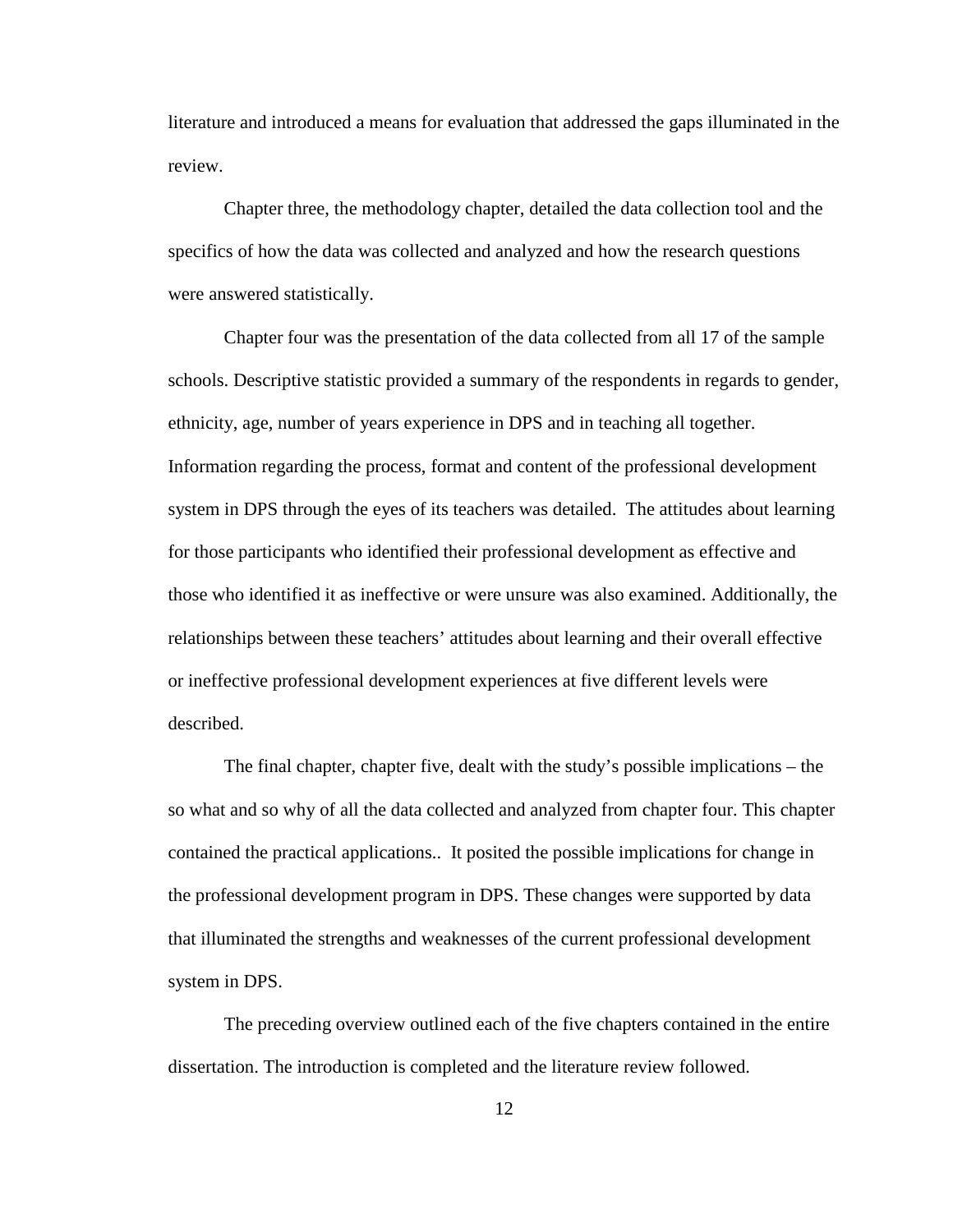literature and introduced a means for evaluation that addressed the gaps illuminated in the review.

Chapter three, the methodology chapter, detailed the data collection tool and the specifics of how the data was collected and analyzed and how the research questions were answered statistically.

Chapter four was the presentation of the data collected from all 17 of the sample schools. Descriptive statistic provided a summary of the respondents in regards to gender, ethnicity, age, number of years experience in DPS and in teaching all together. Information regarding the process, format and content of the professional development system in DPS through the eyes of its teachers was detailed. The attitudes about learning for those participants who identified their professional development as effective and those who identified it as ineffective or were unsure was also examined. Additionally, the relationships between these teachers' attitudes about learning and their overall effective or ineffective professional development experiences at five different levels were described.

The final chapter, chapter five, dealt with the study's possible implications – the so what and so why of all the data collected and analyzed from chapter four. This chapter contained the practical applications.. It posited the possible implications for change in the professional development program in DPS. These changes were supported by data that illuminated the strengths and weaknesses of the current professional development system in DPS.

The preceding overview outlined each of the five chapters contained in the entire dissertation. The introduction is completed and the literature review followed.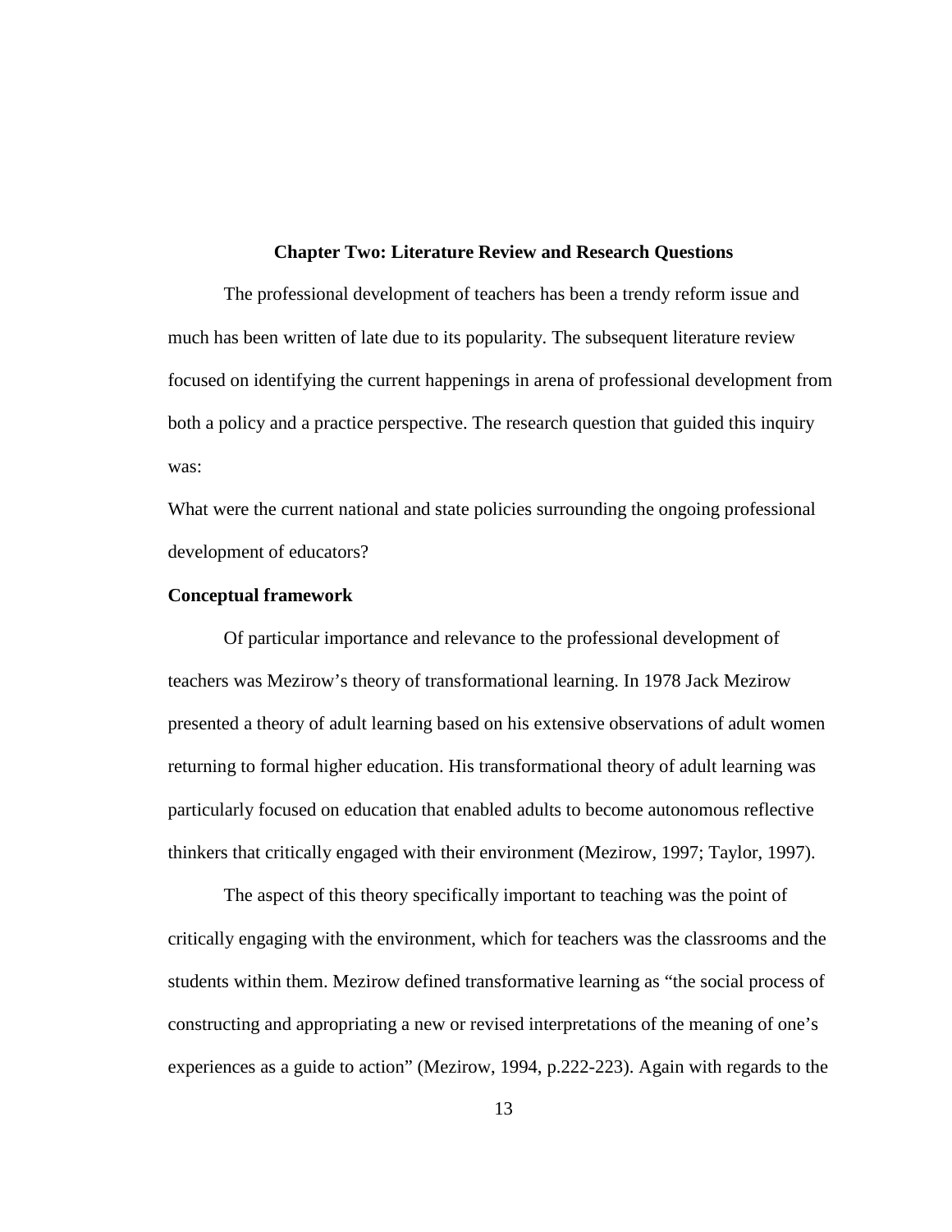# Chapter Two: Literature Review and Research Questions

The professional development of teachers has been a trendy reform issue and much has been written of late due to its popularity. The subsequent literature review focused on identifying the current happenings in arena of professional development from both a policy and a practice perspective. The research question that guided this inquiry was:

What were the current national and state policies surrounding the ongoing professional development of educators?

## Conceptual framework

Of particular importance and relevance to the professional development of teachers was Mezirow's theory of transformational learning. In 1978 Jack Mezirow presented a theory of adult learning based on his extensive observations of adult women returning to formal higher education. His transformational theory of adult learning was particularly focused on education that enabled adults to become autonomous reflective thinkers that critically engaged with their environment (Mezirow, 1997; Taylor, 1997).

The aspect of this theory specifically important to teaching was the point of critically engaging with the environment, which for teachers was the classrooms and the students within them. Mezirow defined transformative learning as "the social process of constructing and appropriating a new or revised interpretations of the meaning of one's experiences as a guide to action" (Mezirow, 1994, p.222-223). Again with regards to the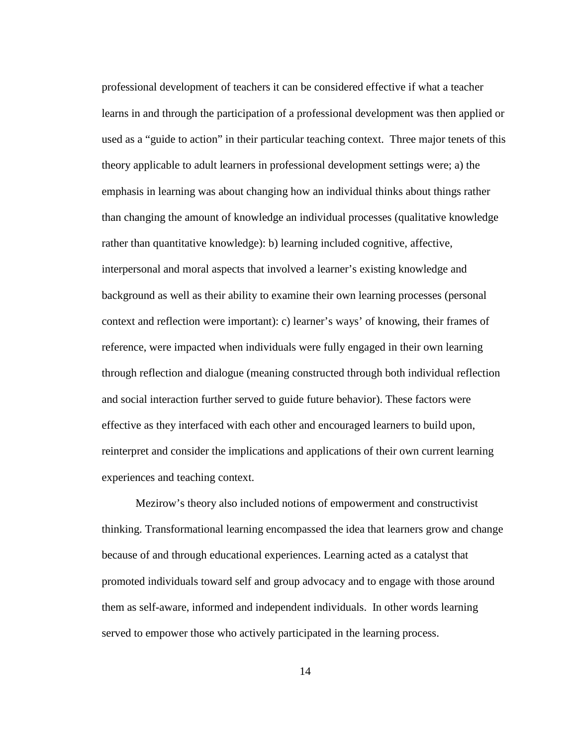professional development of teachers it can be considered effective if what a teacher learns in and through the participation of a professional development was then applied or used as a "guide to action" in their particular teaching context. Three major tenets of this theory applicable to adult learners in professional development settings were; a) the emphasis in learning was about changing how an individual thinks about things rather than changing the amount of knowledge an individual processes (qualitative knowledge rather than quantitative knowledge): b) learning included cognitive, affective, interpersonal and moral aspects that involved a learner's existing knowledge and background as well as their ability to examine their own learning processes (personal context and reflection were important): c) learner's ways' of knowing, their frames of reference, were impacted when individuals were fully engaged in their own learning through reflection and dialogue (meaning constructed through both individual reflection and social interaction further served to guide future behavior). These factors were effective as they interfaced with each other and encouraged learners to build upon, reinterpret and consider the implications and applications of their own current learning experiences and teaching context.

Mezirow's theory also included notions of empowerment and constructivist thinking. Transformational learning encompassed the idea that learners grow and change because of and through educational experiences. Learning acted as a catalyst that promoted individuals toward self and group advocacy and to engage with those around them as self-aware, informed and independent individuals. In other words learning served to empower those who actively participated in the learning process.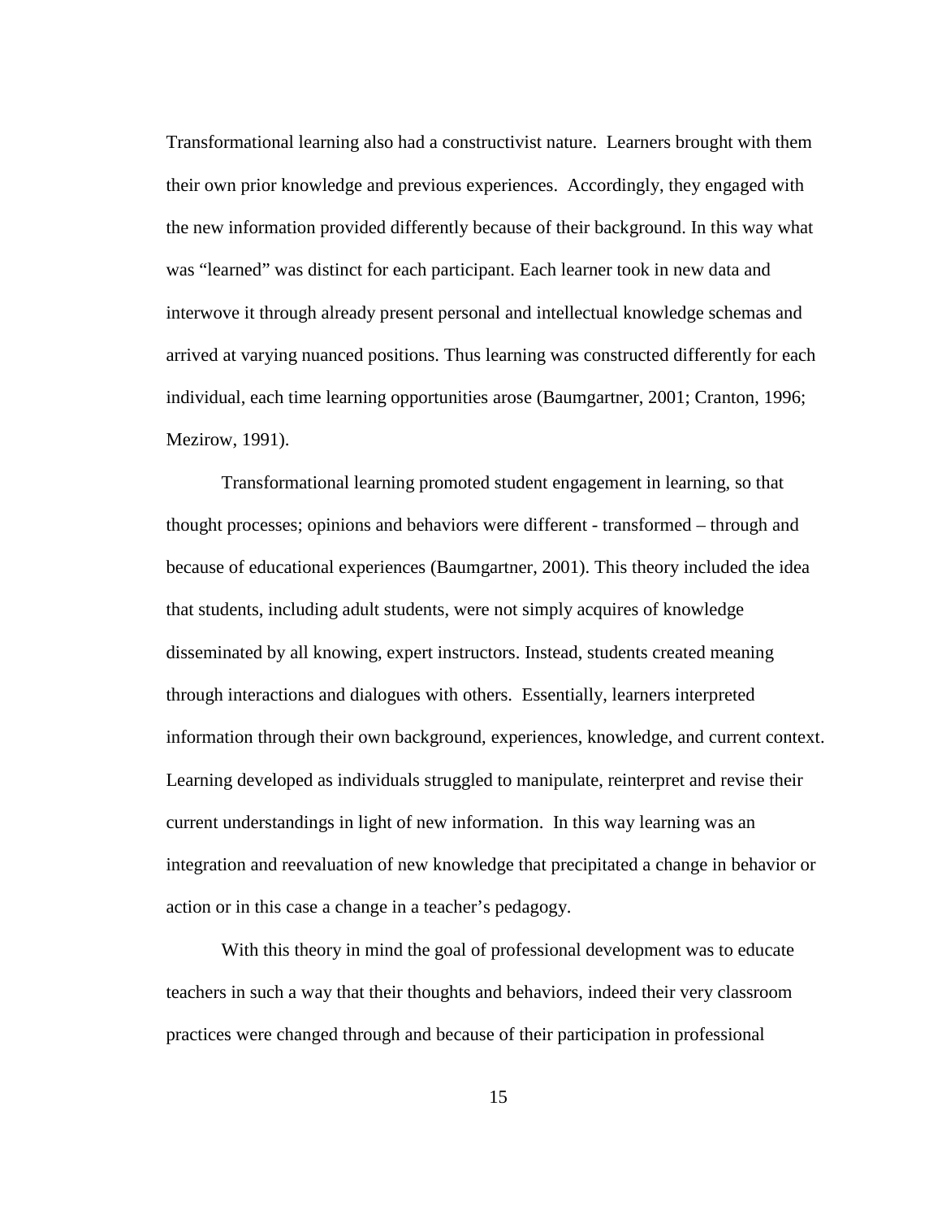Transformational learning also had a constructivist nature. Learners brought with them their own prior knowledge and previous experiences. Accordingly, they engaged with the new information provided differently because of their background. In this way what was "learned" was distinct for each participant. Each learner took in new data and interwove it through already present personal and intellectual knowledge schemas and arrived at varying nuanced positions. Thus learning was constructed differently for each individual, each time learning opportunities arose (Baumgartner, 2001; Cranton, 1996; Mezirow, 1991).

Transformational learning promoted student engagement in learning, so that thought processes; opinions and behaviors were different - transformed – through and because of educational experiences (Baumgartner, 2001). This theory included the idea that students, including adult students, were not simply acquires of knowledge disseminated by all knowing, expert instructors. Instead, students created meaning through interactions and dialogues with others. Essentially, learners interpreted information through their own background, experiences, knowledge, and current context. Learning developed as individuals struggled to manipulate, reinterpret and revise their current understandings in light of new information. In this way learning was an integration and reevaluation of new knowledge that precipitated a change in behavior or action or in this case a change in a teacher's pedagogy.

With this theory in mind the goal of professional development was to educate teachers in such a way that their thoughts and behaviors, indeed their very classroom practices were changed through and because of their participation in professional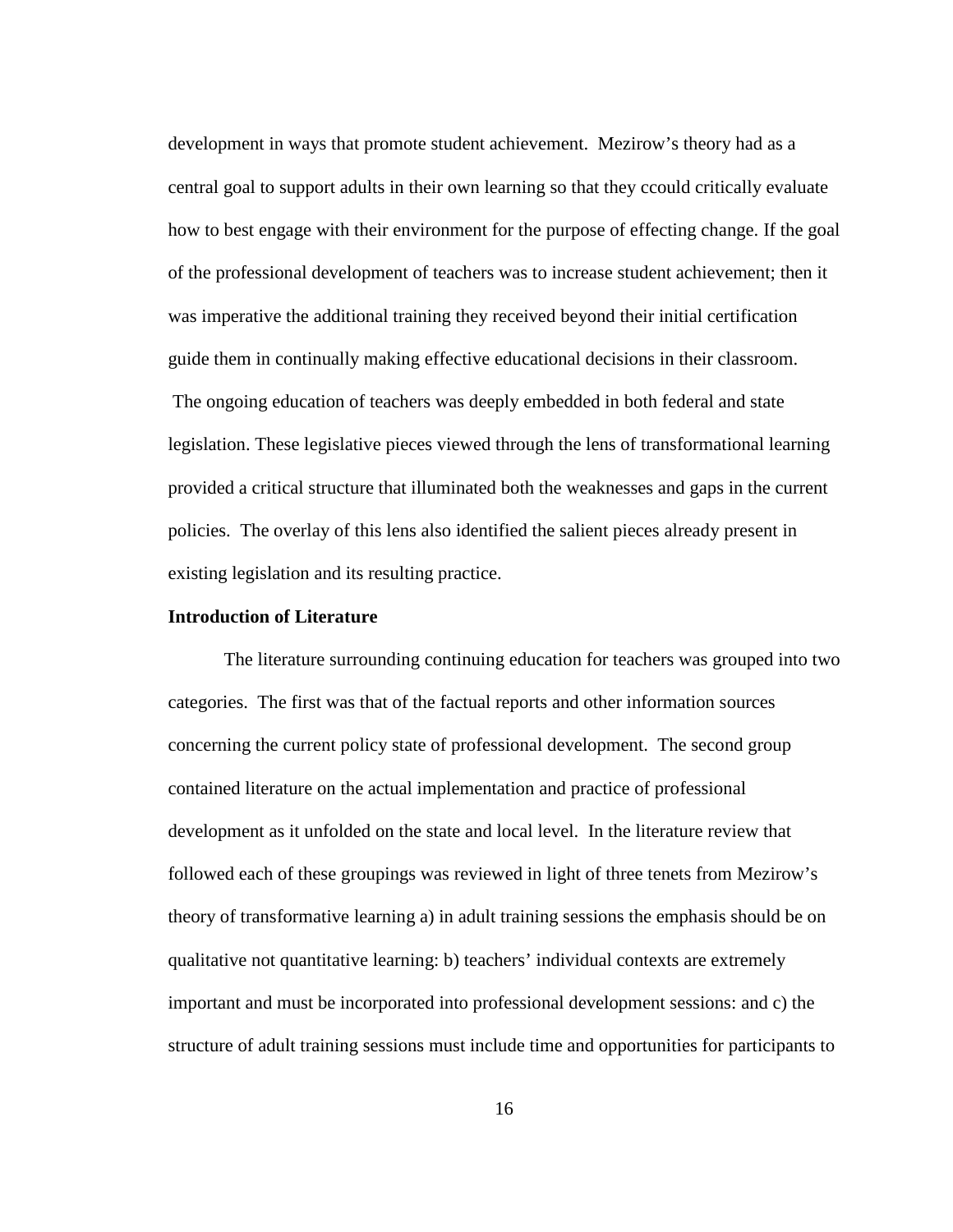development in ways that promote student achievement. Mezirow's theory had as a central goal to support adults in their own learning so that they ccould critically evaluate how to best engage with their environment for the purpose of effecting change. If the goal of the professional development of teachers was to increase student achievement; then it was imperative the additional training they received beyond their initial certification guide them in continually making effective educational decisions in their classroom. The ongoing education of teachers was deeply embedded in both federal and state legislation. These legislative pieces viewed through the lens of transformational learning provided a critical structure that illuminated both the weaknesses and gaps in the current policies. The overlay of this lens also identified the salient pieces already present in existing legislation and its resulting practice.

**Introduction of Literature**

The literature surrounding continuing education for teachers was grouped into two categories. The first was that of the factual reports and other information sources concerning the current policy state of professional development. The second group contained literature on the actual implementation and practice of professional development as it unfolded on the state and local level. In the literature review that followed each of these groupings was reviewed in light of three tenets from Mezirow's theory of transformative learning a) in adult training sessions the emphasis should be on qualitative not quantitative learning: b) teachers' individual contexts are extremely important and must be incorporated into professional development sessions: and c) the structure of adult training sessions must include time and opportunities for participants to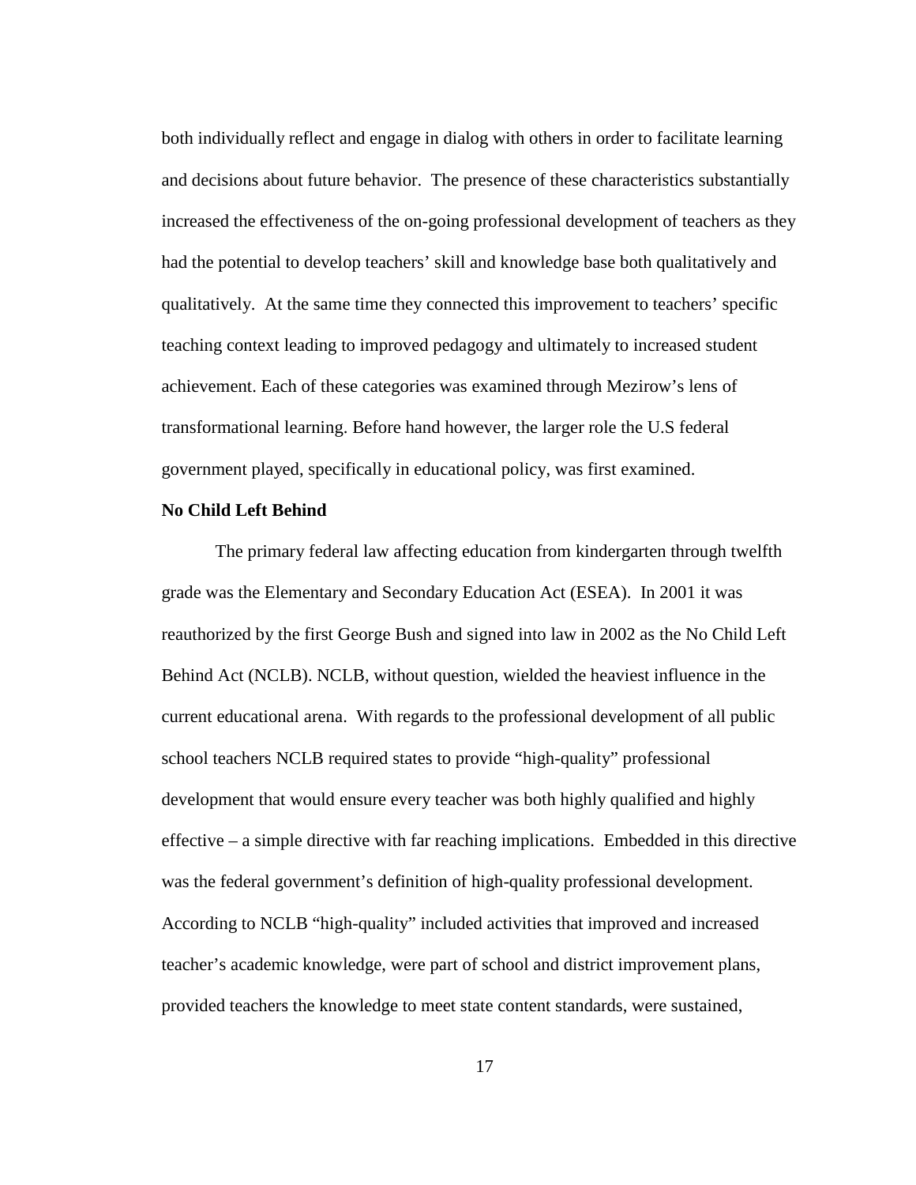both individually reflect and engage in dialog with others in order to facilitate learning and decisions about future behavior. The presence of these characteristics substantially increased the effectiveness of the on-going professional development of teachers as they had the potential to develop teachers' skill and knowledge base both qualitatively and qualitatively. At the same time they connected this improvement to teachers' specific teaching context leading to improved pedagogy and ultimately to increased student achievement. Each of these categories was examined through Mezirow's lens of transformational learning. Before hand however, the larger role the U.S federal government played, specifically in educational policy, was first examined.

**No Child Left Behind**

The primary federal law affecting education from kindergarten through twelfth grade was the Elementary and Secondary Education Act (ESEA). In 2001 it was reauthorized by the first George Bush and signed into law in 2002 as the No Child Left Behind Act (NCLB). NCLB, without question, wielded the heaviest influence in the current educational arena. With regards to the professional development of all public school teachers NCLB required states to provide "high-quality" professional development that would ensure every teacher was both highly qualified and highly effective – a simple directive with far reaching implications. Embedded in this directive was the federal government's definition of high-quality professional development. According to NCLB "high-quality" included activities that improved and increased teacher's academic knowledge, were part of school and district improvement plans, provided teachers the knowledge to meet state content standards, were sustained,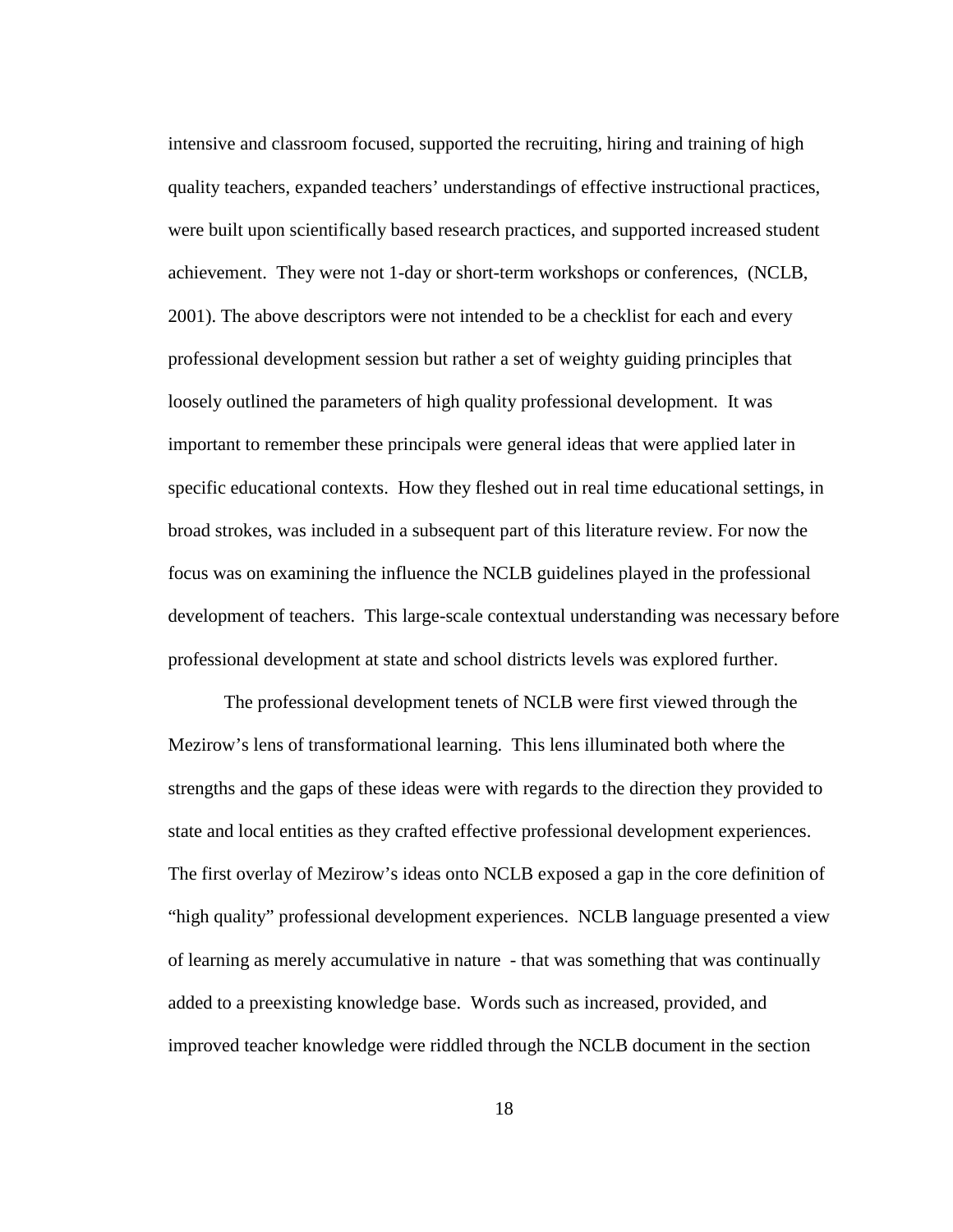intensive and classroom focused, supported the recruiting, hiring and training of high quality teachers, expanded teachers' understandings of effective instructional practices, were built upon scientifically based research practices, and supported increased student achievement. They were not 1-day or short-term workshops or conferences, (NCLB, 2001). The above descriptors were not intended to be a checklist for each and every professional development session but rather a set of weighty guiding principles that loosely outlined the parameters of high quality professional development. It was important to remember these principals were general ideas that were applied later in specific educational contexts. How they fleshed out in real time educational settings, in broad strokes, was included in a subsequent part of this literature review. For now the focus was on examining the influence the NCLB guidelines played in the professional development of teachers. This large-scale contextual understanding was necessary before professional development at state and school districts levels was explored further.

The professional development tenets of NCLB were first viewed through the Mezirow's lens of transformational learning. This lens illuminated both where the strengths and the gaps of these ideas were with regards to the direction they provided to state and local entities as they crafted effective professional development experiences. The first overlay of Mezirow's ideas onto NCLB exposed a gap in the core definition of "high quality" professional development experiences. NCLB language presented a view of learning as merely accumulative in nature - that was something that was continually added to a preexisting knowledge base. Words such as increased, provided, and improved teacher knowledge were riddled through the NCLB document in the section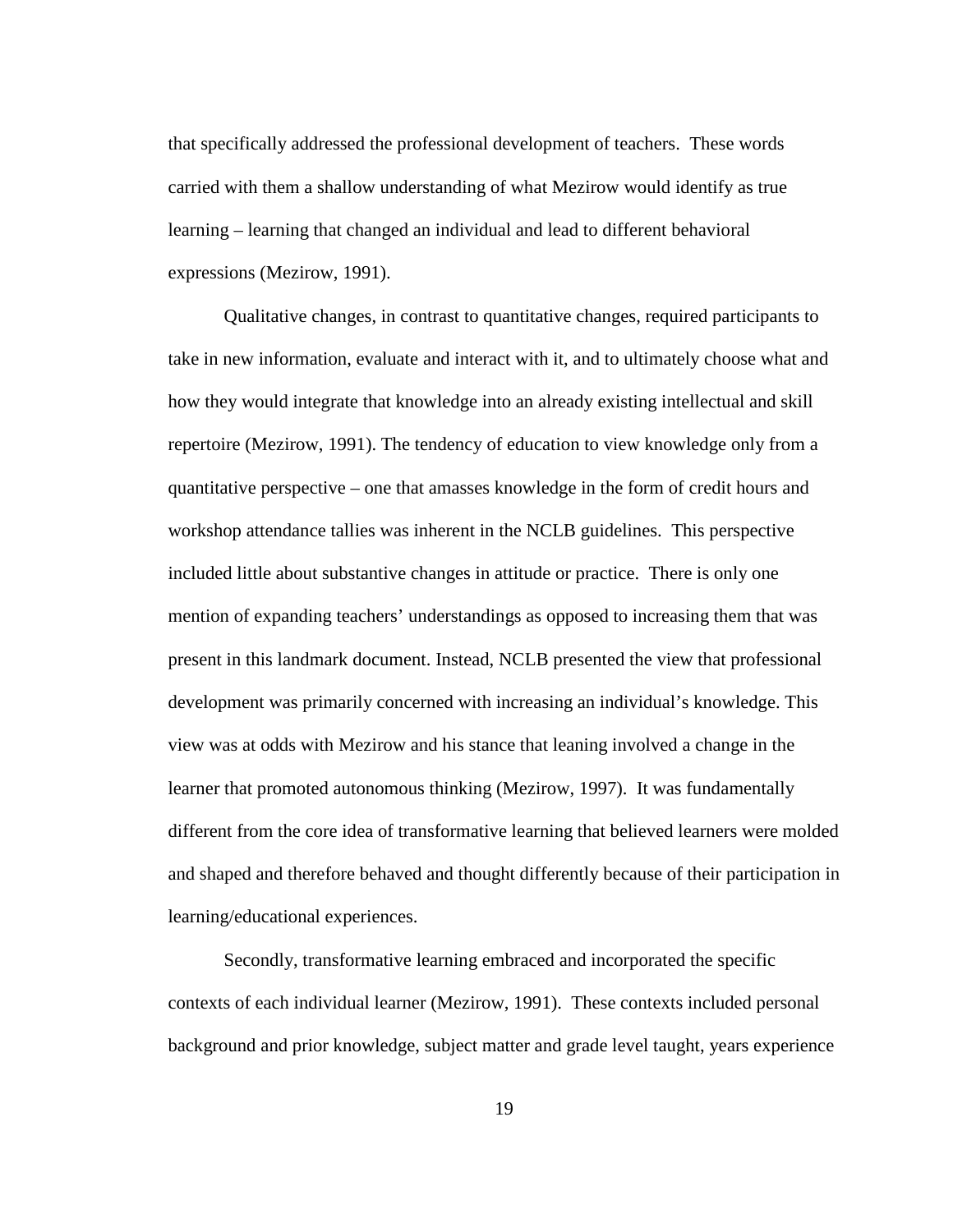that specifically addressed the professional development of teachers. These words carried with them a shallow understanding of what Mezirow would identify as true learning – learning that changed an individual and lead to different behavioral expressions (Mezirow, 1991).

Qualitative changes, in contrast to quantitative changes, required participants to take in new information, evaluate and interact with it, and to ultimately choose what and how they would integrate that knowledge into an already existing intellectual and skill repertoire (Mezirow, 1991). The tendency of education to view knowledge only from a quantitative perspective – one that amasses knowledge in the form of credit hours and workshop attendance tallies was inherent in the NCLB guidelines. This perspective included little about substantive changes in attitude or practice. There is only one mention of expanding teachers' understandings as opposed to increasing them that was present in this landmark document. Instead, NCLB presented the view that professional development was primarily concerned with increasing an individual's knowledge. This view was at odds with Mezirow and his stance that leaning involved a change in the learner that promoted autonomous thinking (Mezirow, 1997). It was fundamentally different from the core idea of transformative learning that believed learners were molded and shaped and therefore behaved and thought differently because of their participation in learning/educational experiences.

Secondly, transformative learning embraced and incorporated the specific contexts of each individual learner (Mezirow, 1991). These contexts included personal background and prior knowledge, subject matter and grade level taught, years experience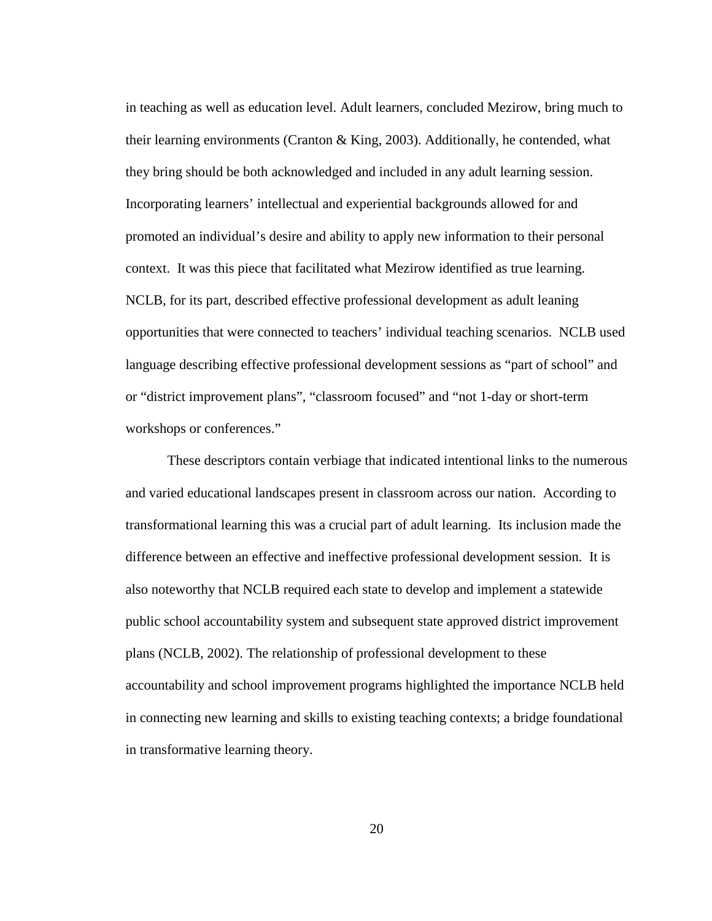in teaching as well as education level. Adult learners, concluded Mezirow, bring much to their learning environments (Cranton & King, 2003). Additionally, he contended, what they bring should be both acknowledged and included in any adult learning session. Incorporating learners' intellectual and experiential backgrounds allowed for and promoted an individual's desire and ability to apply new information to their personal context. It was this piece that facilitated what Mezirow identified as true learning. NCLB, for its part, described effective professional development as adult leaning opportunities that were connected to teachers' individual teaching scenarios. NCLB used language describing effective professional development sessions as "part of school" and or "district improvement plans", "classroom focused" and "not 1-day or short-term workshops or conferences."

These descriptors contain verbiage that indicated intentional links to the numerous and varied educational landscapes present in classroom across our nation. According to transformational learning this was a crucial part of adult learning. Its inclusion made the difference between an effective and ineffective professional development session. It is also noteworthy that NCLB required each state to develop and implement a statewide public school accountability system and subsequent state approved district improvement plans (NCLB, 2002). The relationship of professional development to these accountability and school improvement programs highlighted the importance NCLB held in connecting new learning and skills to existing teaching contexts; a bridge foundational in transformative learning theory.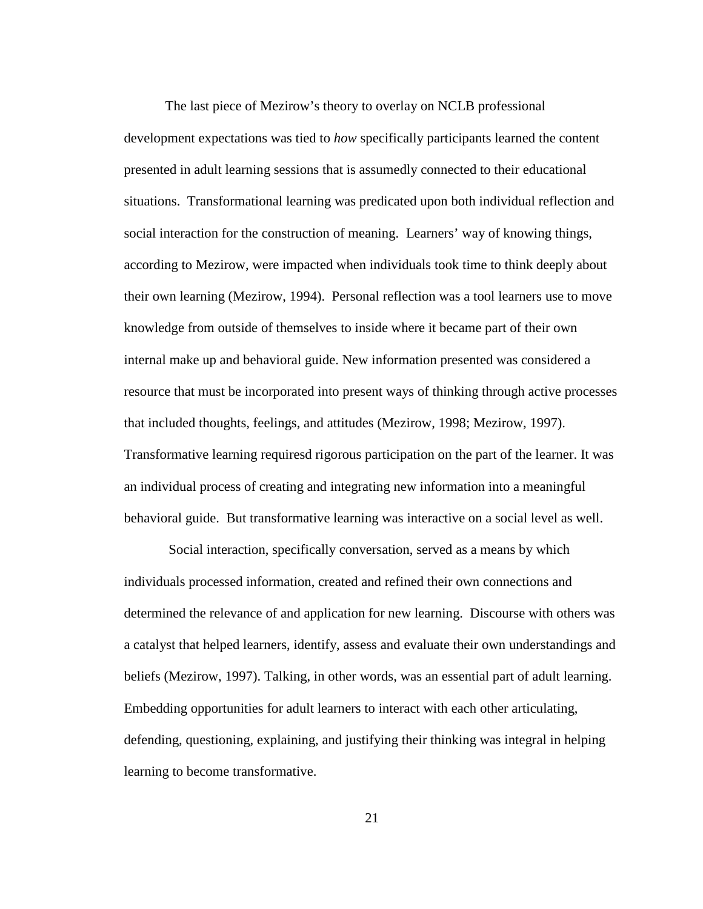The last piece of Mezirow's theory to overlay on NCLB professional development expectations was tied to *how* specifically participants learned the content presented in adult learning sessions that is assumedly connected to their educational situations. Transformational learning was predicated upon both individual reflection and social interaction for the construction of meaning. Learners' way of knowing things, according to Mezirow, were impacted when individuals took time to think deeply about their own learning (Mezirow, 1994). Personal reflection was a tool learners use to move knowledge from outside of themselves to inside where it became part of their own internal make up and behavioral guide. New information presented was considered a resource that must be incorporated into present ways of thinking through active processes that included thoughts, feelings, and attitudes (Mezirow, 1998; Mezirow, 1997). Transformative learning requiresd rigorous participation on the part of the learner. It was an individual process of creating and integrating new information into a meaningful behavioral guide. But transformative learning was interactive on a social level as well.

Social interaction, specifically conversation, served as a means by which individuals processed information, created and refined their own connections and determined the relevance of and application for new learning. Discourse with others was a catalyst that helped learners, identify, assess and evaluate their own understandings and beliefs (Mezirow, 1997). Talking, in other words, was an essential part of adult learning. Embedding opportunities for adult learners to interact with each other articulating, defending, questioning, explaining, and justifying their thinking was integral in helping learning to become transformative.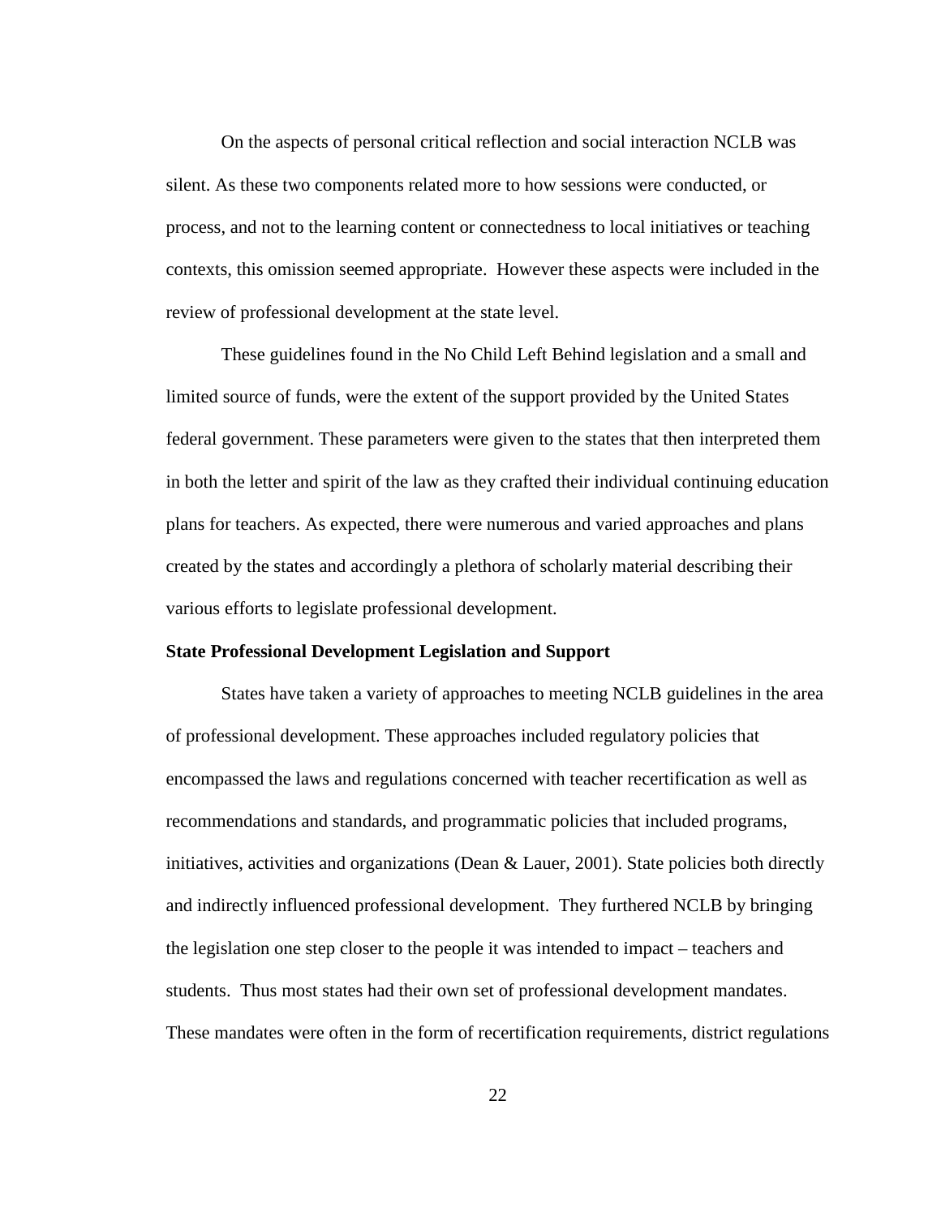On the aspects of personal critical reflection and social interaction NCLB was silent. As these two components related more to how sessions were conducted, or process, and not to the learning content or connectedness to local initiatives or teaching contexts, this omission seemed appropriate. However these aspects were included in the review of professional development at the state level.

These guidelines found in the No Child Left Behind legislation and a small and limited source of funds, were the extent of the support provided by the United States federal government. These parameters were given to the states that then interpreted them in both the letter and spirit of the law as they crafted their individual continuing education plans for teachers. As expected, there were numerous and varied approaches and plans created by the states and accordingly a plethora of scholarly material describing their various efforts to legislate professional development.

**State Professional Development Legislation and Support**

States have taken a variety of approaches to meeting NCLB guidelines in the area of professional development. These approaches included regulatory policies that encompassed the laws and regulations concerned with teacher recertification as well as recommendations and standards, and programmatic policies that included programs, initiatives, activities and organizations (Dean & Lauer, 2001). State policies both directly and indirectly influenced professional development. They furthered NCLB by bringing the legislation one step closer to the people it was intended to impact – teachers and students. Thus most states had their own set of professional development mandates. These mandates were often in the form of recertification requirements, district regulations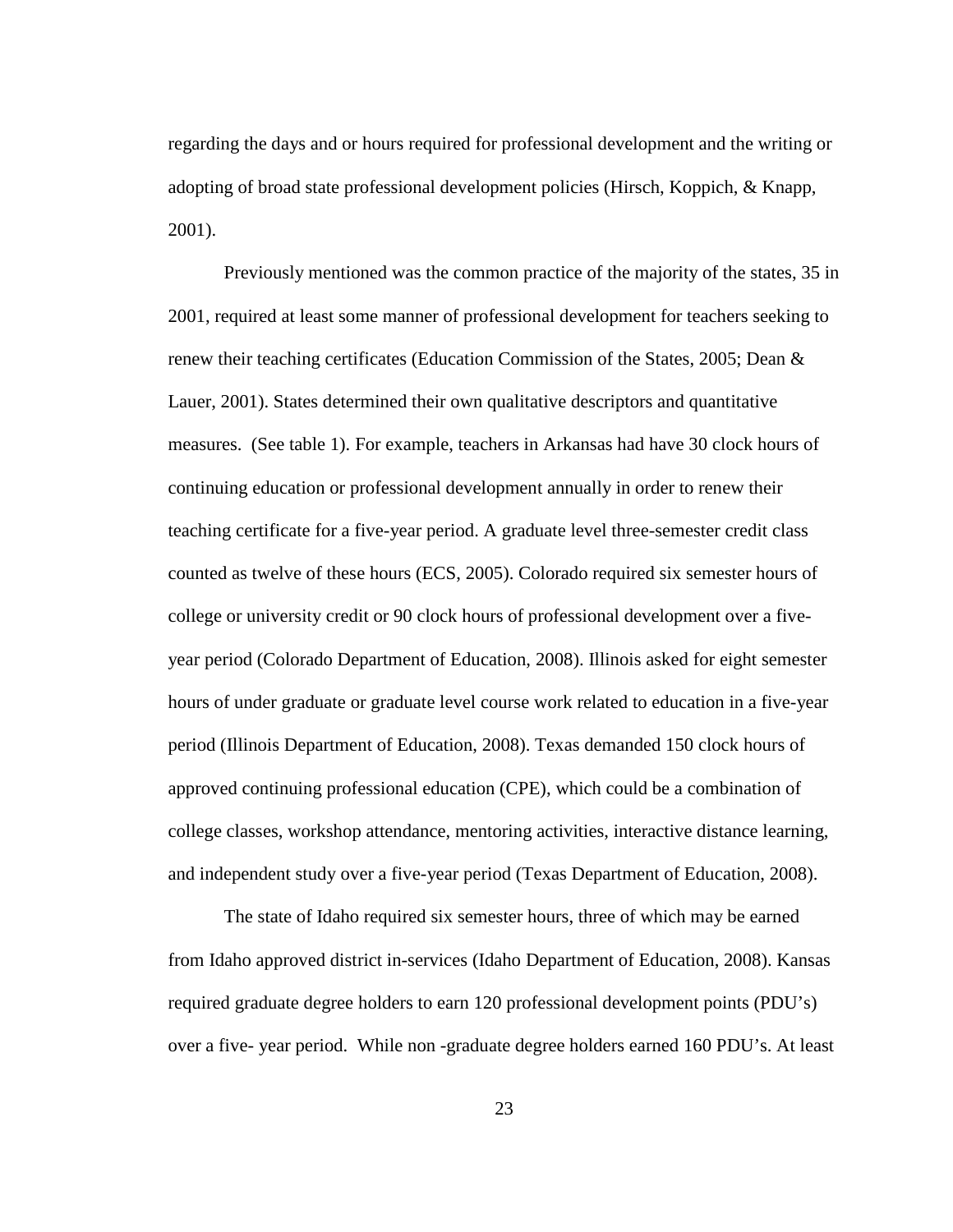regarding the days and or hours required for professional development and the writing or adopting of broad state professional development policies (Hirsch, Koppich, & Knapp, 2001).

Previously mentioned was the common practice of the majority of the states, 35 in 2001, required at least some manner of professional development for teachers seeking to renew their teaching certificates (Education Commission of the States, 2005; Dean & Lauer, 2001). States determined their own qualitative descriptors and quantitative measures. (See table 1). For example, teachers in Arkansas had have 30 clock hours of continuing education or professional development annually in order to renew their teaching certificate for a five-year period. A graduate level three-semester credit class counted as twelve of these hours (ECS, 2005). Colorado required six semester hours of college or university credit or 90 clock hours of professional development over a five-year period (Colorado Department of Education, 2008). Illinois asked for eight semester hours of under graduate or graduate level course work related to education in a five-year period (Illinois Department of Education, 2008). Texas demanded 150 clock hours of approved continuing professional education (CPE), which could be a combination of college classes, workshop attendance, mentoring activities, interactive distance learning, and independent study over a five-year period (Texas Department of Education, 2008).

The state of Idaho required six semester hours, three of which may be earned from Idaho approved district in-services (Idaho Department of Education, 2008). Kansas required graduate degree holders to earn 120 professional development points (PDU's) over a five- year period. While non -graduate degree holders earned 160 PDU's. At least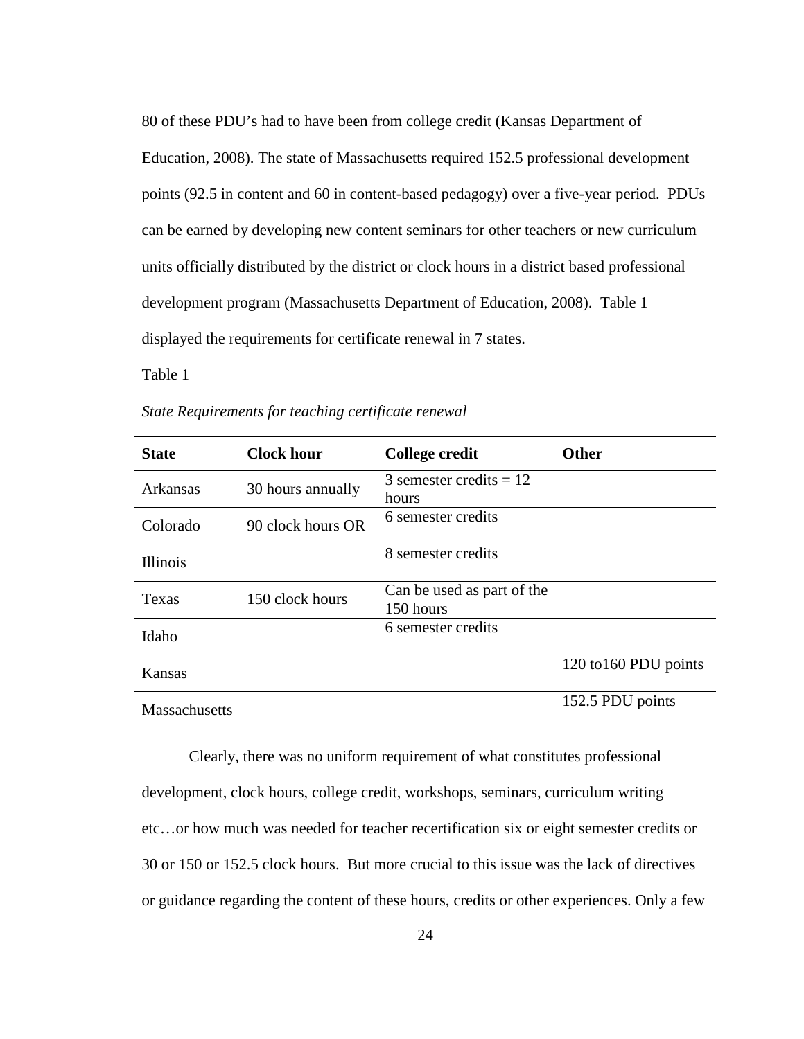80 of these PDU's had to have been from college credit (Kansas Department of Education, 2008). The state of Massachusetts required 152.5 professional development points (92.5 in content and 60 in content-based pedagogy) over a five-year period. PDUs can be earned by developing new content seminars for other teachers or new curriculum units officially distributed by the district or clock hours in a district based professional development program (Massachusetts Department of Education, 2008). Table 1 displayed the requirements for certificate renewal in 7 states.

Table 1

*State Requirements for teaching certificate renewal*

| **State** | **Clock hour** | **College credit** | **Other** |
|---|---|---|---|
| Arkansas | 30 hours annually | 3 semester credits = 12 hours | |
| Colorado | 90 clock hours OR | 6 semester credits | |
| Illinois | | 8 semester credits | |
| Texas | 150 clock hours | Can be used as part of the 150 hours | |
| Idaho | | 6 semester credits | |
| Kansas | | | 120 to160 PDU points |
| Massachusetts | | | 152.5 PDU points |

Clearly, there was no uniform requirement of what constitutes professional development, clock hours, college credit, workshops, seminars, curriculum writing etc…or how much was needed for teacher recertification six or eight semester credits or 30 or 150 or 152.5 clock hours. But more crucial to this issue was the lack of directives or guidance regarding the content of these hours, credits or other experiences. Only a few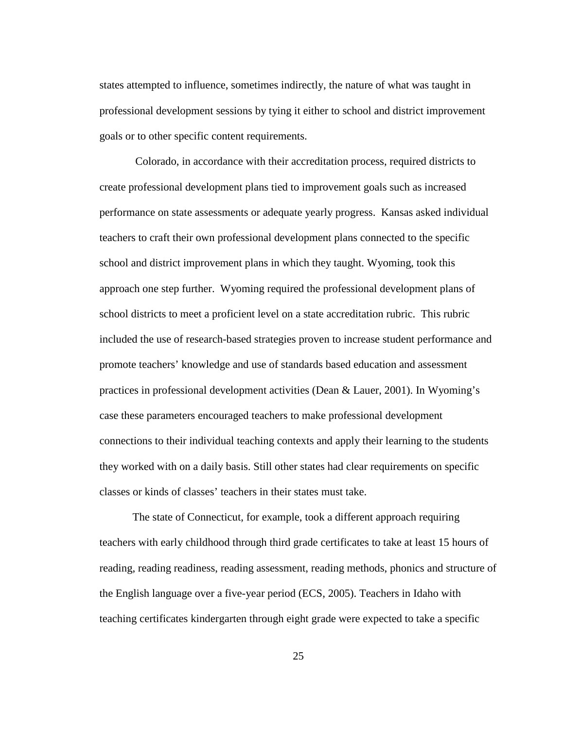states attempted to influence, sometimes indirectly, the nature of what was taught in professional development sessions by tying it either to school and district improvement goals or to other specific content requirements.

Colorado, in accordance with their accreditation process, required districts to create professional development plans tied to improvement goals such as increased performance on state assessments or adequate yearly progress. Kansas asked individual teachers to craft their own professional development plans connected to the specific school and district improvement plans in which they taught. Wyoming, took this approach one step further. Wyoming required the professional development plans of school districts to meet a proficient level on a state accreditation rubric. This rubric included the use of research-based strategies proven to increase student performance and promote teachers' knowledge and use of standards based education and assessment practices in professional development activities (Dean & Lauer, 2001). In Wyoming's case these parameters encouraged teachers to make professional development connections to their individual teaching contexts and apply their learning to the students they worked with on a daily basis. Still other states had clear requirements on specific classes or kinds of classes' teachers in their states must take.

The state of Connecticut, for example, took a different approach requiring teachers with early childhood through third grade certificates to take at least 15 hours of reading, reading readiness, reading assessment, reading methods, phonics and structure of the English language over a five-year period (ECS, 2005). Teachers in Idaho with teaching certificates kindergarten through eight grade were expected to take a specific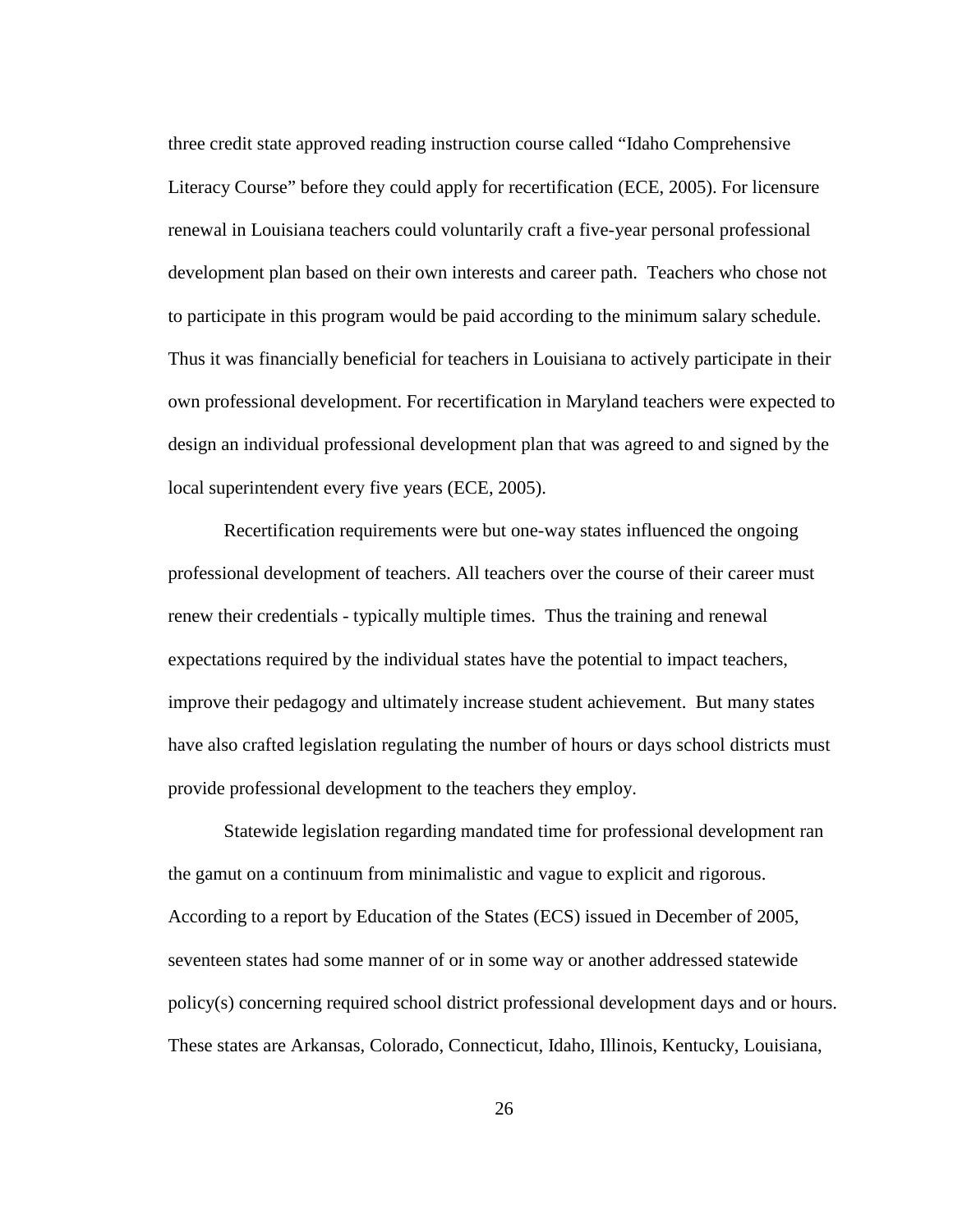three credit state approved reading instruction course called "Idaho Comprehensive Literacy Course" before they could apply for recertification (ECE, 2005). For licensure renewal in Louisiana teachers could voluntarily craft a five-year personal professional development plan based on their own interests and career path. Teachers who chose not to participate in this program would be paid according to the minimum salary schedule. Thus it was financially beneficial for teachers in Louisiana to actively participate in their own professional development. For recertification in Maryland teachers were expected to design an individual professional development plan that was agreed to and signed by the local superintendent every five years (ECE, 2005).

Recertification requirements were but one-way states influenced the ongoing professional development of teachers. All teachers over the course of their career must renew their credentials - typically multiple times. Thus the training and renewal expectations required by the individual states have the potential to impact teachers, improve their pedagogy and ultimately increase student achievement. But many states have also crafted legislation regulating the number of hours or days school districts must provide professional development to the teachers they employ.

Statewide legislation regarding mandated time for professional development ran the gamut on a continuum from minimalistic and vague to explicit and rigorous. According to a report by Education of the States (ECS) issued in December of 2005, seventeen states had some manner of or in some way or another addressed statewide policy(s) concerning required school district professional development days and or hours. These states are Arkansas, Colorado, Connecticut, Idaho, Illinois, Kentucky, Louisiana,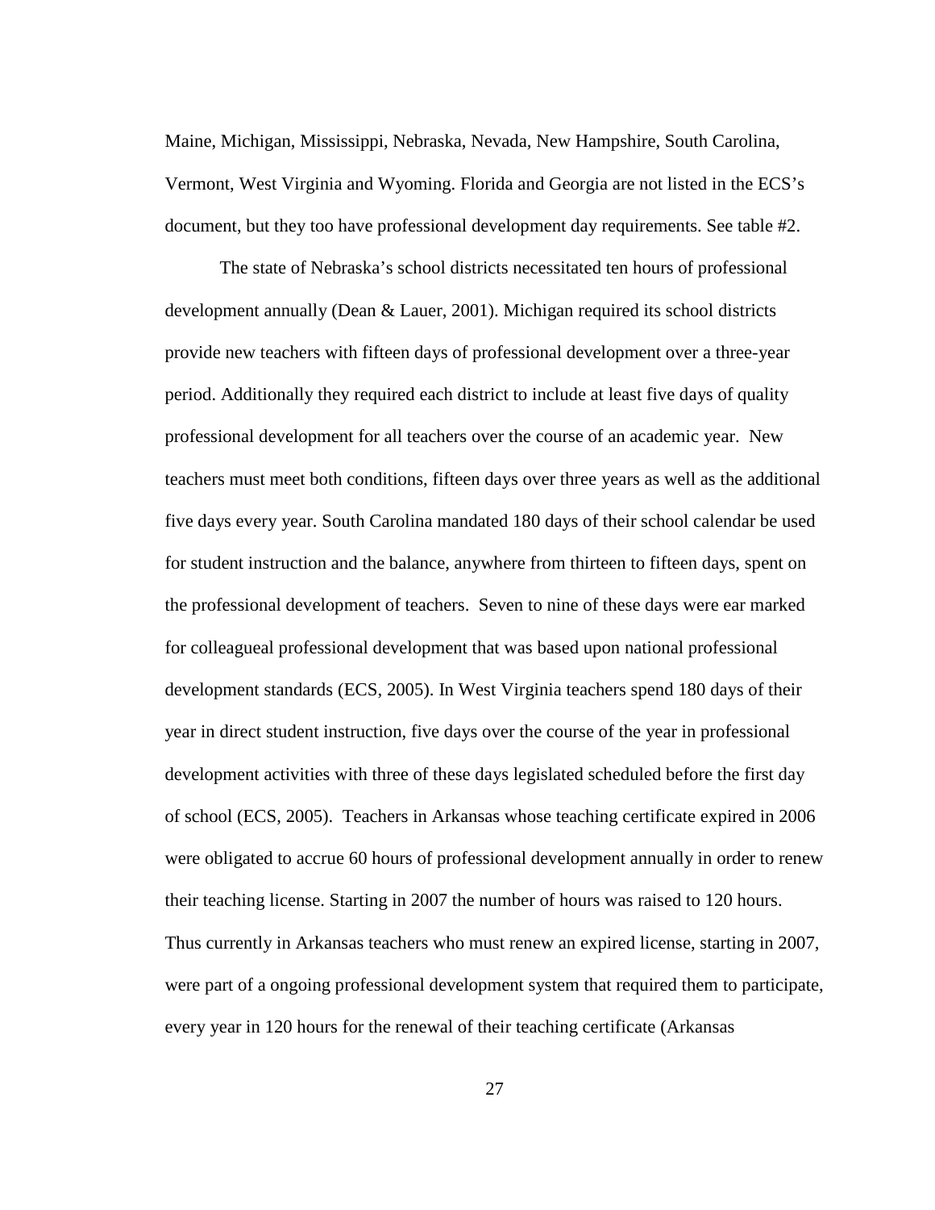Maine, Michigan, Mississippi, Nebraska, Nevada, New Hampshire, South Carolina, Vermont, West Virginia and Wyoming. Florida and Georgia are not listed in the ECS's document, but they too have professional development day requirements. See table #2.

The state of Nebraska's school districts necessitated ten hours of professional development annually (Dean & Lauer, 2001). Michigan required its school districts provide new teachers with fifteen days of professional development over a three-year period. Additionally they required each district to include at least five days of quality professional development for all teachers over the course of an academic year. New teachers must meet both conditions, fifteen days over three years as well as the additional five days every year. South Carolina mandated 180 days of their school calendar be used for student instruction and the balance, anywhere from thirteen to fifteen days, spent on the professional development of teachers. Seven to nine of these days were ear marked for colleagueal professional development that was based upon national professional development standards (ECS, 2005). In West Virginia teachers spend 180 days of their year in direct student instruction, five days over the course of the year in professional development activities with three of these days legislated scheduled before the first day of school (ECS, 2005). Teachers in Arkansas whose teaching certificate expired in 2006 were obligated to accrue 60 hours of professional development annually in order to renew their teaching license. Starting in 2007 the number of hours was raised to 120 hours. Thus currently in Arkansas teachers who must renew an expired license, starting in 2007, were part of a ongoing professional development system that required them to participate, every year in 120 hours for the renewal of their teaching certificate (Arkansas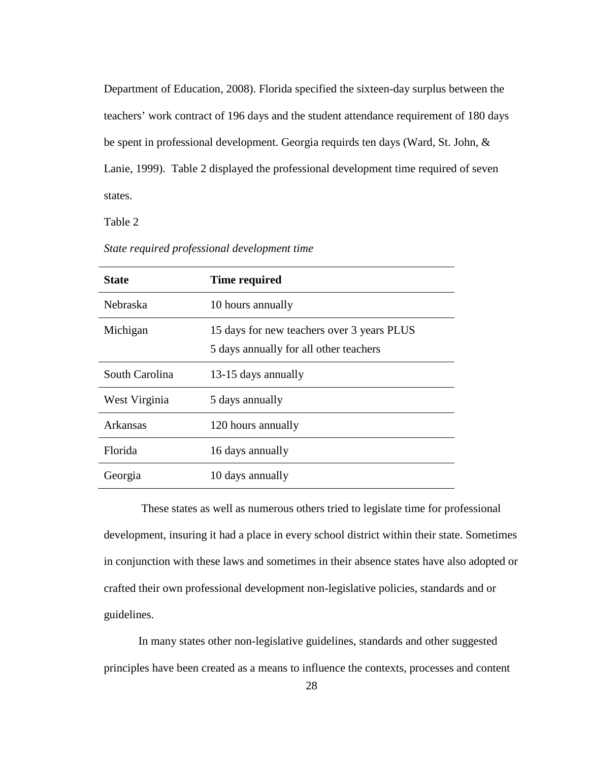Department of Education, 2008). Florida specified the sixteen-day surplus between the teachers' work contract of 196 days and the student attendance requirement of 180 days be spent in professional development. Georgia requirds ten days (Ward, St. John, & Lanie, 1999). Table 2 displayed the professional development time required of seven states.

Table 2

*State required professional development time*

| **State** | **Time required** |
|---|---|
| Nebraska | 10 hours annually |
| Michigan | 15 days for new teachers over 3 years PLUS 5 days annually for all other teachers |
| South Carolina | 13-15 days annually |
| West Virginia | 5 days annually |
| Arkansas | 120 hours annually |
| Florida | 16 days annually |
| Georgia | 10 days annually |

These states as well as numerous others tried to legislate time for professional development, insuring it had a place in every school district within their state. Sometimes in conjunction with these laws and sometimes in their absence states have also adopted or crafted their own professional development non-legislative policies, standards and or guidelines.

In many states other non-legislative guidelines, standards and other suggested principles have been created as a means to influence the contexts, processes and content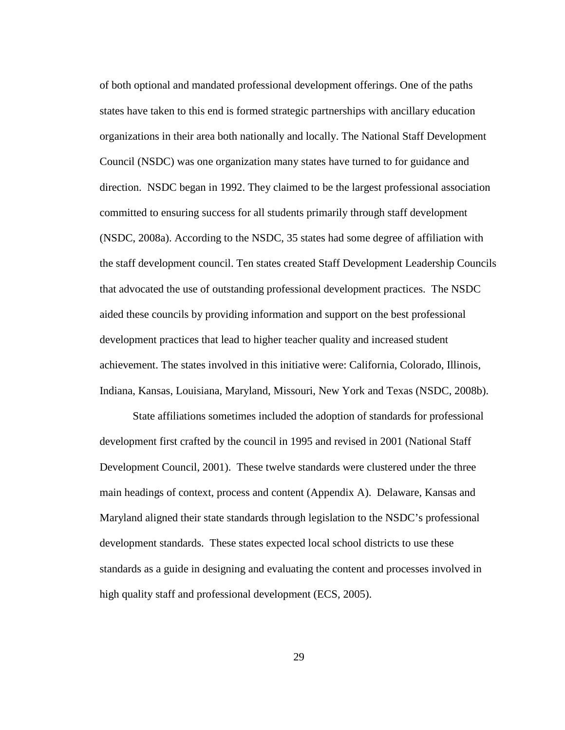of both optional and mandated professional development offerings. One of the paths states have taken to this end is formed strategic partnerships with ancillary education organizations in their area both nationally and locally. The National Staff Development Council (NSDC) was one organization many states have turned to for guidance and direction. NSDC began in 1992. They claimed to be the largest professional association committed to ensuring success for all students primarily through staff development (NSDC, 2008a). According to the NSDC, 35 states had some degree of affiliation with the staff development council. Ten states created Staff Development Leadership Councils that advocated the use of outstanding professional development practices. The NSDC aided these councils by providing information and support on the best professional development practices that lead to higher teacher quality and increased student achievement. The states involved in this initiative were: California, Colorado, Illinois, Indiana, Kansas, Louisiana, Maryland, Missouri, New York and Texas (NSDC, 2008b).

State affiliations sometimes included the adoption of standards for professional development first crafted by the council in 1995 and revised in 2001 (National Staff Development Council, 2001). These twelve standards were clustered under the three main headings of context, process and content (Appendix A). Delaware, Kansas and Maryland aligned their state standards through legislation to the NSDC's professional development standards. These states expected local school districts to use these standards as a guide in designing and evaluating the content and processes involved in high quality staff and professional development (ECS, 2005).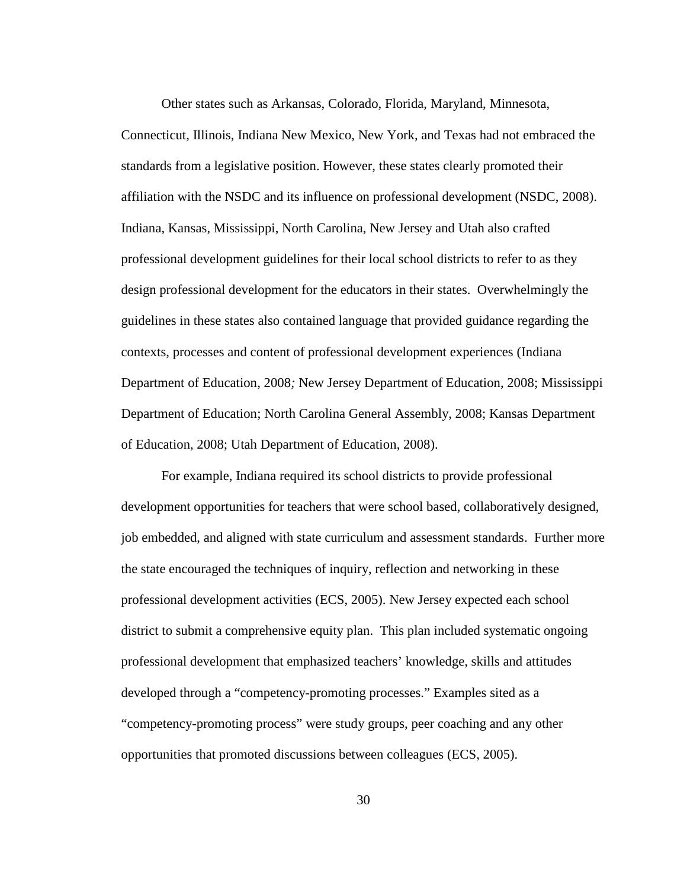Other states such as Arkansas, Colorado, Florida, Maryland, Minnesota, Connecticut, Illinois, Indiana New Mexico, New York, and Texas had not embraced the standards from a legislative position. However, these states clearly promoted their affiliation with the NSDC and its influence on professional development (NSDC, 2008). Indiana, Kansas, Mississippi, North Carolina, New Jersey and Utah also crafted professional development guidelines for their local school districts to refer to as they design professional development for the educators in their states. Overwhelmingly the guidelines in these states also contained language that provided guidance regarding the contexts, processes and content of professional development experiences (Indiana Department of Education, 2008*;* New Jersey Department of Education, 2008; Mississippi Department of Education; North Carolina General Assembly, 2008; Kansas Department of Education, 2008; Utah Department of Education, 2008).

For example, Indiana required its school districts to provide professional development opportunities for teachers that were school based, collaboratively designed, job embedded, and aligned with state curriculum and assessment standards. Further more the state encouraged the techniques of inquiry, reflection and networking in these professional development activities (ECS, 2005). New Jersey expected each school district to submit a comprehensive equity plan. This plan included systematic ongoing professional development that emphasized teachers' knowledge, skills and attitudes developed through a "competency-promoting processes." Examples sited as a "competency-promoting process" were study groups, peer coaching and any other opportunities that promoted discussions between colleagues (ECS, 2005).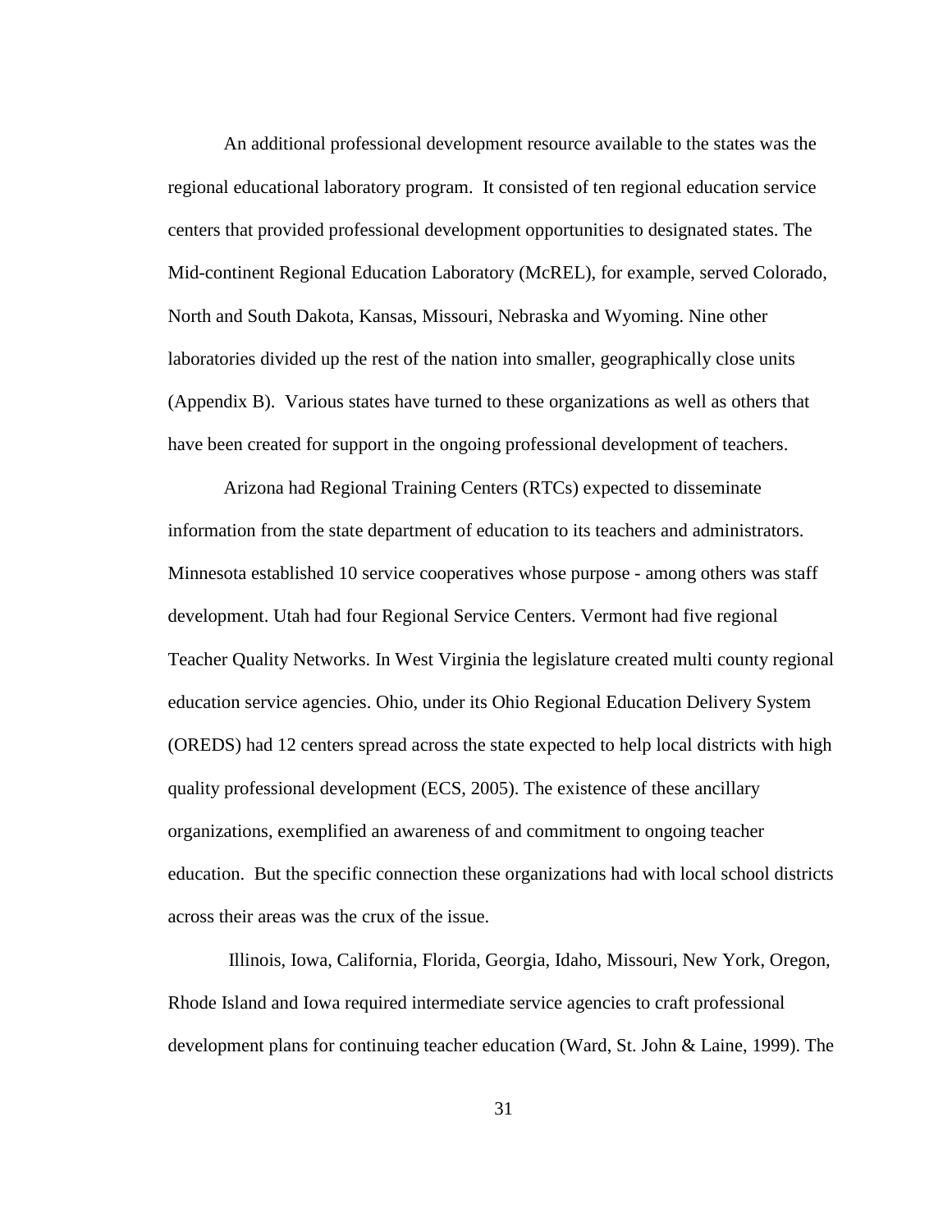An additional professional development resource available to the states was the regional educational laboratory program. It consisted of ten regional education service centers that provided professional development opportunities to designated states. The Mid-continent Regional Education Laboratory (McREL), for example, served Colorado, North and South Dakota, Kansas, Missouri, Nebraska and Wyoming. Nine other laboratories divided up the rest of the nation into smaller, geographically close units (Appendix B). Various states have turned to these organizations as well as others that have been created for support in the ongoing professional development of teachers.

Arizona had Regional Training Centers (RTCs) expected to disseminate information from the state department of education to its teachers and administrators. Minnesota established 10 service cooperatives whose purpose - among others was staff development. Utah had four Regional Service Centers. Vermont had five regional Teacher Quality Networks. In West Virginia the legislature created multi county regional education service agencies. Ohio, under its Ohio Regional Education Delivery System (OREDS) had 12 centers spread across the state expected to help local districts with high quality professional development (ECS, 2005). The existence of these ancillary organizations, exemplified an awareness of and commitment to ongoing teacher education. But the specific connection these organizations had with local school districts across their areas was the crux of the issue.

Illinois, Iowa, California, Florida, Georgia, Idaho, Missouri, New York, Oregon, Rhode Island and Iowa required intermediate service agencies to craft professional development plans for continuing teacher education (Ward, St. John & Laine, 1999). The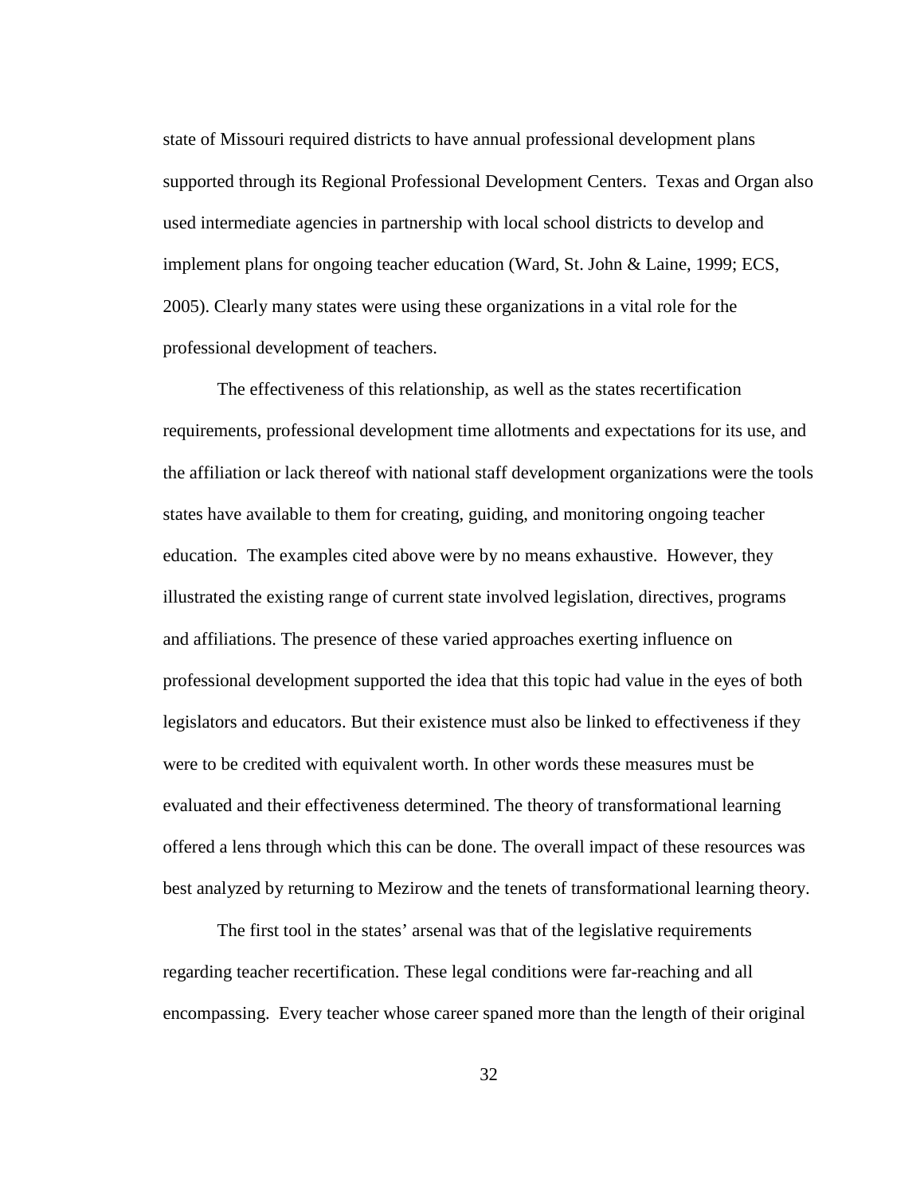state of Missouri required districts to have annual professional development plans supported through its Regional Professional Development Centers. Texas and Organ also used intermediate agencies in partnership with local school districts to develop and implement plans for ongoing teacher education (Ward, St. John & Laine, 1999; ECS, 2005). Clearly many states were using these organizations in a vital role for the professional development of teachers.

The effectiveness of this relationship, as well as the states recertification requirements, professional development time allotments and expectations for its use, and the affiliation or lack thereof with national staff development organizations were the tools states have available to them for creating, guiding, and monitoring ongoing teacher education. The examples cited above were by no means exhaustive. However, they illustrated the existing range of current state involved legislation, directives, programs and affiliations. The presence of these varied approaches exerting influence on professional development supported the idea that this topic had value in the eyes of both legislators and educators. But their existence must also be linked to effectiveness if they were to be credited with equivalent worth. In other words these measures must be evaluated and their effectiveness determined. The theory of transformational learning offered a lens through which this can be done. The overall impact of these resources was best analyzed by returning to Mezirow and the tenets of transformational learning theory.

The first tool in the states' arsenal was that of the legislative requirements regarding teacher recertification. These legal conditions were far-reaching and all encompassing. Every teacher whose career spaned more than the length of their original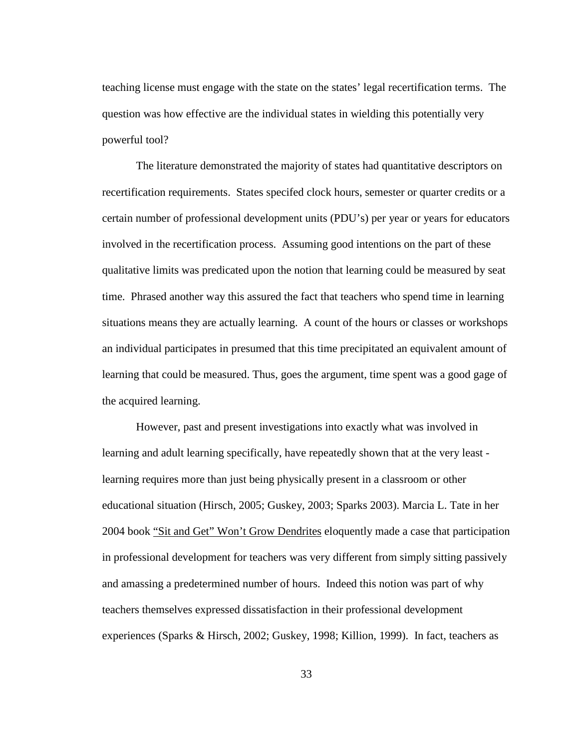teaching license must engage with the state on the states' legal recertification terms. The question was how effective are the individual states in wielding this potentially very powerful tool?

The literature demonstrated the majority of states had quantitative descriptors on recertification requirements. States specifed clock hours, semester or quarter credits or a certain number of professional development units (PDU's) per year or years for educators involved in the recertification process. Assuming good intentions on the part of these qualitative limits was predicated upon the notion that learning could be measured by seat time. Phrased another way this assured the fact that teachers who spend time in learning situations means they are actually learning. A count of the hours or classes or workshops an individual participates in presumed that this time precipitated an equivalent amount of learning that could be measured. Thus, goes the argument, time spent was a good gage of the acquired learning.

However, past and present investigations into exactly what was involved in learning and adult learning specifically, have repeatedly shown that at the very least - learning requires more than just being physically present in a classroom or other educational situation (Hirsch, 2005; Guskey, 2003; Sparks 2003). Marcia L. Tate in her 2004 book "Sit and Get" Won't Grow Dendrites eloquently made a case that participation in professional development for teachers was very different from simply sitting passively and amassing a predetermined number of hours. Indeed this notion was part of why teachers themselves expressed dissatisfaction in their professional development experiences (Sparks & Hirsch, 2002; Guskey, 1998; Killion, 1999). In fact, teachers as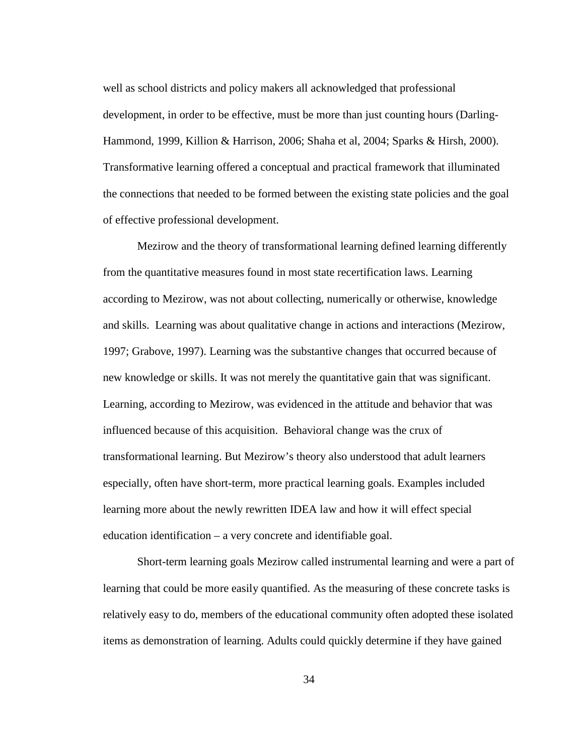well as school districts and policy makers all acknowledged that professional development, in order to be effective, must be more than just counting hours (Darling-Hammond, 1999, Killion & Harrison, 2006; Shaha et al, 2004; Sparks & Hirsh, 2000). Transformative learning offered a conceptual and practical framework that illuminated the connections that needed to be formed between the existing state policies and the goal of effective professional development.

Mezirow and the theory of transformational learning defined learning differently from the quantitative measures found in most state recertification laws. Learning according to Mezirow, was not about collecting, numerically or otherwise, knowledge and skills. Learning was about qualitative change in actions and interactions (Mezirow, 1997; Grabove, 1997). Learning was the substantive changes that occurred because of new knowledge or skills. It was not merely the quantitative gain that was significant. Learning, according to Mezirow, was evidenced in the attitude and behavior that was influenced because of this acquisition. Behavioral change was the crux of transformational learning. But Mezirow's theory also understood that adult learners especially, often have short-term, more practical learning goals. Examples included learning more about the newly rewritten IDEA law and how it will effect special education identification – a very concrete and identifiable goal.

Short-term learning goals Mezirow called instrumental learning and were a part of learning that could be more easily quantified. As the measuring of these concrete tasks is relatively easy to do, members of the educational community often adopted these isolated items as demonstration of learning. Adults could quickly determine if they have gained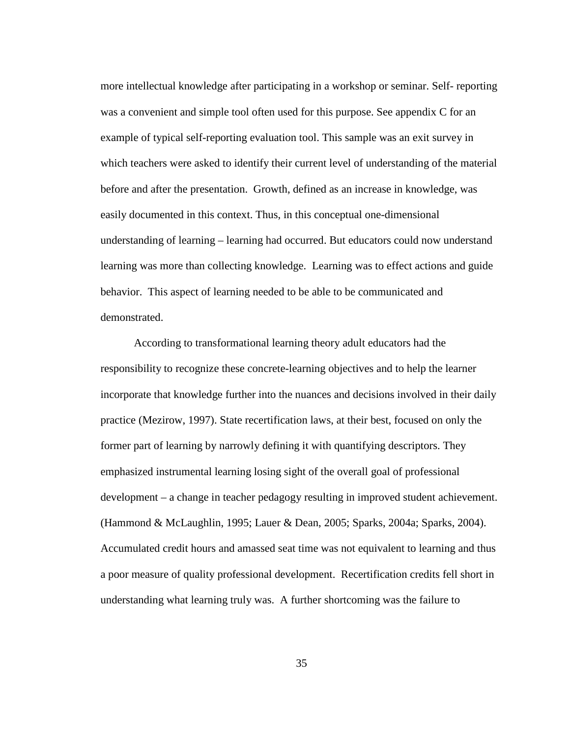more intellectual knowledge after participating in a workshop or seminar. Self- reporting was a convenient and simple tool often used for this purpose. See appendix C for an example of typical self-reporting evaluation tool. This sample was an exit survey in which teachers were asked to identify their current level of understanding of the material before and after the presentation. Growth, defined as an increase in knowledge, was easily documented in this context. Thus, in this conceptual one-dimensional understanding of learning – learning had occurred. But educators could now understand learning was more than collecting knowledge. Learning was to effect actions and guide behavior. This aspect of learning needed to be able to be communicated and demonstrated.

According to transformational learning theory adult educators had the responsibility to recognize these concrete-learning objectives and to help the learner incorporate that knowledge further into the nuances and decisions involved in their daily practice (Mezirow, 1997). State recertification laws, at their best, focused on only the former part of learning by narrowly defining it with quantifying descriptors. They emphasized instrumental learning losing sight of the overall goal of professional development – a change in teacher pedagogy resulting in improved student achievement. (Hammond & McLaughlin, 1995; Lauer & Dean, 2005; Sparks, 2004a; Sparks, 2004). Accumulated credit hours and amassed seat time was not equivalent to learning and thus a poor measure of quality professional development. Recertification credits fell short in understanding what learning truly was. A further shortcoming was the failure to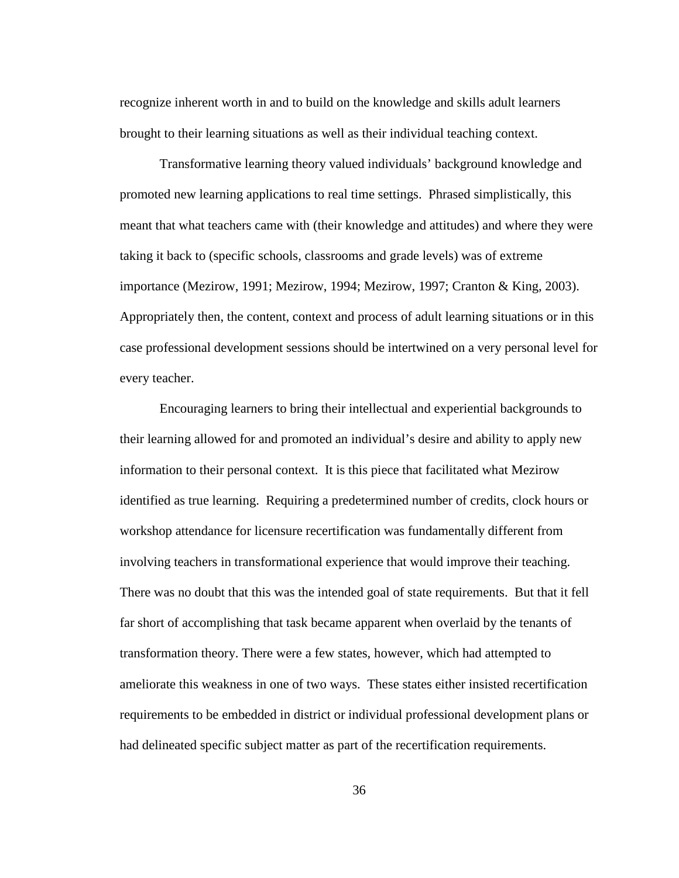recognize inherent worth in and to build on the knowledge and skills adult learners brought to their learning situations as well as their individual teaching context.

Transformative learning theory valued individuals' background knowledge and promoted new learning applications to real time settings. Phrased simplistically, this meant that what teachers came with (their knowledge and attitudes) and where they were taking it back to (specific schools, classrooms and grade levels) was of extreme importance (Mezirow, 1991; Mezirow, 1994; Mezirow, 1997; Cranton & King, 2003). Appropriately then, the content, context and process of adult learning situations or in this case professional development sessions should be intertwined on a very personal level for every teacher.

Encouraging learners to bring their intellectual and experiential backgrounds to their learning allowed for and promoted an individual's desire and ability to apply new information to their personal context. It is this piece that facilitated what Mezirow identified as true learning. Requiring a predetermined number of credits, clock hours or workshop attendance for licensure recertification was fundamentally different from involving teachers in transformational experience that would improve their teaching. There was no doubt that this was the intended goal of state requirements. But that it fell far short of accomplishing that task became apparent when overlaid by the tenants of transformation theory. There were a few states, however, which had attempted to ameliorate this weakness in one of two ways. These states either insisted recertification requirements to be embedded in district or individual professional development plans or had delineated specific subject matter as part of the recertification requirements.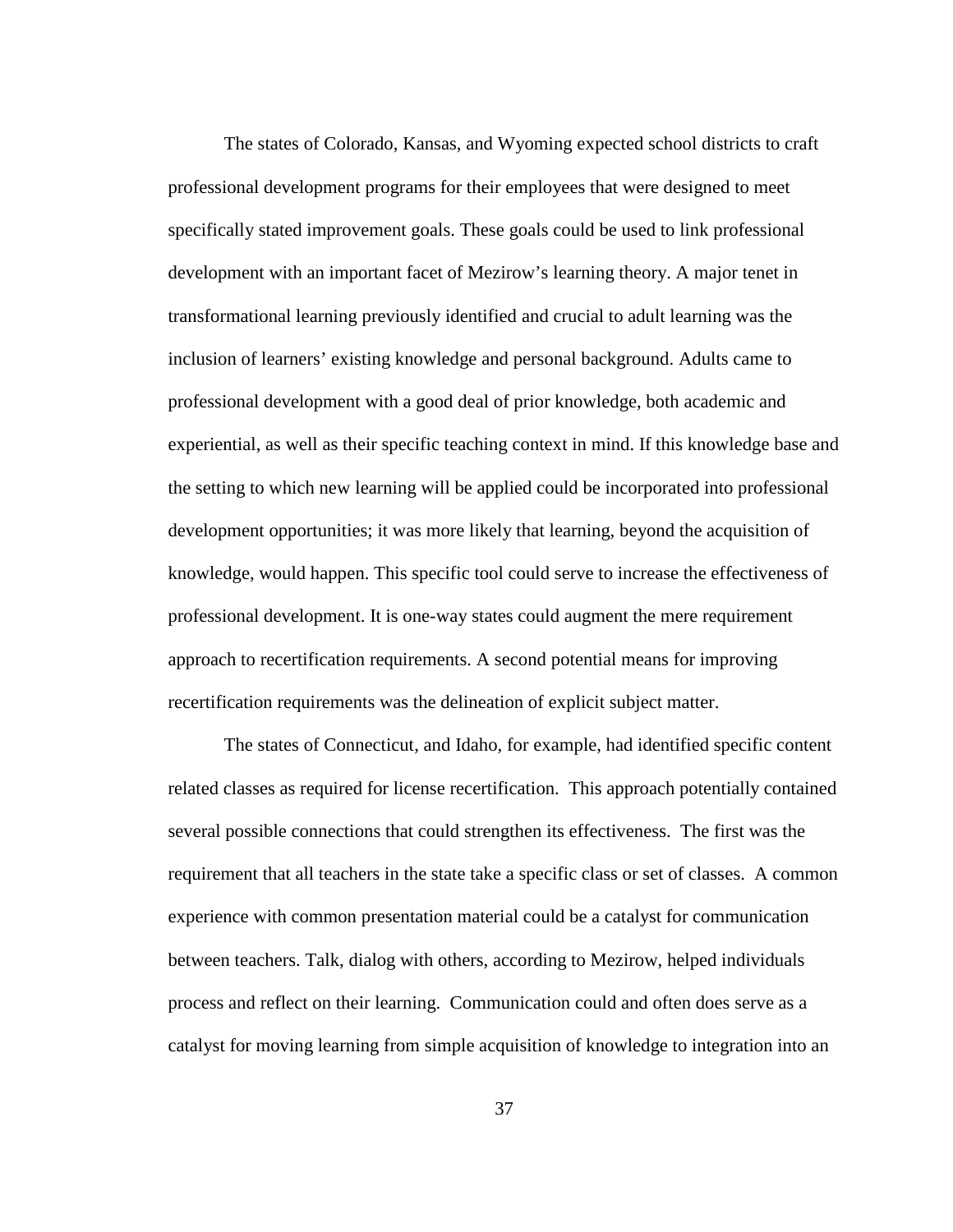The states of Colorado, Kansas, and Wyoming expected school districts to craft professional development programs for their employees that were designed to meet specifically stated improvement goals. These goals could be used to link professional development with an important facet of Mezirow's learning theory. A major tenet in transformational learning previously identified and crucial to adult learning was the inclusion of learners' existing knowledge and personal background. Adults came to professional development with a good deal of prior knowledge, both academic and experiential, as well as their specific teaching context in mind. If this knowledge base and the setting to which new learning will be applied could be incorporated into professional development opportunities; it was more likely that learning, beyond the acquisition of knowledge, would happen. This specific tool could serve to increase the effectiveness of professional development. It is one-way states could augment the mere requirement approach to recertification requirements. A second potential means for improving recertification requirements was the delineation of explicit subject matter.

The states of Connecticut, and Idaho, for example, had identified specific content related classes as required for license recertification. This approach potentially contained several possible connections that could strengthen its effectiveness. The first was the requirement that all teachers in the state take a specific class or set of classes. A common experience with common presentation material could be a catalyst for communication between teachers. Talk, dialog with others, according to Mezirow, helped individuals process and reflect on their learning. Communication could and often does serve as a catalyst for moving learning from simple acquisition of knowledge to integration into an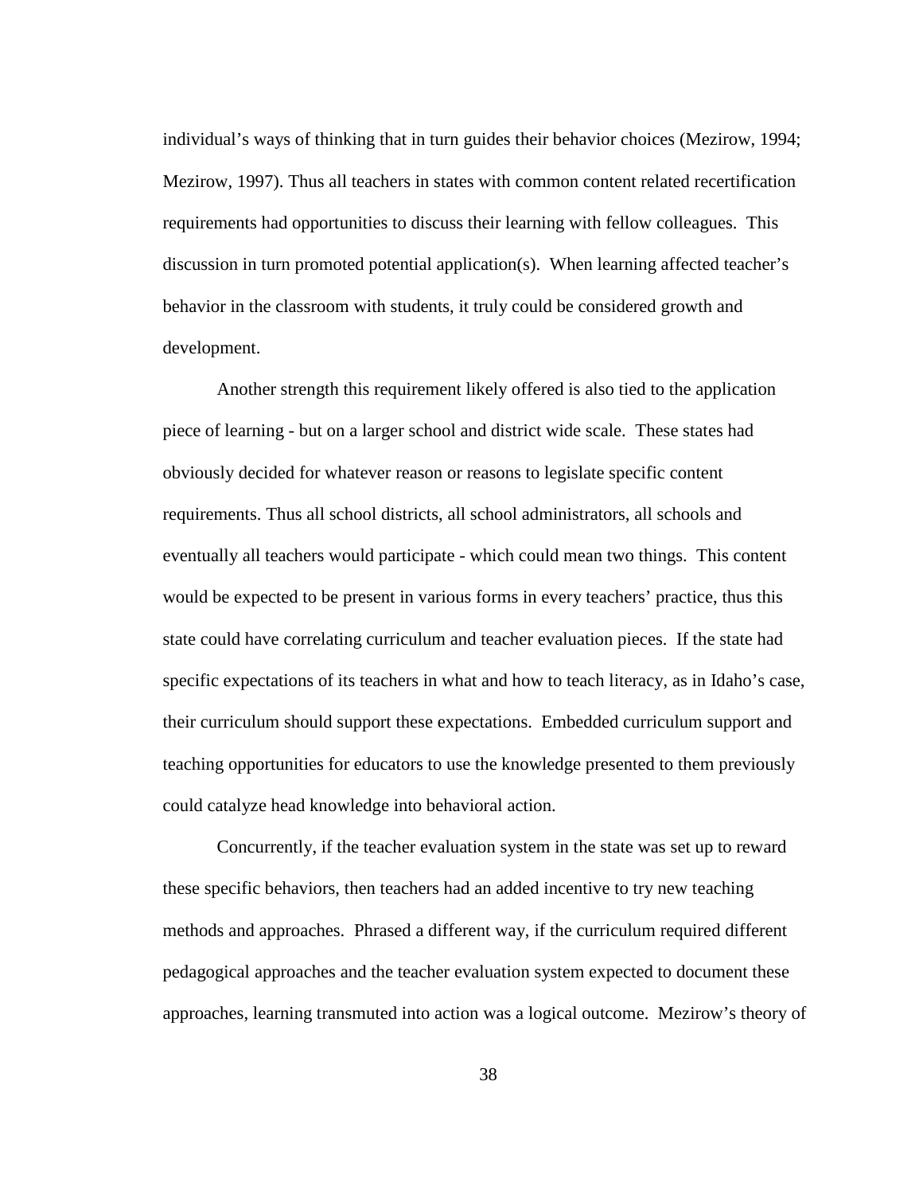individual's ways of thinking that in turn guides their behavior choices (Mezirow, 1994; Mezirow, 1997). Thus all teachers in states with common content related recertification requirements had opportunities to discuss their learning with fellow colleagues. This discussion in turn promoted potential application(s). When learning affected teacher's behavior in the classroom with students, it truly could be considered growth and development.

Another strength this requirement likely offered is also tied to the application piece of learning - but on a larger school and district wide scale. These states had obviously decided for whatever reason or reasons to legislate specific content requirements. Thus all school districts, all school administrators, all schools and eventually all teachers would participate - which could mean two things. This content would be expected to be present in various forms in every teachers' practice, thus this state could have correlating curriculum and teacher evaluation pieces. If the state had specific expectations of its teachers in what and how to teach literacy, as in Idaho's case, their curriculum should support these expectations. Embedded curriculum support and teaching opportunities for educators to use the knowledge presented to them previously could catalyze head knowledge into behavioral action.

Concurrently, if the teacher evaluation system in the state was set up to reward these specific behaviors, then teachers had an added incentive to try new teaching methods and approaches. Phrased a different way, if the curriculum required different pedagogical approaches and the teacher evaluation system expected to document these approaches, learning transmuted into action was a logical outcome. Mezirow's theory of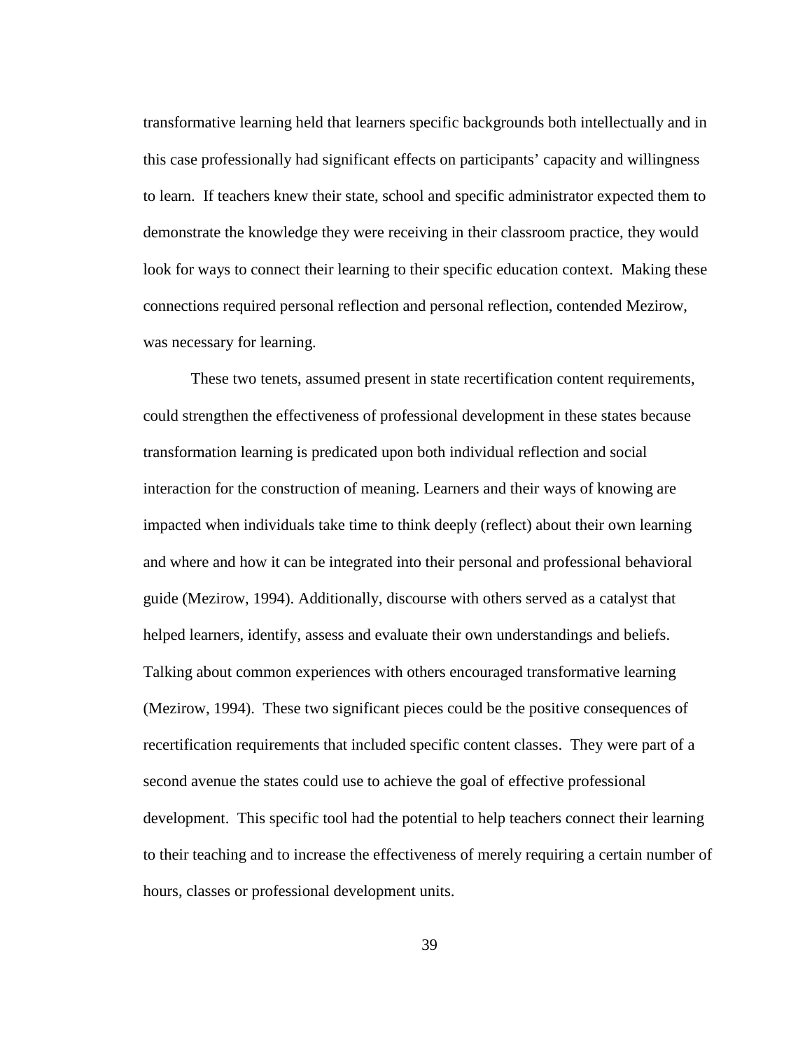transformative learning held that learners specific backgrounds both intellectually and in this case professionally had significant effects on participants' capacity and willingness to learn. If teachers knew their state, school and specific administrator expected them to demonstrate the knowledge they were receiving in their classroom practice, they would look for ways to connect their learning to their specific education context. Making these connections required personal reflection and personal reflection, contended Mezirow, was necessary for learning.

These two tenets, assumed present in state recertification content requirements, could strengthen the effectiveness of professional development in these states because transformation learning is predicated upon both individual reflection and social interaction for the construction of meaning. Learners and their ways of knowing are impacted when individuals take time to think deeply (reflect) about their own learning and where and how it can be integrated into their personal and professional behavioral guide (Mezirow, 1994). Additionally, discourse with others served as a catalyst that helped learners, identify, assess and evaluate their own understandings and beliefs. Talking about common experiences with others encouraged transformative learning (Mezirow, 1994). These two significant pieces could be the positive consequences of recertification requirements that included specific content classes. They were part of a second avenue the states could use to achieve the goal of effective professional development. This specific tool had the potential to help teachers connect their learning to their teaching and to increase the effectiveness of merely requiring a certain number of hours, classes or professional development units.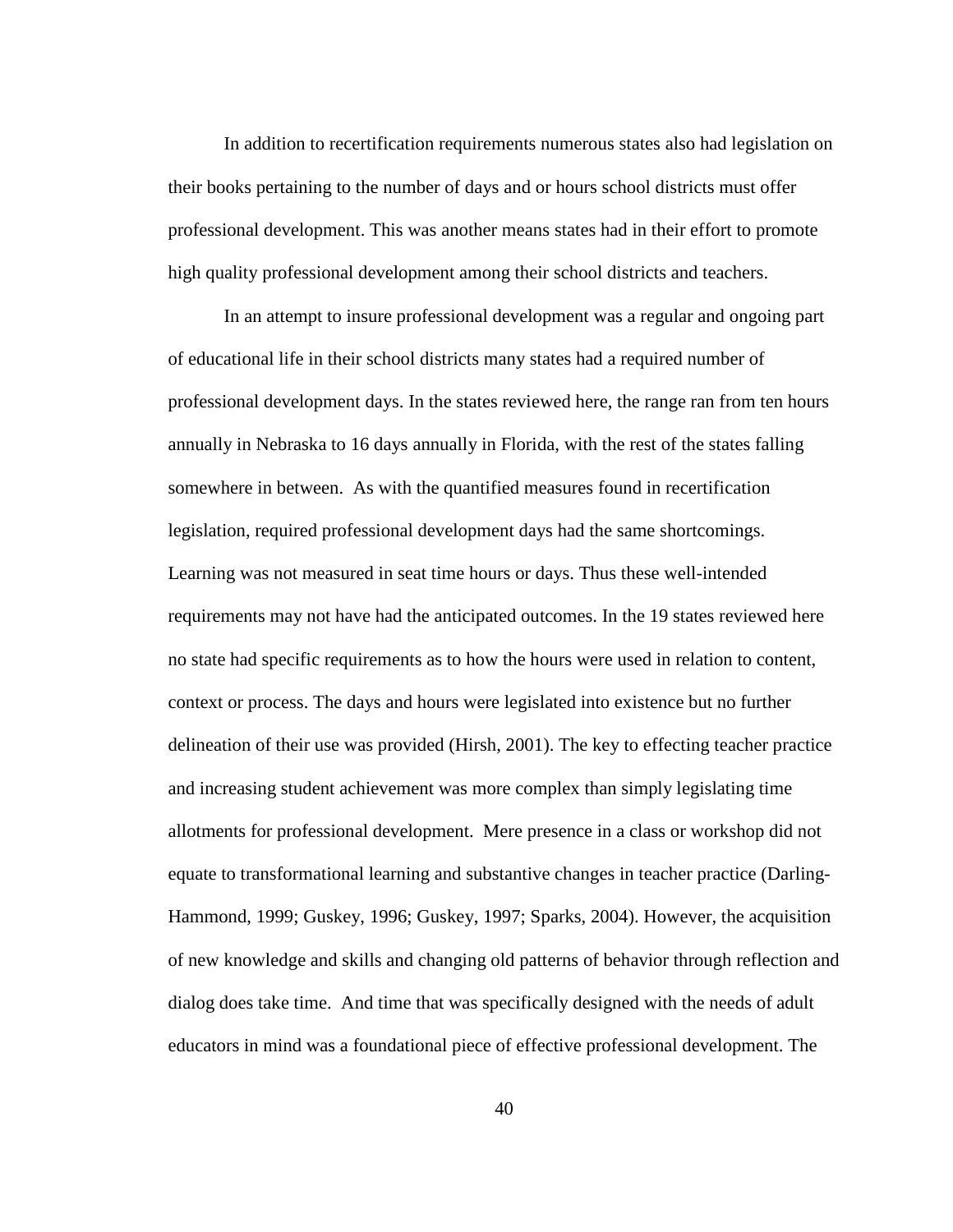In addition to recertification requirements numerous states also had legislation on their books pertaining to the number of days and or hours school districts must offer professional development. This was another means states had in their effort to promote high quality professional development among their school districts and teachers.

In an attempt to insure professional development was a regular and ongoing part of educational life in their school districts many states had a required number of professional development days. In the states reviewed here, the range ran from ten hours annually in Nebraska to 16 days annually in Florida, with the rest of the states falling somewhere in between. As with the quantified measures found in recertification legislation, required professional development days had the same shortcomings. Learning was not measured in seat time hours or days. Thus these well-intended requirements may not have had the anticipated outcomes. In the 19 states reviewed here no state had specific requirements as to how the hours were used in relation to content, context or process. The days and hours were legislated into existence but no further delineation of their use was provided (Hirsh, 2001). The key to effecting teacher practice and increasing student achievement was more complex than simply legislating time allotments for professional development. Mere presence in a class or workshop did not equate to transformational learning and substantive changes in teacher practice (Darling-Hammond, 1999; Guskey, 1996; Guskey, 1997; Sparks, 2004). However, the acquisition of new knowledge and skills and changing old patterns of behavior through reflection and dialog does take time. And time that was specifically designed with the needs of adult educators in mind was a foundational piece of effective professional development. The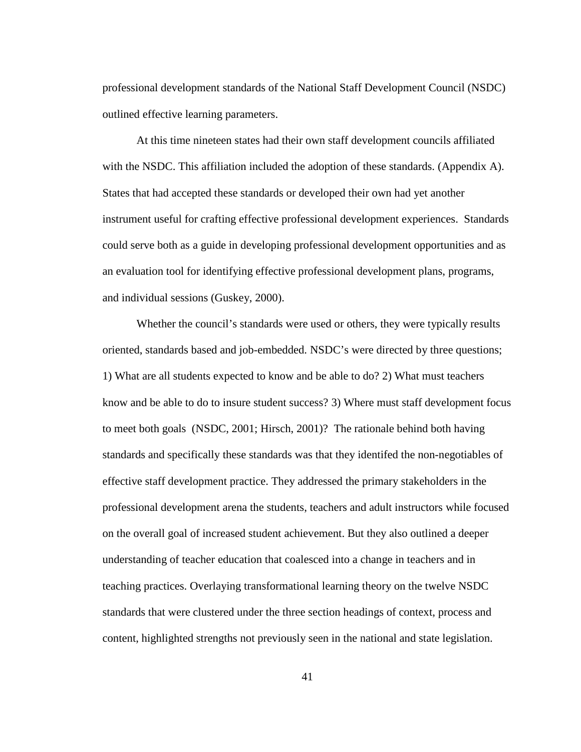professional development standards of the National Staff Development Council (NSDC) outlined effective learning parameters.

At this time nineteen states had their own staff development councils affiliated with the NSDC. This affiliation included the adoption of these standards. (Appendix A). States that had accepted these standards or developed their own had yet another instrument useful for crafting effective professional development experiences. Standards could serve both as a guide in developing professional development opportunities and as an evaluation tool for identifying effective professional development plans, programs, and individual sessions (Guskey, 2000).

Whether the council's standards were used or others, they were typically results oriented, standards based and job-embedded. NSDC's were directed by three questions; 1) What are all students expected to know and be able to do? 2) What must teachers know and be able to do to insure student success? 3) Where must staff development focus to meet both goals (NSDC, 2001; Hirsch, 2001)? The rationale behind both having standards and specifically these standards was that they identifed the non-negotiables of effective staff development practice. They addressed the primary stakeholders in the professional development arena the students, teachers and adult instructors while focused on the overall goal of increased student achievement. But they also outlined a deeper understanding of teacher education that coalesced into a change in teachers and in teaching practices. Overlaying transformational learning theory on the twelve NSDC standards that were clustered under the three section headings of context, process and content, highlighted strengths not previously seen in the national and state legislation.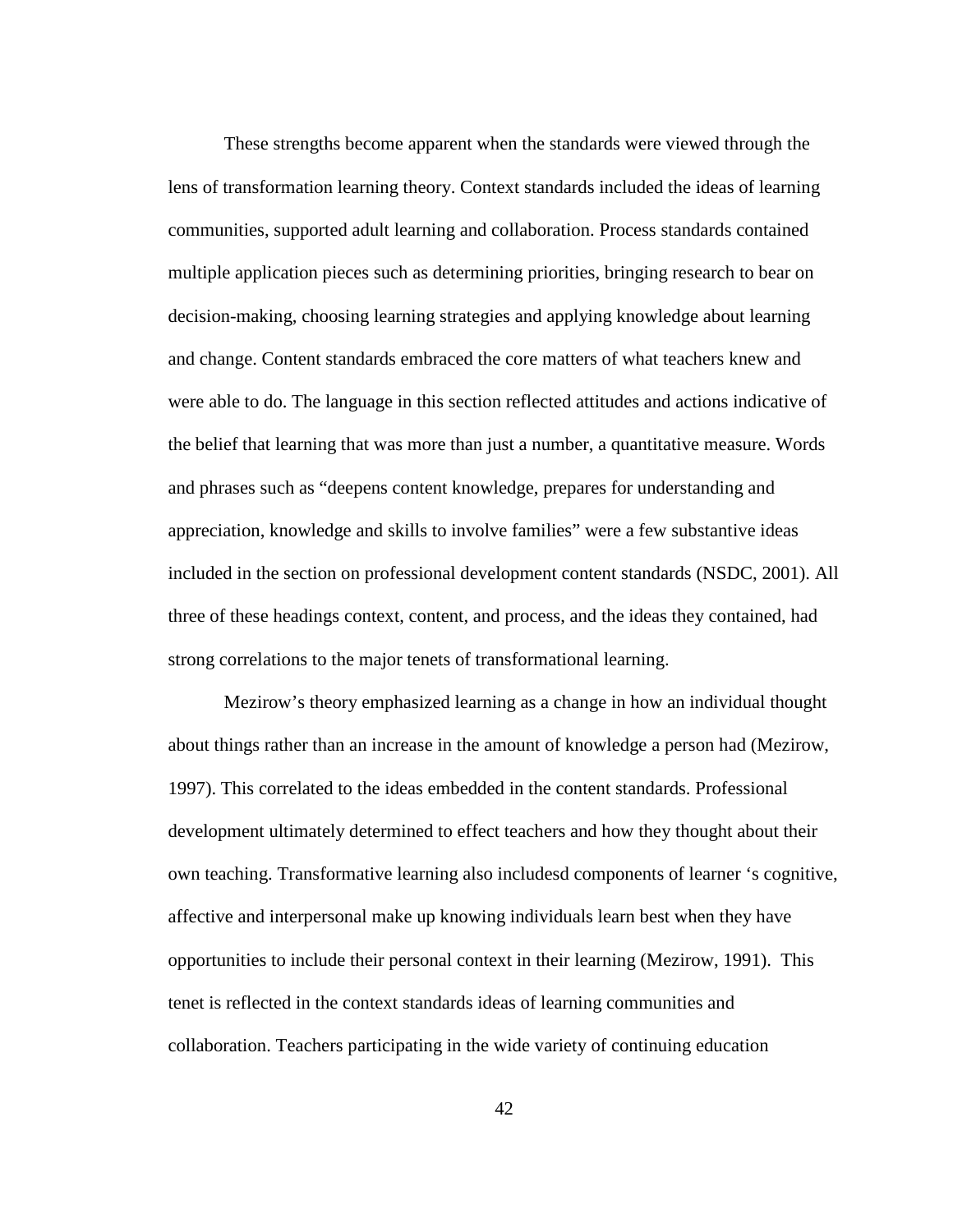These strengths become apparent when the standards were viewed through the lens of transformation learning theory. Context standards included the ideas of learning communities, supported adult learning and collaboration. Process standards contained multiple application pieces such as determining priorities, bringing research to bear on decision-making, choosing learning strategies and applying knowledge about learning and change. Content standards embraced the core matters of what teachers knew and were able to do. The language in this section reflected attitudes and actions indicative of the belief that learning that was more than just a number, a quantitative measure. Words and phrases such as "deepens content knowledge, prepares for understanding and appreciation, knowledge and skills to involve families" were a few substantive ideas included in the section on professional development content standards (NSDC, 2001). All three of these headings context, content, and process, and the ideas they contained, had strong correlations to the major tenets of transformational learning.

Mezirow's theory emphasized learning as a change in how an individual thought about things rather than an increase in the amount of knowledge a person had (Mezirow, 1997). This correlated to the ideas embedded in the content standards. Professional development ultimately determined to effect teachers and how they thought about their own teaching. Transformative learning also includesd components of learner 's cognitive, affective and interpersonal make up knowing individuals learn best when they have opportunities to include their personal context in their learning (Mezirow, 1991). This tenet is reflected in the context standards ideas of learning communities and collaboration. Teachers participating in the wide variety of continuing education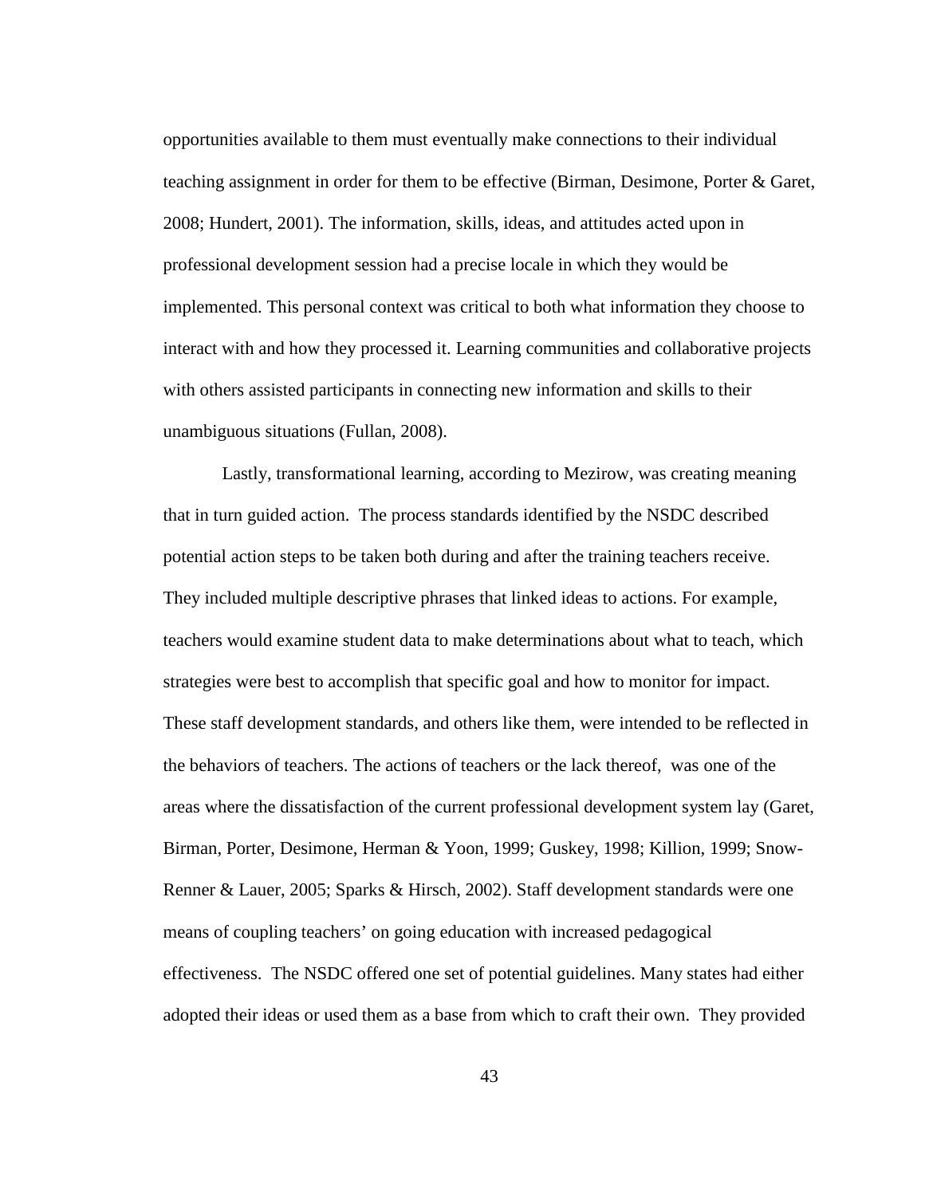opportunities available to them must eventually make connections to their individual teaching assignment in order for them to be effective (Birman, Desimone, Porter & Garet, 2008; Hundert, 2001). The information, skills, ideas, and attitudes acted upon in professional development session had a precise locale in which they would be implemented. This personal context was critical to both what information they choose to interact with and how they processed it. Learning communities and collaborative projects with others assisted participants in connecting new information and skills to their unambiguous situations (Fullan, 2008).

Lastly, transformational learning, according to Mezirow, was creating meaning that in turn guided action. The process standards identified by the NSDC described potential action steps to be taken both during and after the training teachers receive. They included multiple descriptive phrases that linked ideas to actions. For example, teachers would examine student data to make determinations about what to teach, which strategies were best to accomplish that specific goal and how to monitor for impact. These staff development standards, and others like them, were intended to be reflected in the behaviors of teachers. The actions of teachers or the lack thereof, was one of the areas where the dissatisfaction of the current professional development system lay (Garet, Birman, Porter, Desimone, Herman & Yoon, 1999; Guskey, 1998; Killion, 1999; Snow-Renner & Lauer, 2005; Sparks & Hirsch, 2002). Staff development standards were one means of coupling teachers' on going education with increased pedagogical effectiveness. The NSDC offered one set of potential guidelines. Many states had either adopted their ideas or used them as a base from which to craft their own. They provided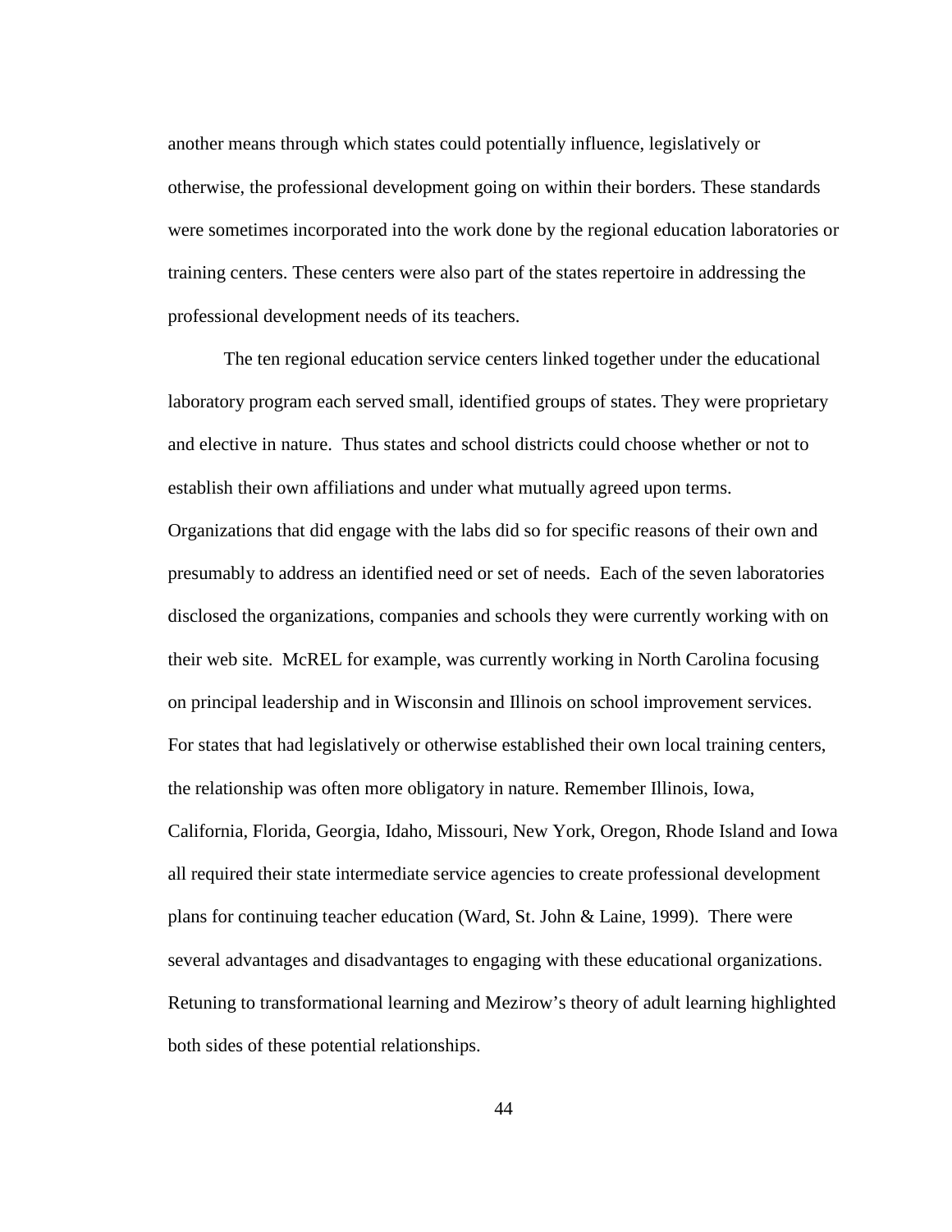another means through which states could potentially influence, legislatively or otherwise, the professional development going on within their borders. These standards were sometimes incorporated into the work done by the regional education laboratories or training centers. These centers were also part of the states repertoire in addressing the professional development needs of its teachers.

The ten regional education service centers linked together under the educational laboratory program each served small, identified groups of states. They were proprietary and elective in nature. Thus states and school districts could choose whether or not to establish their own affiliations and under what mutually agreed upon terms. Organizations that did engage with the labs did so for specific reasons of their own and presumably to address an identified need or set of needs. Each of the seven laboratories disclosed the organizations, companies and schools they were currently working with on their web site. McREL for example, was currently working in North Carolina focusing on principal leadership and in Wisconsin and Illinois on school improvement services. For states that had legislatively or otherwise established their own local training centers, the relationship was often more obligatory in nature. Remember Illinois, Iowa, California, Florida, Georgia, Idaho, Missouri, New York, Oregon, Rhode Island and Iowa all required their state intermediate service agencies to create professional development plans for continuing teacher education (Ward, St. John & Laine, 1999). There were several advantages and disadvantages to engaging with these educational organizations. Retuning to transformational learning and Mezirow's theory of adult learning highlighted both sides of these potential relationships.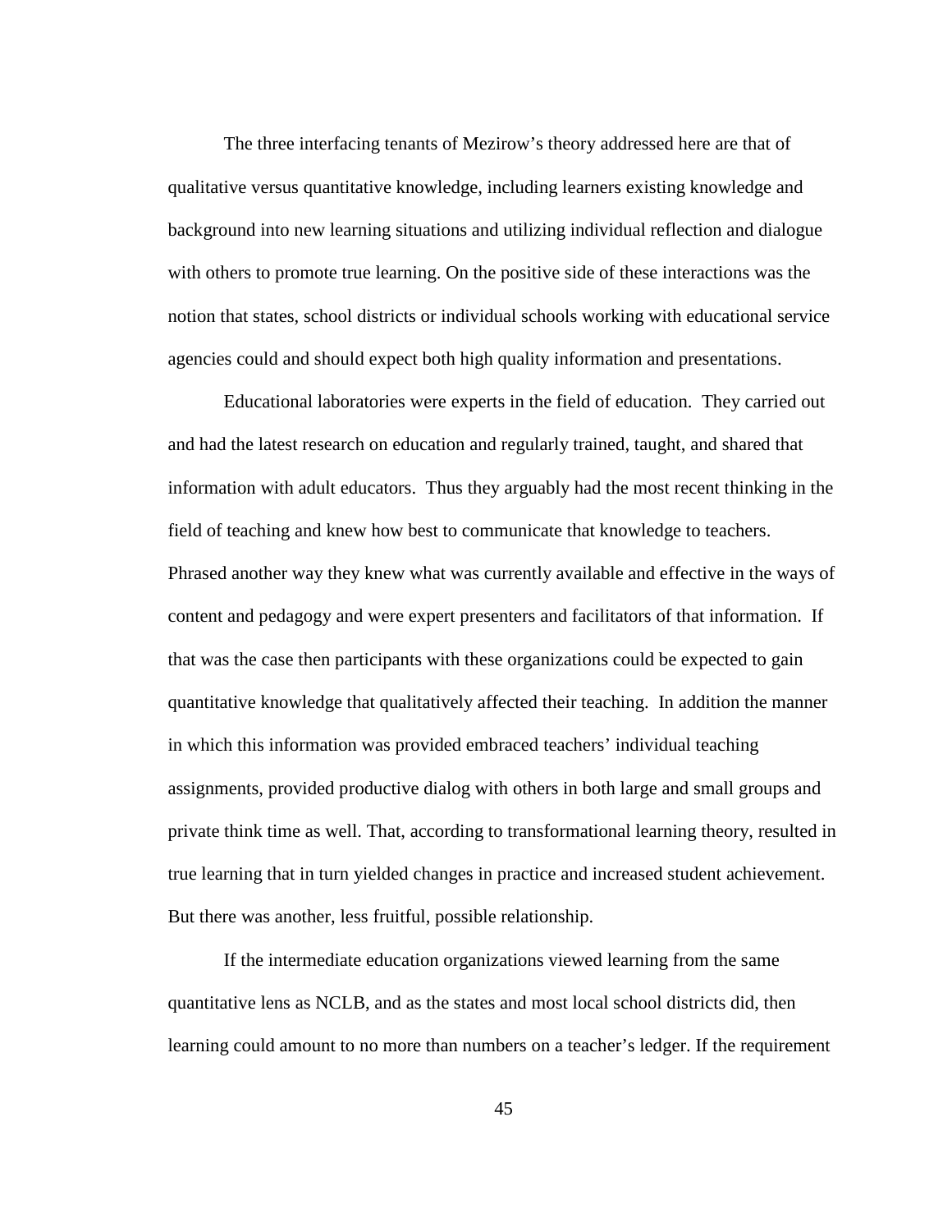The three interfacing tenants of Mezirow's theory addressed here are that of qualitative versus quantitative knowledge, including learners existing knowledge and background into new learning situations and utilizing individual reflection and dialogue with others to promote true learning. On the positive side of these interactions was the notion that states, school districts or individual schools working with educational service agencies could and should expect both high quality information and presentations.

Educational laboratories were experts in the field of education. They carried out and had the latest research on education and regularly trained, taught, and shared that information with adult educators. Thus they arguably had the most recent thinking in the field of teaching and knew how best to communicate that knowledge to teachers. Phrased another way they knew what was currently available and effective in the ways of content and pedagogy and were expert presenters and facilitators of that information. If that was the case then participants with these organizations could be expected to gain quantitative knowledge that qualitatively affected their teaching. In addition the manner in which this information was provided embraced teachers' individual teaching assignments, provided productive dialog with others in both large and small groups and private think time as well. That, according to transformational learning theory, resulted in true learning that in turn yielded changes in practice and increased student achievement. But there was another, less fruitful, possible relationship.

If the intermediate education organizations viewed learning from the same quantitative lens as NCLB, and as the states and most local school districts did, then learning could amount to no more than numbers on a teacher's ledger. If the requirement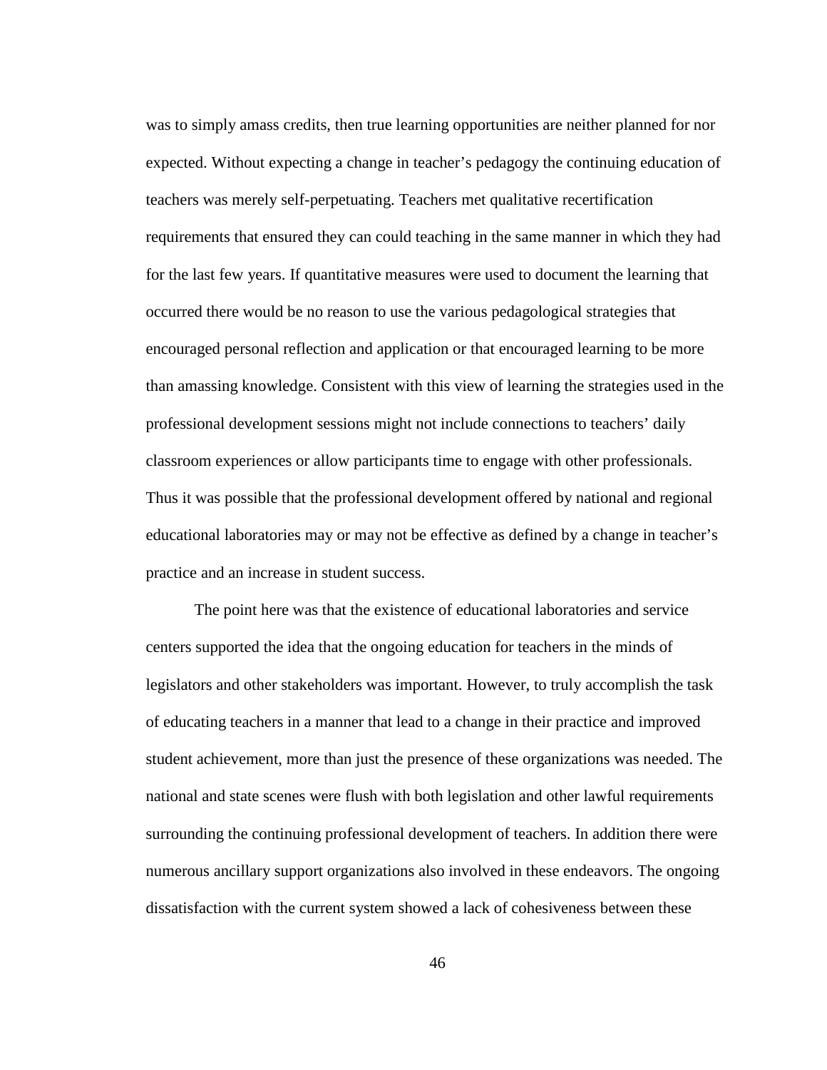was to simply amass credits, then true learning opportunities are neither planned for nor expected. Without expecting a change in teacher's pedagogy the continuing education of teachers was merely self-perpetuating. Teachers met qualitative recertification requirements that ensured they can could teaching in the same manner in which they had for the last few years. If quantitative measures were used to document the learning that occurred there would be no reason to use the various pedagological strategies that encouraged personal reflection and application or that encouraged learning to be more than amassing knowledge. Consistent with this view of learning the strategies used in the professional development sessions might not include connections to teachers' daily classroom experiences or allow participants time to engage with other professionals. Thus it was possible that the professional development offered by national and regional educational laboratories may or may not be effective as defined by a change in teacher's practice and an increase in student success.

The point here was that the existence of educational laboratories and service centers supported the idea that the ongoing education for teachers in the minds of legislators and other stakeholders was important. However, to truly accomplish the task of educating teachers in a manner that lead to a change in their practice and improved student achievement, more than just the presence of these organizations was needed. The national and state scenes were flush with both legislation and other lawful requirements surrounding the continuing professional development of teachers. In addition there were numerous ancillary support organizations also involved in these endeavors. The ongoing dissatisfaction with the current system showed a lack of cohesiveness between these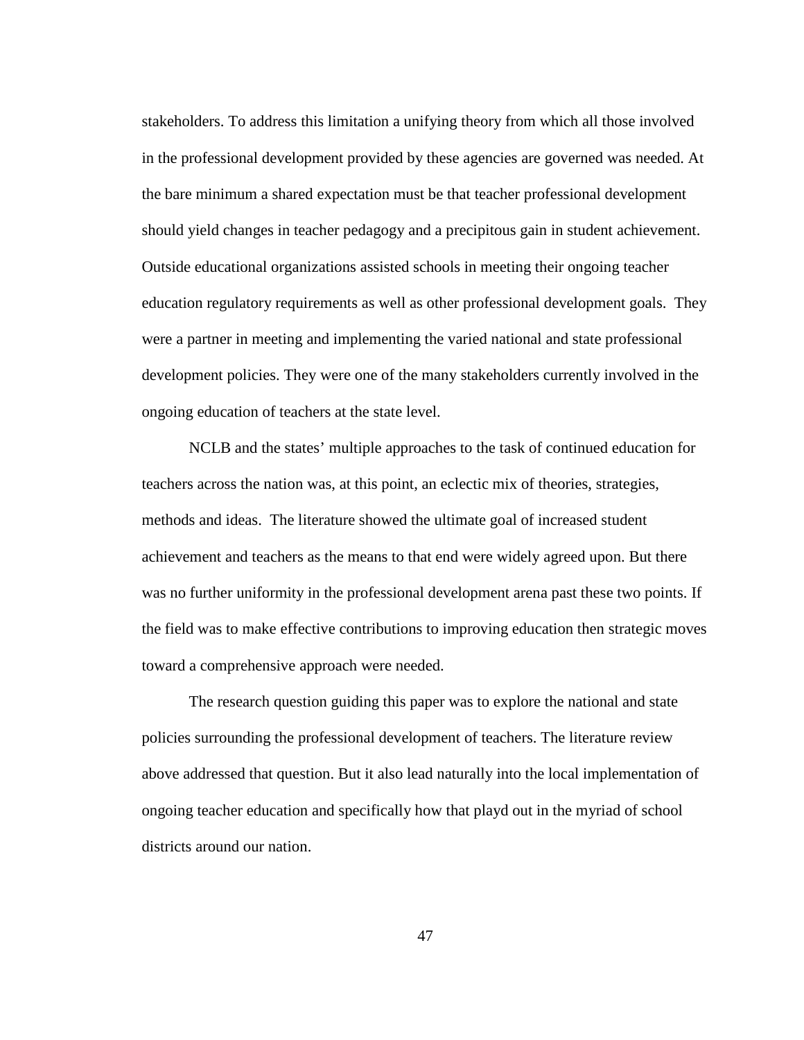stakeholders. To address this limitation a unifying theory from which all those involved in the professional development provided by these agencies are governed was needed. At the bare minimum a shared expectation must be that teacher professional development should yield changes in teacher pedagogy and a precipitous gain in student achievement. Outside educational organizations assisted schools in meeting their ongoing teacher education regulatory requirements as well as other professional development goals. They were a partner in meeting and implementing the varied national and state professional development policies. They were one of the many stakeholders currently involved in the ongoing education of teachers at the state level.

NCLB and the states' multiple approaches to the task of continued education for teachers across the nation was, at this point, an eclectic mix of theories, strategies, methods and ideas. The literature showed the ultimate goal of increased student achievement and teachers as the means to that end were widely agreed upon. But there was no further uniformity in the professional development arena past these two points. If the field was to make effective contributions to improving education then strategic moves toward a comprehensive approach were needed.

The research question guiding this paper was to explore the national and state policies surrounding the professional development of teachers. The literature review above addressed that question. But it also lead naturally into the local implementation of ongoing teacher education and specifically how that playd out in the myriad of school districts around our nation.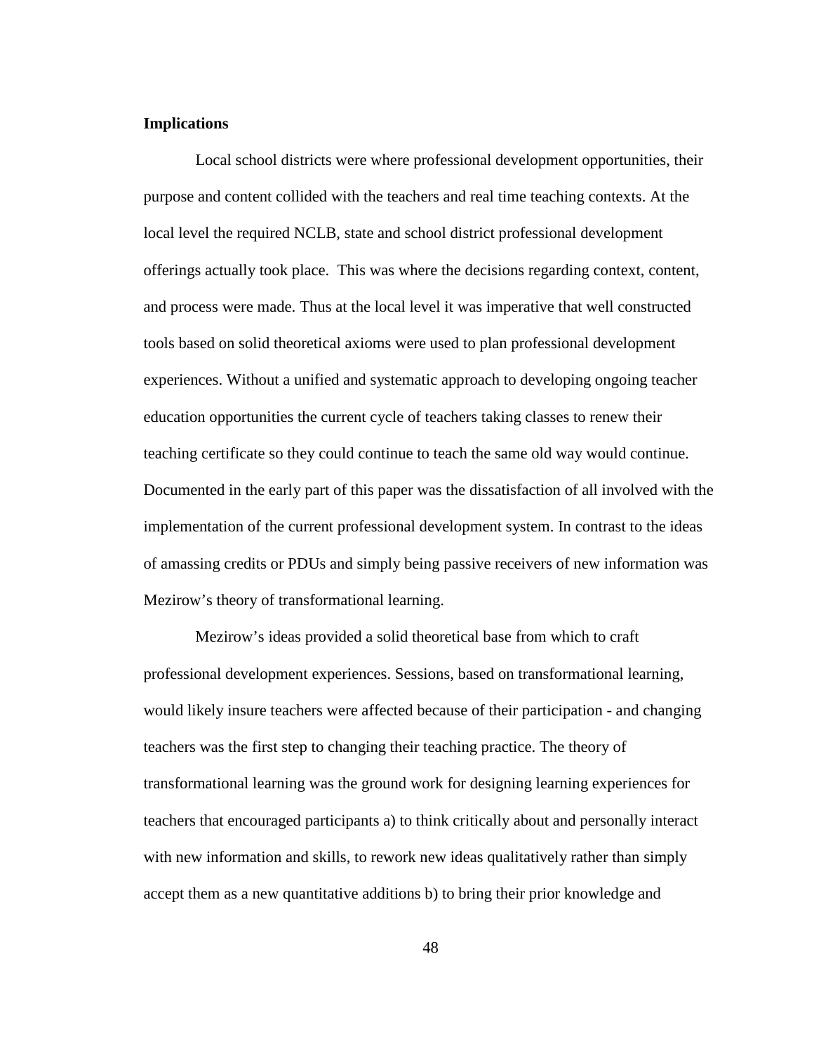**Implications**

Local school districts were where professional development opportunities, their purpose and content collided with the teachers and real time teaching contexts. At the local level the required NCLB, state and school district professional development offerings actually took place. This was where the decisions regarding context, content, and process were made. Thus at the local level it was imperative that well constructed tools based on solid theoretical axioms were used to plan professional development experiences. Without a unified and systematic approach to developing ongoing teacher education opportunities the current cycle of teachers taking classes to renew their teaching certificate so they could continue to teach the same old way would continue. Documented in the early part of this paper was the dissatisfaction of all involved with the implementation of the current professional development system. In contrast to the ideas of amassing credits or PDUs and simply being passive receivers of new information was Mezirow's theory of transformational learning.

Mezirow's ideas provided a solid theoretical base from which to craft professional development experiences. Sessions, based on transformational learning, would likely insure teachers were affected because of their participation - and changing teachers was the first step to changing their teaching practice. The theory of transformational learning was the ground work for designing learning experiences for teachers that encouraged participants a) to think critically about and personally interact with new information and skills, to rework new ideas qualitatively rather than simply accept them as a new quantitative additions b) to bring their prior knowledge and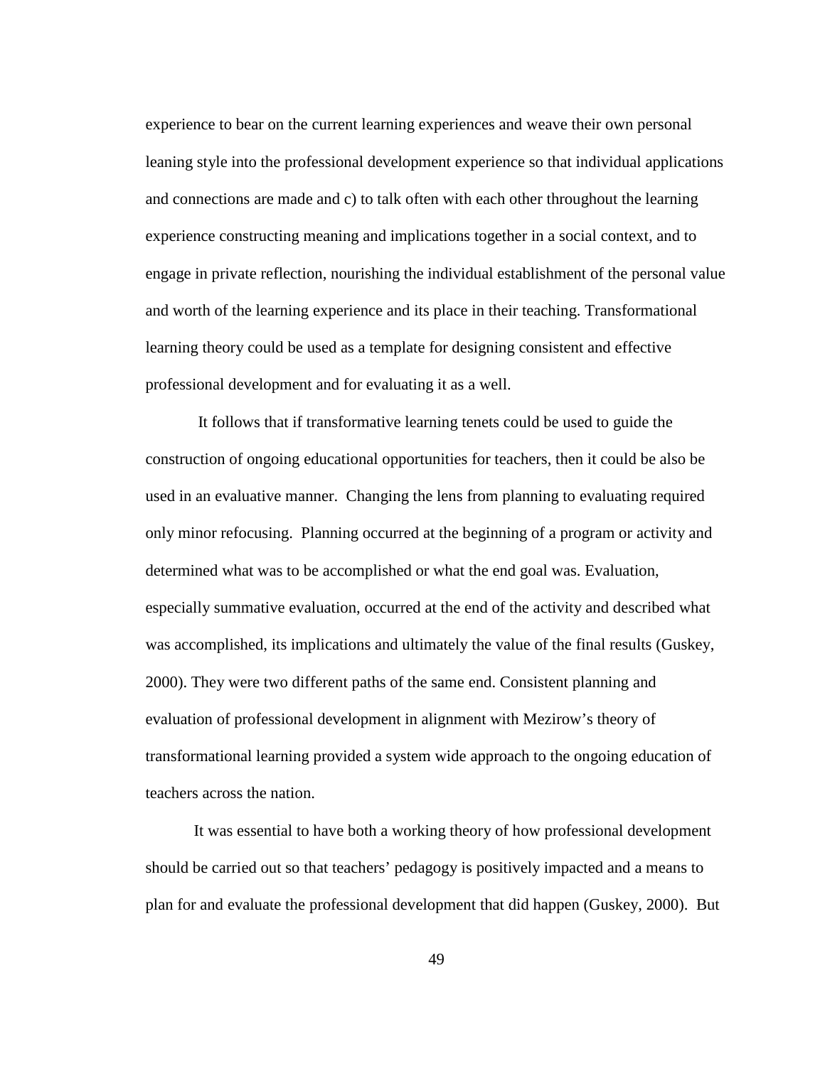experience to bear on the current learning experiences and weave their own personal leaning style into the professional development experience so that individual applications and connections are made and c) to talk often with each other throughout the learning experience constructing meaning and implications together in a social context, and to engage in private reflection, nourishing the individual establishment of the personal value and worth of the learning experience and its place in their teaching. Transformational learning theory could be used as a template for designing consistent and effective professional development and for evaluating it as a well.

It follows that if transformative learning tenets could be used to guide the construction of ongoing educational opportunities for teachers, then it could be also be used in an evaluative manner. Changing the lens from planning to evaluating required only minor refocusing. Planning occurred at the beginning of a program or activity and determined what was to be accomplished or what the end goal was. Evaluation, especially summative evaluation, occurred at the end of the activity and described what was accomplished, its implications and ultimately the value of the final results (Guskey, 2000). They were two different paths of the same end. Consistent planning and evaluation of professional development in alignment with Mezirow's theory of transformational learning provided a system wide approach to the ongoing education of teachers across the nation.

It was essential to have both a working theory of how professional development should be carried out so that teachers' pedagogy is positively impacted and a means to plan for and evaluate the professional development that did happen (Guskey, 2000). But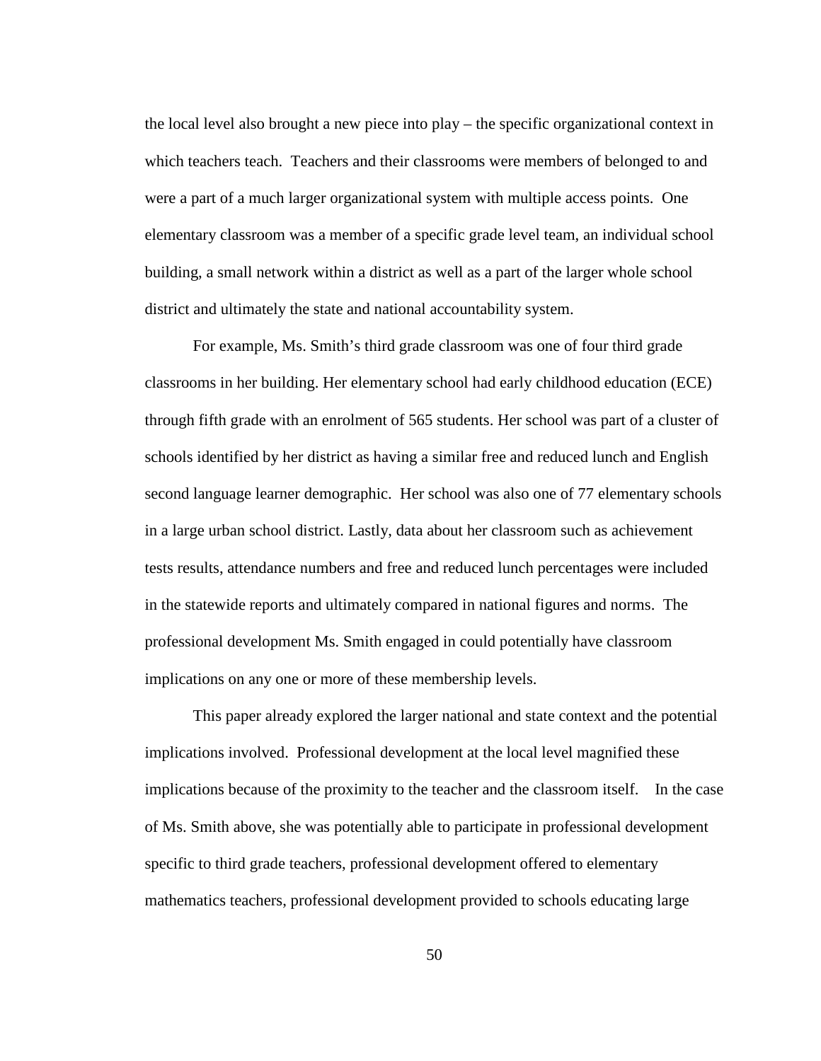the local level also brought a new piece into play – the specific organizational context in which teachers teach. Teachers and their classrooms were members of belonged to and were a part of a much larger organizational system with multiple access points. One elementary classroom was a member of a specific grade level team, an individual school building, a small network within a district as well as a part of the larger whole school district and ultimately the state and national accountability system.

For example, Ms. Smith's third grade classroom was one of four third grade classrooms in her building. Her elementary school had early childhood education (ECE) through fifth grade with an enrolment of 565 students. Her school was part of a cluster of schools identified by her district as having a similar free and reduced lunch and English second language learner demographic. Her school was also one of 77 elementary schools in a large urban school district. Lastly, data about her classroom such as achievement tests results, attendance numbers and free and reduced lunch percentages were included in the statewide reports and ultimately compared in national figures and norms. The professional development Ms. Smith engaged in could potentially have classroom implications on any one or more of these membership levels.

This paper already explored the larger national and state context and the potential implications involved. Professional development at the local level magnified these implications because of the proximity to the teacher and the classroom itself. In the case of Ms. Smith above, she was potentially able to participate in professional development specific to third grade teachers, professional development offered to elementary mathematics teachers, professional development provided to schools educating large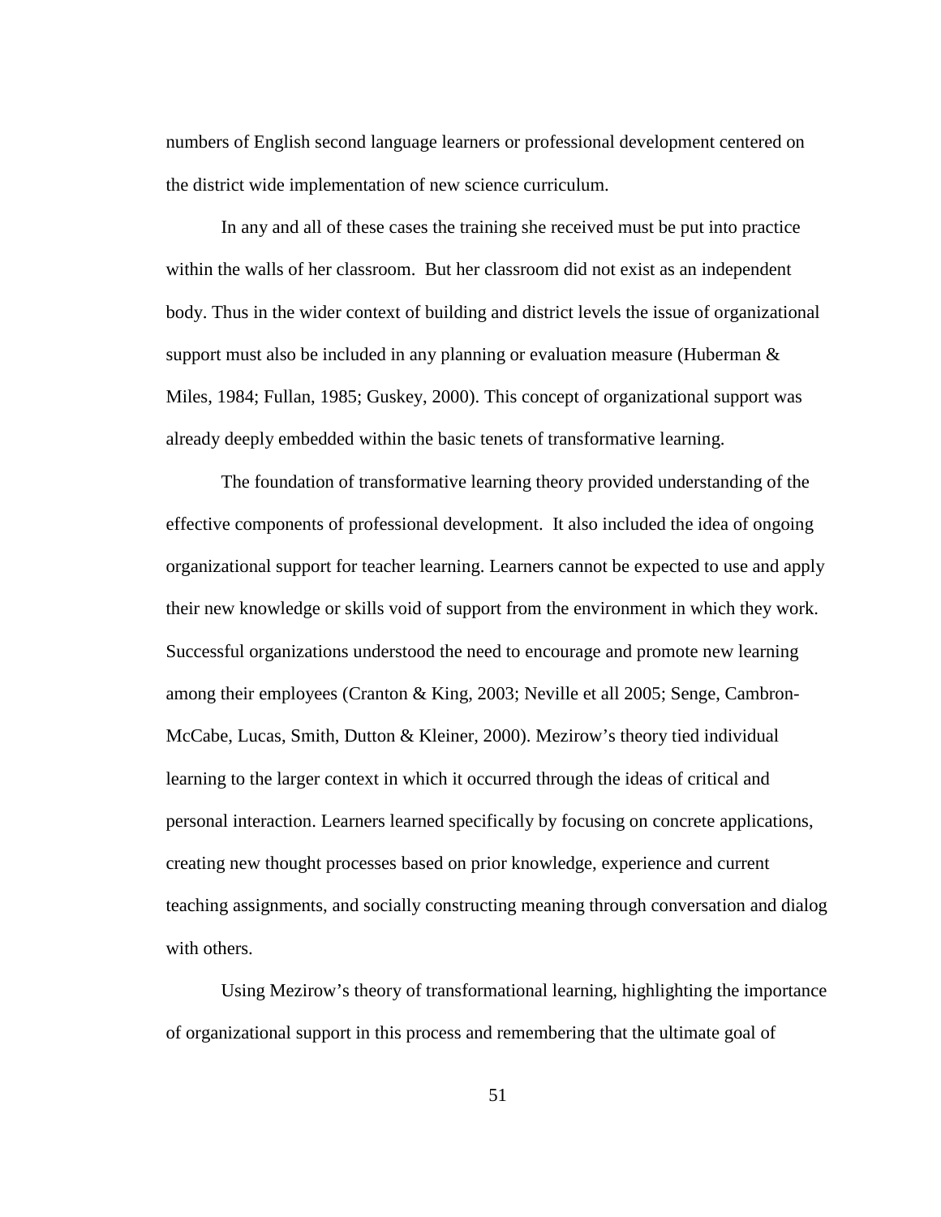numbers of English second language learners or professional development centered on the district wide implementation of new science curriculum.

In any and all of these cases the training she received must be put into practice within the walls of her classroom. But her classroom did not exist as an independent body. Thus in the wider context of building and district levels the issue of organizational support must also be included in any planning or evaluation measure (Huberman & Miles, 1984; Fullan, 1985; Guskey, 2000). This concept of organizational support was already deeply embedded within the basic tenets of transformative learning.

The foundation of transformative learning theory provided understanding of the effective components of professional development. It also included the idea of ongoing organizational support for teacher learning. Learners cannot be expected to use and apply their new knowledge or skills void of support from the environment in which they work. Successful organizations understood the need to encourage and promote new learning among their employees (Cranton & King, 2003; Neville et all 2005; Senge, Cambron-McCabe, Lucas, Smith, Dutton & Kleiner, 2000). Mezirow's theory tied individual learning to the larger context in which it occurred through the ideas of critical and personal interaction. Learners learned specifically by focusing on concrete applications, creating new thought processes based on prior knowledge, experience and current teaching assignments, and socially constructing meaning through conversation and dialog with others.

Using Mezirow's theory of transformational learning, highlighting the importance of organizational support in this process and remembering that the ultimate goal of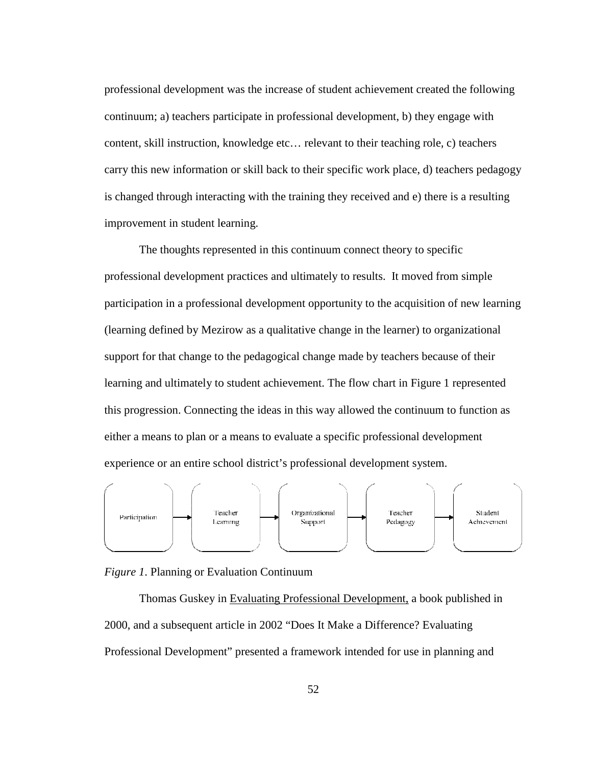professional development was the increase of student achievement created the following continuum; a) teachers participate in professional development, b) they engage with content, skill instruction, knowledge etc… relevant to their teaching role, c) teachers carry this new information or skill back to their specific work place, d) teachers pedagogy is changed through interacting with the training they received and e) there is a resulting improvement in student learning.

The thoughts represented in this continuum connect theory to specific professional development practices and ultimately to results. It moved from simple participation in a professional development opportunity to the acquisition of new learning (learning defined by Mezirow as a qualitative change in the learner) to organizational support for that change to the pedagogical change made by teachers because of their learning and ultimately to student achievement. The flow chart in Figure 1 represented this progression. Connecting the ideas in this way allowed the continuum to function as either a means to plan or a means to evaluate a specific professional development experience or an entire school district's professional development system.

Participation → Teacher Learning → Organizational Support → Teacher Pedagogy → Student Achievement

*Figure 1.* Planning or Evaluation Continuum

Thomas Guskey in Evaluating Professional Development, a book published in 2000, and a subsequent article in 2002 "Does It Make a Difference? Evaluating Professional Development" presented a framework intended for use in planning and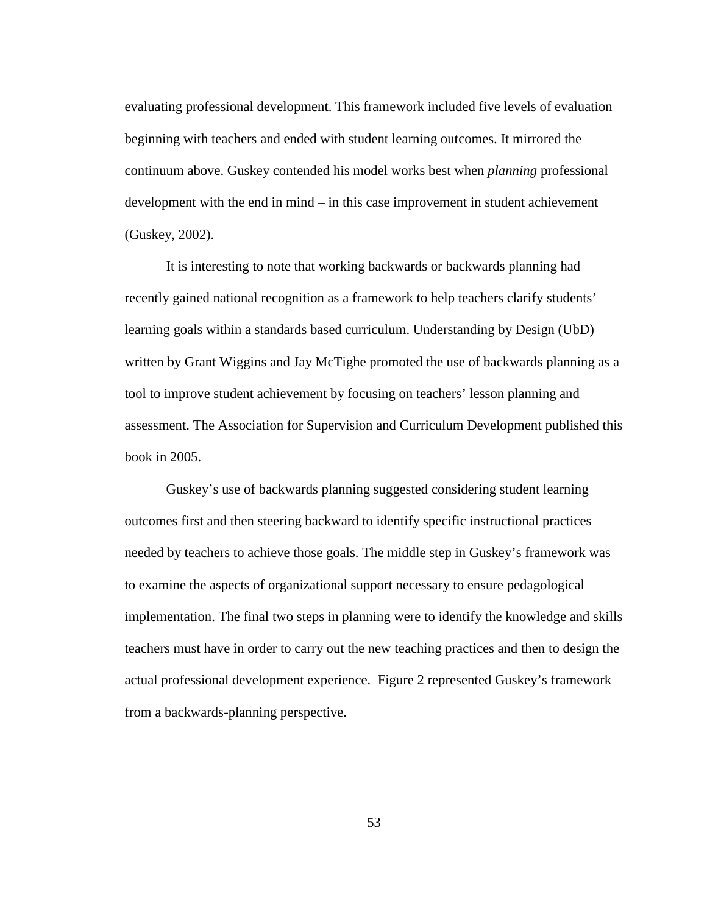evaluating professional development. This framework included five levels of evaluation beginning with teachers and ended with student learning outcomes. It mirrored the continuum above. Guskey contended his model works best when *planning* professional development with the end in mind – in this case improvement in student achievement (Guskey, 2002).

It is interesting to note that working backwards or backwards planning had recently gained national recognition as a framework to help teachers clarify students' learning goals within a standards based curriculum. <u>Understanding by Design</u> (UbD) written by Grant Wiggins and Jay McTighe promoted the use of backwards planning as a tool to improve student achievement by focusing on teachers' lesson planning and assessment. The Association for Supervision and Curriculum Development published this book in 2005.

Guskey's use of backwards planning suggested considering student learning outcomes first and then steering backward to identify specific instructional practices needed by teachers to achieve those goals. The middle step in Guskey's framework was to examine the aspects of organizational support necessary to ensure pedagogical implementation. The final two steps in planning were to identify the knowledge and skills teachers must have in order to carry out the new teaching practices and then to design the actual professional development experience. Figure 2 represented Guskey's framework from a backwards-planning perspective.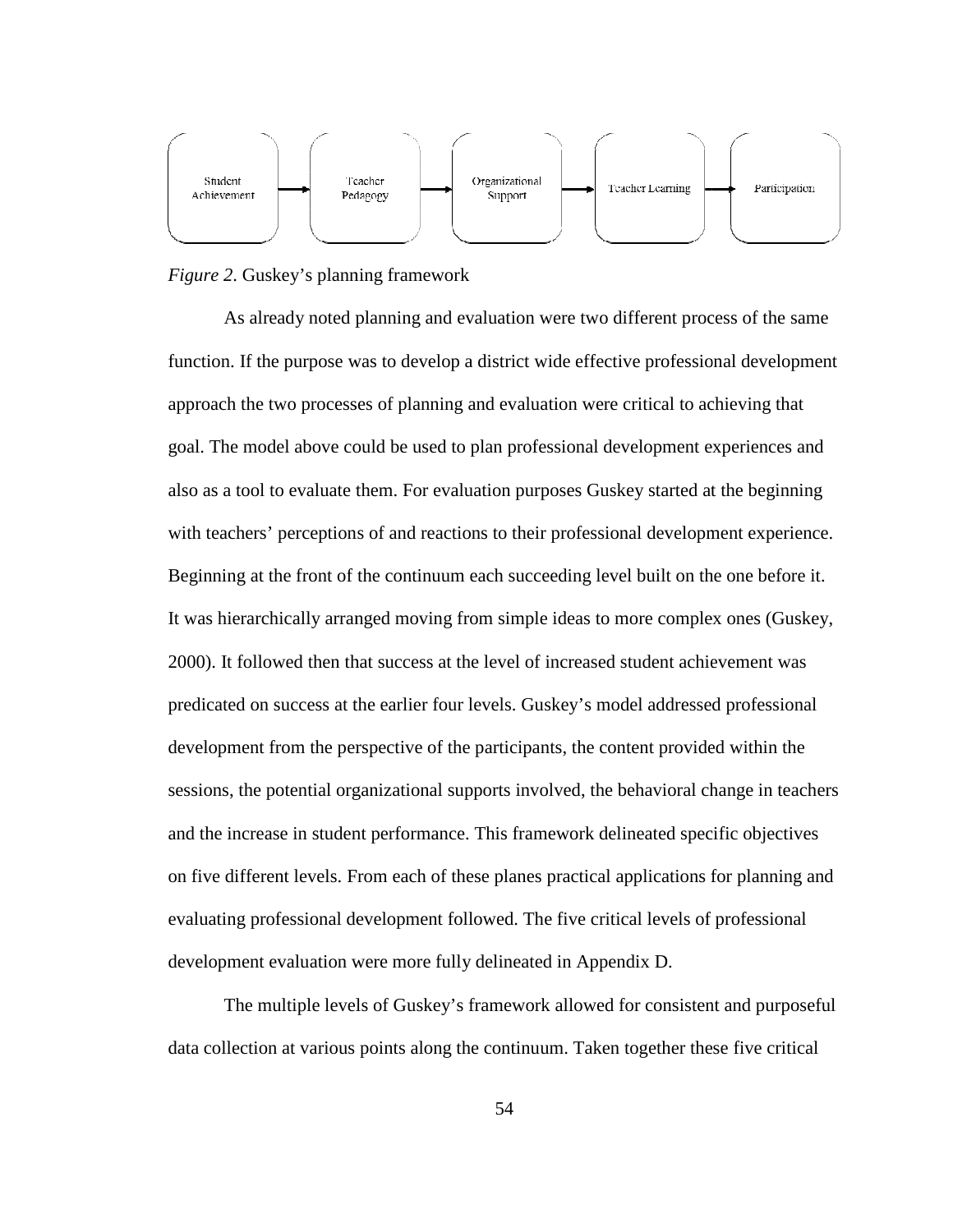Student Achievement → Teacher Pedagogy → Organizational Support → Teacher Learning → Participation

*Figure 2*. Guskey's planning framework

As already noted planning and evaluation were two different process of the same function. If the purpose was to develop a district wide effective professional development approach the two processes of planning and evaluation were critical to achieving that goal. The model above could be used to plan professional development experiences and also as a tool to evaluate them. For evaluation purposes Guskey started at the beginning with teachers' perceptions of and reactions to their professional development experience. Beginning at the front of the continuum each succeeding level built on the one before it. It was hierarchically arranged moving from simple ideas to more complex ones (Guskey, 2000). It followed then that success at the level of increased student achievement was predicated on success at the earlier four levels. Guskey's model addressed professional development from the perspective of the participants, the content provided within the sessions, the potential organizational supports involved, the behavioral change in teachers and the increase in student performance. This framework delineated specific objectives on five different levels. From each of these planes practical applications for planning and evaluating professional development followed. The five critical levels of professional development evaluation were more fully delineated in Appendix D.

The multiple levels of Guskey's framework allowed for consistent and purposeful data collection at various points along the continuum. Taken together these five critical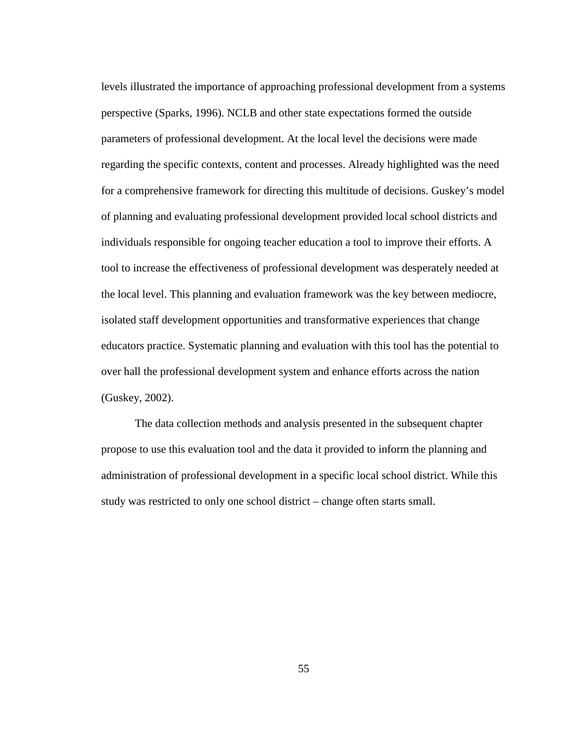levels illustrated the importance of approaching professional development from a systems perspective (Sparks, 1996). NCLB and other state expectations formed the outside parameters of professional development. At the local level the decisions were made regarding the specific contexts, content and processes. Already highlighted was the need for a comprehensive framework for directing this multitude of decisions. Guskey's model of planning and evaluating professional development provided local school districts and individuals responsible for ongoing teacher education a tool to improve their efforts. A tool to increase the effectiveness of professional development was desperately needed at the local level. This planning and evaluation framework was the key between mediocre, isolated staff development opportunities and transformative experiences that change educators practice. Systematic planning and evaluation with this tool has the potential to over hall the professional development system and enhance efforts across the nation (Guskey, 2002).

The data collection methods and analysis presented in the subsequent chapter propose to use this evaluation tool and the data it provided to inform the planning and administration of professional development in a specific local school district. While this study was restricted to only one school district – change often starts small.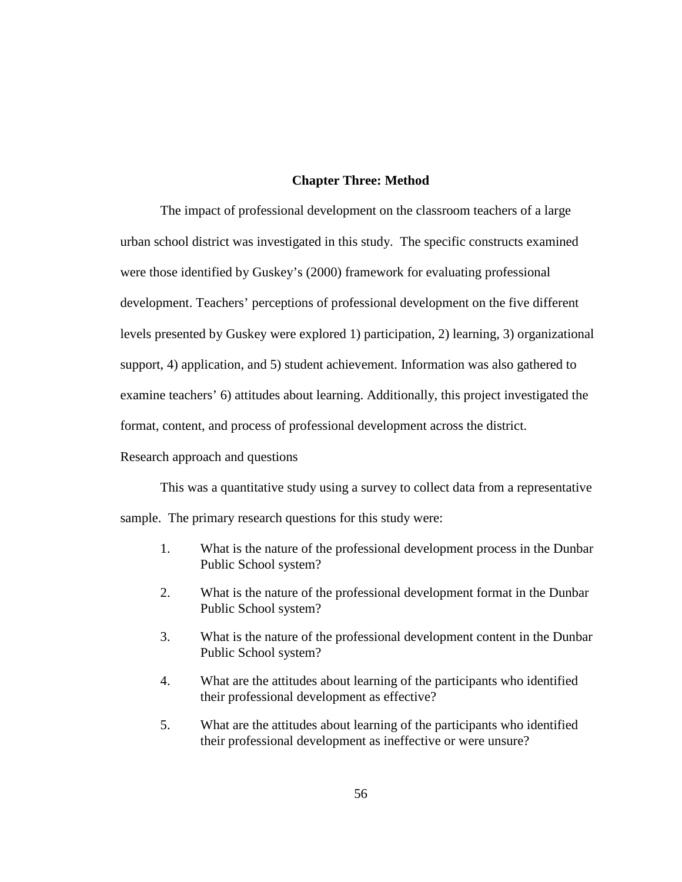# Chapter Three: Method

The impact of professional development on the classroom teachers of a large urban school district was investigated in this study. The specific constructs examined were those identified by Guskey's (2000) framework for evaluating professional development. Teachers' perceptions of professional development on the five different levels presented by Guskey were explored 1) participation, 2) learning, 3) organizational support, 4) application, and 5) student achievement. Information was also gathered to examine teachers' 6) attitudes about learning. Additionally, this project investigated the format, content, and process of professional development across the district.

## Research approach and questions

This was a quantitative study using a survey to collect data from a representative sample. The primary research questions for this study were:

1. What is the nature of the professional development process in the Dunbar Public School system?
2. What is the nature of the professional development format in the Dunbar Public School system?
3. What is the nature of the professional development content in the Dunbar Public School system?
4. What are the attitudes about learning of the participants who identified their professional development as effective?
5. What are the attitudes about learning of the participants who identified their professional development as ineffective or were unsure?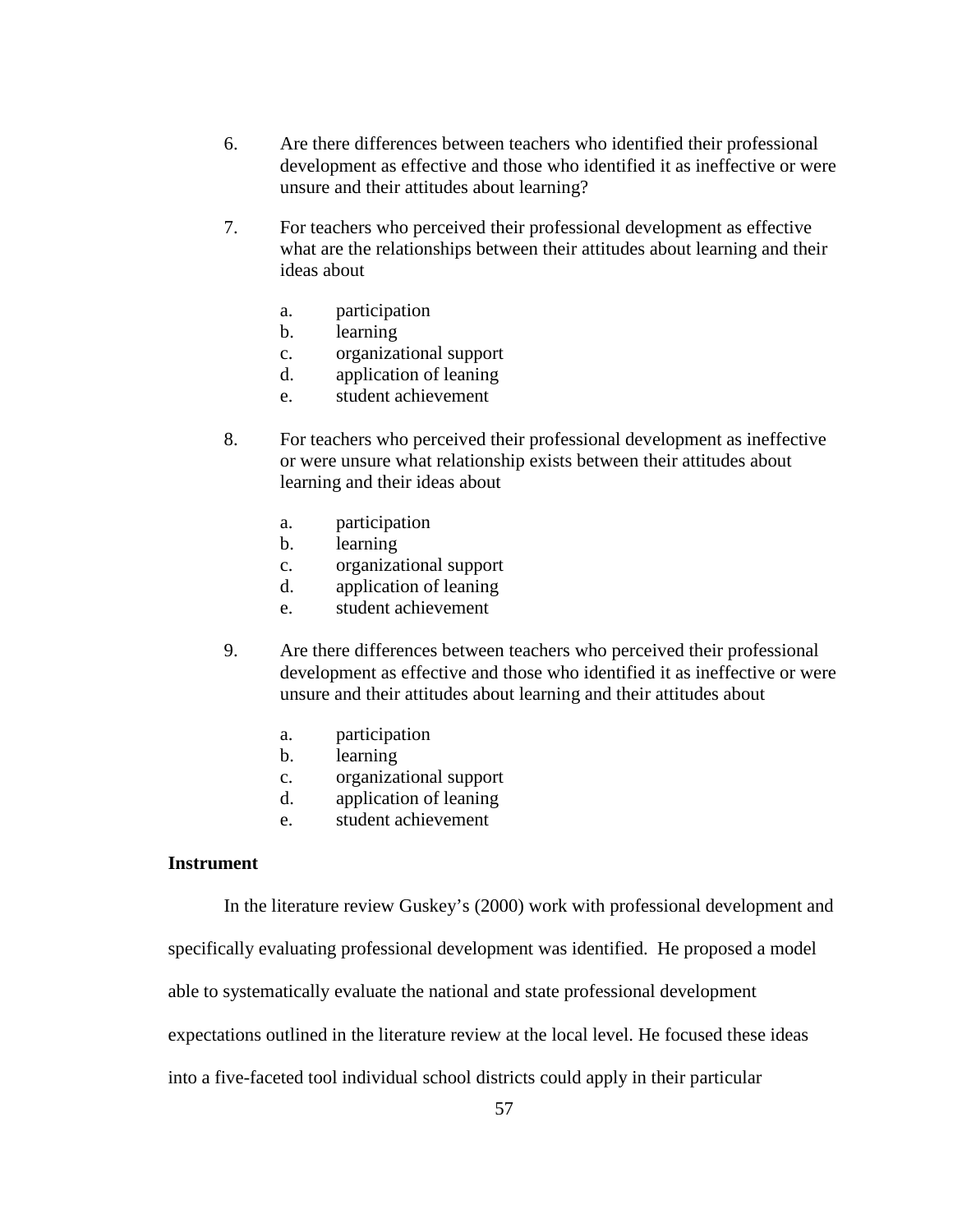6. Are there differences between teachers who identified their professional development as effective and those who identified it as ineffective or were unsure and their attitudes about learning?

7. For teachers who perceived their professional development as effective what are the relationships between their attitudes about learning and their ideas about

    a. participation
    b. learning
    c. organizational support
    d. application of leaning
    e. student achievement

8. For teachers who perceived their professional development as ineffective or were unsure what relationship exists between their attitudes about learning and their ideas about

    a. participation
    b. learning
    c. organizational support
    d. application of leaning
    e. student achievement

9. Are there differences between teachers who perceived their professional development as effective and those who identified it as ineffective or were unsure and their attitudes about learning and their attitudes about

    a. participation
    b. learning
    c. organizational support
    d. application of leaning
    e. student achievement

**Instrument**

In the literature review Guskey's (2000) work with professional development and specifically evaluating professional development was identified. He proposed a model able to systematically evaluate the national and state professional development expectations outlined in the literature review at the local level. He focused these ideas into a five-faceted tool individual school districts could apply in their particular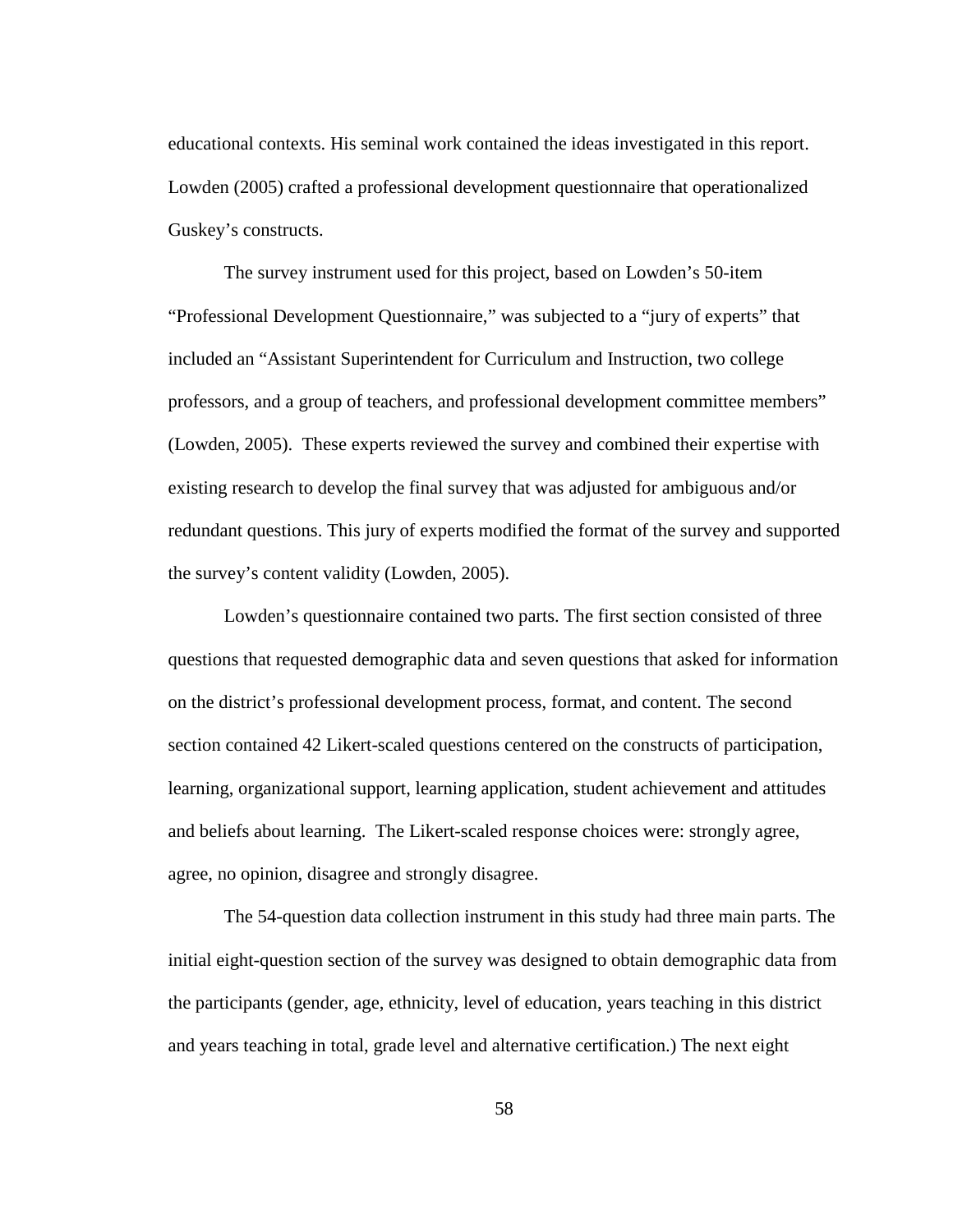educational contexts. His seminal work contained the ideas investigated in this report. Lowden (2005) crafted a professional development questionnaire that operationalized Guskey's constructs.

The survey instrument used for this project, based on Lowden's 50-item "Professional Development Questionnaire," was subjected to a "jury of experts" that included an "Assistant Superintendent for Curriculum and Instruction, two college professors, and a group of teachers, and professional development committee members" (Lowden, 2005). These experts reviewed the survey and combined their expertise with existing research to develop the final survey that was adjusted for ambiguous and/or redundant questions. This jury of experts modified the format of the survey and supported the survey's content validity (Lowden, 2005).

Lowden's questionnaire contained two parts. The first section consisted of three questions that requested demographic data and seven questions that asked for information on the district's professional development process, format, and content. The second section contained 42 Likert-scaled questions centered on the constructs of participation, learning, organizational support, learning application, student achievement and attitudes and beliefs about learning. The Likert-scaled response choices were: strongly agree, agree, no opinion, disagree and strongly disagree.

The 54-question data collection instrument in this study had three main parts. The initial eight-question section of the survey was designed to obtain demographic data from the participants (gender, age, ethnicity, level of education, years teaching in this district and years teaching in total, grade level and alternative certification.) The next eight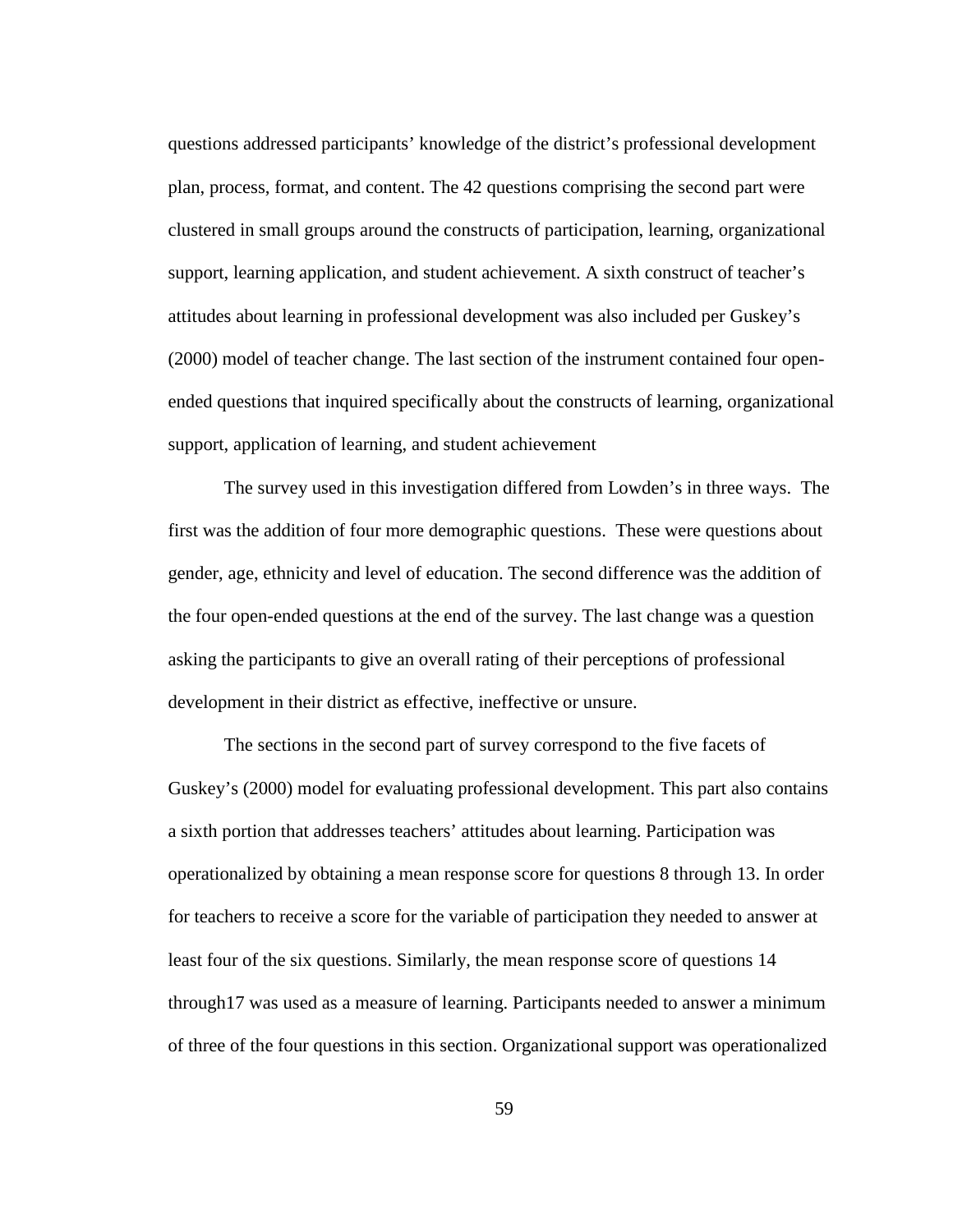questions addressed participants' knowledge of the district's professional development plan, process, format, and content. The 42 questions comprising the second part were clustered in small groups around the constructs of participation, learning, organizational support, learning application, and student achievement. A sixth construct of teacher's attitudes about learning in professional development was also included per Guskey's (2000) model of teacher change. The last section of the instrument contained four open-ended questions that inquired specifically about the constructs of learning, organizational support, application of learning, and student achievement

The survey used in this investigation differed from Lowden's in three ways. The first was the addition of four more demographic questions. These were questions about gender, age, ethnicity and level of education. The second difference was the addition of the four open-ended questions at the end of the survey. The last change was a question asking the participants to give an overall rating of their perceptions of professional development in their district as effective, ineffective or unsure.

The sections in the second part of survey correspond to the five facets of Guskey's (2000) model for evaluating professional development. This part also contains a sixth portion that addresses teachers' attitudes about learning. Participation was operationalized by obtaining a mean response score for questions 8 through 13. In order for teachers to receive a score for the variable of participation they needed to answer at least four of the six questions. Similarly, the mean response score of questions 14 through17 was used as a measure of learning. Participants needed to answer a minimum of three of the four questions in this section. Organizational support was operationalized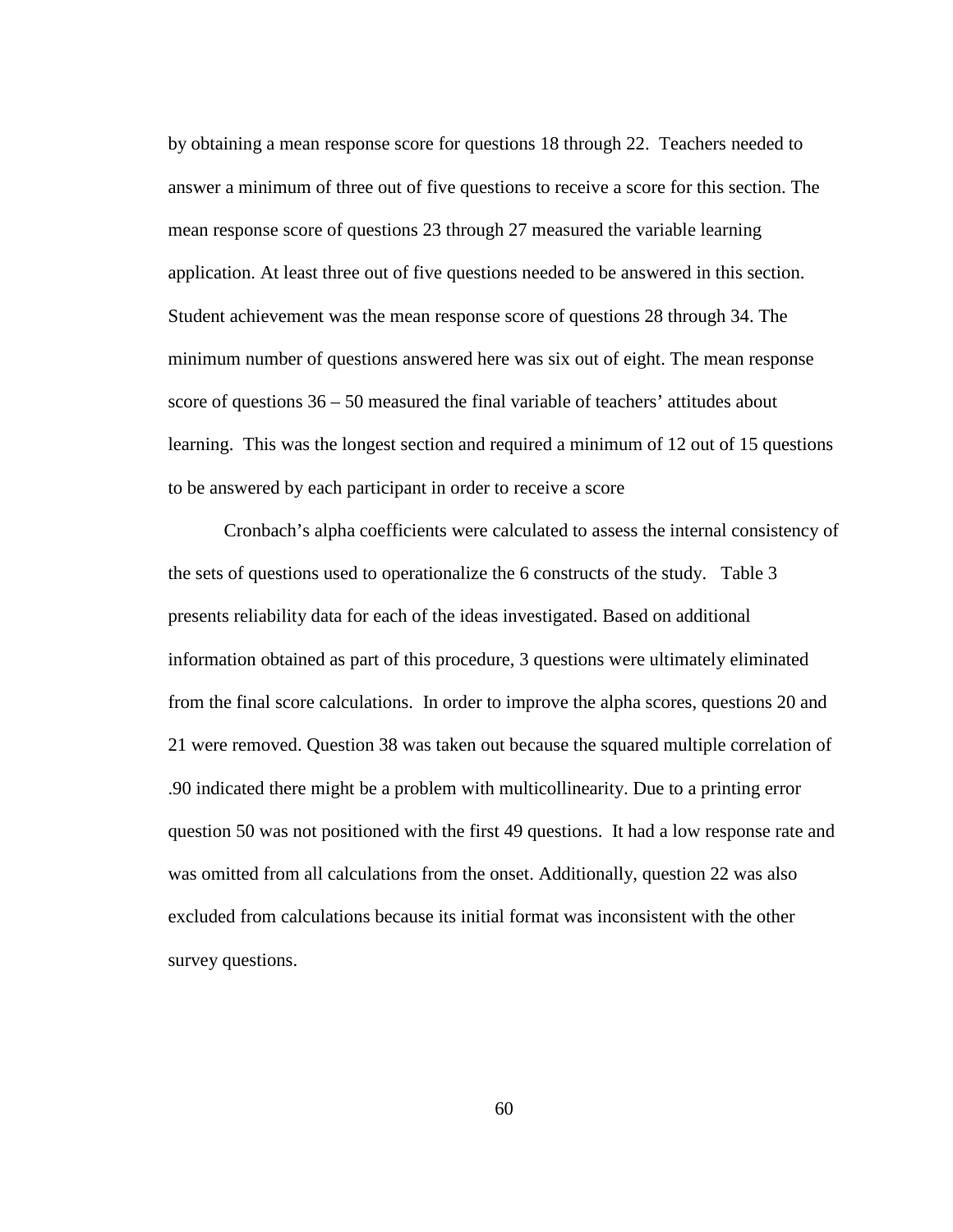by obtaining a mean response score for questions 18 through 22. Teachers needed to answer a minimum of three out of five questions to receive a score for this section. The mean response score of questions 23 through 27 measured the variable learning application. At least three out of five questions needed to be answered in this section. Student achievement was the mean response score of questions 28 through 34. The minimum number of questions answered here was six out of eight. The mean response score of questions 36 – 50 measured the final variable of teachers' attitudes about learning. This was the longest section and required a minimum of 12 out of 15 questions to be answered by each participant in order to receive a score

Cronbach's alpha coefficients were calculated to assess the internal consistency of the sets of questions used to operationalize the 6 constructs of the study. Table 3 presents reliability data for each of the ideas investigated. Based on additional information obtained as part of this procedure, 3 questions were ultimately eliminated from the final score calculations. In order to improve the alpha scores, questions 20 and 21 were removed. Question 38 was taken out because the squared multiple correlation of .90 indicated there might be a problem with multicollinearity. Due to a printing error question 50 was not positioned with the first 49 questions. It had a low response rate and was omitted from all calculations from the onset. Additionally, question 22 was also excluded from calculations because its initial format was inconsistent with the other survey questions.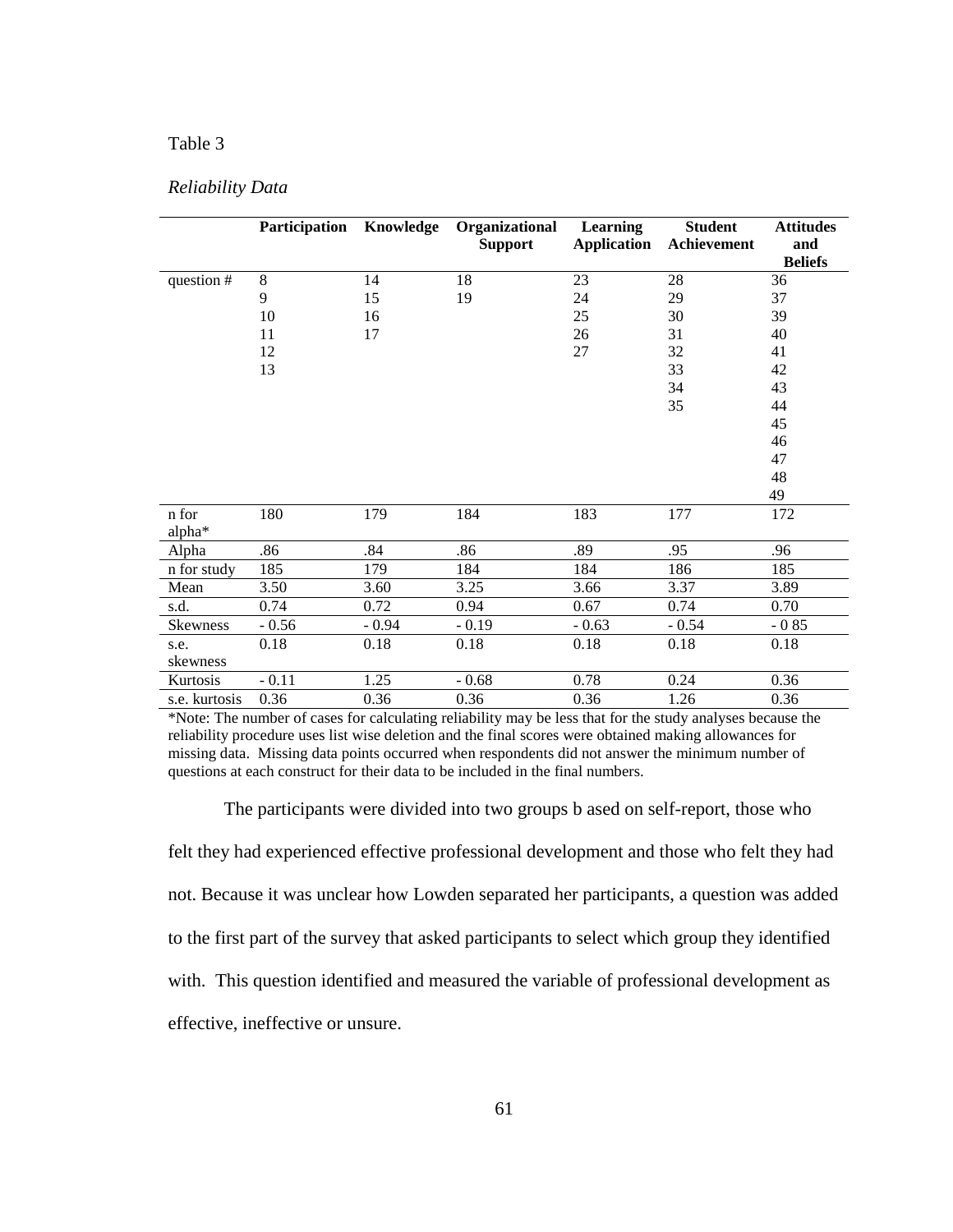Table 3

*Reliability Data*

| | **Participation** | **Knowledge** | **Organizational Support** | **Learning Application** | **Student Achievement** | **Attitudes and Beliefs** |
|---|---|---|---|---|---|---|
| question # | 8 | 14 | 18 | 23 | 28 | 36 |
| | 9 | 15 | 19 | 24 | 29 | 37 |
| | 10 | 16 | | 25 | 30 | 39 |
| | 11 | 17 | | 26 | 31 | 40 |
| | 12 | | | 27 | 32 | 41 |
| | 13 | | | | 33 | 42 |
| | | | | | 34 | 43 |
| | | | | | 35 | 44 |
| | | | | | | 45 |
| | | | | | | 46 |
| | | | | | | 47 |
| | | | | | | 48 |
| | | | | | | 49 |
| n for alpha* | 180 | 179 | 184 | 183 | 177 | 172 |
| Alpha | .86 | .84 | .86 | .89 | .95 | .96 |
| n for study | 185 | 179 | 184 | 184 | 186 | 185 |
| Mean | 3.50 | 3.60 | 3.25 | 3.66 | 3.37 | 3.89 |
| s.d. | 0.74 | 0.72 | 0.94 | 0.67 | 0.74 | 0.70 |
| Skewness | - 0.56 | - 0.94 | - 0.19 | - 0.63 | - 0.54 | - 0 85 |
| s.e. skewness | 0.18 | 0.18 | 0.18 | 0.18 | 0.18 | 0.18 |
| Kurtosis | - 0.11 | 1.25 | - 0.68 | 0.78 | 0.24 | 0.36 |
| s.e. kurtosis | 0.36 | 0.36 | 0.36 | 0.36 | 1.26 | 0.36 |

*Note: The number of cases for calculating reliability may be less that for the study analyses because the reliability procedure uses list wise deletion and the final scores were obtained making allowances for missing data. Missing data points occurred when respondents did not answer the minimum number of questions at each construct for their data to be included in the final numbers.

The participants were divided into two groups b ased on self-report, those who felt they had experienced effective professional development and those who felt they had not. Because it was unclear how Lowden separated her participants, a question was added to the first part of the survey that asked participants to select which group they identified with. This question identified and measured the variable of professional development as effective, ineffective or unsure.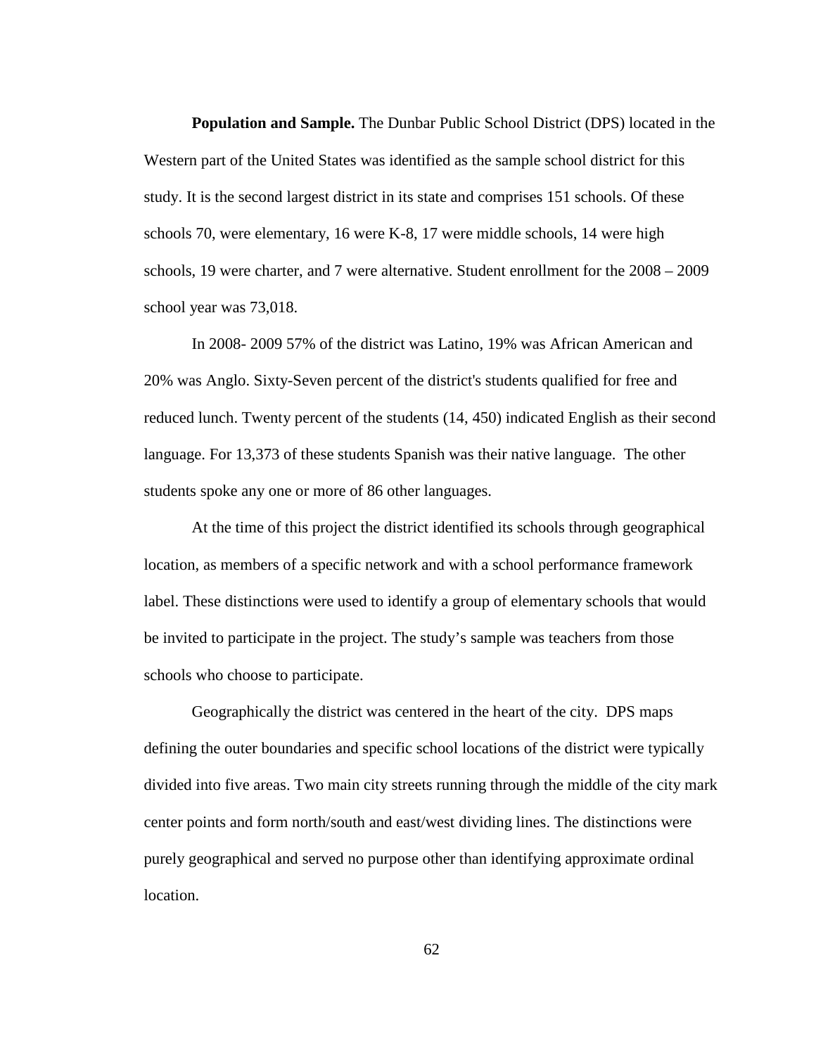**Population and Sample.** The Dunbar Public School District (DPS) located in the Western part of the United States was identified as the sample school district for this study. It is the second largest district in its state and comprises 151 schools. Of these schools 70, were elementary, 16 were K-8, 17 were middle schools, 14 were high schools, 19 were charter, and 7 were alternative. Student enrollment for the 2008 – 2009 school year was 73,018.

In 2008- 2009 57% of the district was Latino, 19% was African American and 20% was Anglo. Sixty-Seven percent of the district's students qualified for free and reduced lunch. Twenty percent of the students (14, 450) indicated English as their second language. For 13,373 of these students Spanish was their native language. The other students spoke any one or more of 86 other languages.

At the time of this project the district identified its schools through geographical location, as members of a specific network and with a school performance framework label. These distinctions were used to identify a group of elementary schools that would be invited to participate in the project. The study's sample was teachers from those schools who choose to participate.

Geographically the district was centered in the heart of the city. DPS maps defining the outer boundaries and specific school locations of the district were typically divided into five areas. Two main city streets running through the middle of the city mark center points and form north/south and east/west dividing lines. The distinctions were purely geographical and served no purpose other than identifying approximate ordinal location.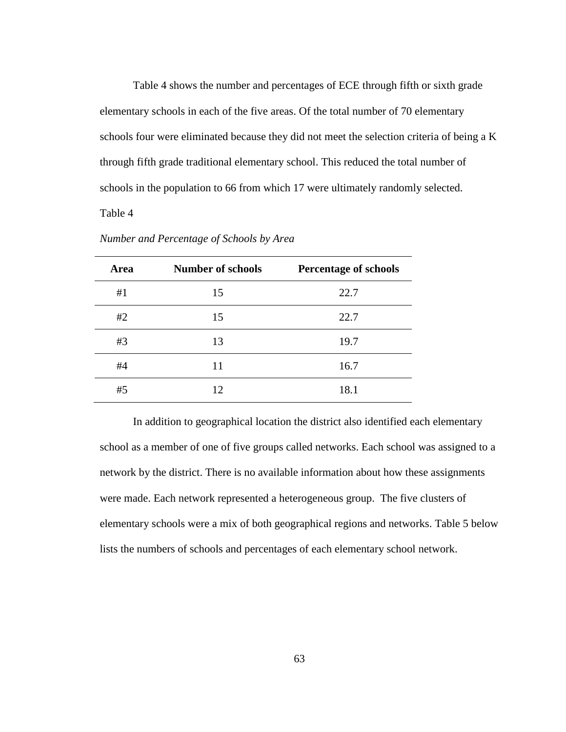Table 4 shows the number and percentages of ECE through fifth or sixth grade elementary schools in each of the five areas. Of the total number of 70 elementary schools four were eliminated because they did not meet the selection criteria of being a K through fifth grade traditional elementary school. This reduced the total number of schools in the population to 66 from which 17 were ultimately randomly selected.

Table 4

*Number and Percentage of Schools by Area*

| Area | Number of schools | Percentage of schools |
|---|---|---|
| #1 | 15 | 22.7 |
| #2 | 15 | 22.7 |
| #3 | 13 | 19.7 |
| #4 | 11 | 16.7 |
| #5 | 12 | 18.1 |

In addition to geographical location the district also identified each elementary school as a member of one of five groups called networks. Each school was assigned to a network by the district. There is no available information about how these assignments were made. Each network represented a heterogeneous group. The five clusters of elementary schools were a mix of both geographical regions and networks. Table 5 below lists the numbers of schools and percentages of each elementary school network.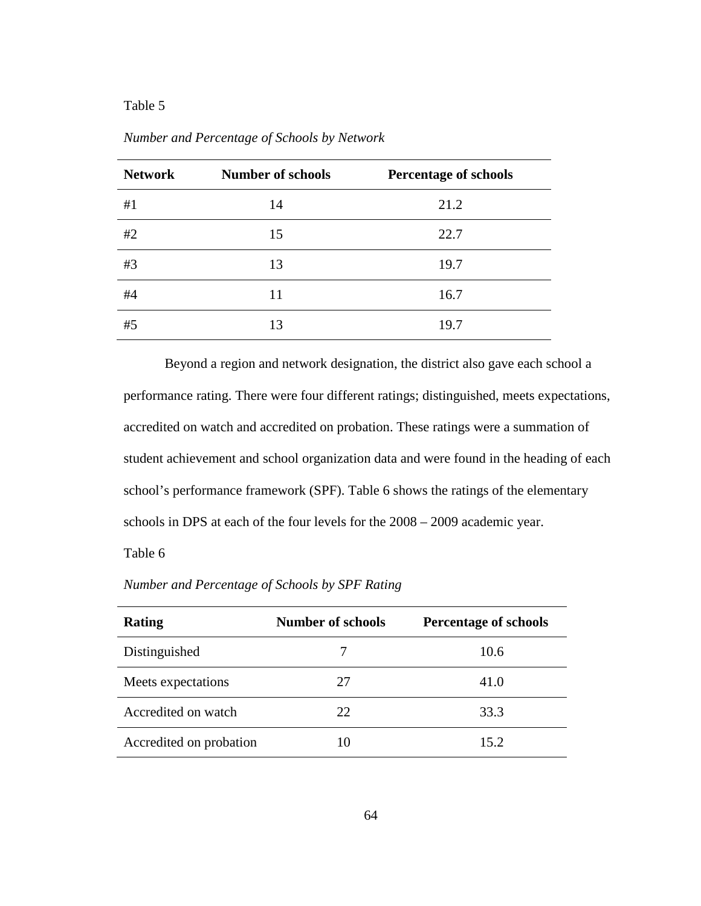Table 5

*Number and Percentage of Schools by Network*

| Network | Number of schools | Percentage of schools |
|---|---|---|
| #1 | 14 | 21.2 |
| #2 | 15 | 22.7 |
| #3 | 13 | 19.7 |
| #4 | 11 | 16.7 |
| #5 | 13 | 19.7 |

Beyond a region and network designation, the district also gave each school a performance rating. There were four different ratings; distinguished, meets expectations, accredited on watch and accredited on probation. These ratings were a summation of student achievement and school organization data and were found in the heading of each school's performance framework (SPF). Table 6 shows the ratings of the elementary schools in DPS at each of the four levels for the 2008 – 2009 academic year.

Table 6

*Number and Percentage of Schools by SPF Rating*

| Rating | Number of schools | Percentage of schools |
|---|---|---|
| Distinguished | 7 | 10.6 |
| Meets expectations | 27 | 41.0 |
| Accredited on watch | 22 | 33.3 |
| Accredited on probation | 10 | 15.2 |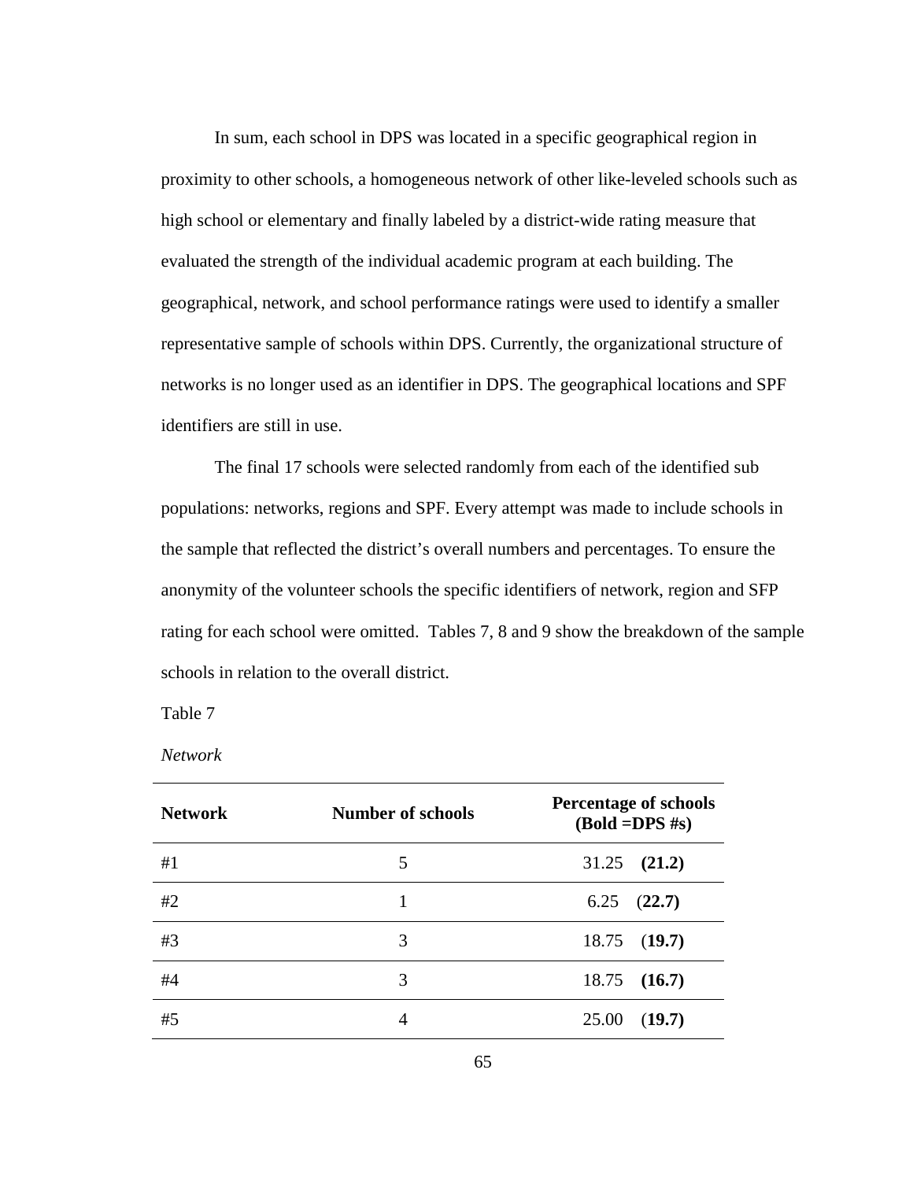In sum, each school in DPS was located in a specific geographical region in proximity to other schools, a homogeneous network of other like-leveled schools such as high school or elementary and finally labeled by a district-wide rating measure that evaluated the strength of the individual academic program at each building. The geographical, network, and school performance ratings were used to identify a smaller representative sample of schools within DPS. Currently, the organizational structure of networks is no longer used as an identifier in DPS. The geographical locations and SPF identifiers are still in use.

The final 17 schools were selected randomly from each of the identified sub populations: networks, regions and SPF. Every attempt was made to include schools in the sample that reflected the district's overall numbers and percentages. To ensure the anonymity of the volunteer schools the specific identifiers of network, region and SFP rating for each school were omitted. Tables 7, 8 and 9 show the breakdown of the sample schools in relation to the overall district.

Table 7

*Network*

| **Network** | **Number of schools** | **Percentage of schools (Bold =DPS #s)** |
|---|---|---|
| #1 | 5 | 31.25 **(21.2)** |
| #2 | 1 | 6.25 (**22.7)** |
| #3 | 3 | 18.75 (**19.7)** |
| #4 | 3 | 18.75 **(16.7)** |
| #5 | 4 | 25.00 (**19.7)** |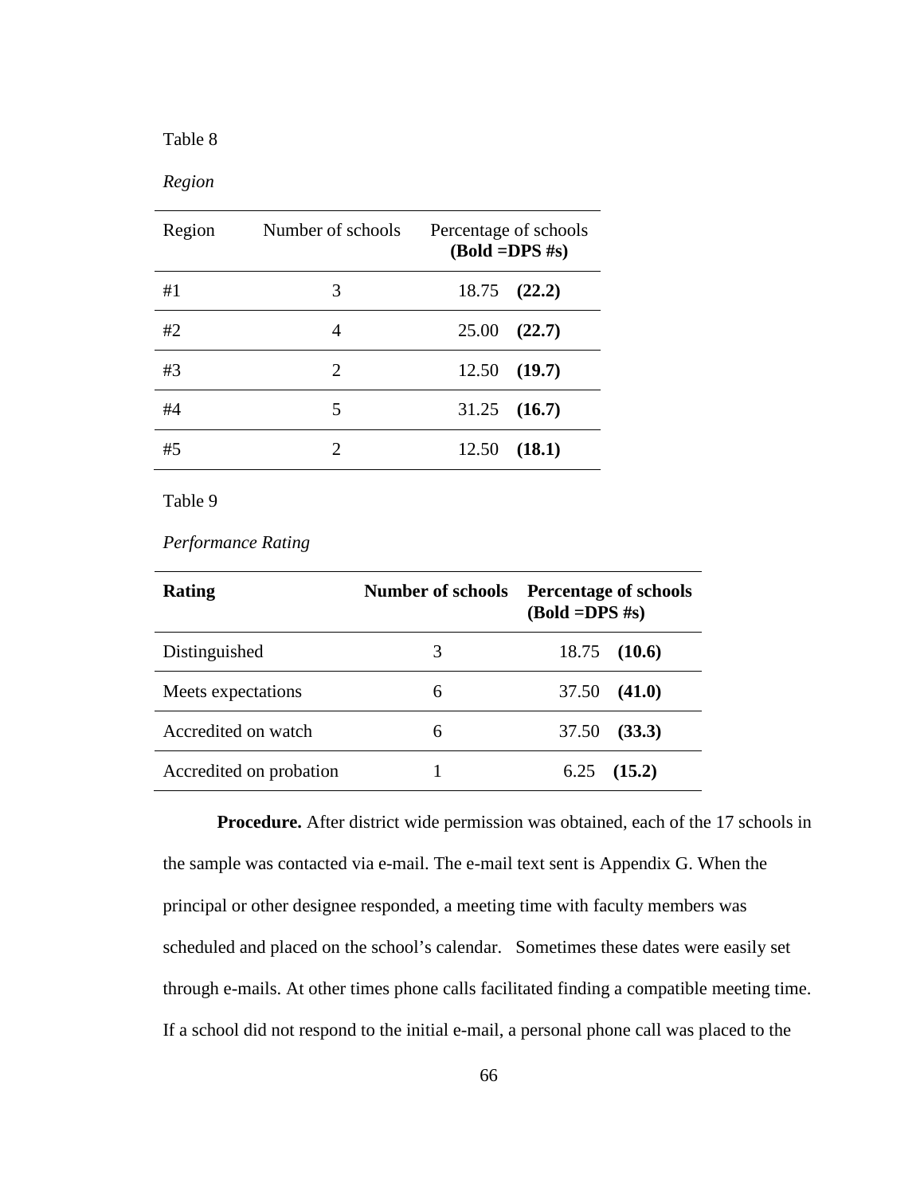Table 8

*Region*

| Region | Number of schools | Percentage of schools **(Bold =DPS #s)** |
| --- | --- | --- |
| #1 | 3 | 18.75 **(22.2)** |
| #2 | 4 | 25.00 **(22.7)** |
| #3 | 2 | 12.50 **(19.7)** |
| #4 | 5 | 31.25 **(16.7)** |
| #5 | 2 | 12.50 **(18.1)** |

Table 9

*Performance Rating*

| **Rating** | **Number of schools** | **Percentage of schools (Bold =DPS #s)** |
| --- | --- | --- |
| Distinguished | 3 | 18.75 **(10.6)** |
| Meets expectations | 6 | 37.50 **(41.0)** |
| Accredited on watch | 6 | 37.50 **(33.3)** |
| Accredited on probation | 1 | 6.25 **(15.2)** |

**Procedure.** After district wide permission was obtained, each of the 17 schools in the sample was contacted via e-mail. The e-mail text sent is Appendix G. When the principal or other designee responded, a meeting time with faculty members was scheduled and placed on the school's calendar. Sometimes these dates were easily set through e-mails. At other times phone calls facilitated finding a compatible meeting time. If a school did not respond to the initial e-mail, a personal phone call was placed to the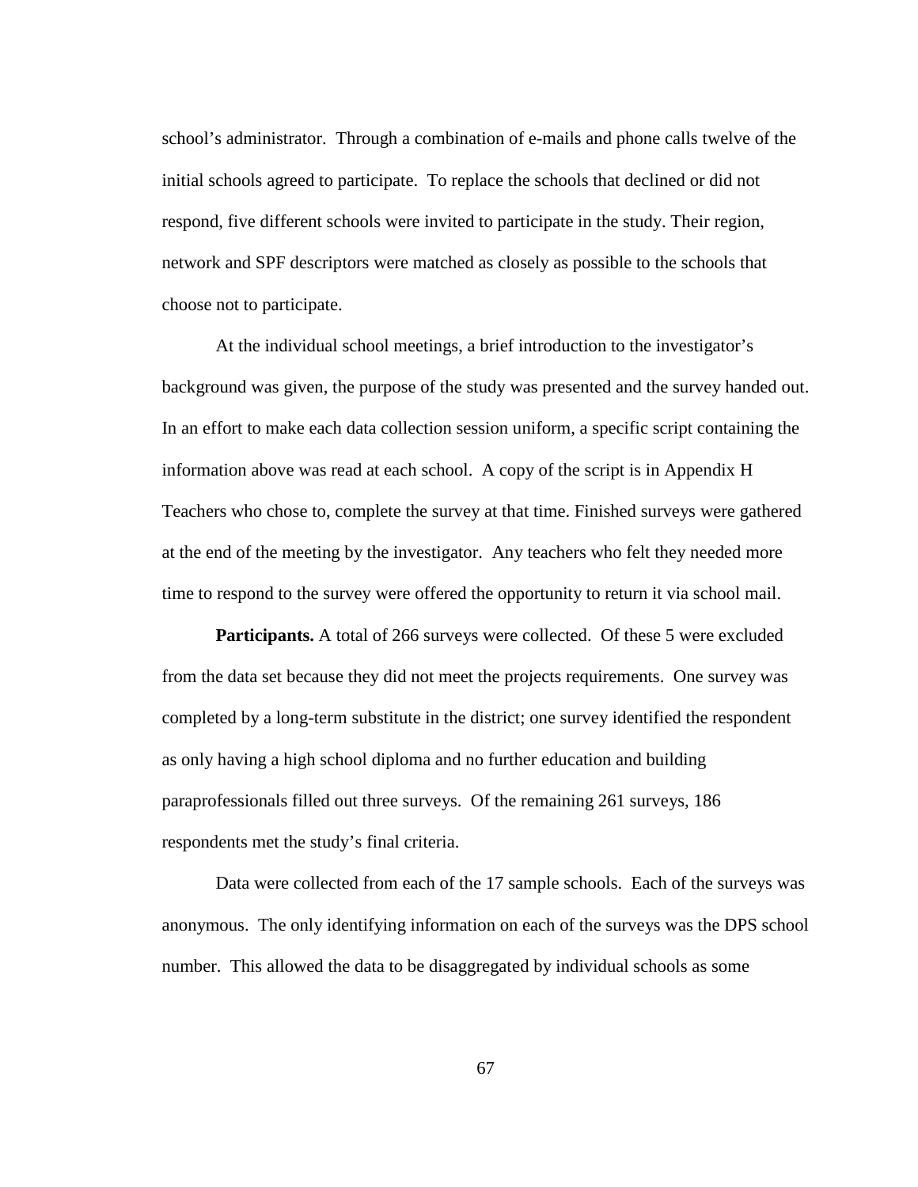school's administrator. Through a combination of e-mails and phone calls twelve of the initial schools agreed to participate. To replace the schools that declined or did not respond, five different schools were invited to participate in the study. Their region, network and SPF descriptors were matched as closely as possible to the schools that choose not to participate.

At the individual school meetings, a brief introduction to the investigator's background was given, the purpose of the study was presented and the survey handed out. In an effort to make each data collection session uniform, a specific script containing the information above was read at each school. A copy of the script is in Appendix H Teachers who chose to, complete the survey at that time. Finished surveys were gathered at the end of the meeting by the investigator. Any teachers who felt they needed more time to respond to the survey were offered the opportunity to return it via school mail.

**Participants.** A total of 266 surveys were collected. Of these 5 were excluded from the data set because they did not meet the projects requirements. One survey was completed by a long-term substitute in the district; one survey identified the respondent as only having a high school diploma and no further education and building paraprofessionals filled out three surveys. Of the remaining 261 surveys, 186 respondents met the study's final criteria.

Data were collected from each of the 17 sample schools. Each of the surveys was anonymous. The only identifying information on each of the surveys was the DPS school number. This allowed the data to be disaggregated by individual schools as some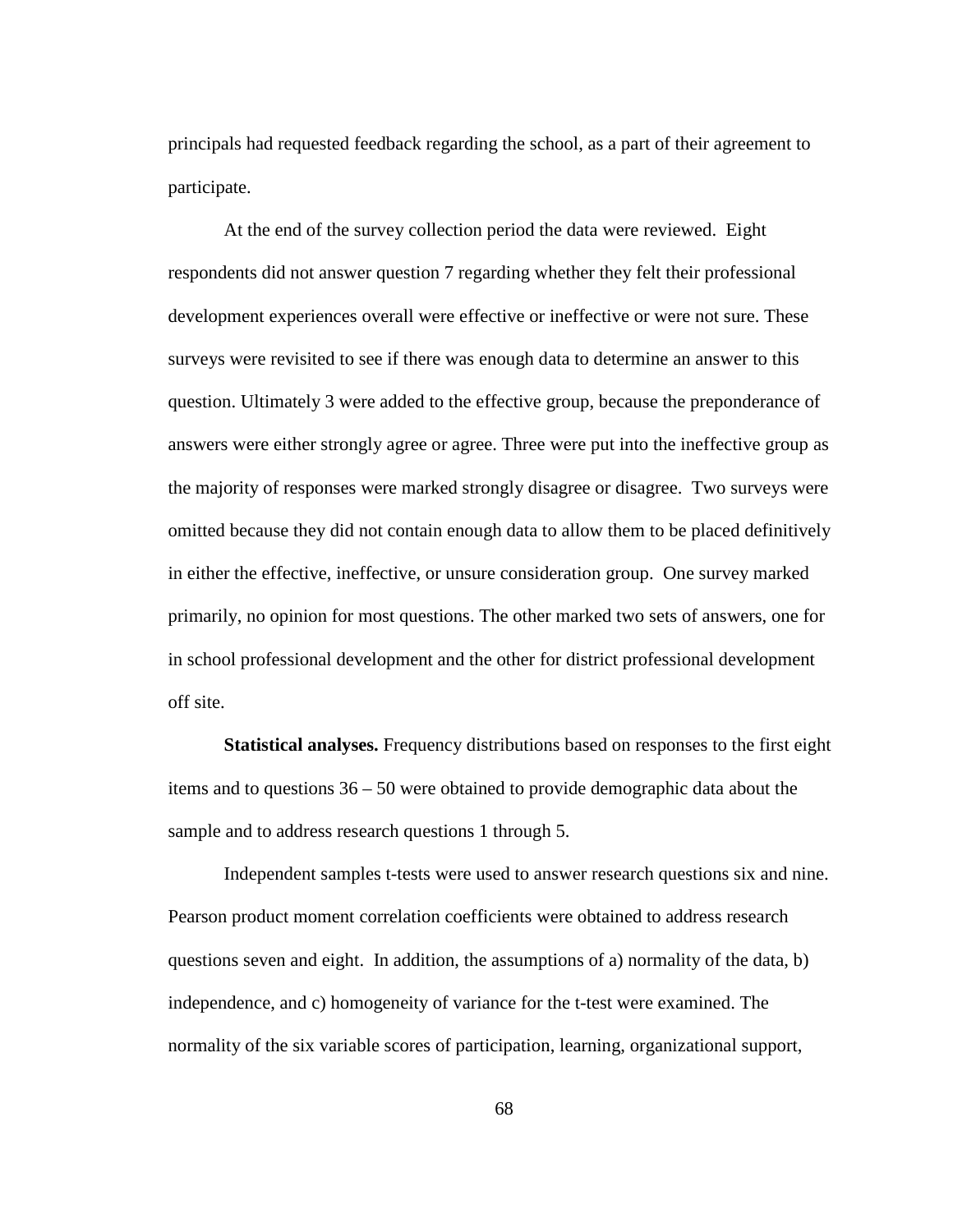principals had requested feedback regarding the school, as a part of their agreement to participate.

At the end of the survey collection period the data were reviewed. Eight respondents did not answer question 7 regarding whether they felt their professional development experiences overall were effective or ineffective or were not sure. These surveys were revisited to see if there was enough data to determine an answer to this question. Ultimately 3 were added to the effective group, because the preponderance of answers were either strongly agree or agree. Three were put into the ineffective group as the majority of responses were marked strongly disagree or disagree. Two surveys were omitted because they did not contain enough data to allow them to be placed definitively in either the effective, ineffective, or unsure consideration group. One survey marked primarily, no opinion for most questions. The other marked two sets of answers, one for in school professional development and the other for district professional development off site.

**Statistical analyses.** Frequency distributions based on responses to the first eight items and to questions 36 – 50 were obtained to provide demographic data about the sample and to address research questions 1 through 5.

Independent samples t-tests were used to answer research questions six and nine. Pearson product moment correlation coefficients were obtained to address research questions seven and eight. In addition, the assumptions of a) normality of the data, b) independence, and c) homogeneity of variance for the t-test were examined. The normality of the six variable scores of participation, learning, organizational support,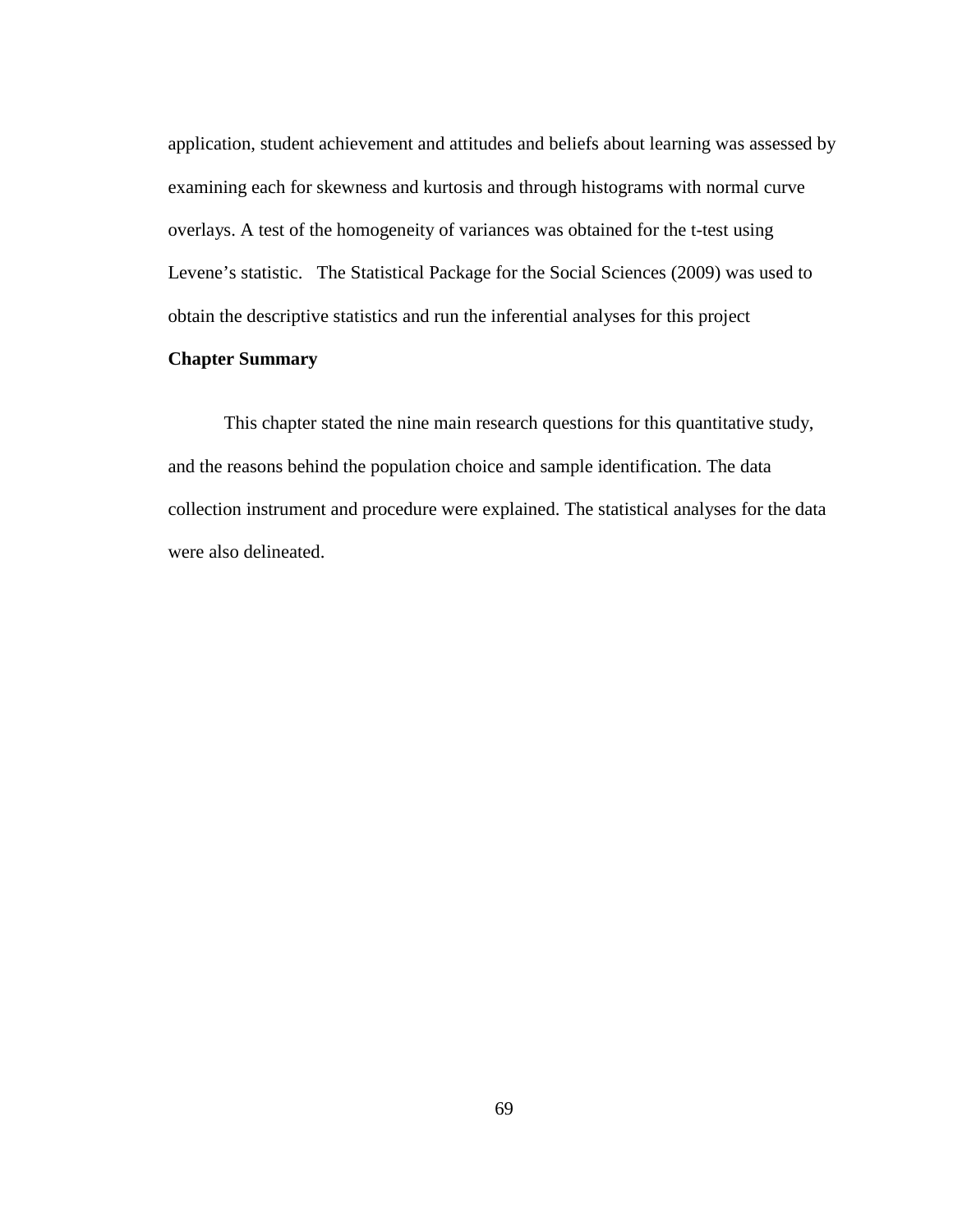application, student achievement and attitudes and beliefs about learning was assessed by examining each for skewness and kurtosis and through histograms with normal curve overlays. A test of the homogeneity of variances was obtained for the t-test using Levene's statistic.   The Statistical Package for the Social Sciences (2009) was used to obtain the descriptive statistics and run the inferential analyses for this project

**Chapter Summary**

This chapter stated the nine main research questions for this quantitative study, and the reasons behind the population choice and sample identification. The data collection instrument and procedure were explained. The statistical analyses for the data were also delineated.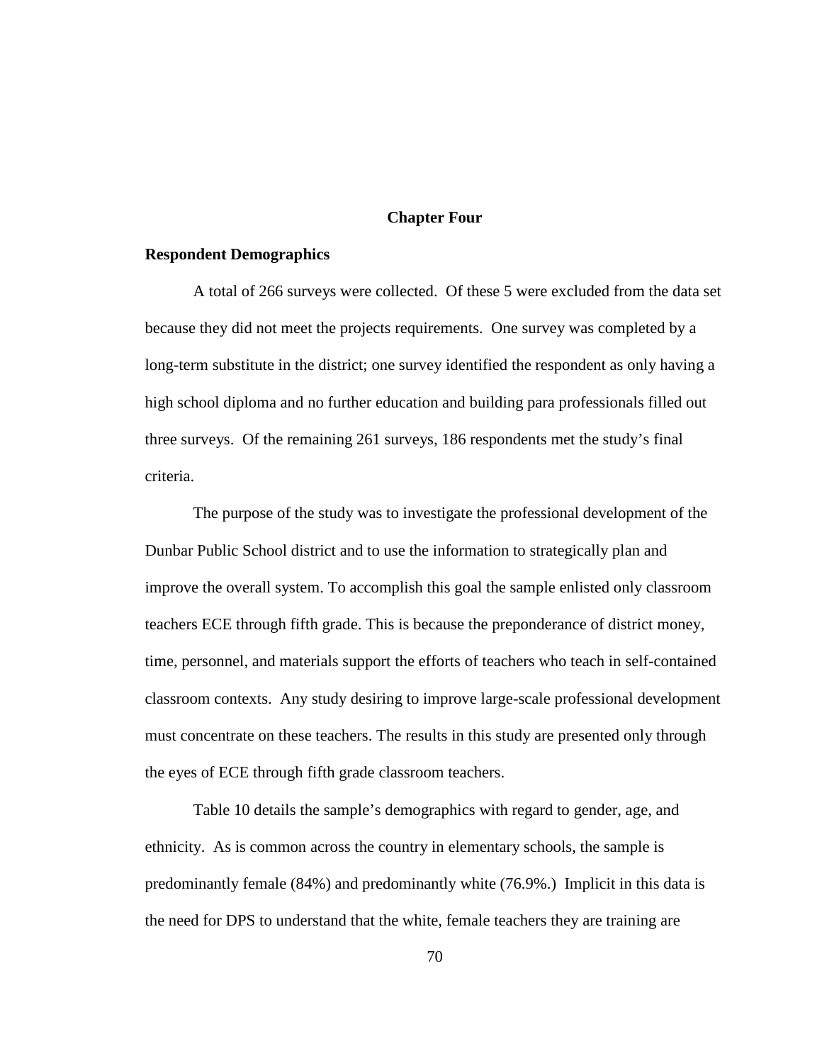# Chapter Four

## Respondent Demographics

A total of 266 surveys were collected. Of these 5 were excluded from the data set because they did not meet the projects requirements. One survey was completed by a long-term substitute in the district; one survey identified the respondent as only having a high school diploma and no further education and building para professionals filled out three surveys. Of the remaining 261 surveys, 186 respondents met the study's final criteria.

The purpose of the study was to investigate the professional development of the Dunbar Public School district and to use the information to strategically plan and improve the overall system. To accomplish this goal the sample enlisted only classroom teachers ECE through fifth grade. This is because the preponderance of district money, time, personnel, and materials support the efforts of teachers who teach in self-contained classroom contexts. Any study desiring to improve large-scale professional development must concentrate on these teachers. The results in this study are presented only through the eyes of ECE through fifth grade classroom teachers.

Table 10 details the sample's demographics with regard to gender, age, and ethnicity. As is common across the country in elementary schools, the sample is predominantly female (84%) and predominantly white (76.9%.) Implicit in this data is the need for DPS to understand that the white, female teachers they are training are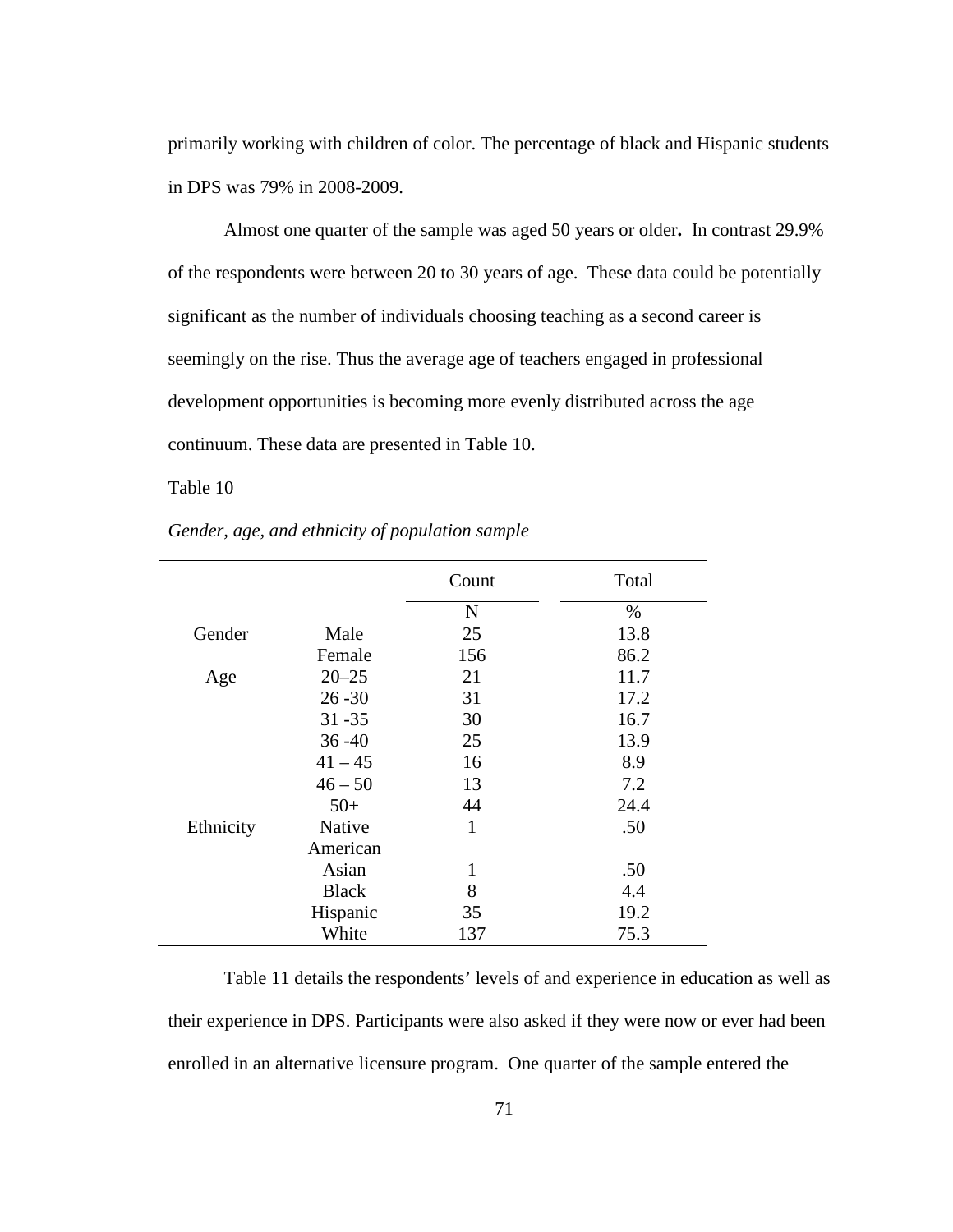primarily working with children of color. The percentage of black and Hispanic students in DPS was 79% in 2008-2009.

Almost one quarter of the sample was aged 50 years or older**.** In contrast 29.9% of the respondents were between 20 to 30 years of age. These data could be potentially significant as the number of individuals choosing teaching as a second career is seemingly on the rise. Thus the average age of teachers engaged in professional development opportunities is becoming more evenly distributed across the age continuum. These data are presented in Table 10.

Table 10

*Gender, age, and ethnicity of population sample*

| | | Count | Total |
|---|---|---|---|
| | | N | % |
| Gender | Male | 25 | 13.8 |
| | Female | 156 | 86.2 |
| Age | 20–25 | 21 | 11.7 |
| | 26 -30 | 31 | 17.2 |
| | 31 -35 | 30 | 16.7 |
| | 36 -40 | 25 | 13.9 |
| | 41 – 45 | 16 | 8.9 |
| | 46 – 50 | 13 | 7.2 |
| | 50+ | 44 | 24.4 |
| Ethnicity | Native American | 1 | .50 |
| | Asian | 1 | .50 |
| | Black | 8 | 4.4 |
| | Hispanic | 35 | 19.2 |
| | White | 137 | 75.3 |

Table 11 details the respondents' levels of and experience in education as well as their experience in DPS. Participants were also asked if they were now or ever had been enrolled in an alternative licensure program. One quarter of the sample entered the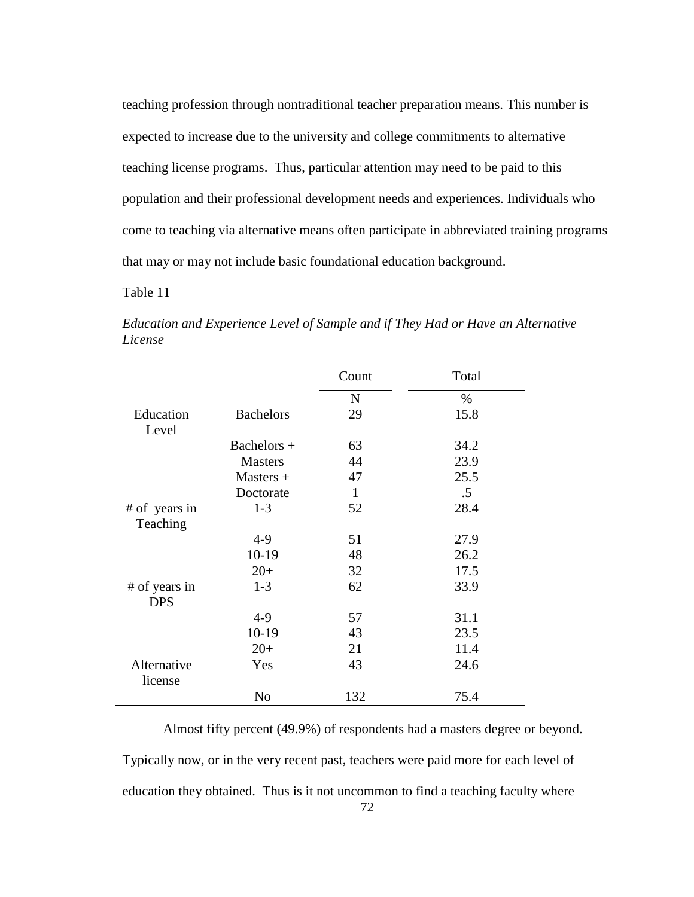teaching profession through nontraditional teacher preparation means. This number is expected to increase due to the university and college commitments to alternative teaching license programs. Thus, particular attention may need to be paid to this population and their professional development needs and experiences. Individuals who come to teaching via alternative means often participate in abbreviated training programs that may or may not include basic foundational education background.

Table 11

*Education and Experience Level of Sample and if They Had or Have an Alternative License*

| | | Count | Total |
|---|---|---|---|
| | | N | % |
| Education Level | Bachelors | 29 | 15.8 |
| | Bachelors + | 63 | 34.2 |
| | Masters | 44 | 23.9 |
| | Masters + | 47 | 25.5 |
| | Doctorate | 1 | .5 |
| # of years in Teaching | 1-3 | 52 | 28.4 |
| | 4-9 | 51 | 27.9 |
| | 10-19 | 48 | 26.2 |
| | 20+ | 32 | 17.5 |
| # of years in DPS | 1-3 | 62 | 33.9 |
| | 4-9 | 57 | 31.1 |
| | 10-19 | 43 | 23.5 |
| | 20+ | 21 | 11.4 |
| Alternative license | Yes | 43 | 24.6 |
| | No | 132 | 75.4 |

Almost fifty percent (49.9%) of respondents had a masters degree or beyond. Typically now, or in the very recent past, teachers were paid more for each level of education they obtained. Thus is it not uncommon to find a teaching faculty where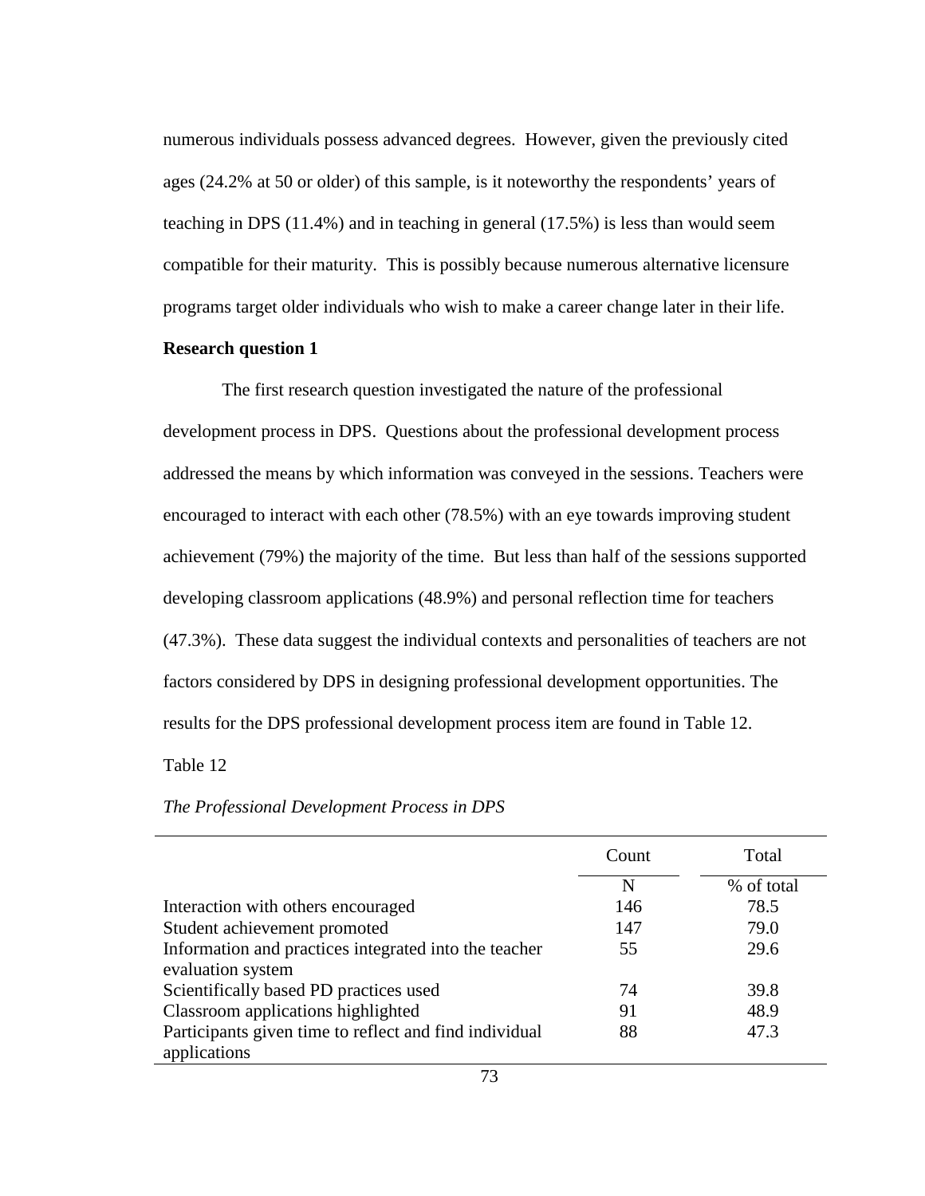numerous individuals possess advanced degrees. However, given the previously cited ages (24.2% at 50 or older) of this sample, is it noteworthy the respondents' years of teaching in DPS (11.4%) and in teaching in general (17.5%) is less than would seem compatible for their maturity. This is possibly because numerous alternative licensure programs target older individuals who wish to make a career change later in their life.

**Research question 1**

The first research question investigated the nature of the professional development process in DPS. Questions about the professional development process addressed the means by which information was conveyed in the sessions. Teachers were encouraged to interact with each other (78.5%) with an eye towards improving student achievement (79%) the majority of the time. But less than half of the sessions supported developing classroom applications (48.9%) and personal reflection time for teachers (47.3%). These data suggest the individual contexts and personalities of teachers are not factors considered by DPS in designing professional development opportunities. The results for the DPS professional development process item are found in Table 12.

Table 12

*The Professional Development Process in DPS*

| | Count | Total |
|---|---|---|
| | N | % of total |
| Interaction with others encouraged | 146 | 78.5 |
| Student achievement promoted | 147 | 79.0 |
| Information and practices integrated into the teacher evaluation system | 55 | 29.6 |
| Scientifically based PD practices used | 74 | 39.8 |
| Classroom applications highlighted | 91 | 48.9 |
| Participants given time to reflect and find individual applications | 88 | 47.3 |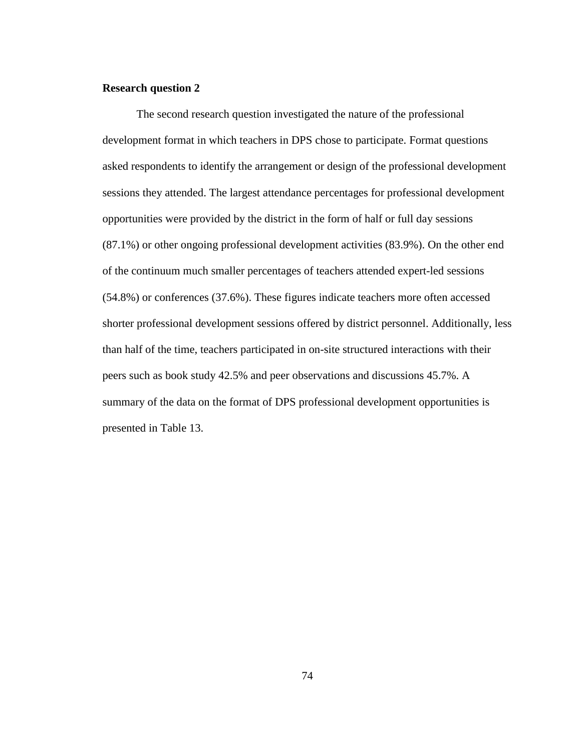**Research question 2**

The second research question investigated the nature of the professional development format in which teachers in DPS chose to participate. Format questions asked respondents to identify the arrangement or design of the professional development sessions they attended. The largest attendance percentages for professional development opportunities were provided by the district in the form of half or full day sessions (87.1%) or other ongoing professional development activities (83.9%). On the other end of the continuum much smaller percentages of teachers attended expert-led sessions (54.8%) or conferences (37.6%). These figures indicate teachers more often accessed shorter professional development sessions offered by district personnel. Additionally, less than half of the time, teachers participated in on-site structured interactions with their peers such as book study 42.5% and peer observations and discussions 45.7%. A summary of the data on the format of DPS professional development opportunities is presented in Table 13.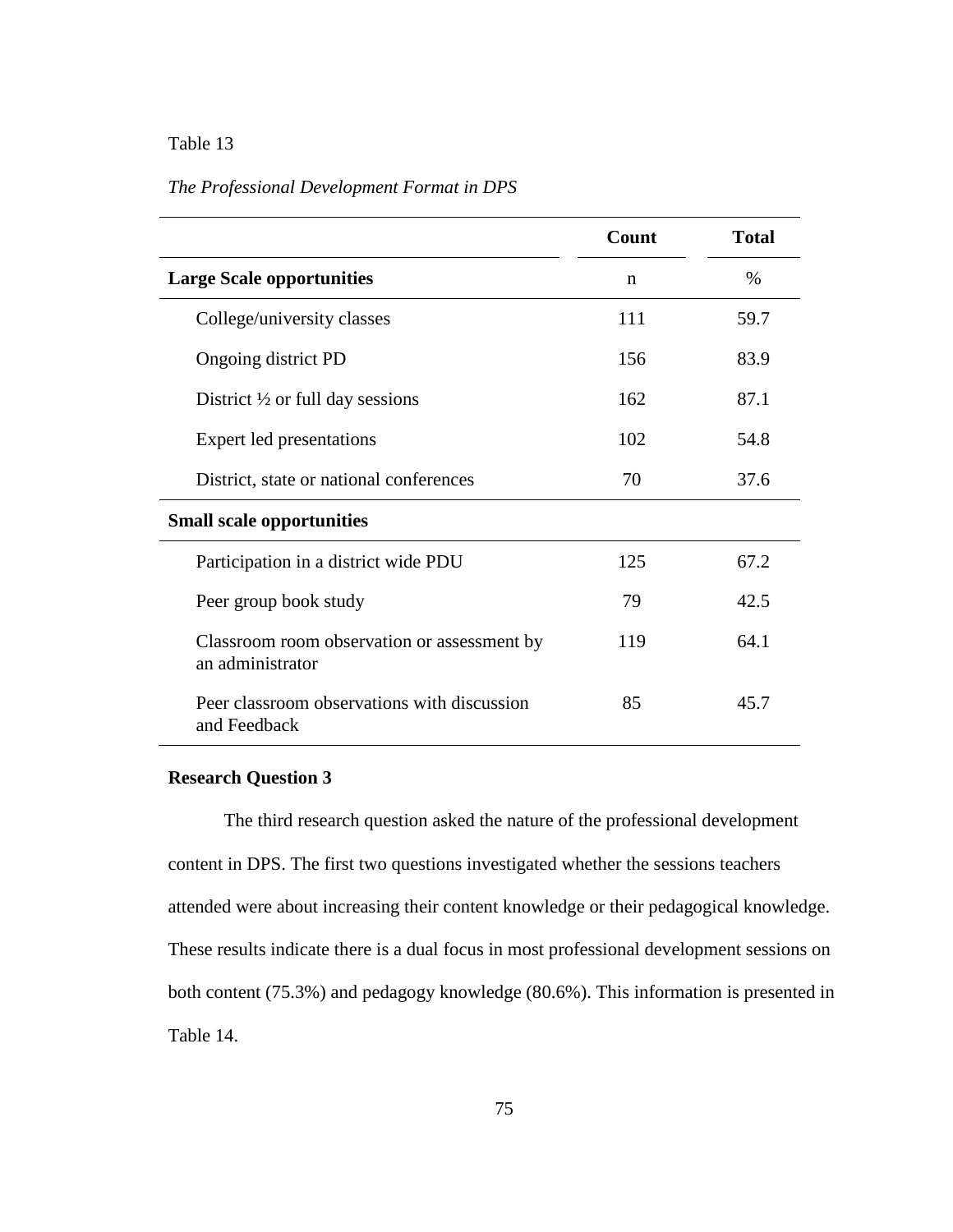Table 13

*The Professional Development Format in DPS*

| | Count | Total |
|---|---|---|
| **Large Scale opportunities** | n | % |
| College/university classes | 111 | 59.7 |
| Ongoing district PD | 156 | 83.9 |
| District ½ or full day sessions | 162 | 87.1 |
| Expert led presentations | 102 | 54.8 |
| District, state or national conferences | 70 | 37.6 |
| **Small scale opportunities** | | |
| Participation in a district wide PDU | 125 | 67.2 |
| Peer group book study | 79 | 42.5 |
| Classroom room observation or assessment by an administrator | 119 | 64.1 |
| Peer classroom observations with discussion and Feedback | 85 | 45.7 |

**Research Question 3**

The third research question asked the nature of the professional development content in DPS. The first two questions investigated whether the sessions teachers attended were about increasing their content knowledge or their pedagogical knowledge. These results indicate there is a dual focus in most professional development sessions on both content (75.3%) and pedagogy knowledge (80.6%). This information is presented in Table 14.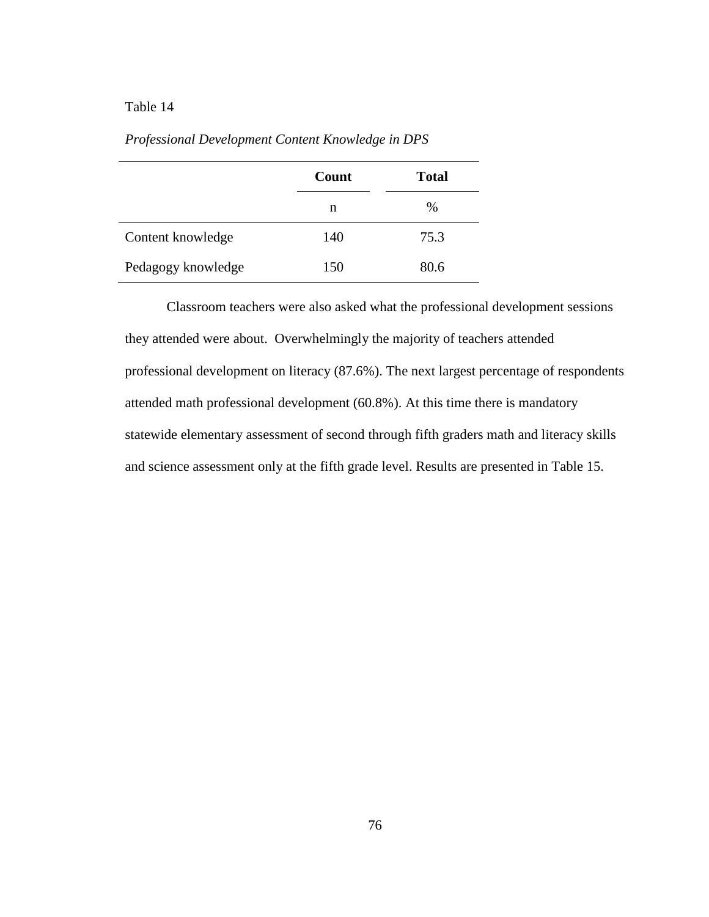Table 14

*Professional Development Content Knowledge in DPS*

| | Count | Total |
|---|---|---|
| | n | % |
| Content knowledge | 140 | 75.3 |
| Pedagogy knowledge | 150 | 80.6 |

Classroom teachers were also asked what the professional development sessions they attended were about.  Overwhelmingly the majority of teachers attended professional development on literacy (87.6%). The next largest percentage of respondents attended math professional development (60.8%). At this time there is mandatory statewide elementary assessment of second through fifth graders math and literacy skills and science assessment only at the fifth grade level. Results are presented in Table 15.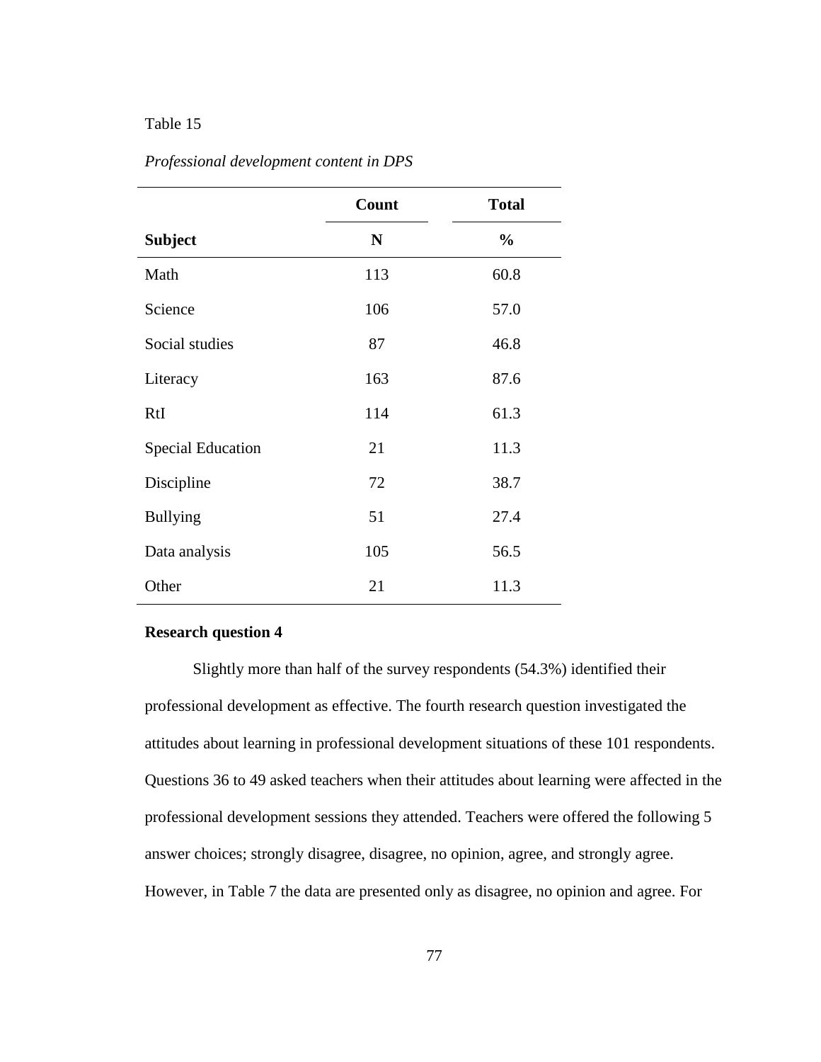Table 15

*Professional development content in DPS*

| | Count | Total |
|---|---|---|
| **Subject** | **N** | **%** |
| Math | 113 | 60.8 |
| Science | 106 | 57.0 |
| Social studies | 87 | 46.8 |
| Literacy | 163 | 87.6 |
| RtI | 114 | 61.3 |
| Special Education | 21 | 11.3 |
| Discipline | 72 | 38.7 |
| Bullying | 51 | 27.4 |
| Data analysis | 105 | 56.5 |
| Other | 21 | 11.3 |

**Research question 4**

Slightly more than half of the survey respondents (54.3%) identified their professional development as effective. The fourth research question investigated the attitudes about learning in professional development situations of these 101 respondents. Questions 36 to 49 asked teachers when their attitudes about learning were affected in the professional development sessions they attended. Teachers were offered the following 5 answer choices; strongly disagree, disagree, no opinion, agree, and strongly agree. However, in Table 7 the data are presented only as disagree, no opinion and agree. For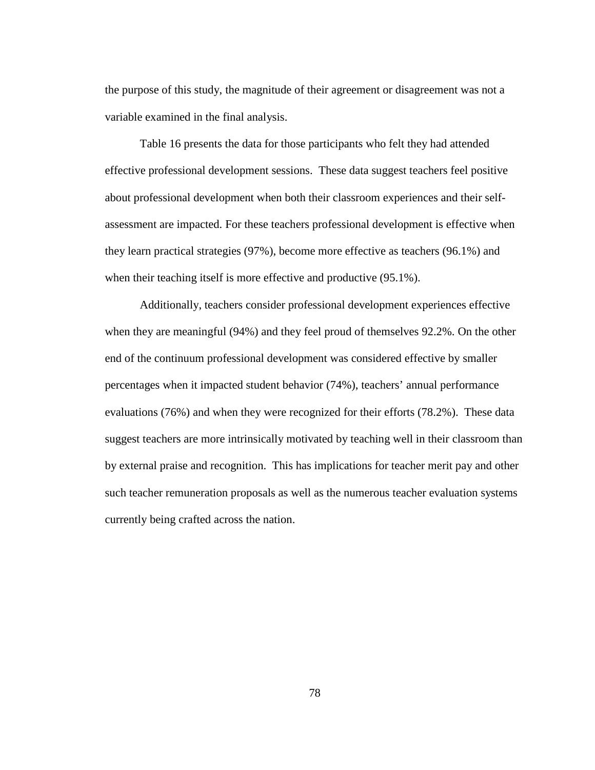the purpose of this study, the magnitude of their agreement or disagreement was not a variable examined in the final analysis.

Table 16 presents the data for those participants who felt they had attended effective professional development sessions. These data suggest teachers feel positive about professional development when both their classroom experiences and their self-assessment are impacted. For these teachers professional development is effective when they learn practical strategies (97%), become more effective as teachers (96.1%) and when their teaching itself is more effective and productive (95.1%).

Additionally, teachers consider professional development experiences effective when they are meaningful (94%) and they feel proud of themselves 92.2%. On the other end of the continuum professional development was considered effective by smaller percentages when it impacted student behavior (74%), teachers' annual performance evaluations (76%) and when they were recognized for their efforts (78.2%). These data suggest teachers are more intrinsically motivated by teaching well in their classroom than by external praise and recognition. This has implications for teacher merit pay and other such teacher remuneration proposals as well as the numerous teacher evaluation systems currently being crafted across the nation.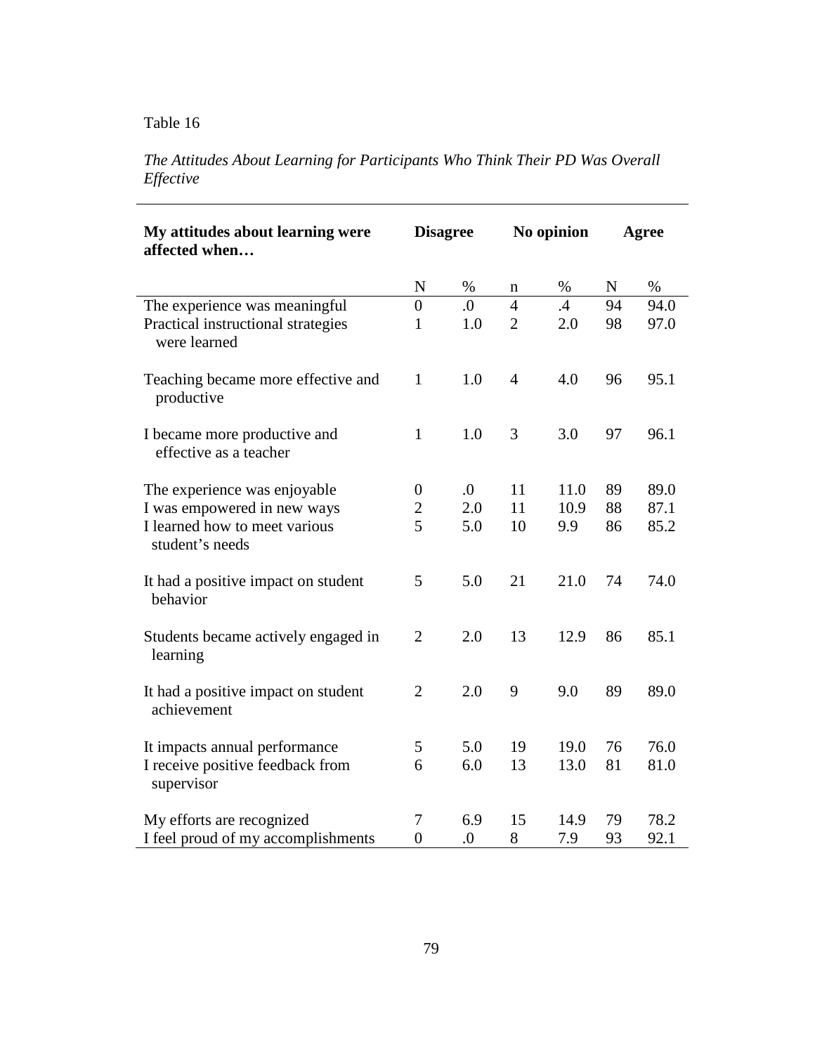Table 16

*The Attitudes About Learning for Participants Who Think Their PD Was Overall Effective*

| **My attitudes about learning were affected when…** | **Disagree** | | **No opinion** | | **Agree** | |
|---|---|---|---|---|---|---|
| | N | % | n | % | N | % |
| The experience was meaningful | 0 | .0 | 4 | .4 | 94 | 94.0 |
| Practical instructional strategies were learned | 1 | 1.0 | 2 | 2.0 | 98 | 97.0 |
| Teaching became more effective and productive | 1 | 1.0 | 4 | 4.0 | 96 | 95.1 |
| I became more productive and effective as a teacher | 1 | 1.0 | 3 | 3.0 | 97 | 96.1 |
| The experience was enjoyable | 0 | .0 | 11 | 11.0 | 89 | 89.0 |
| I was empowered in new ways | 2 | 2.0 | 11 | 10.9 | 88 | 87.1 |
| I learned how to meet various student's needs | 5 | 5.0 | 10 | 9.9 | 86 | 85.2 |
| It had a positive impact on student behavior | 5 | 5.0 | 21 | 21.0 | 74 | 74.0 |
| Students became actively engaged in learning | 2 | 2.0 | 13 | 12.9 | 86 | 85.1 |
| It had a positive impact on student achievement | 2 | 2.0 | 9 | 9.0 | 89 | 89.0 |
| It impacts annual performance | 5 | 5.0 | 19 | 19.0 | 76 | 76.0 |
| I receive positive feedback from supervisor | 6 | 6.0 | 13 | 13.0 | 81 | 81.0 |
| My efforts are recognized | 7 | 6.9 | 15 | 14.9 | 79 | 78.2 |
| I feel proud of my accomplishments | 0 | .0 | 8 | 7.9 | 93 | 92.1 |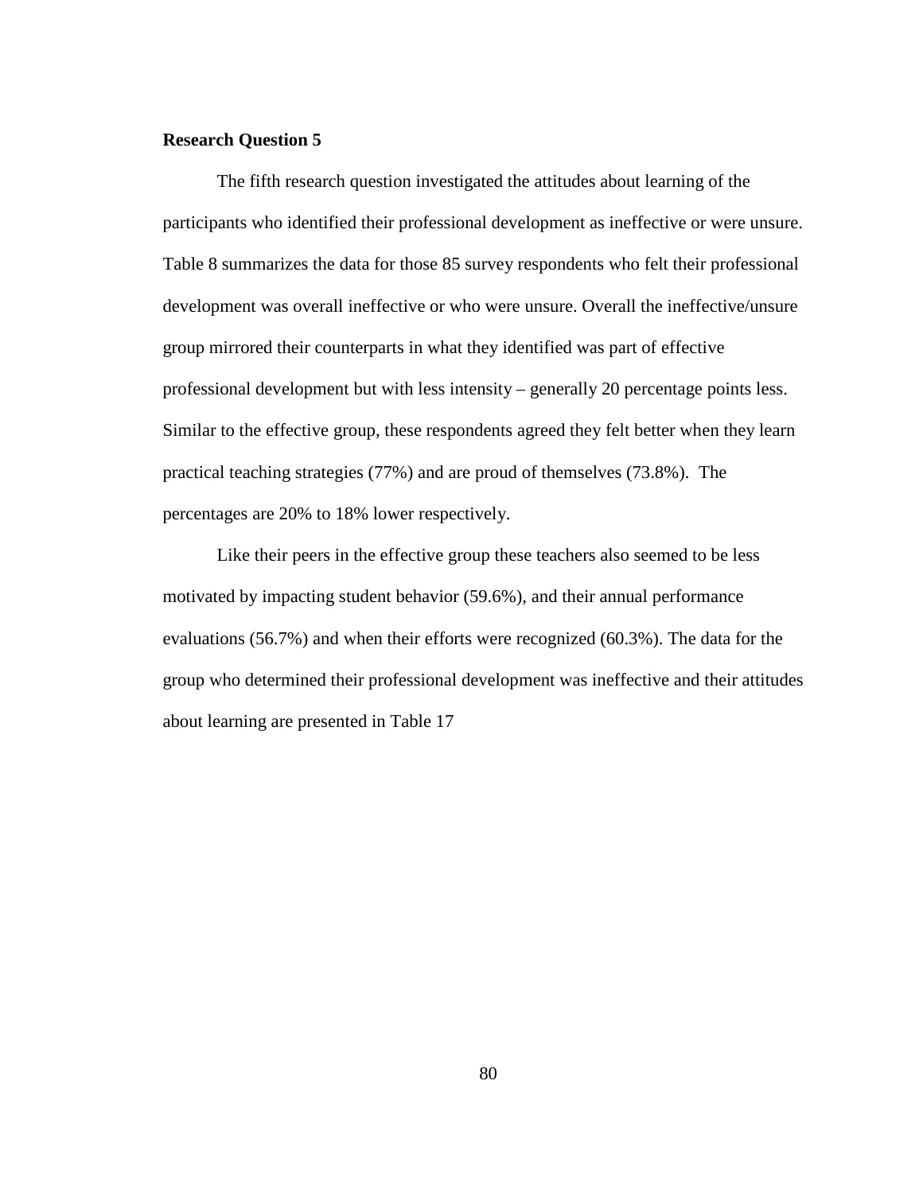**Research Question 5**

The fifth research question investigated the attitudes about learning of the participants who identified their professional development as ineffective or were unsure. Table 8 summarizes the data for those 85 survey respondents who felt their professional development was overall ineffective or who were unsure. Overall the ineffective/unsure group mirrored their counterparts in what they identified was part of effective professional development but with less intensity – generally 20 percentage points less. Similar to the effective group, these respondents agreed they felt better when they learn practical teaching strategies (77%) and are proud of themselves (73.8%).  The percentages are 20% to 18% lower respectively.

Like their peers in the effective group these teachers also seemed to be less motivated by impacting student behavior (59.6%), and their annual performance evaluations (56.7%) and when their efforts were recognized (60.3%). The data for the group who determined their professional development was ineffective and their attitudes about learning are presented in Table 17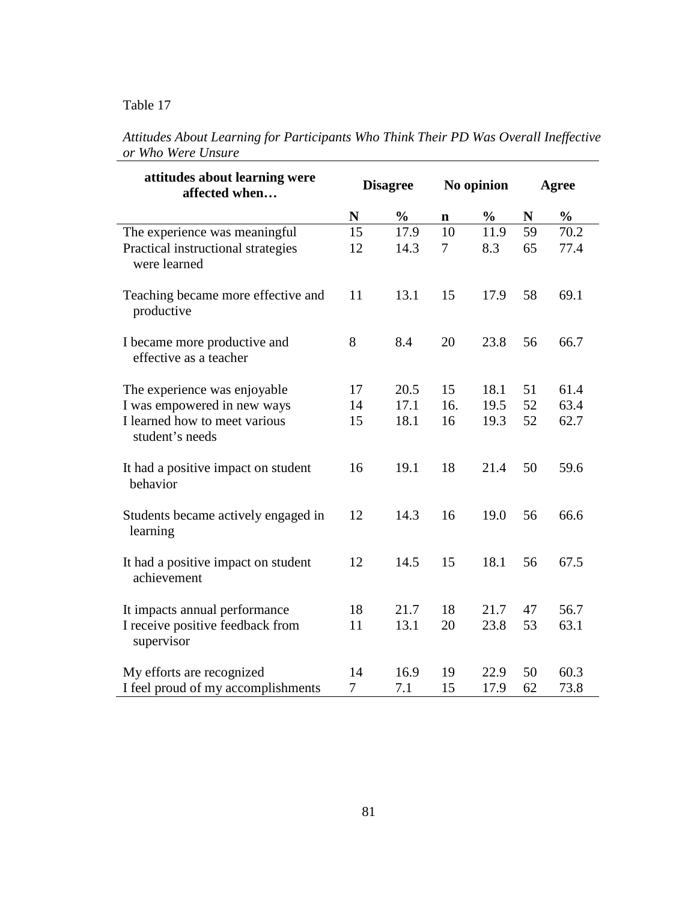Table 17

*Attitudes About Learning for Participants Who Think Their PD Was Overall Ineffective or Who Were Unsure*

| **attitudes about learning were affected when…** | **Disagree** | | **No opinion** | | **Agree** | |
|---|---|---|---|---|---|---|
| | **N** | **%** | **n** | **%** | **N** | **%** |
| The experience was meaningful | 15 | 17.9 | 10 | 11.9 | 59 | 70.2 |
| Practical instructional strategies were learned | 12 | 14.3 | 7 | 8.3 | 65 | 77.4 |
| Teaching became more effective and productive | 11 | 13.1 | 15 | 17.9 | 58 | 69.1 |
| I became more productive and effective as a teacher | 8 | 8.4 | 20 | 23.8 | 56 | 66.7 |
| The experience was enjoyable | 17 | 20.5 | 15 | 18.1 | 51 | 61.4 |
| I was empowered in new ways | 14 | 17.1 | 16. | 19.5 | 52 | 63.4 |
| I learned how to meet various student's needs | 15 | 18.1 | 16 | 19.3 | 52 | 62.7 |
| It had a positive impact on student behavior | 16 | 19.1 | 18 | 21.4 | 50 | 59.6 |
| Students became actively engaged in learning | 12 | 14.3 | 16 | 19.0 | 56 | 66.6 |
| It had a positive impact on student achievement | 12 | 14.5 | 15 | 18.1 | 56 | 67.5 |
| It impacts annual performance | 18 | 21.7 | 18 | 21.7 | 47 | 56.7 |
| I receive positive feedback from supervisor | 11 | 13.1 | 20 | 23.8 | 53 | 63.1 |
| My efforts are recognized | 14 | 16.9 | 19 | 22.9 | 50 | 60.3 |
| I feel proud of my accomplishments | 7 | 7.1 | 15 | 17.9 | 62 | 73.8 |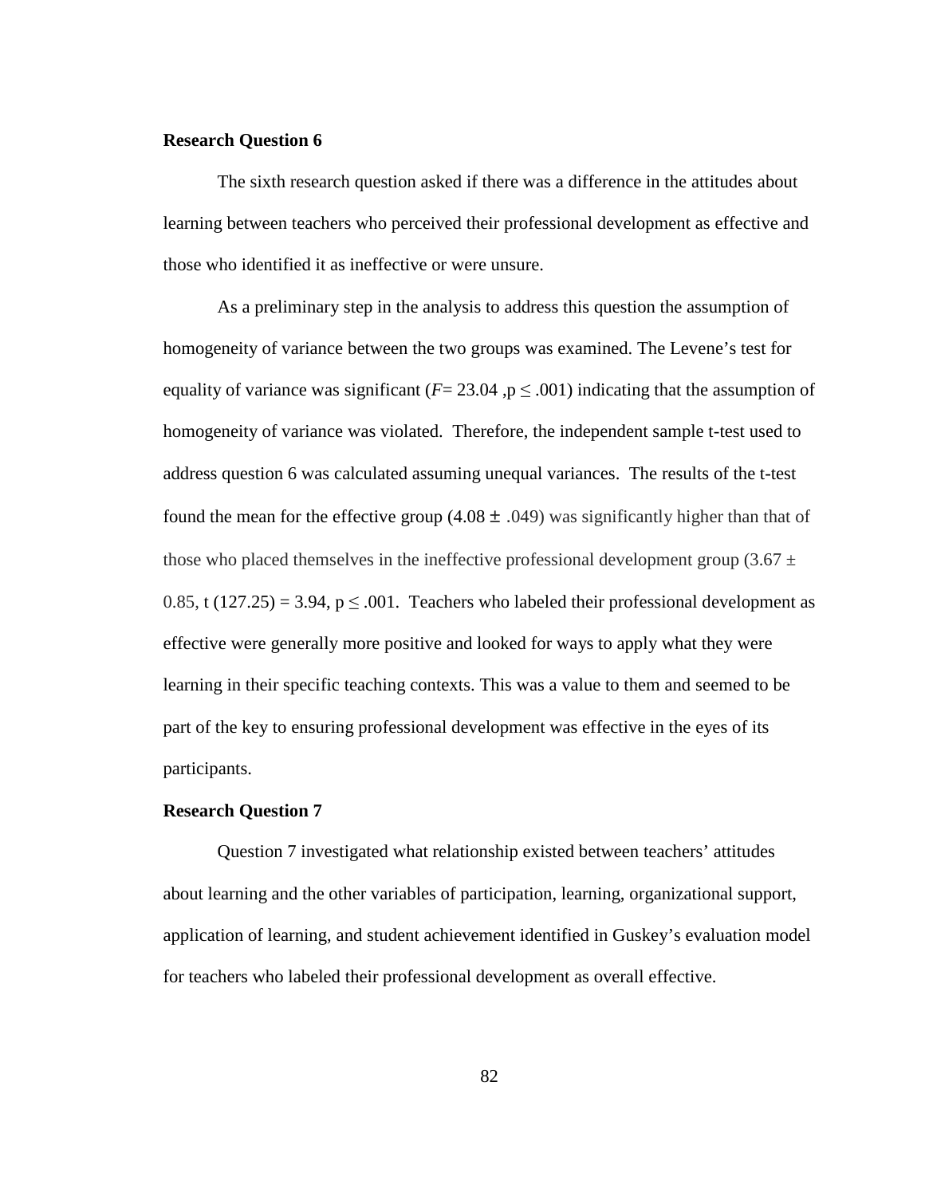**Research Question 6**

The sixth research question asked if there was a difference in the attitudes about learning between teachers who perceived their professional development as effective and those who identified it as ineffective or were unsure.

As a preliminary step in the analysis to address this question the assumption of homogeneity of variance between the two groups was examined. The Levene's test for equality of variance was significant ($F = 23.04$, $p \leq .001$) indicating that the assumption of homogeneity of variance was violated. Therefore, the independent sample t-test used to address question 6 was calculated assuming unequal variances. The results of the t-test found the mean for the effective group ($4.08 \pm .049$) was significantly higher than that of those who placed themselves in the ineffective professional development group ($3.67 \pm 0.85$, $t(127.25) = 3.94$, $p \leq .001$. Teachers who labeled their professional development as effective were generally more positive and looked for ways to apply what they were learning in their specific teaching contexts. This was a value to them and seemed to be part of the key to ensuring professional development was effective in the eyes of its participants.

**Research Question 7**

Question 7 investigated what relationship existed between teachers' attitudes about learning and the other variables of participation, learning, organizational support, application of learning, and student achievement identified in Guskey's evaluation model for teachers who labeled their professional development as overall effective.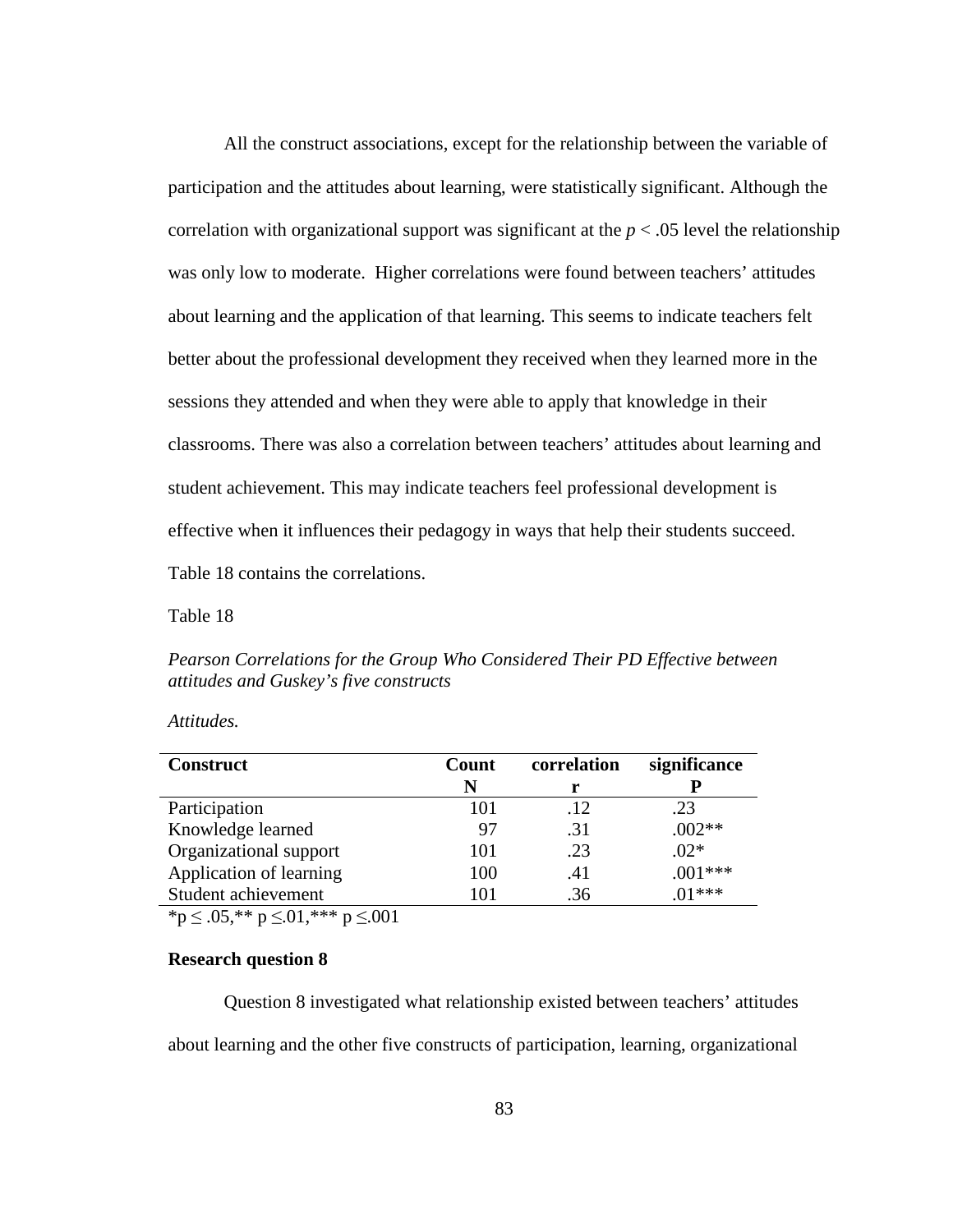All the construct associations, except for the relationship between the variable of participation and the attitudes about learning, were statistically significant. Although the correlation with organizational support was significant at the $p < .05$ level the relationship was only low to moderate. Higher correlations were found between teachers' attitudes about learning and the application of that learning. This seems to indicate teachers felt better about the professional development they received when they learned more in the sessions they attended and when they were able to apply that knowledge in their classrooms. There was also a correlation between teachers' attitudes about learning and student achievement. This may indicate teachers feel professional development is effective when it influences their pedagogy in ways that help their students succeed. Table 18 contains the correlations.

Table 18

*Pearson Correlations for the Group Who Considered Their PD Effective between attitudes and Guskey's five constructs*

*Attitudes.*

| **Construct** | **Count N** | **correlation r** | **significance P** |
|---|---|---|---|
| Participation | 101 | .12 | .23 |
| Knowledge learned | 97 | .31 | .002** |
| Organizational support | 101 | .23 | .02* |
| Application of learning | 100 | .41 | .001*** |
| Student achievement | 101 | .36 | .01*** |

*p ≤ .05,** p ≤.01,*** p ≤.001

**Research question 8**

Question 8 investigated what relationship existed between teachers' attitudes about learning and the other five constructs of participation, learning, organizational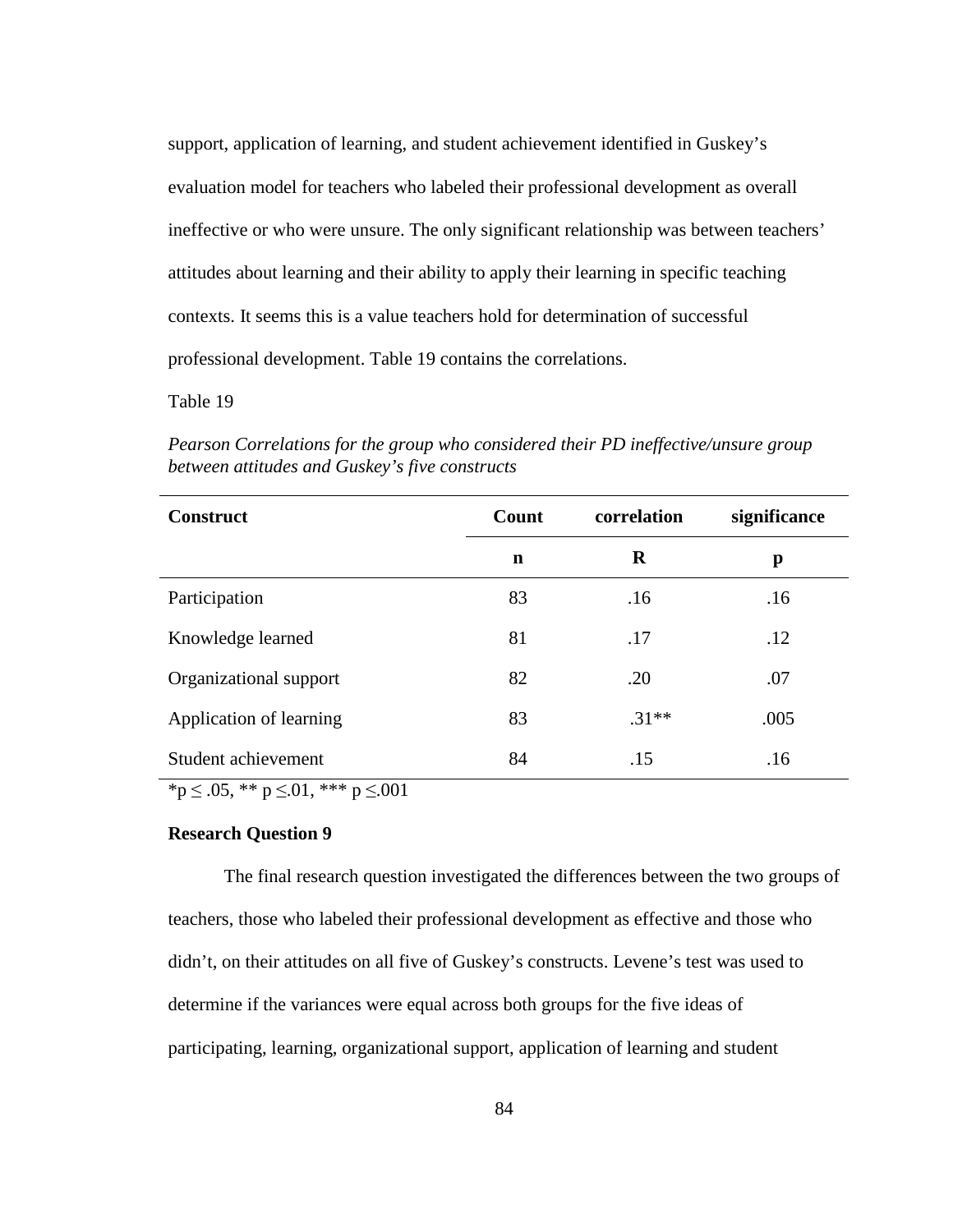support, application of learning, and student achievement identified in Guskey's evaluation model for teachers who labeled their professional development as overall ineffective or who were unsure. The only significant relationship was between teachers' attitudes about learning and their ability to apply their learning in specific teaching contexts. It seems this is a value teachers hold for determination of successful professional development. Table 19 contains the correlations.

Table 19

*Pearson Correlations for the group who considered their PD ineffective/unsure group between attitudes and Guskey's five constructs*

| **Construct** | **Count** | **correlation** | **significance** |
|---|---|---|---|
| | **n** | **R** | **p** |
| Participation | 83 | .16 | .16 |
| Knowledge learned | 81 | .17 | .12 |
| Organizational support | 82 | .20 | .07 |
| Application of learning | 83 | .31** | .005 |
| Student achievement | 84 | .15 | .16 |

*p ≤ .05, ** p ≤.01, *** p ≤.001

**Research Question 9**

The final research question investigated the differences between the two groups of teachers, those who labeled their professional development as effective and those who didn't, on their attitudes on all five of Guskey's constructs. Levene's test was used to determine if the variances were equal across both groups for the five ideas of participating, learning, organizational support, application of learning and student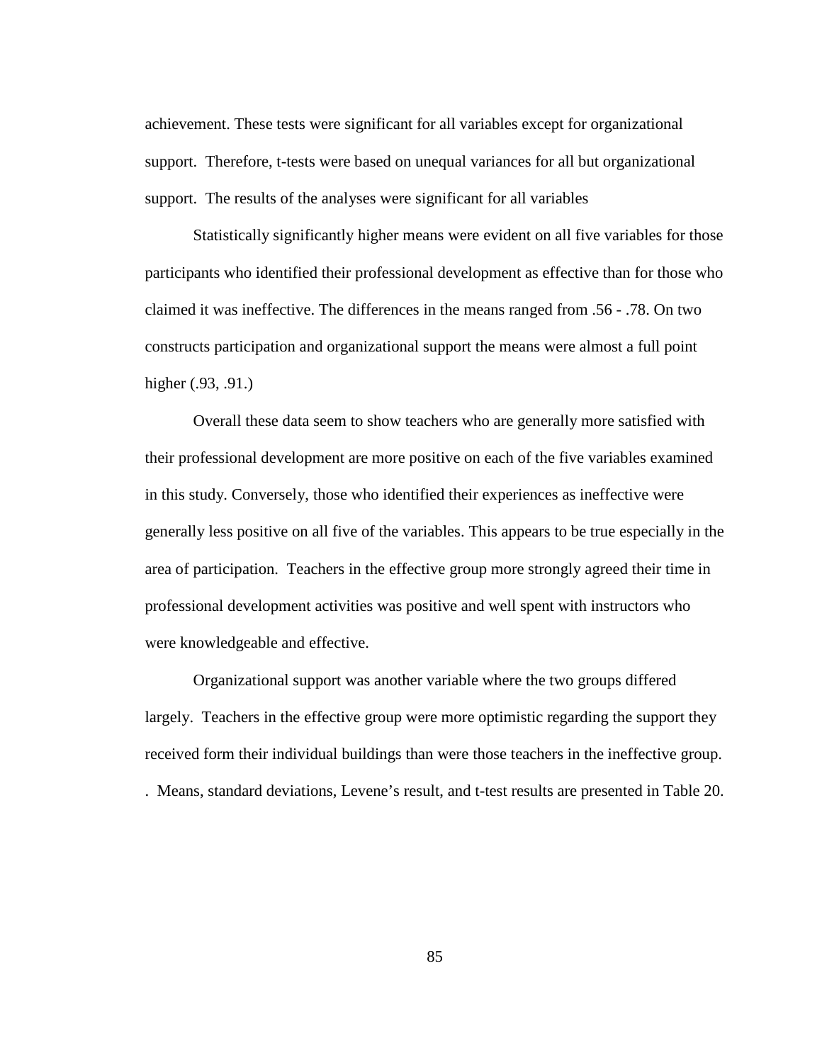achievement. These tests were significant for all variables except for organizational support. Therefore, t-tests were based on unequal variances for all but organizational support. The results of the analyses were significant for all variables

Statistically significantly higher means were evident on all five variables for those participants who identified their professional development as effective than for those who claimed it was ineffective. The differences in the means ranged from .56 - .78. On two constructs participation and organizational support the means were almost a full point higher (.93, .91.)

Overall these data seem to show teachers who are generally more satisfied with their professional development are more positive on each of the five variables examined in this study. Conversely, those who identified their experiences as ineffective were generally less positive on all five of the variables. This appears to be true especially in the area of participation. Teachers in the effective group more strongly agreed their time in professional development activities was positive and well spent with instructors who were knowledgeable and effective.

Organizational support was another variable where the two groups differed largely. Teachers in the effective group were more optimistic regarding the support they received form their individual buildings than were those teachers in the ineffective group. . Means, standard deviations, Levene's result, and t-test results are presented in Table 20.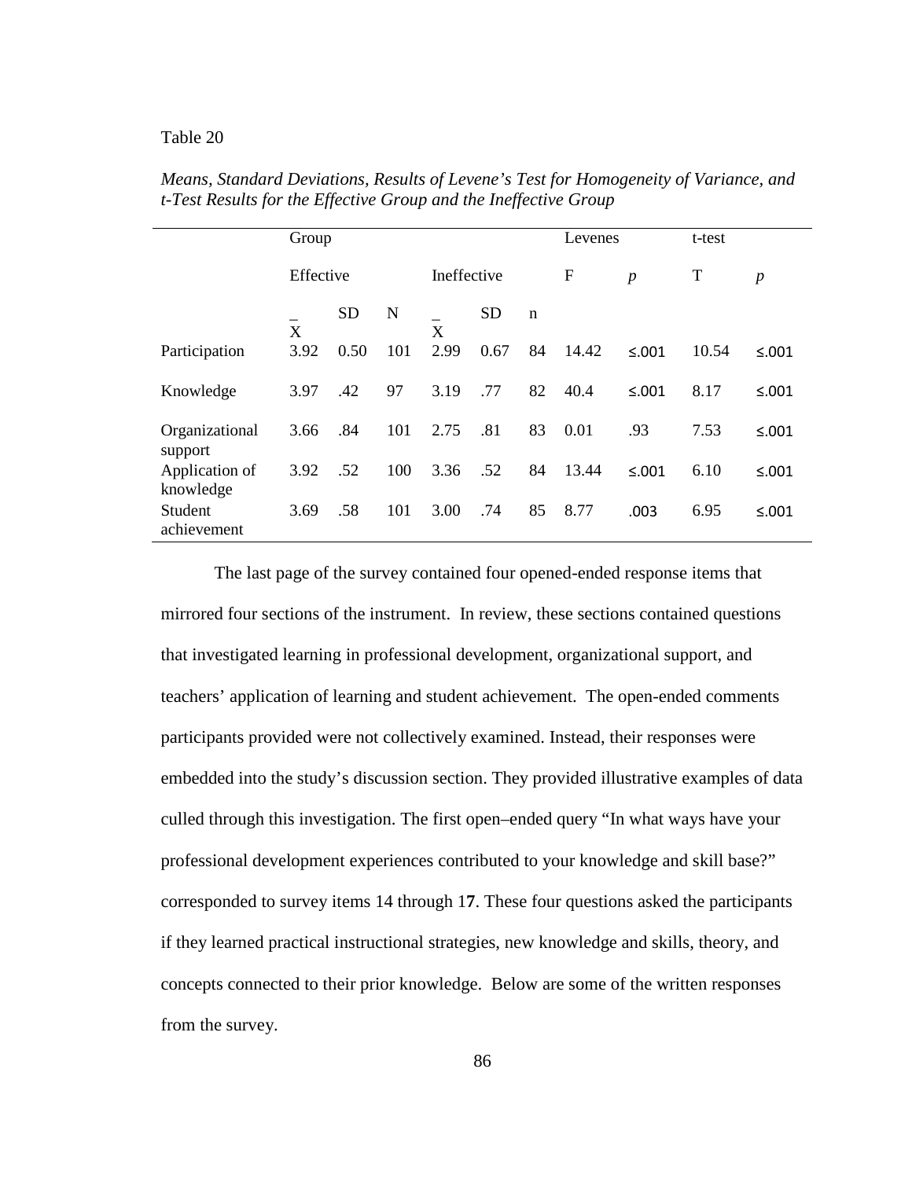Table 20

*Means, Standard Deviations, Results of Levene's Test for Homogeneity of Variance, and t-Test Results for the Effective Group and the Ineffective Group*

| | Group | | | | | | Levenes | | t-test | |
|---|---|---|---|---|---|---|---|---|---|---|
| | Effective | | | Ineffective | | | F | *p* | T | *p* |
| | $\bar{X}$ | SD | N | $\bar{X}$ | SD | n | | | | |
| Participation | 3.92 | 0.50 | 101 | 2.99 | 0.67 | 84 | 14.42 | ≤.001 | 10.54 | ≤.001 |
| Knowledge | 3.97 | .42 | 97 | 3.19 | .77 | 82 | 40.4 | ≤.001 | 8.17 | ≤.001 |
| Organizational support | 3.66 | .84 | 101 | 2.75 | .81 | 83 | 0.01 | .93 | 7.53 | ≤.001 |
| Application of knowledge | 3.92 | .52 | 100 | 3.36 | .52 | 84 | 13.44 | ≤.001 | 6.10 | ≤.001 |
| Student achievement | 3.69 | .58 | 101 | 3.00 | .74 | 85 | 8.77 | .003 | 6.95 | ≤.001 |

The last page of the survey contained four opened-ended response items that mirrored four sections of the instrument. In review, these sections contained questions that investigated learning in professional development, organizational support, and teachers' application of learning and student achievement. The open-ended comments participants provided were not collectively examined. Instead, their responses were embedded into the study's discussion section. They provided illustrative examples of data culled through this investigation. The first open–ended query "In what ways have your professional development experiences contributed to your knowledge and skill base?" corresponded to survey items 14 through 1**7**. These four questions asked the participants if they learned practical instructional strategies, new knowledge and skills, theory, and concepts connected to their prior knowledge. Below are some of the written responses from the survey.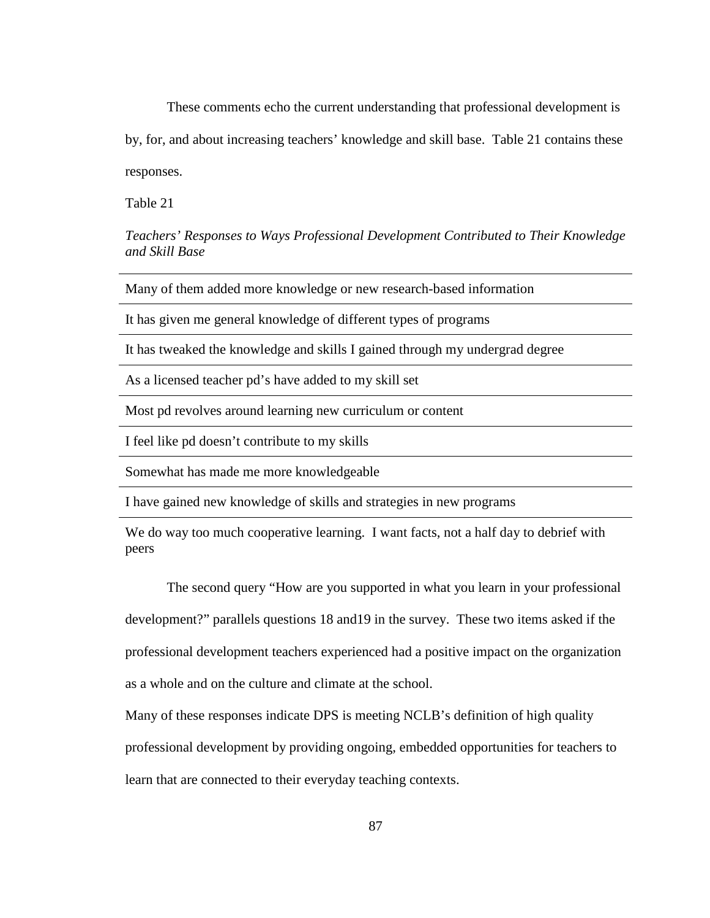These comments echo the current understanding that professional development is by, for, and about increasing teachers' knowledge and skill base. Table 21 contains these responses.

Table 21

*Teachers' Responses to Ways Professional Development Contributed to Their Knowledge and Skill Base*

| |
|---|
| Many of them added more knowledge or new research-based information |
| It has given me general knowledge of different types of programs |
| It has tweaked the knowledge and skills I gained through my undergrad degree |
| As a licensed teacher pd's have added to my skill set |
| Most pd revolves around learning new curriculum or content |
| I feel like pd doesn't contribute to my skills |
| Somewhat has made me more knowledgeable |
| I have gained new knowledge of skills and strategies in new programs |
| We do way too much cooperative learning. I want facts, not a half day to debrief with peers |

The second query "How are you supported in what you learn in your professional development?" parallels questions 18 and19 in the survey. These two items asked if the professional development teachers experienced had a positive impact on the organization as a whole and on the culture and climate at the school.

Many of these responses indicate DPS is meeting NCLB's definition of high quality professional development by providing ongoing, embedded opportunities for teachers to learn that are connected to their everyday teaching contexts.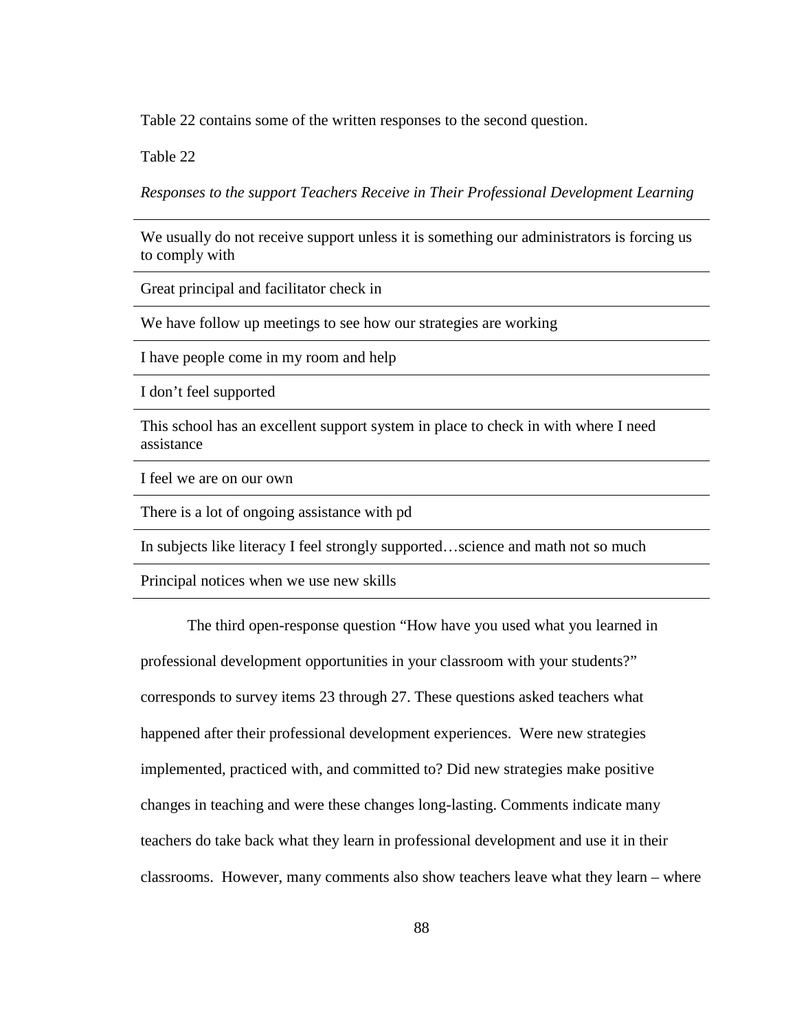Table 22 contains some of the written responses to the second question.

Table 22

*Responses to the support Teachers Receive in Their Professional Development Learning*

| |
|---|
| We usually do not receive support unless it is something our administrators is forcing us to comply with |
| Great principal and facilitator check in |
| We have follow up meetings to see how our strategies are working |
| I have people come in my room and help |
| I don't feel supported |
| This school has an excellent support system in place to check in with where I need assistance |
| I feel we are on our own |
| There is a lot of ongoing assistance with pd |
| In subjects like literacy I feel strongly supported…science and math not so much |
| Principal notices when we use new skills |

The third open-response question "How have you used what you learned in professional development opportunities in your classroom with your students?" corresponds to survey items 23 through 27. These questions asked teachers what happened after their professional development experiences. Were new strategies implemented, practiced with, and committed to? Did new strategies make positive changes in teaching and were these changes long-lasting. Comments indicate many teachers do take back what they learn in professional development and use it in their classrooms. However, many comments also show teachers leave what they learn – where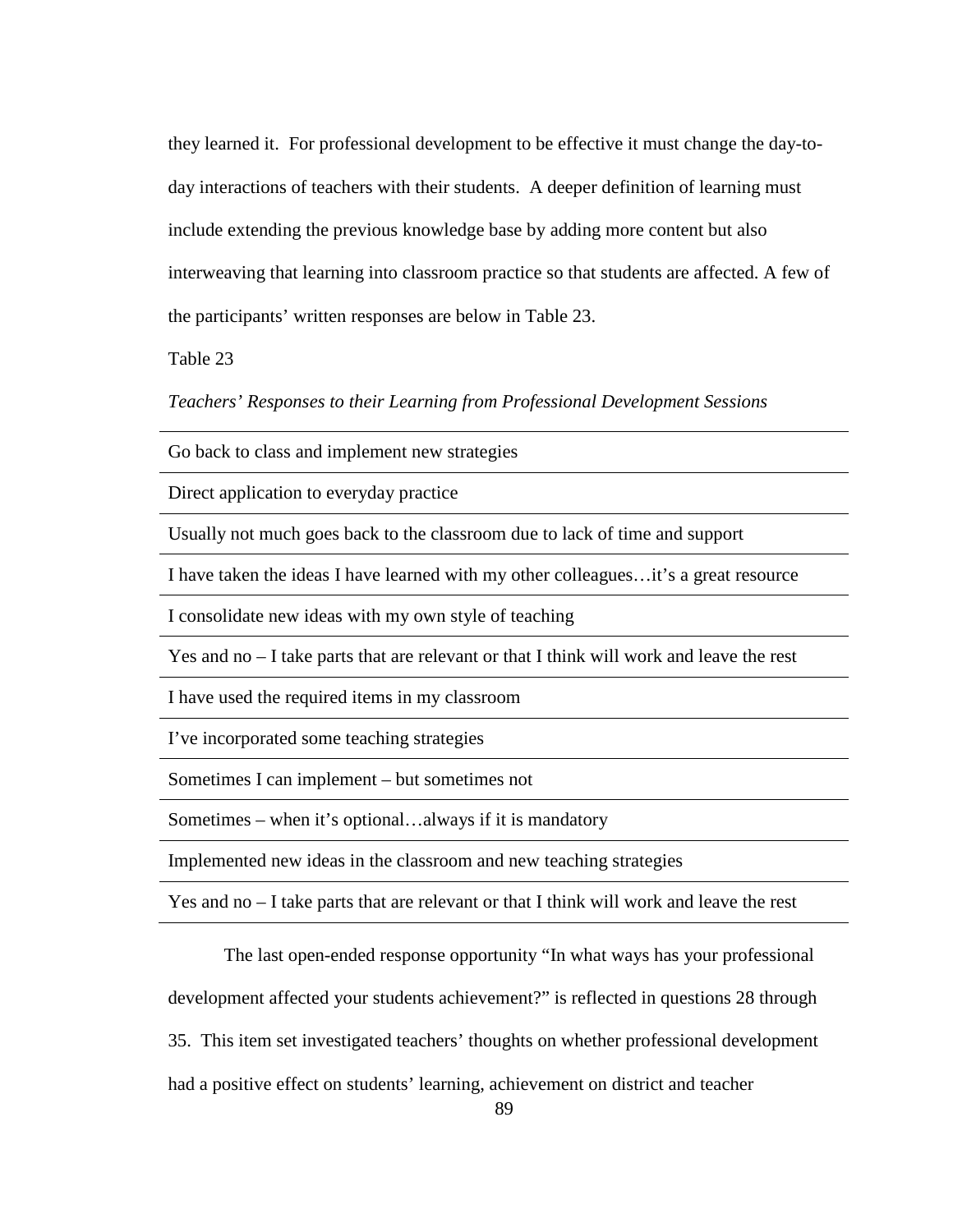they learned it. For professional development to be effective it must change the day-to-day interactions of teachers with their students. A deeper definition of learning must include extending the previous knowledge base by adding more content but also interweaving that learning into classroom practice so that students are affected. A few of the participants' written responses are below in Table 23.

Table 23

*Teachers' Responses to their Learning from Professional Development Sessions*

| |
|---|
| Go back to class and implement new strategies |
| Direct application to everyday practice |
| Usually not much goes back to the classroom due to lack of time and support |
| I have taken the ideas I have learned with my other colleagues…it's a great resource |
| I consolidate new ideas with my own style of teaching |
| Yes and no – I take parts that are relevant or that I think will work and leave the rest |
| I have used the required items in my classroom |
| I've incorporated some teaching strategies |
| Sometimes I can implement – but sometimes not |
| Sometimes – when it's optional…always if it is mandatory |
| Implemented new ideas in the classroom and new teaching strategies |
| Yes and no – I take parts that are relevant or that I think will work and leave the rest |

The last open-ended response opportunity "In what ways has your professional development affected your students achievement?" is reflected in questions 28 through 35. This item set investigated teachers' thoughts on whether professional development had a positive effect on students' learning, achievement on district and teacher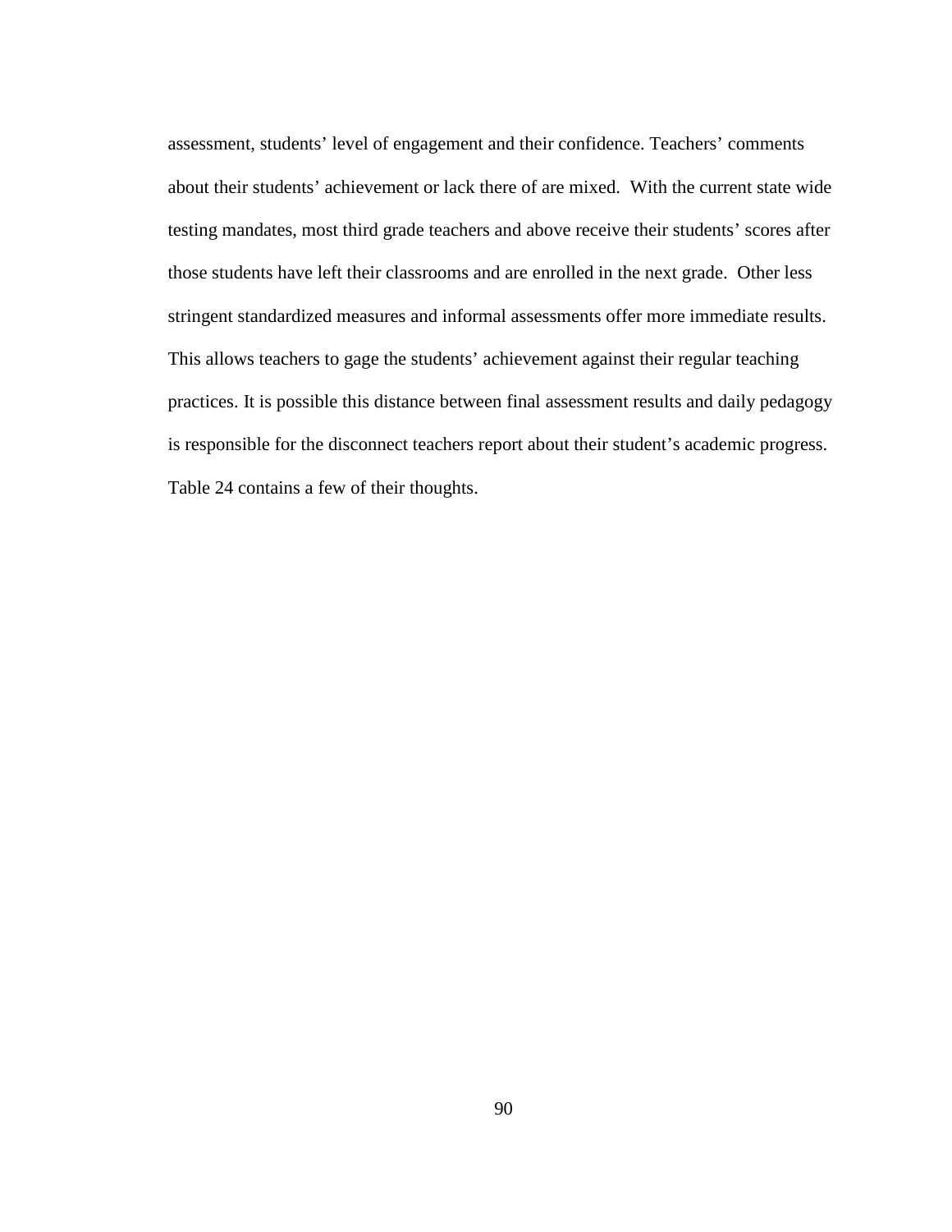assessment, students' level of engagement and their confidence. Teachers' comments about their students' achievement or lack there of are mixed.  With the current state wide testing mandates, most third grade teachers and above receive their students' scores after those students have left their classrooms and are enrolled in the next grade.  Other less stringent standardized measures and informal assessments offer more immediate results. This allows teachers to gage the students' achievement against their regular teaching practices. It is possible this distance between final assessment results and daily pedagogy is responsible for the disconnect teachers report about their student's academic progress. Table 24 contains a few of their thoughts.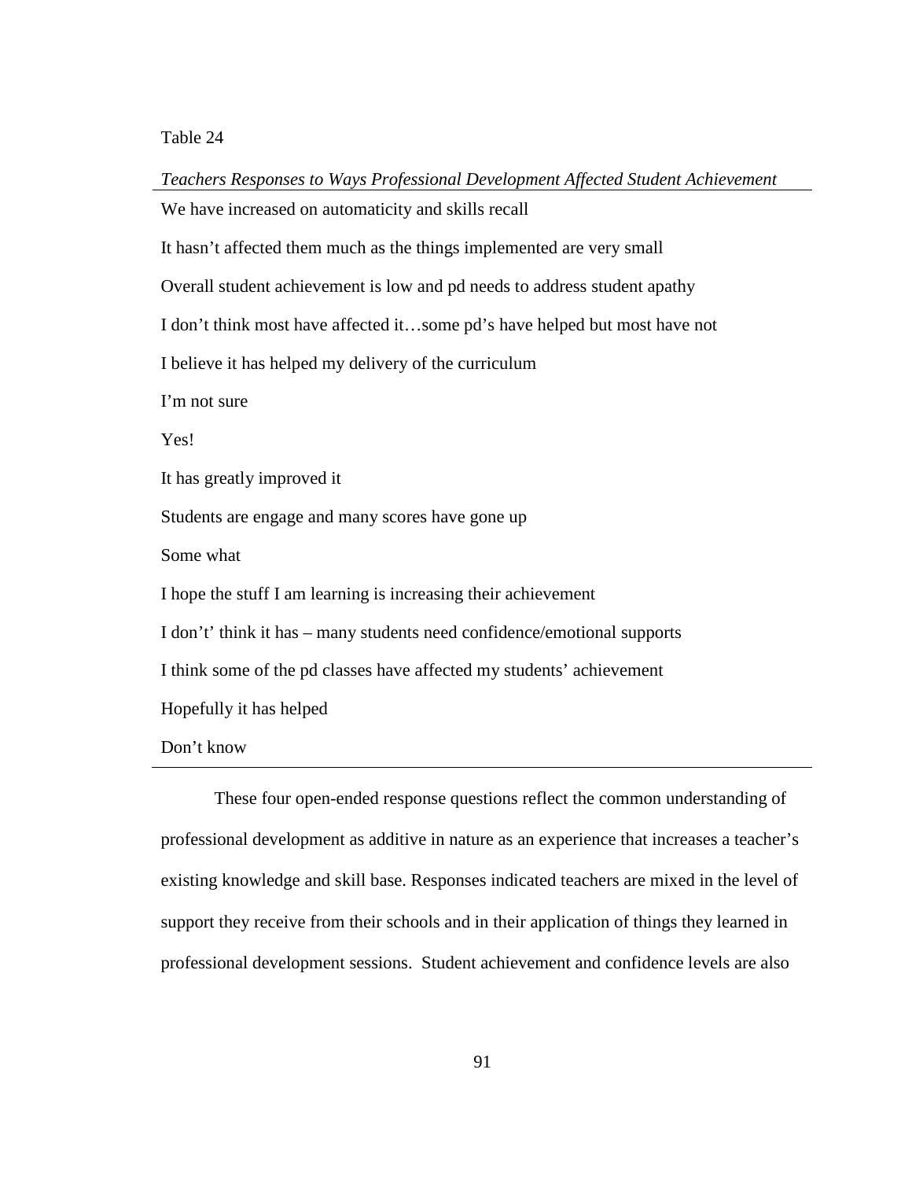Table 24

*Teachers Responses to Ways Professional Development Affected Student Achievement*

| |
|---|
| We have increased on automaticity and skills recall |
| It hasn't affected them much as the things implemented are very small |
| Overall student achievement is low and pd needs to address student apathy |
| I don't think most have affected it…some pd's have helped but most have not |
| I believe it has helped my delivery of the curriculum |
| I'm not sure |
| Yes! |
| It has greatly improved it |
| Students are engage and many scores have gone up |
| Some what |
| I hope the stuff I am learning is increasing their achievement |
| I don't' think it has – many students need confidence/emotional supports |
| I think some of the pd classes have affected my students' achievement |
| Hopefully it has helped |
| Don't know |

These four open-ended response questions reflect the common understanding of professional development as additive in nature as an experience that increases a teacher's existing knowledge and skill base. Responses indicated teachers are mixed in the level of support they receive from their schools and in their application of things they learned in professional development sessions. Student achievement and confidence levels are also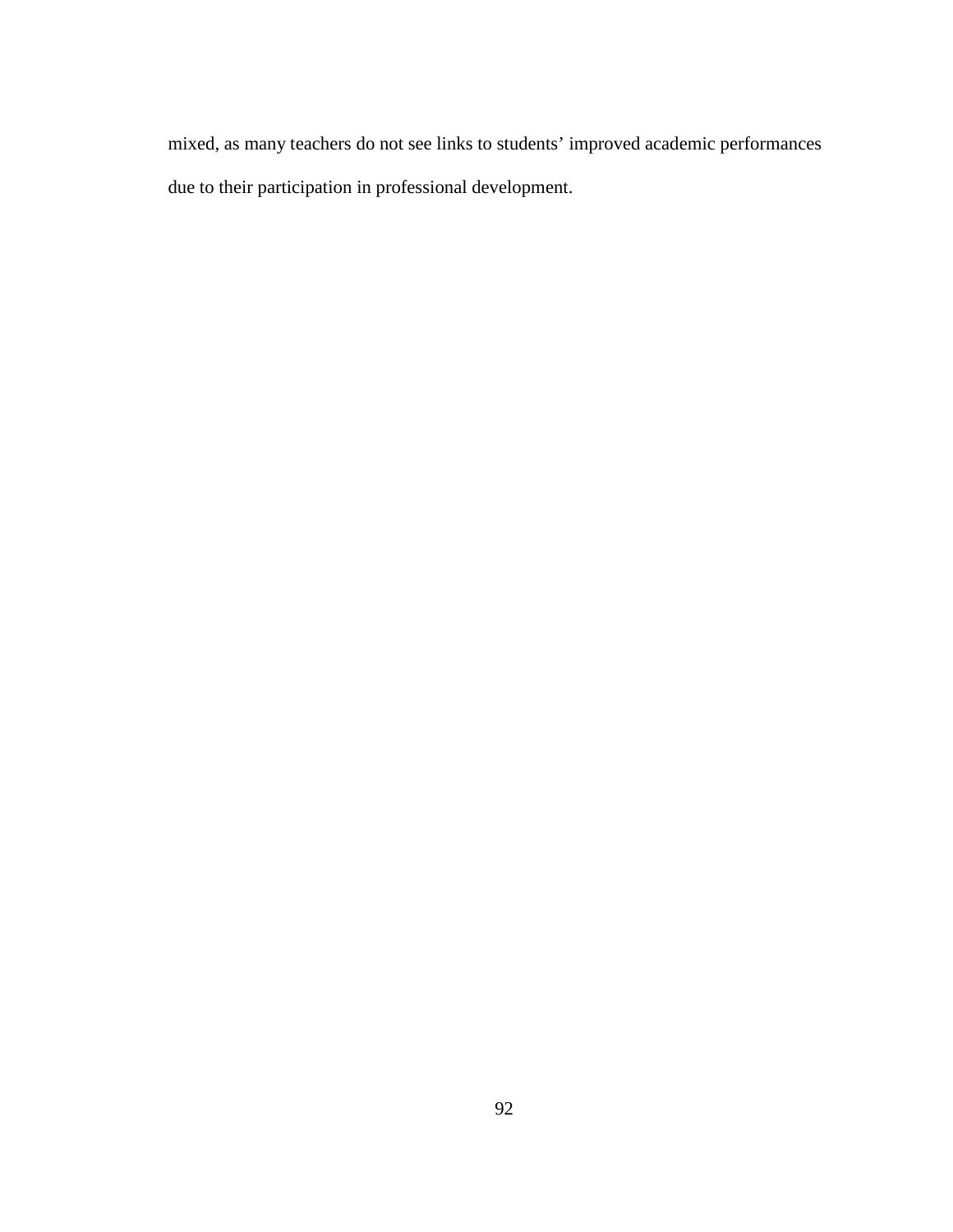mixed, as many teachers do not see links to students' improved academic performances due to their participation in professional development.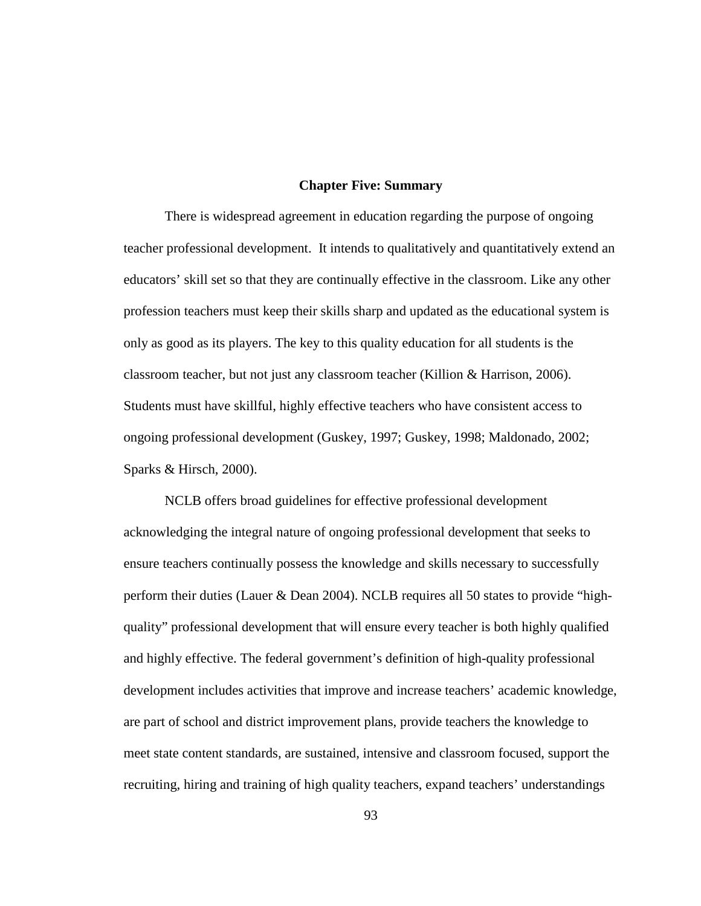# Chapter Five: Summary

There is widespread agreement in education regarding the purpose of ongoing teacher professional development. It intends to qualitatively and quantitatively extend an educators' skill set so that they are continually effective in the classroom. Like any other profession teachers must keep their skills sharp and updated as the educational system is only as good as its players. The key to this quality education for all students is the classroom teacher, but not just any classroom teacher (Killion & Harrison, 2006). Students must have skillful, highly effective teachers who have consistent access to ongoing professional development (Guskey, 1997; Guskey, 1998; Maldonado, 2002; Sparks & Hirsch, 2000).

NCLB offers broad guidelines for effective professional development acknowledging the integral nature of ongoing professional development that seeks to ensure teachers continually possess the knowledge and skills necessary to successfully perform their duties (Lauer & Dean 2004). NCLB requires all 50 states to provide "high-quality" professional development that will ensure every teacher is both highly qualified and highly effective. The federal government's definition of high-quality professional development includes activities that improve and increase teachers' academic knowledge, are part of school and district improvement plans, provide teachers the knowledge to meet state content standards, are sustained, intensive and classroom focused, support the recruiting, hiring and training of high quality teachers, expand teachers' understandings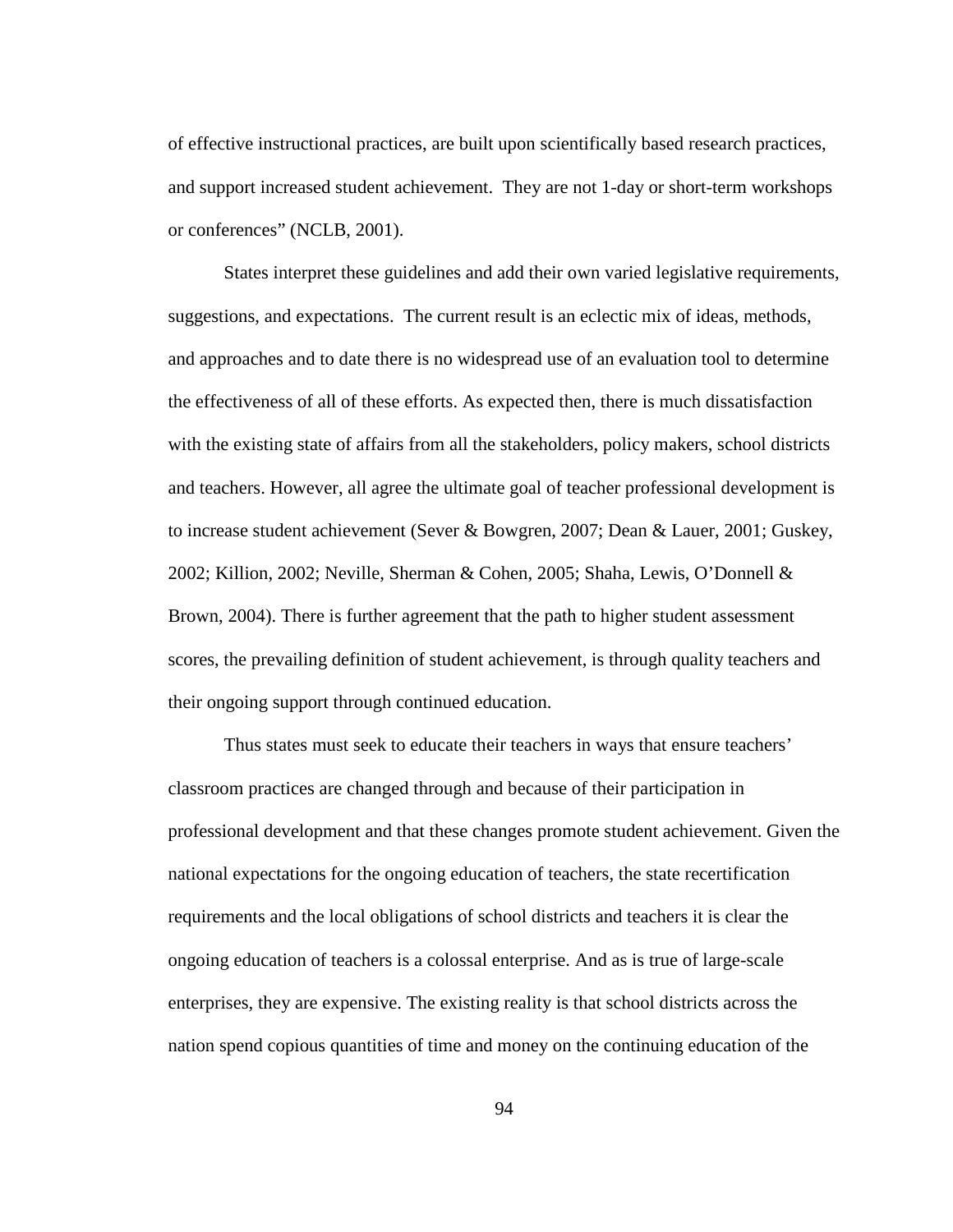of effective instructional practices, are built upon scientifically based research practices, and support increased student achievement. They are not 1-day or short-term workshops or conferences" (NCLB, 2001).

States interpret these guidelines and add their own varied legislative requirements, suggestions, and expectations. The current result is an eclectic mix of ideas, methods, and approaches and to date there is no widespread use of an evaluation tool to determine the effectiveness of all of these efforts. As expected then, there is much dissatisfaction with the existing state of affairs from all the stakeholders, policy makers, school districts and teachers. However, all agree the ultimate goal of teacher professional development is to increase student achievement (Sever & Bowgren, 2007; Dean & Lauer, 2001; Guskey, 2002; Killion, 2002; Neville, Sherman & Cohen, 2005; Shaha, Lewis, O'Donnell & Brown, 2004). There is further agreement that the path to higher student assessment scores, the prevailing definition of student achievement, is through quality teachers and their ongoing support through continued education.

Thus states must seek to educate their teachers in ways that ensure teachers' classroom practices are changed through and because of their participation in professional development and that these changes promote student achievement. Given the national expectations for the ongoing education of teachers, the state recertification requirements and the local obligations of school districts and teachers it is clear the ongoing education of teachers is a colossal enterprise. And as is true of large-scale enterprises, they are expensive. The existing reality is that school districts across the nation spend copious quantities of time and money on the continuing education of the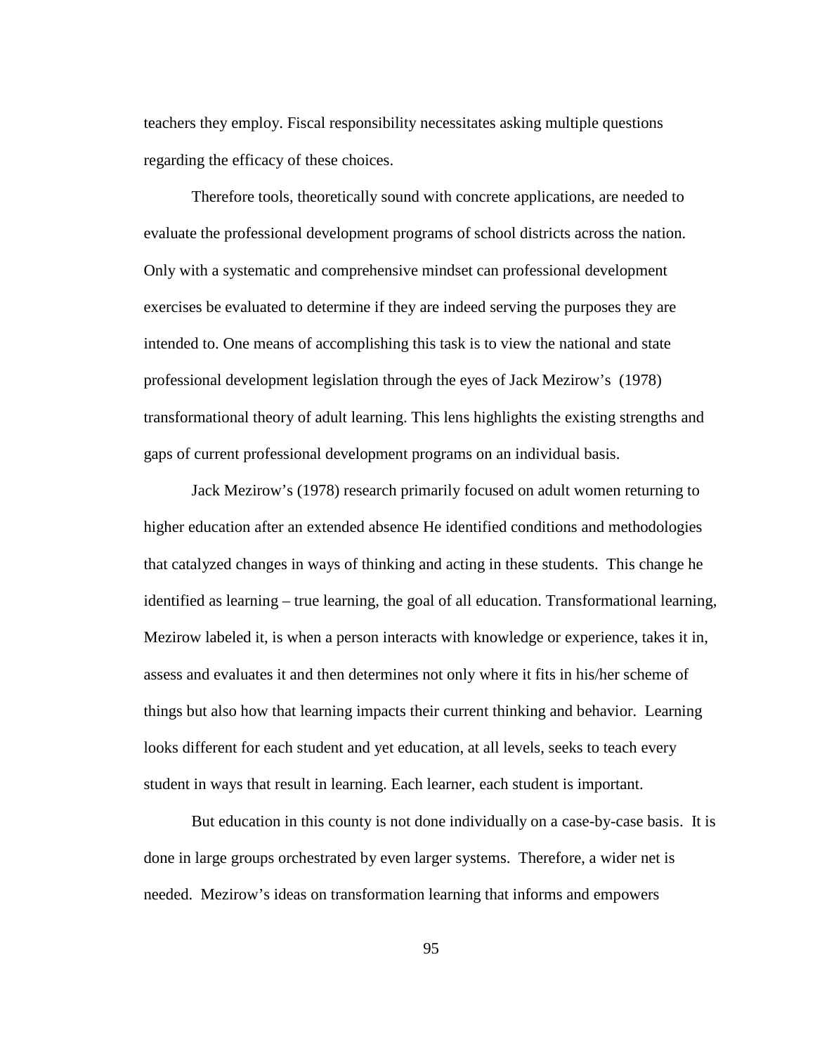teachers they employ. Fiscal responsibility necessitates asking multiple questions regarding the efficacy of these choices.

Therefore tools, theoretically sound with concrete applications, are needed to evaluate the professional development programs of school districts across the nation. Only with a systematic and comprehensive mindset can professional development exercises be evaluated to determine if they are indeed serving the purposes they are intended to. One means of accomplishing this task is to view the national and state professional development legislation through the eyes of Jack Mezirow's (1978) transformational theory of adult learning. This lens highlights the existing strengths and gaps of current professional development programs on an individual basis.

Jack Mezirow's (1978) research primarily focused on adult women returning to higher education after an extended absence He identified conditions and methodologies that catalyzed changes in ways of thinking and acting in these students. This change he identified as learning – true learning, the goal of all education. Transformational learning, Mezirow labeled it, is when a person interacts with knowledge or experience, takes it in, assess and evaluates it and then determines not only where it fits in his/her scheme of things but also how that learning impacts their current thinking and behavior. Learning looks different for each student and yet education, at all levels, seeks to teach every student in ways that result in learning. Each learner, each student is important.

But education in this county is not done individually on a case-by-case basis. It is done in large groups orchestrated by even larger systems. Therefore, a wider net is needed. Mezirow's ideas on transformation learning that informs and empowers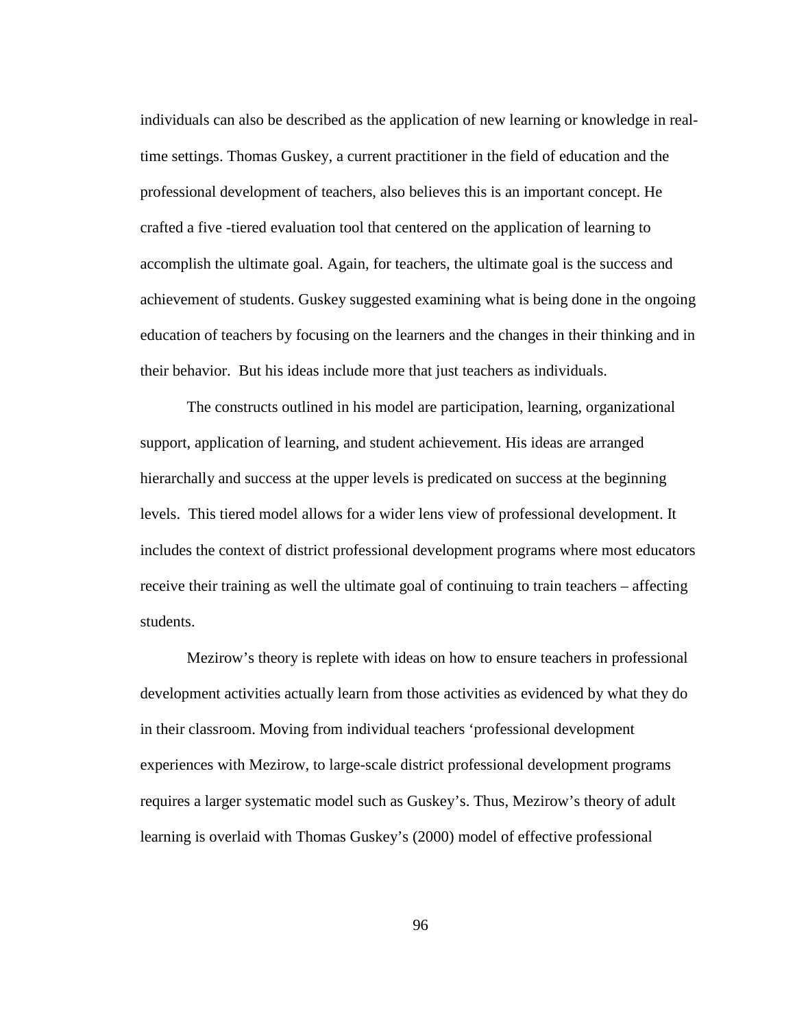individuals can also be described as the application of new learning or knowledge in real-time settings. Thomas Guskey, a current practitioner in the field of education and the professional development of teachers, also believes this is an important concept. He crafted a five -tiered evaluation tool that centered on the application of learning to accomplish the ultimate goal. Again, for teachers, the ultimate goal is the success and achievement of students. Guskey suggested examining what is being done in the ongoing education of teachers by focusing on the learners and the changes in their thinking and in their behavior.  But his ideas include more that just teachers as individuals.

The constructs outlined in his model are participation, learning, organizational support, application of learning, and student achievement. His ideas are arranged hierarchally and success at the upper levels is predicated on success at the beginning levels.  This tiered model allows for a wider lens view of professional development. It includes the context of district professional development programs where most educators receive their training as well the ultimate goal of continuing to train teachers – affecting students.

Mezirow's theory is replete with ideas on how to ensure teachers in professional development activities actually learn from those activities as evidenced by what they do in their classroom. Moving from individual teachers 'professional development experiences with Mezirow, to large-scale district professional development programs requires a larger systematic model such as Guskey's. Thus, Mezirow's theory of adult learning is overlaid with Thomas Guskey's (2000) model of effective professional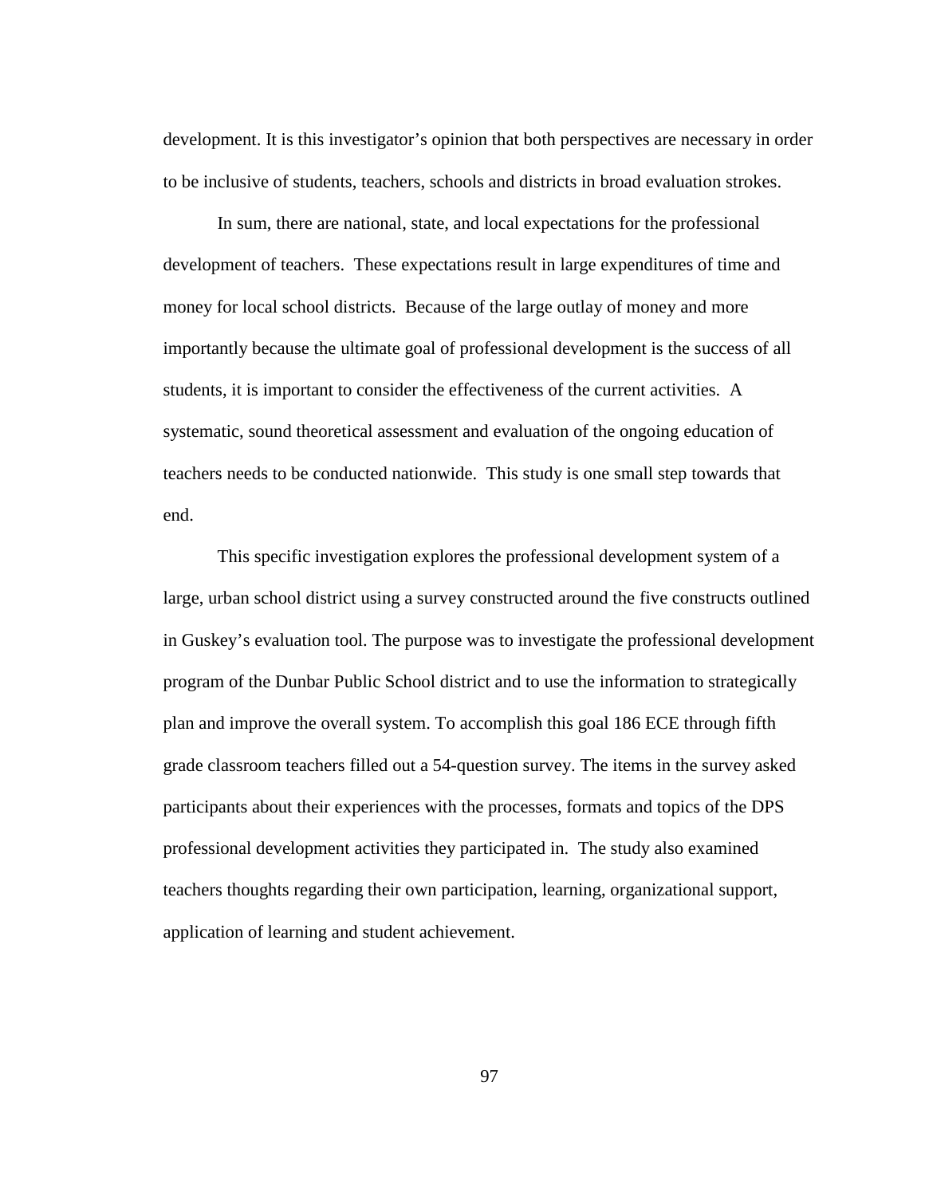development. It is this investigator's opinion that both perspectives are necessary in order to be inclusive of students, teachers, schools and districts in broad evaluation strokes.

In sum, there are national, state, and local expectations for the professional development of teachers. These expectations result in large expenditures of time and money for local school districts. Because of the large outlay of money and more importantly because the ultimate goal of professional development is the success of all students, it is important to consider the effectiveness of the current activities. A systematic, sound theoretical assessment and evaluation of the ongoing education of teachers needs to be conducted nationwide. This study is one small step towards that end.

This specific investigation explores the professional development system of a large, urban school district using a survey constructed around the five constructs outlined in Guskey's evaluation tool. The purpose was to investigate the professional development program of the Dunbar Public School district and to use the information to strategically plan and improve the overall system. To accomplish this goal 186 ECE through fifth grade classroom teachers filled out a 54-question survey. The items in the survey asked participants about their experiences with the processes, formats and topics of the DPS professional development activities they participated in. The study also examined teachers thoughts regarding their own participation, learning, organizational support, application of learning and student achievement.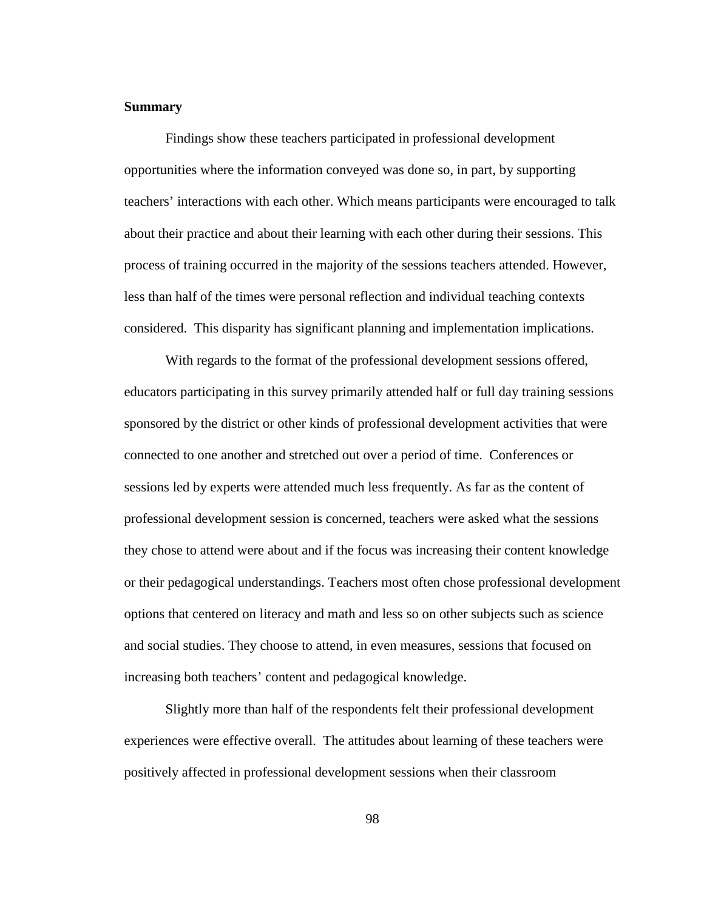**Summary**

Findings show these teachers participated in professional development opportunities where the information conveyed was done so, in part, by supporting teachers' interactions with each other. Which means participants were encouraged to talk about their practice and about their learning with each other during their sessions. This process of training occurred in the majority of the sessions teachers attended. However, less than half of the times were personal reflection and individual teaching contexts considered.  This disparity has significant planning and implementation implications.

With regards to the format of the professional development sessions offered, educators participating in this survey primarily attended half or full day training sessions sponsored by the district or other kinds of professional development activities that were connected to one another and stretched out over a period of time.  Conferences or sessions led by experts were attended much less frequently. As far as the content of professional development session is concerned, teachers were asked what the sessions they chose to attend were about and if the focus was increasing their content knowledge or their pedagogical understandings. Teachers most often chose professional development options that centered on literacy and math and less so on other subjects such as science and social studies. They choose to attend, in even measures, sessions that focused on increasing both teachers' content and pedagogical knowledge.

Slightly more than half of the respondents felt their professional development experiences were effective overall.  The attitudes about learning of these teachers were positively affected in professional development sessions when their classroom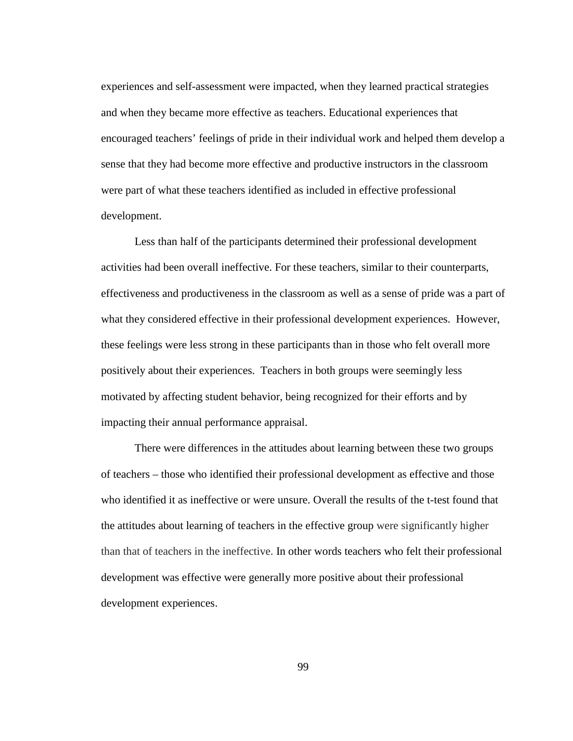experiences and self-assessment were impacted, when they learned practical strategies and when they became more effective as teachers. Educational experiences that encouraged teachers' feelings of pride in their individual work and helped them develop a sense that they had become more effective and productive instructors in the classroom were part of what these teachers identified as included in effective professional development.

Less than half of the participants determined their professional development activities had been overall ineffective. For these teachers, similar to their counterparts, effectiveness and productiveness in the classroom as well as a sense of pride was a part of what they considered effective in their professional development experiences. However, these feelings were less strong in these participants than in those who felt overall more positively about their experiences. Teachers in both groups were seemingly less motivated by affecting student behavior, being recognized for their efforts and by impacting their annual performance appraisal.

There were differences in the attitudes about learning between these two groups of teachers – those who identified their professional development as effective and those who identified it as ineffective or were unsure. Overall the results of the t-test found that the attitudes about learning of teachers in the effective group were significantly higher than that of teachers in the ineffective. In other words teachers who felt their professional development was effective were generally more positive about their professional development experiences.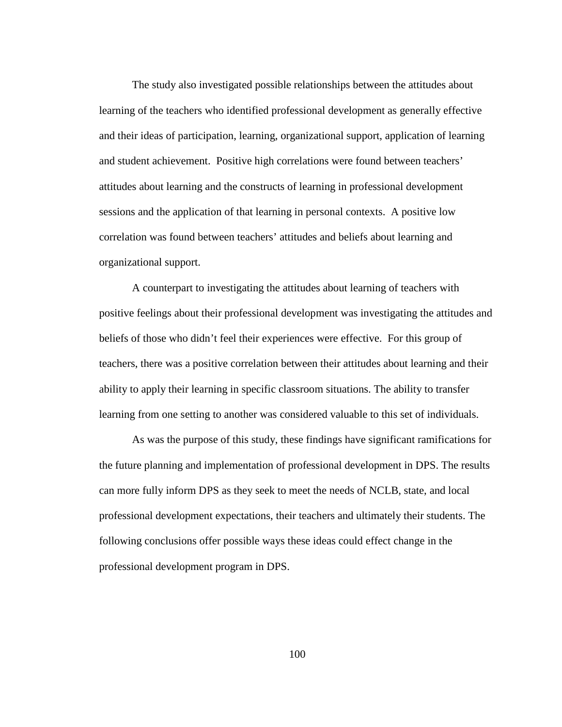The study also investigated possible relationships between the attitudes about learning of the teachers who identified professional development as generally effective and their ideas of participation, learning, organizational support, application of learning and student achievement. Positive high correlations were found between teachers' attitudes about learning and the constructs of learning in professional development sessions and the application of that learning in personal contexts. A positive low correlation was found between teachers' attitudes and beliefs about learning and organizational support.

A counterpart to investigating the attitudes about learning of teachers with positive feelings about their professional development was investigating the attitudes and beliefs of those who didn't feel their experiences were effective. For this group of teachers, there was a positive correlation between their attitudes about learning and their ability to apply their learning in specific classroom situations. The ability to transfer learning from one setting to another was considered valuable to this set of individuals.

As was the purpose of this study, these findings have significant ramifications for the future planning and implementation of professional development in DPS. The results can more fully inform DPS as they seek to meet the needs of NCLB, state, and local professional development expectations, their teachers and ultimately their students. The following conclusions offer possible ways these ideas could effect change in the professional development program in DPS.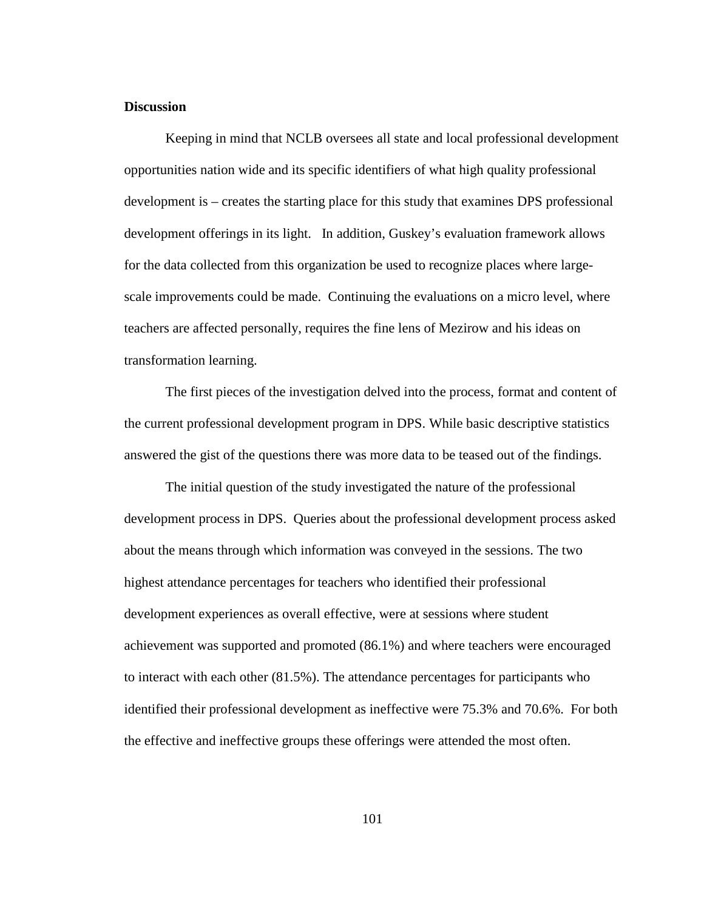**Discussion**

Keeping in mind that NCLB oversees all state and local professional development opportunities nation wide and its specific identifiers of what high quality professional development is – creates the starting place for this study that examines DPS professional development offerings in its light. In addition, Guskey's evaluation framework allows for the data collected from this organization be used to recognize places where large-scale improvements could be made. Continuing the evaluations on a micro level, where teachers are affected personally, requires the fine lens of Mezirow and his ideas on transformation learning.

The first pieces of the investigation delved into the process, format and content of the current professional development program in DPS. While basic descriptive statistics answered the gist of the questions there was more data to be teased out of the findings.

The initial question of the study investigated the nature of the professional development process in DPS. Queries about the professional development process asked about the means through which information was conveyed in the sessions. The two highest attendance percentages for teachers who identified their professional development experiences as overall effective, were at sessions where student achievement was supported and promoted (86.1%) and where teachers were encouraged to interact with each other (81.5%). The attendance percentages for participants who identified their professional development as ineffective were 75.3% and 70.6%. For both the effective and ineffective groups these offerings were attended the most often.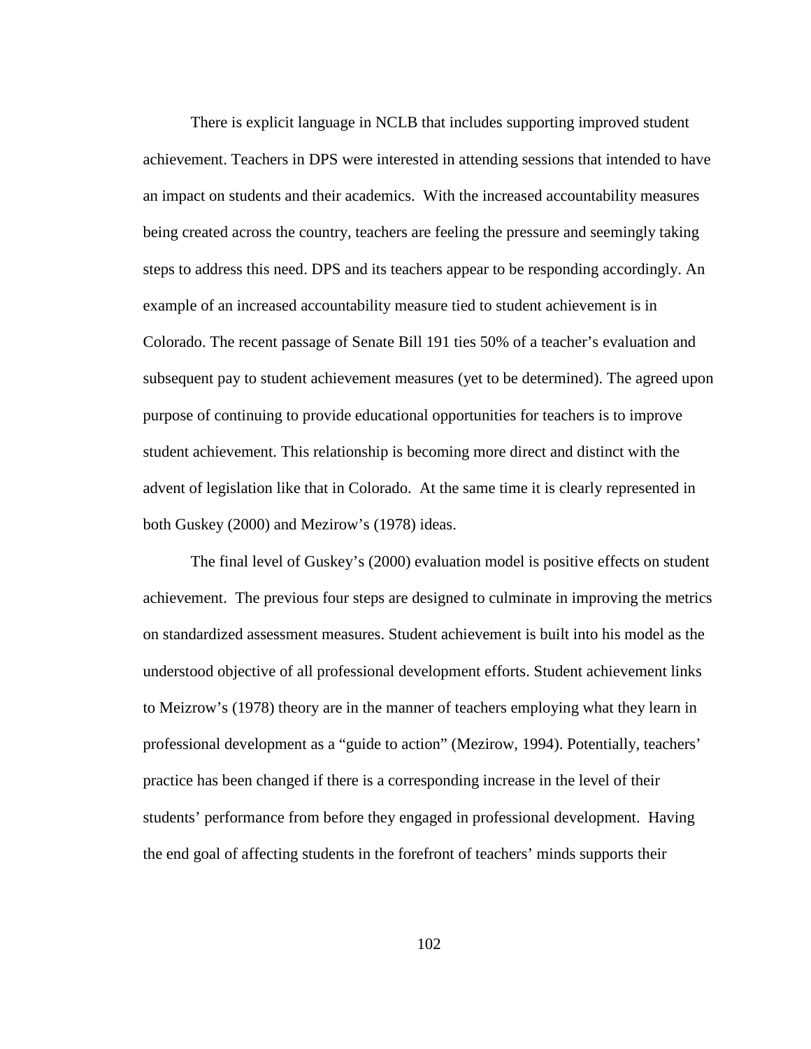There is explicit language in NCLB that includes supporting improved student achievement. Teachers in DPS were interested in attending sessions that intended to have an impact on students and their academics. With the increased accountability measures being created across the country, teachers are feeling the pressure and seemingly taking steps to address this need. DPS and its teachers appear to be responding accordingly. An example of an increased accountability measure tied to student achievement is in Colorado. The recent passage of Senate Bill 191 ties 50% of a teacher's evaluation and subsequent pay to student achievement measures (yet to be determined). The agreed upon purpose of continuing to provide educational opportunities for teachers is to improve student achievement. This relationship is becoming more direct and distinct with the advent of legislation like that in Colorado. At the same time it is clearly represented in both Guskey (2000) and Mezirow's (1978) ideas.

The final level of Guskey's (2000) evaluation model is positive effects on student achievement. The previous four steps are designed to culminate in improving the metrics on standardized assessment measures. Student achievement is built into his model as the understood objective of all professional development efforts. Student achievement links to Meizrow's (1978) theory are in the manner of teachers employing what they learn in professional development as a "guide to action" (Mezirow, 1994). Potentially, teachers' practice has been changed if there is a corresponding increase in the level of their students' performance from before they engaged in professional development. Having the end goal of affecting students in the forefront of teachers' minds supports their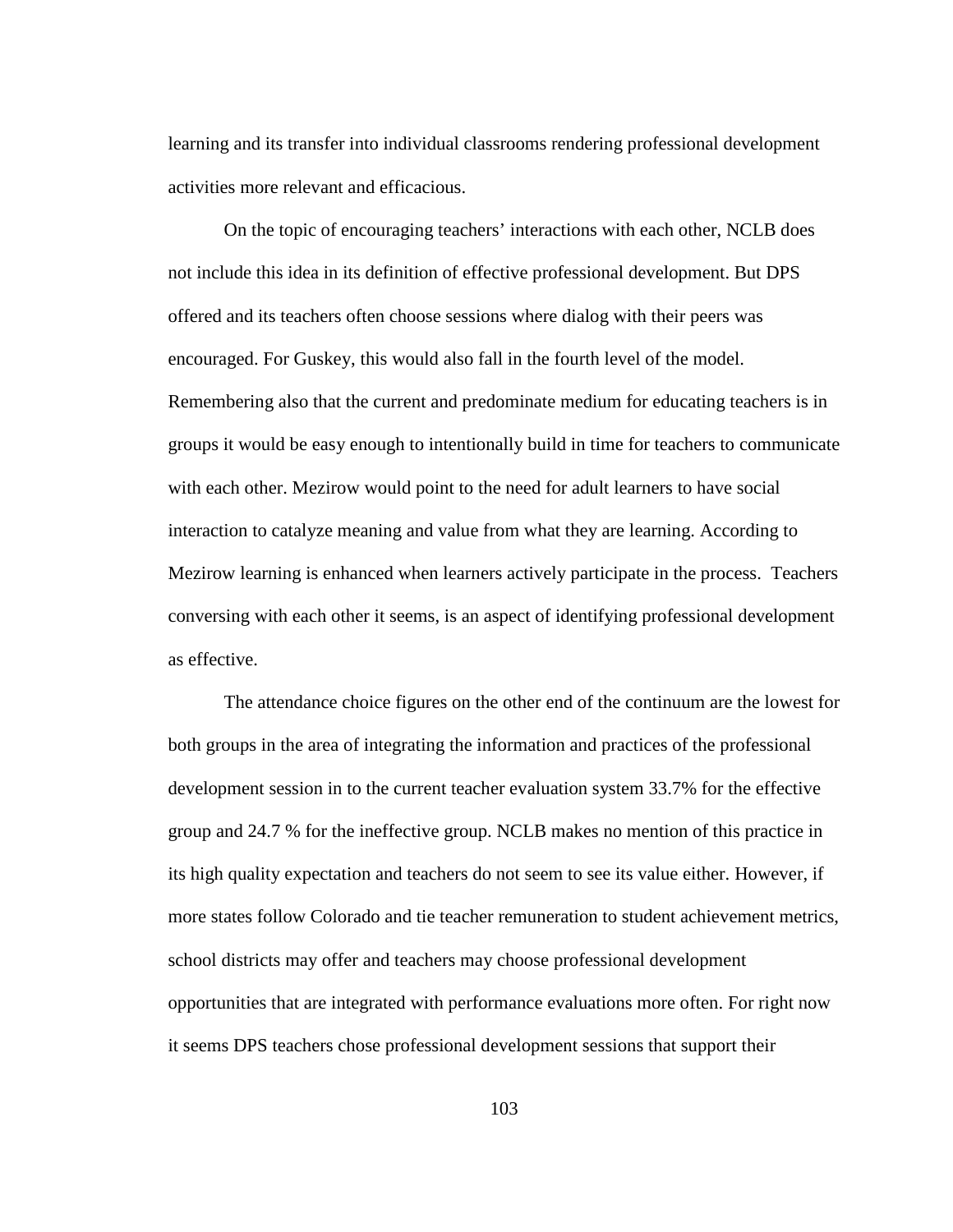learning and its transfer into individual classrooms rendering professional development activities more relevant and efficacious.

On the topic of encouraging teachers' interactions with each other, NCLB does not include this idea in its definition of effective professional development. But DPS offered and its teachers often choose sessions where dialog with their peers was encouraged. For Guskey, this would also fall in the fourth level of the model. Remembering also that the current and predominate medium for educating teachers is in groups it would be easy enough to intentionally build in time for teachers to communicate with each other. Mezirow would point to the need for adult learners to have social interaction to catalyze meaning and value from what they are learning. According to Mezirow learning is enhanced when learners actively participate in the process. Teachers conversing with each other it seems, is an aspect of identifying professional development as effective.

The attendance choice figures on the other end of the continuum are the lowest for both groups in the area of integrating the information and practices of the professional development session in to the current teacher evaluation system 33.7% for the effective group and 24.7 % for the ineffective group. NCLB makes no mention of this practice in its high quality expectation and teachers do not seem to see its value either. However, if more states follow Colorado and tie teacher remuneration to student achievement metrics, school districts may offer and teachers may choose professional development opportunities that are integrated with performance evaluations more often. For right now it seems DPS teachers chose professional development sessions that support their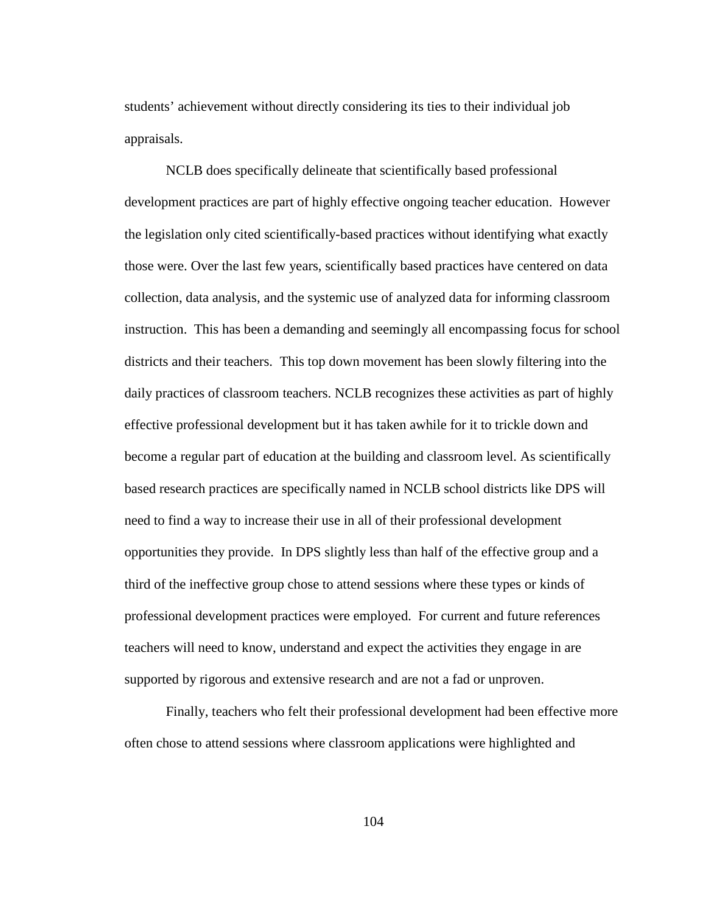students' achievement without directly considering its ties to their individual job appraisals.

NCLB does specifically delineate that scientifically based professional development practices are part of highly effective ongoing teacher education. However the legislation only cited scientifically-based practices without identifying what exactly those were. Over the last few years, scientifically based practices have centered on data collection, data analysis, and the systemic use of analyzed data for informing classroom instruction. This has been a demanding and seemingly all encompassing focus for school districts and their teachers. This top down movement has been slowly filtering into the daily practices of classroom teachers. NCLB recognizes these activities as part of highly effective professional development but it has taken awhile for it to trickle down and become a regular part of education at the building and classroom level. As scientifically based research practices are specifically named in NCLB school districts like DPS will need to find a way to increase their use in all of their professional development opportunities they provide. In DPS slightly less than half of the effective group and a third of the ineffective group chose to attend sessions where these types or kinds of professional development practices were employed. For current and future references teachers will need to know, understand and expect the activities they engage in are supported by rigorous and extensive research and are not a fad or unproven.

Finally, teachers who felt their professional development had been effective more often chose to attend sessions where classroom applications were highlighted and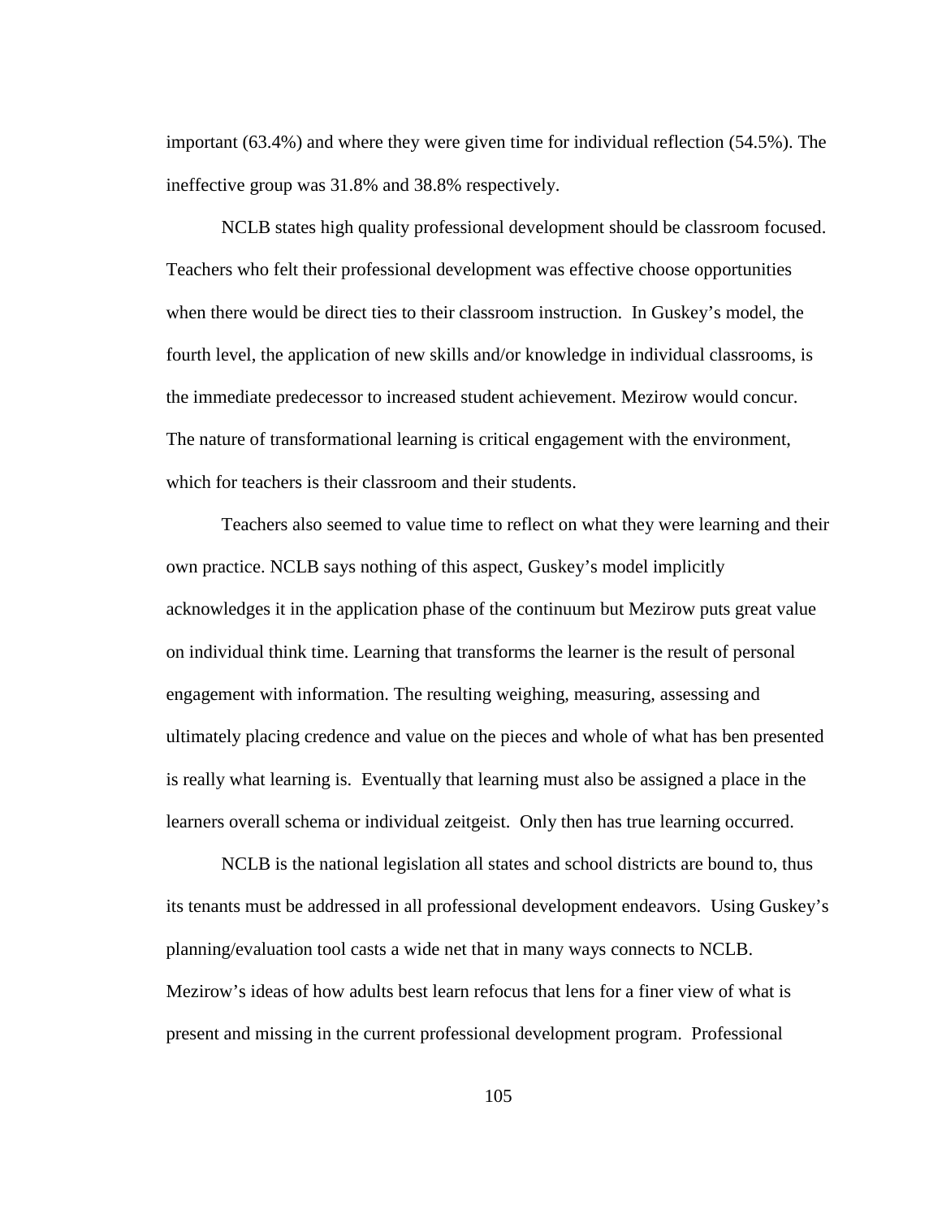important (63.4%) and where they were given time for individual reflection (54.5%). The ineffective group was 31.8% and 38.8% respectively.

NCLB states high quality professional development should be classroom focused. Teachers who felt their professional development was effective choose opportunities when there would be direct ties to their classroom instruction. In Guskey's model, the fourth level, the application of new skills and/or knowledge in individual classrooms, is the immediate predecessor to increased student achievement. Mezirow would concur. The nature of transformational learning is critical engagement with the environment, which for teachers is their classroom and their students.

Teachers also seemed to value time to reflect on what they were learning and their own practice. NCLB says nothing of this aspect, Guskey's model implicitly acknowledges it in the application phase of the continuum but Mezirow puts great value on individual think time. Learning that transforms the learner is the result of personal engagement with information. The resulting weighing, measuring, assessing and ultimately placing credence and value on the pieces and whole of what has ben presented is really what learning is. Eventually that learning must also be assigned a place in the learners overall schema or individual zeitgeist. Only then has true learning occurred.

NCLB is the national legislation all states and school districts are bound to, thus its tenants must be addressed in all professional development endeavors. Using Guskey's planning/evaluation tool casts a wide net that in many ways connects to NCLB. Mezirow's ideas of how adults best learn refocus that lens for a finer view of what is present and missing in the current professional development program. Professional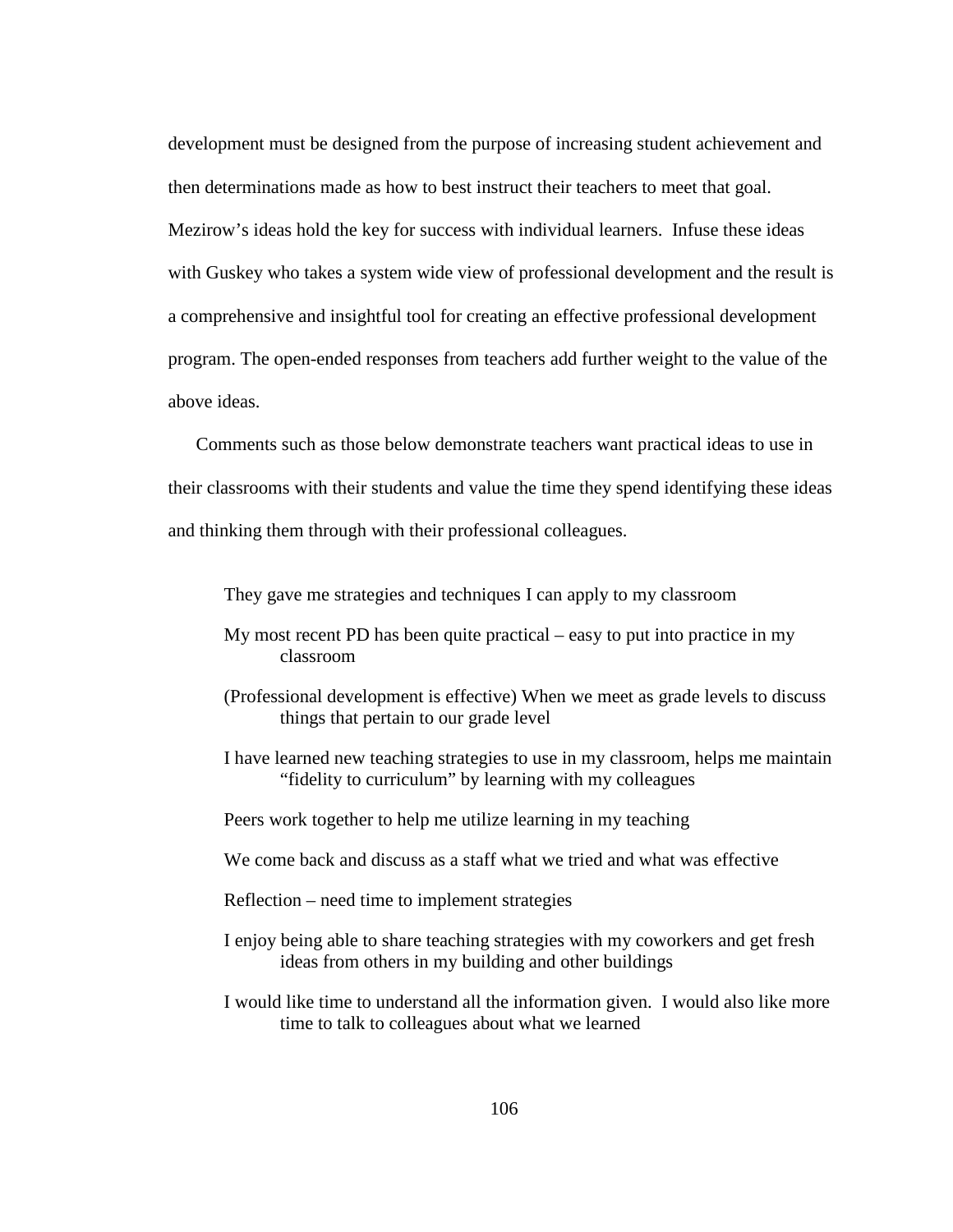development must be designed from the purpose of increasing student achievement and then determinations made as how to best instruct their teachers to meet that goal. Mezirow's ideas hold the key for success with individual learners. Infuse these ideas with Guskey who takes a system wide view of professional development and the result is a comprehensive and insightful tool for creating an effective professional development program. The open-ended responses from teachers add further weight to the value of the above ideas.

Comments such as those below demonstrate teachers want practical ideas to use in their classrooms with their students and value the time they spend identifying these ideas and thinking them through with their professional colleagues.

> They gave me strategies and techniques I can apply to my classroom
>
> My most recent PD has been quite practical – easy to put into practice in my classroom
>
> (Professional development is effective) When we meet as grade levels to discuss things that pertain to our grade level
>
> I have learned new teaching strategies to use in my classroom, helps me maintain "fidelity to curriculum" by learning with my colleagues
>
> Peers work together to help me utilize learning in my teaching
>
> We come back and discuss as a staff what we tried and what was effective
>
> Reflection – need time to implement strategies
>
> I enjoy being able to share teaching strategies with my coworkers and get fresh ideas from others in my building and other buildings
>
> I would like time to understand all the information given. I would also like more time to talk to colleagues about what we learned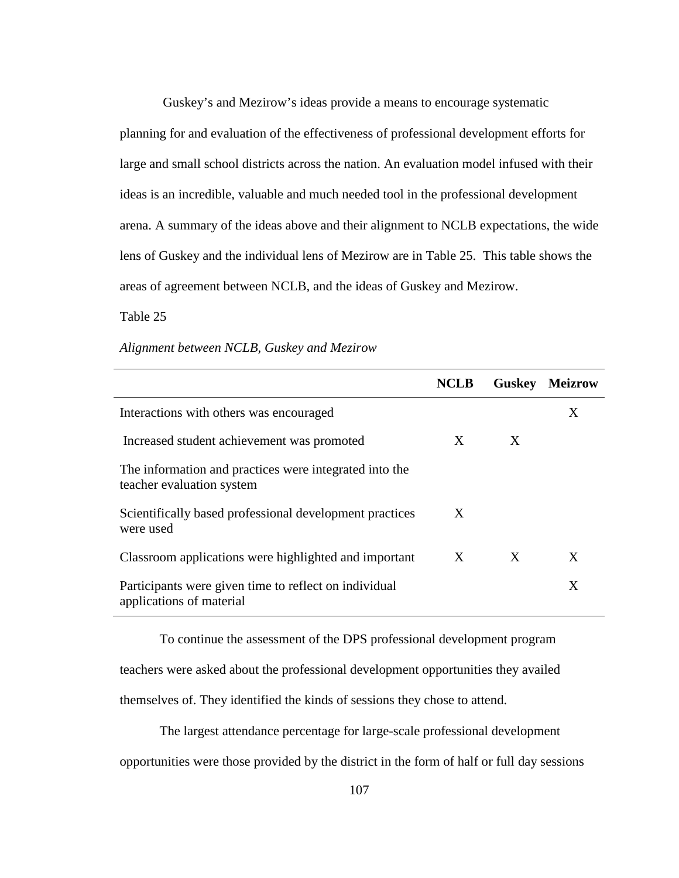Guskey's and Mezirow's ideas provide a means to encourage systematic planning for and evaluation of the effectiveness of professional development efforts for large and small school districts across the nation. An evaluation model infused with their ideas is an incredible, valuable and much needed tool in the professional development arena. A summary of the ideas above and their alignment to NCLB expectations, the wide lens of Guskey and the individual lens of Mezirow are in Table 25. This table shows the areas of agreement between NCLB, and the ideas of Guskey and Mezirow.

Table 25

*Alignment between NCLB, Guskey and Mezirow*

| | NCLB | Guskey | Meizrow |
|---|---|---|---|
| Interactions with others was encouraged | | | X |
| Increased student achievement was promoted | X | X | |
| The information and practices were integrated into the teacher evaluation system | | | |
| Scientifically based professional development practices were used | X | | |
| Classroom applications were highlighted and important | X | X | X |
| Participants were given time to reflect on individual applications of material | | | X |

To continue the assessment of the DPS professional development program teachers were asked about the professional development opportunities they availed themselves of. They identified the kinds of sessions they chose to attend.

The largest attendance percentage for large-scale professional development opportunities were those provided by the district in the form of half or full day sessions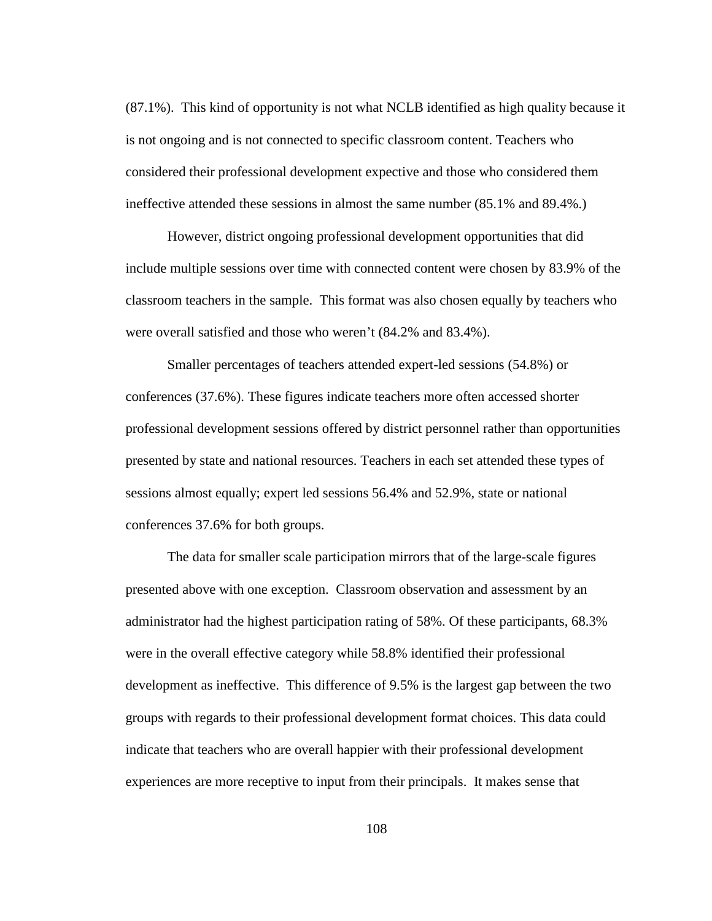(87.1%). This kind of opportunity is not what NCLB identified as high quality because it is not ongoing and is not connected to specific classroom content. Teachers who considered their professional development expective and those who considered them ineffective attended these sessions in almost the same number (85.1% and 89.4%.)

However, district ongoing professional development opportunities that did include multiple sessions over time with connected content were chosen by 83.9% of the classroom teachers in the sample. This format was also chosen equally by teachers who were overall satisfied and those who weren't (84.2% and 83.4%).

Smaller percentages of teachers attended expert-led sessions (54.8%) or conferences (37.6%). These figures indicate teachers more often accessed shorter professional development sessions offered by district personnel rather than opportunities presented by state and national resources. Teachers in each set attended these types of sessions almost equally; expert led sessions 56.4% and 52.9%, state or national conferences 37.6% for both groups.

The data for smaller scale participation mirrors that of the large-scale figures presented above with one exception. Classroom observation and assessment by an administrator had the highest participation rating of 58%. Of these participants, 68.3% were in the overall effective category while 58.8% identified their professional development as ineffective. This difference of 9.5% is the largest gap between the two groups with regards to their professional development format choices. This data could indicate that teachers who are overall happier with their professional development experiences are more receptive to input from their principals. It makes sense that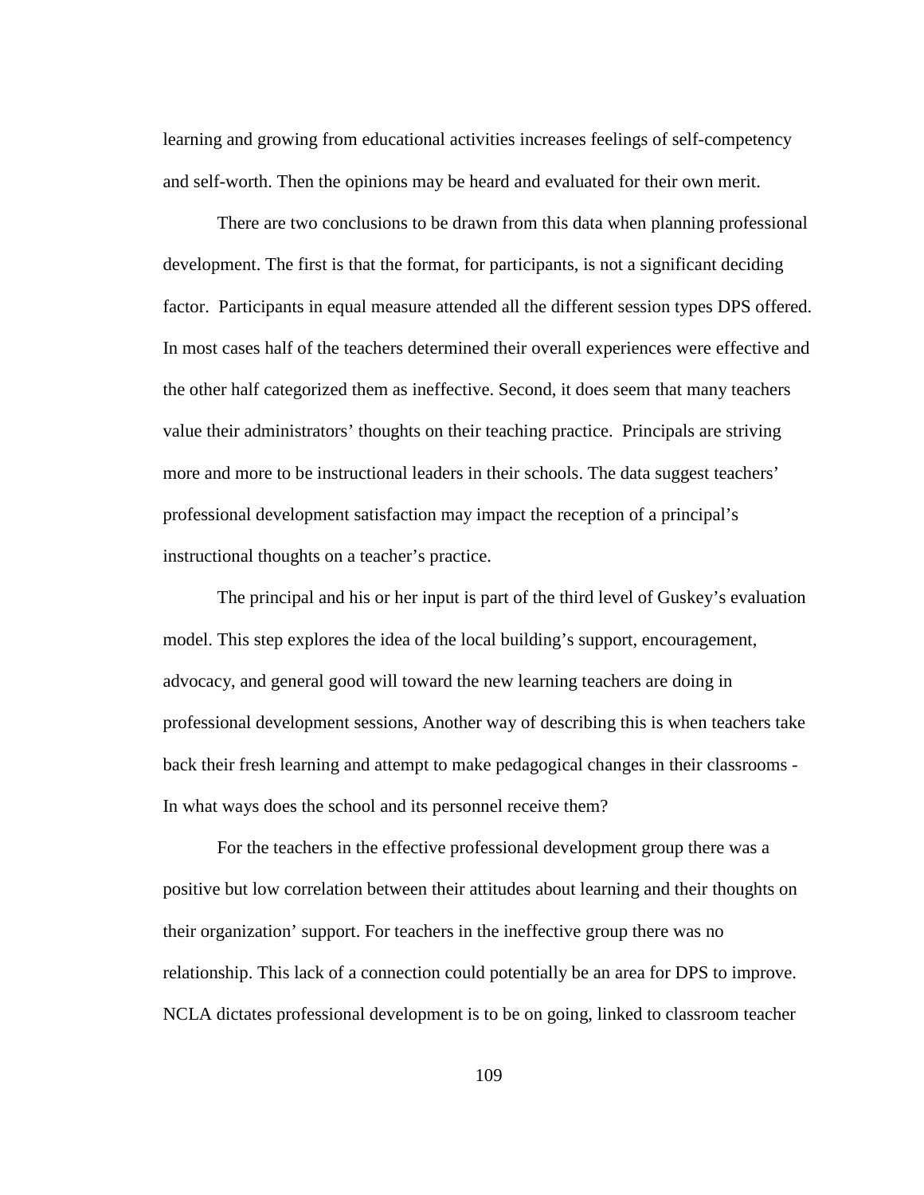learning and growing from educational activities increases feelings of self-competency and self-worth. Then the opinions may be heard and evaluated for their own merit.

There are two conclusions to be drawn from this data when planning professional development. The first is that the format, for participants, is not a significant deciding factor.  Participants in equal measure attended all the different session types DPS offered. In most cases half of the teachers determined their overall experiences were effective and the other half categorized them as ineffective. Second, it does seem that many teachers value their administrators' thoughts on their teaching practice.  Principals are striving more and more to be instructional leaders in their schools. The data suggest teachers' professional development satisfaction may impact the reception of a principal's instructional thoughts on a teacher's practice.

The principal and his or her input is part of the third level of Guskey's evaluation model. This step explores the idea of the local building's support, encouragement, advocacy, and general good will toward the new learning teachers are doing in professional development sessions, Another way of describing this is when teachers take back their fresh learning and attempt to make pedagogical changes in their classrooms - In what ways does the school and its personnel receive them?

For the teachers in the effective professional development group there was a positive but low correlation between their attitudes about learning and their thoughts on their organization' support. For teachers in the ineffective group there was no relationship. This lack of a connection could potentially be an area for DPS to improve. NCLA dictates professional development is to be on going, linked to classroom teacher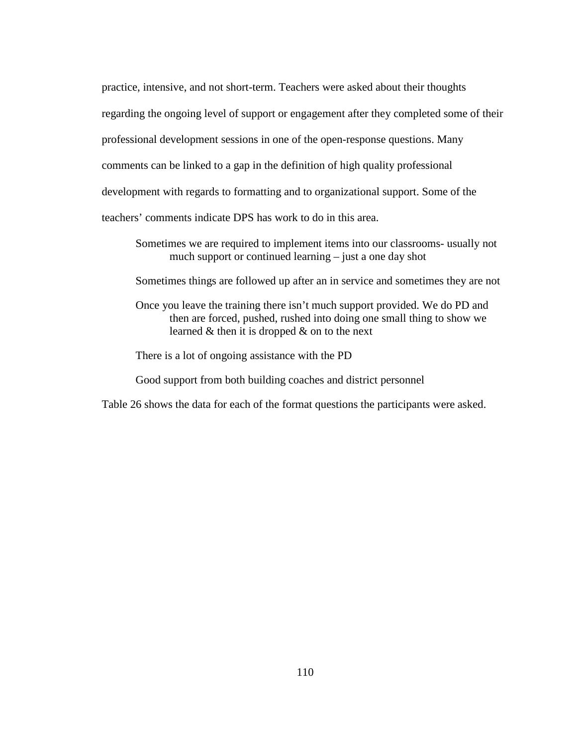practice, intensive, and not short-term. Teachers were asked about their thoughts regarding the ongoing level of support or engagement after they completed some of their professional development sessions in one of the open-response questions. Many comments can be linked to a gap in the definition of high quality professional development with regards to formatting and to organizational support. Some of the teachers' comments indicate DPS has work to do in this area.

> Sometimes we are required to implement items into our classrooms- usually not much support or continued learning – just a one day shot
>
> Sometimes things are followed up after an in service and sometimes they are not
>
> Once you leave the training there isn't much support provided. We do PD and then are forced, pushed, rushed into doing one small thing to show we learned & then it is dropped & on to the next
>
> There is a lot of ongoing assistance with the PD
>
> Good support from both building coaches and district personnel

Table 26 shows the data for each of the format questions the participants were asked.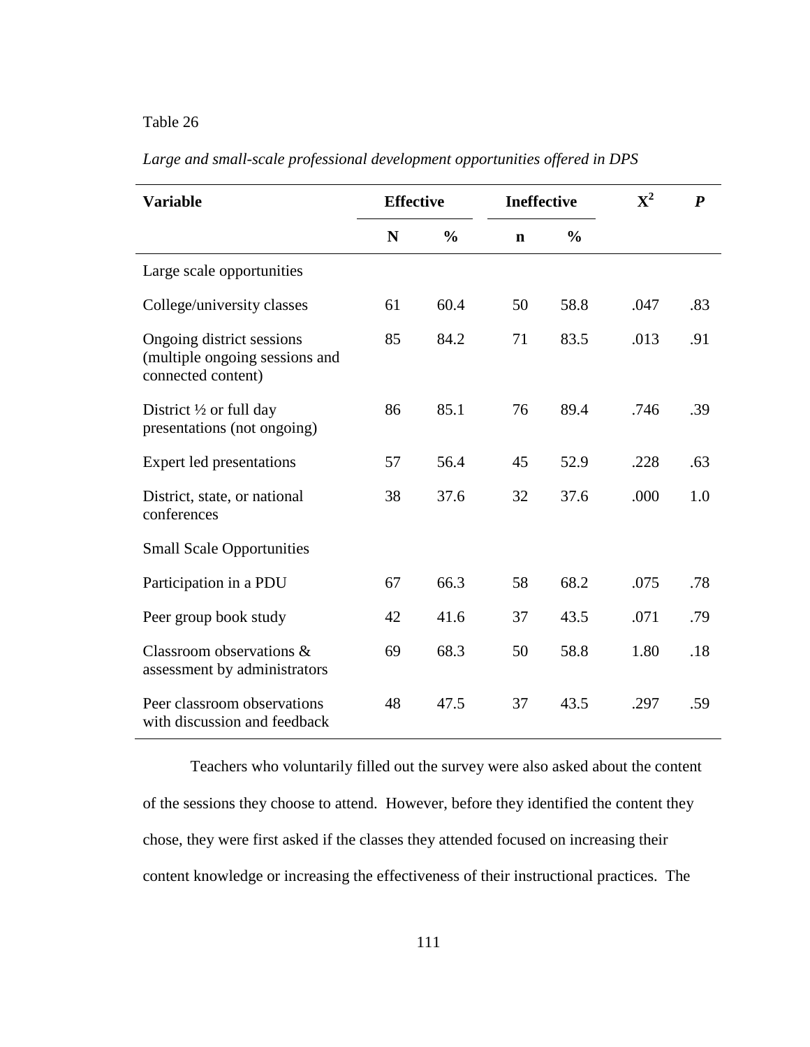Table 26

*Large and small-scale professional development opportunities offered in DPS*

| Variable | Effective | | Ineffective | | $X^2$ | *P* |
|---|---|---|---|---|---|---|
| | N | % | n | % | | |
| Large scale opportunities | | | | | | |
| College/university classes | 61 | 60.4 | 50 | 58.8 | .047 | .83 |
| Ongoing district sessions (multiple ongoing sessions and connected content) | 85 | 84.2 | 71 | 83.5 | .013 | .91 |
| District ½ or full day presentations (not ongoing) | 86 | 85.1 | 76 | 89.4 | .746 | .39 |
| Expert led presentations | 57 | 56.4 | 45 | 52.9 | .228 | .63 |
| District, state, or national conferences | 38 | 37.6 | 32 | 37.6 | .000 | 1.0 |
| Small Scale Opportunities | | | | | | |
| Participation in a PDU | 67 | 66.3 | 58 | 68.2 | .075 | .78 |
| Peer group book study | 42 | 41.6 | 37 | 43.5 | .071 | .79 |
| Classroom observations & assessment by administrators | 69 | 68.3 | 50 | 58.8 | 1.80 | .18 |
| Peer classroom observations with discussion and feedback | 48 | 47.5 | 37 | 43.5 | .297 | .59 |

Teachers who voluntarily filled out the survey were also asked about the content of the sessions they choose to attend. However, before they identified the content they chose, they were first asked if the classes they attended focused on increasing their content knowledge or increasing the effectiveness of their instructional practices. The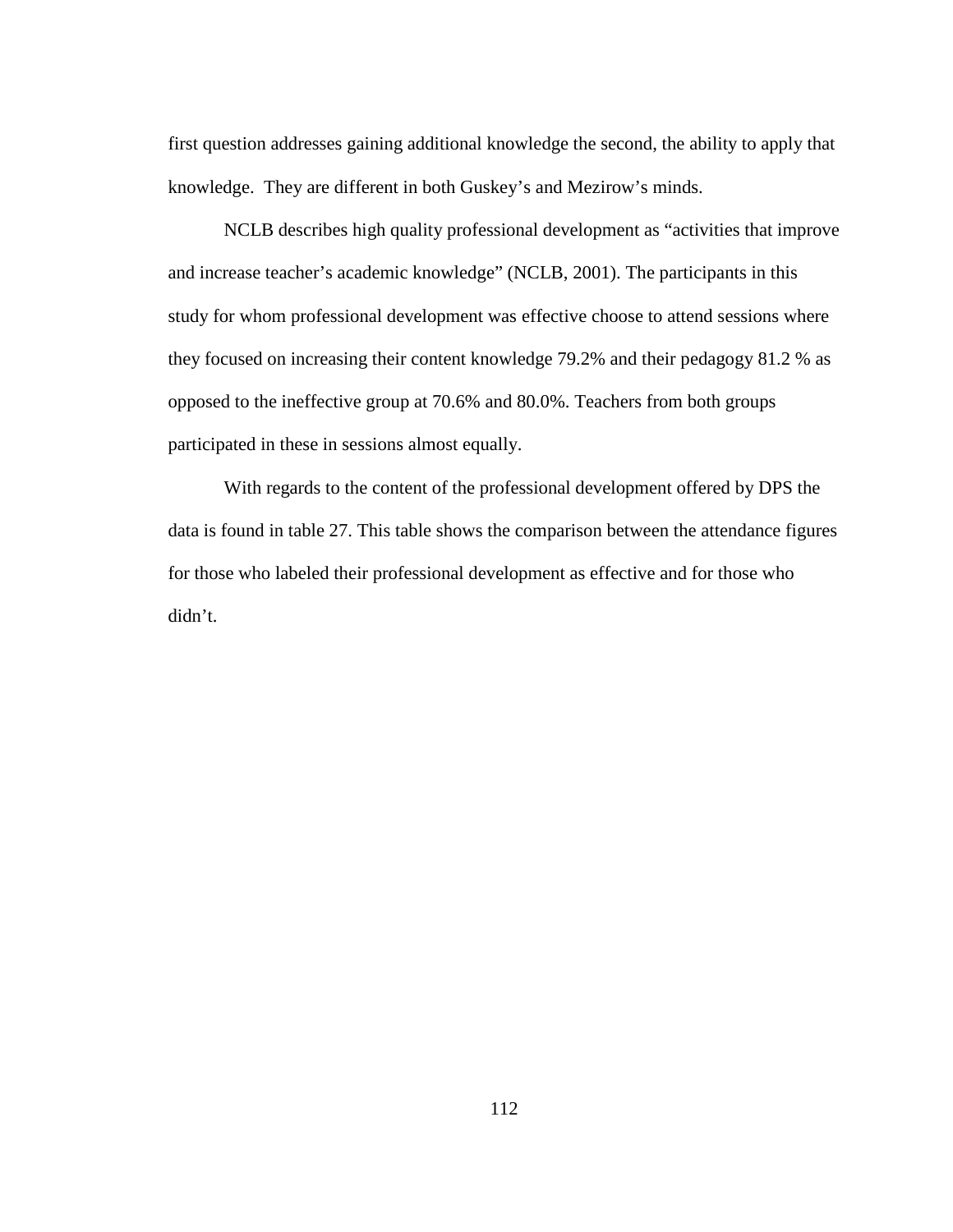first question addresses gaining additional knowledge the second, the ability to apply that knowledge.  They are different in both Guskey's and Mezirow's minds.

NCLB describes high quality professional development as "activities that improve and increase teacher's academic knowledge" (NCLB, 2001). The participants in this study for whom professional development was effective choose to attend sessions where they focused on increasing their content knowledge 79.2% and their pedagogy 81.2 % as opposed to the ineffective group at 70.6% and 80.0%. Teachers from both groups participated in these in sessions almost equally.

With regards to the content of the professional development offered by DPS the data is found in table 27. This table shows the comparison between the attendance figures for those who labeled their professional development as effective and for those who didn't.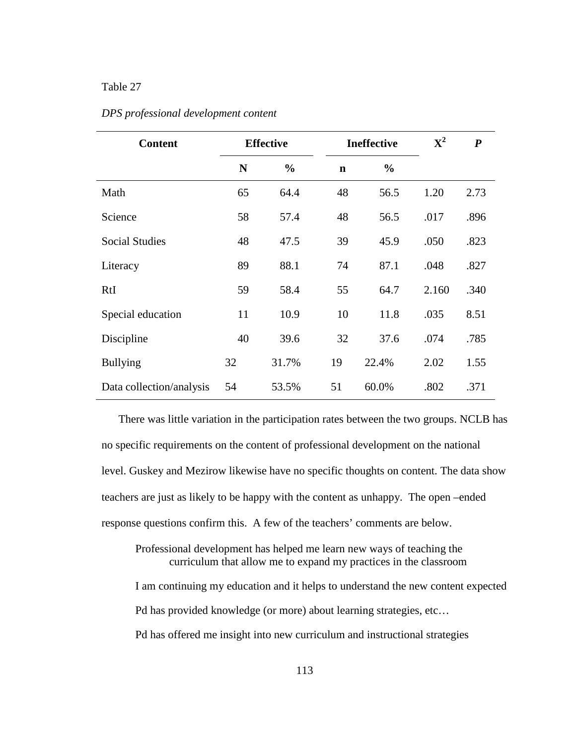Table 27

*DPS professional development content*

| Content | Effective | | Ineffective | | $X^2$ | *P* |
|---|---|---|---|---|---|---|
| | N | % | n | % | | |
| Math | 65 | 64.4 | 48 | 56.5 | 1.20 | 2.73 |
| Science | 58 | 57.4 | 48 | 56.5 | .017 | .896 |
| Social Studies | 48 | 47.5 | 39 | 45.9 | .050 | .823 |
| Literacy | 89 | 88.1 | 74 | 87.1 | .048 | .827 |
| RtI | 59 | 58.4 | 55 | 64.7 | 2.160 | .340 |
| Special education | 11 | 10.9 | 10 | 11.8 | .035 | 8.51 |
| Discipline | 40 | 39.6 | 32 | 37.6 | .074 | .785 |
| Bullying | 32 | 31.7% | 19 | 22.4% | 2.02 | 1.55 |
| Data collection/analysis | 54 | 53.5% | 51 | 60.0% | .802 | .371 |

There was little variation in the participation rates between the two groups. NCLB has no specific requirements on the content of professional development on the national level. Guskey and Mezirow likewise have no specific thoughts on content. The data show teachers are just as likely to be happy with the content as unhappy. The open –ended response questions confirm this. A few of the teachers' comments are below.

> Professional development has helped me learn new ways of teaching the curriculum that allow me to expand my practices in the classroom
>
> I am continuing my education and it helps to understand the new content expected
>
> Pd has provided knowledge (or more) about learning strategies, etc…
>
> Pd has offered me insight into new curriculum and instructional strategies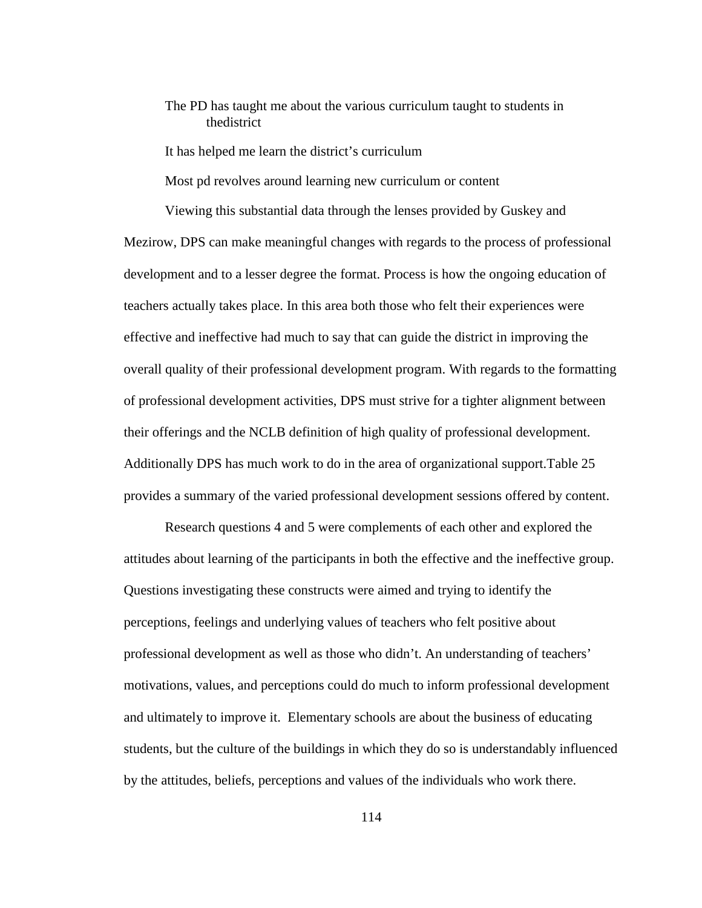The PD has taught me about the various curriculum taught to students in thedistrict

It has helped me learn the district's curriculum

Most pd revolves around learning new curriculum or content

Viewing this substantial data through the lenses provided by Guskey and Mezirow, DPS can make meaningful changes with regards to the process of professional development and to a lesser degree the format. Process is how the ongoing education of teachers actually takes place. In this area both those who felt their experiences were effective and ineffective had much to say that can guide the district in improving the overall quality of their professional development program. With regards to the formatting of professional development activities, DPS must strive for a tighter alignment between their offerings and the NCLB definition of high quality of professional development. Additionally DPS has much work to do in the area of organizational support.Table 25 provides a summary of the varied professional development sessions offered by content.

Research questions 4 and 5 were complements of each other and explored the attitudes about learning of the participants in both the effective and the ineffective group. Questions investigating these constructs were aimed and trying to identify the perceptions, feelings and underlying values of teachers who felt positive about professional development as well as those who didn't. An understanding of teachers' motivations, values, and perceptions could do much to inform professional development and ultimately to improve it. Elementary schools are about the business of educating students, but the culture of the buildings in which they do so is understandably influenced by the attitudes, beliefs, perceptions and values of the individuals who work there.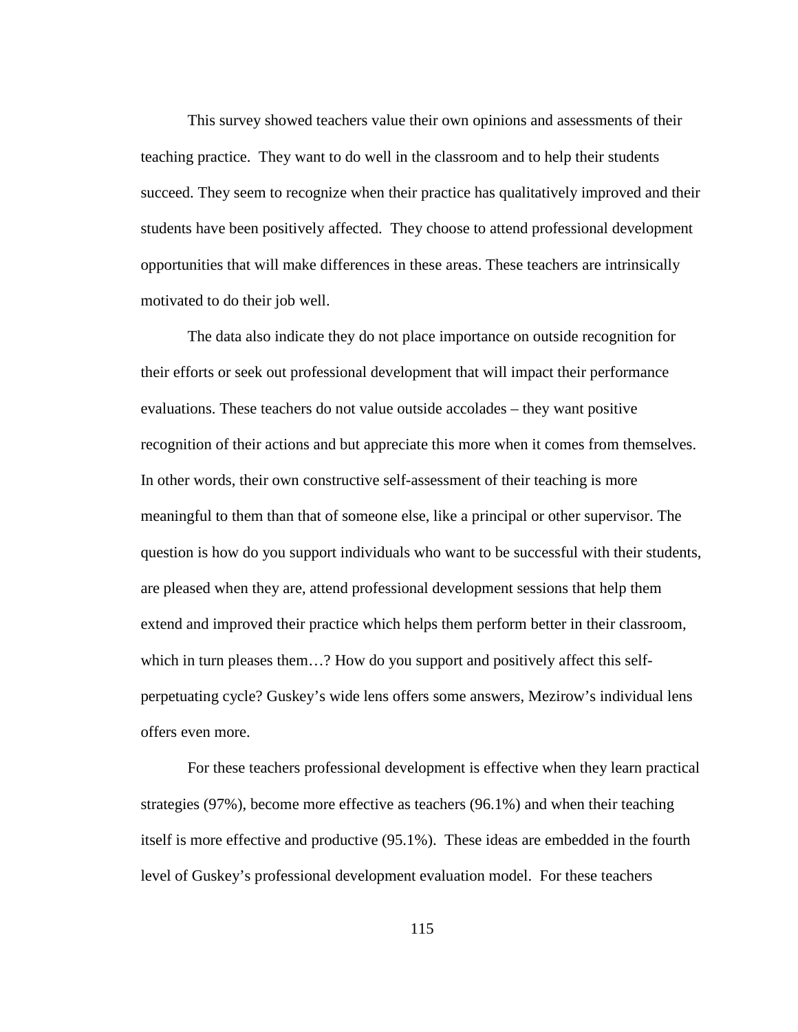This survey showed teachers value their own opinions and assessments of their teaching practice.  They want to do well in the classroom and to help their students succeed. They seem to recognize when their practice has qualitatively improved and their students have been positively affected.  They choose to attend professional development opportunities that will make differences in these areas. These teachers are intrinsically motivated to do their job well.

The data also indicate they do not place importance on outside recognition for their efforts or seek out professional development that will impact their performance evaluations. These teachers do not value outside accolades – they want positive recognition of their actions and but appreciate this more when it comes from themselves. In other words, their own constructive self-assessment of their teaching is more meaningful to them than that of someone else, like a principal or other supervisor. The question is how do you support individuals who want to be successful with their students, are pleased when they are, attend professional development sessions that help them extend and improved their practice which helps them perform better in their classroom, which in turn pleases them…? How do you support and positively affect this self-perpetuating cycle? Guskey's wide lens offers some answers, Mezirow's individual lens offers even more.

For these teachers professional development is effective when they learn practical strategies (97%), become more effective as teachers (96.1%) and when their teaching itself is more effective and productive (95.1%).  These ideas are embedded in the fourth level of Guskey's professional development evaluation model.  For these teachers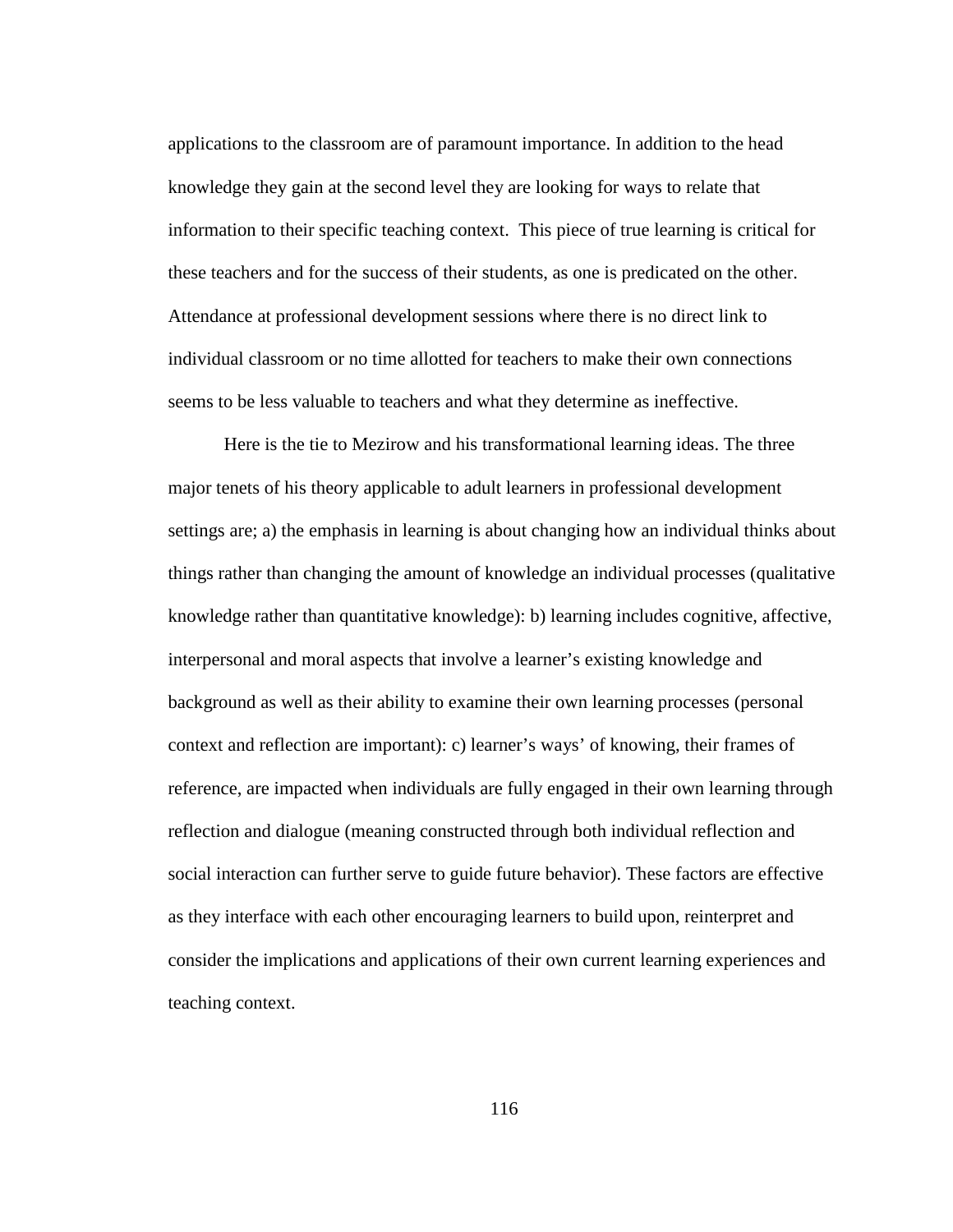applications to the classroom are of paramount importance. In addition to the head knowledge they gain at the second level they are looking for ways to relate that information to their specific teaching context. This piece of true learning is critical for these teachers and for the success of their students, as one is predicated on the other. Attendance at professional development sessions where there is no direct link to individual classroom or no time allotted for teachers to make their own connections seems to be less valuable to teachers and what they determine as ineffective.

Here is the tie to Mezirow and his transformational learning ideas. The three major tenets of his theory applicable to adult learners in professional development settings are; a) the emphasis in learning is about changing how an individual thinks about things rather than changing the amount of knowledge an individual processes (qualitative knowledge rather than quantitative knowledge): b) learning includes cognitive, affective, interpersonal and moral aspects that involve a learner's existing knowledge and background as well as their ability to examine their own learning processes (personal context and reflection are important): c) learner's ways' of knowing, their frames of reference, are impacted when individuals are fully engaged in their own learning through reflection and dialogue (meaning constructed through both individual reflection and social interaction can further serve to guide future behavior). These factors are effective as they interface with each other encouraging learners to build upon, reinterpret and consider the implications and applications of their own current learning experiences and teaching context.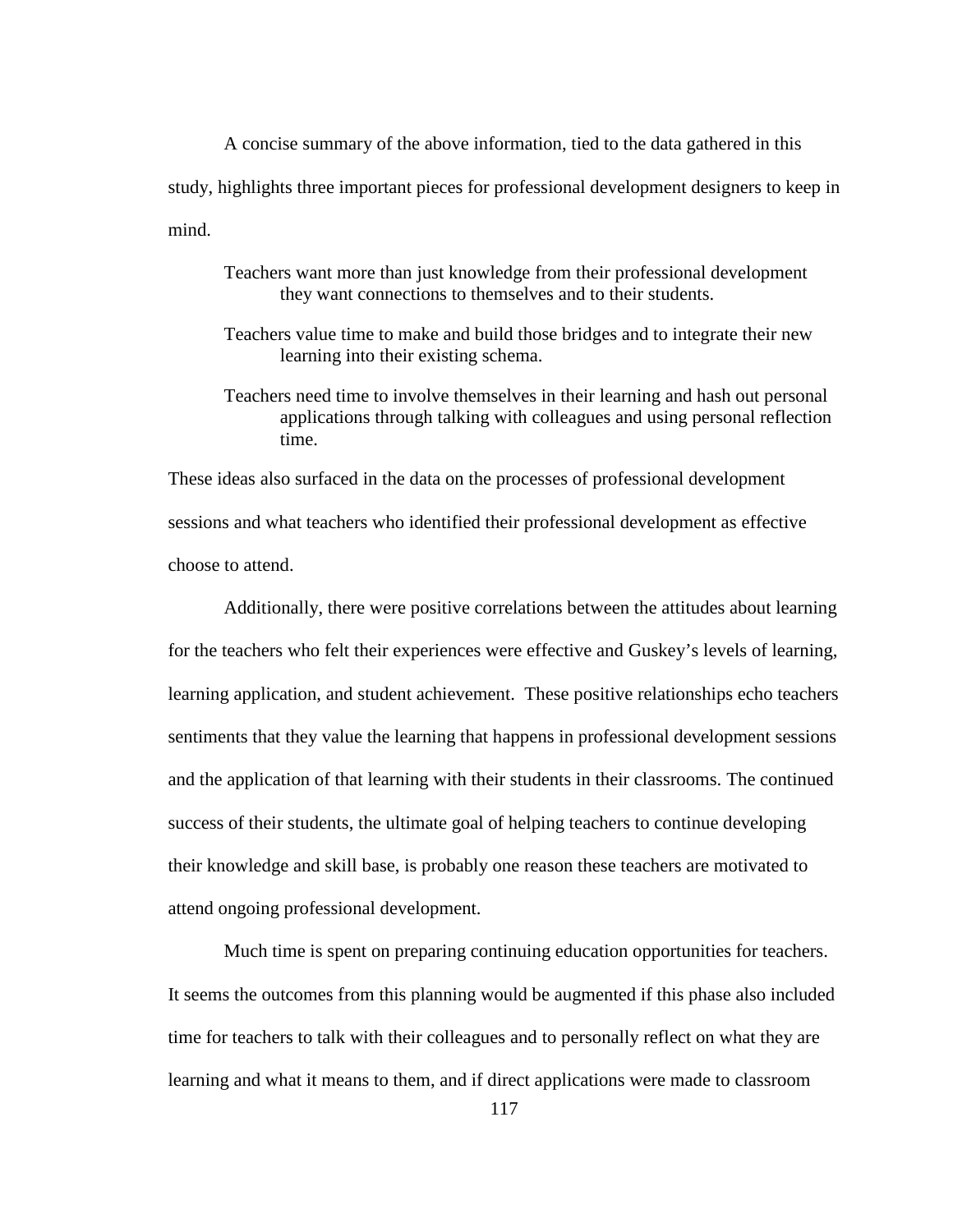A concise summary of the above information, tied to the data gathered in this study, highlights three important pieces for professional development designers to keep in mind.

> Teachers want more than just knowledge from their professional development they want connections to themselves and to their students.
>
> Teachers value time to make and build those bridges and to integrate their new learning into their existing schema.
>
> Teachers need time to involve themselves in their learning and hash out personal applications through talking with colleagues and using personal reflection time.

These ideas also surfaced in the data on the processes of professional development sessions and what teachers who identified their professional development as effective choose to attend.

Additionally, there were positive correlations between the attitudes about learning for the teachers who felt their experiences were effective and Guskey's levels of learning, learning application, and student achievement. These positive relationships echo teachers sentiments that they value the learning that happens in professional development sessions and the application of that learning with their students in their classrooms. The continued success of their students, the ultimate goal of helping teachers to continue developing their knowledge and skill base, is probably one reason these teachers are motivated to attend ongoing professional development.

Much time is spent on preparing continuing education opportunities for teachers. It seems the outcomes from this planning would be augmented if this phase also included time for teachers to talk with their colleagues and to personally reflect on what they are learning and what it means to them, and if direct applications were made to classroom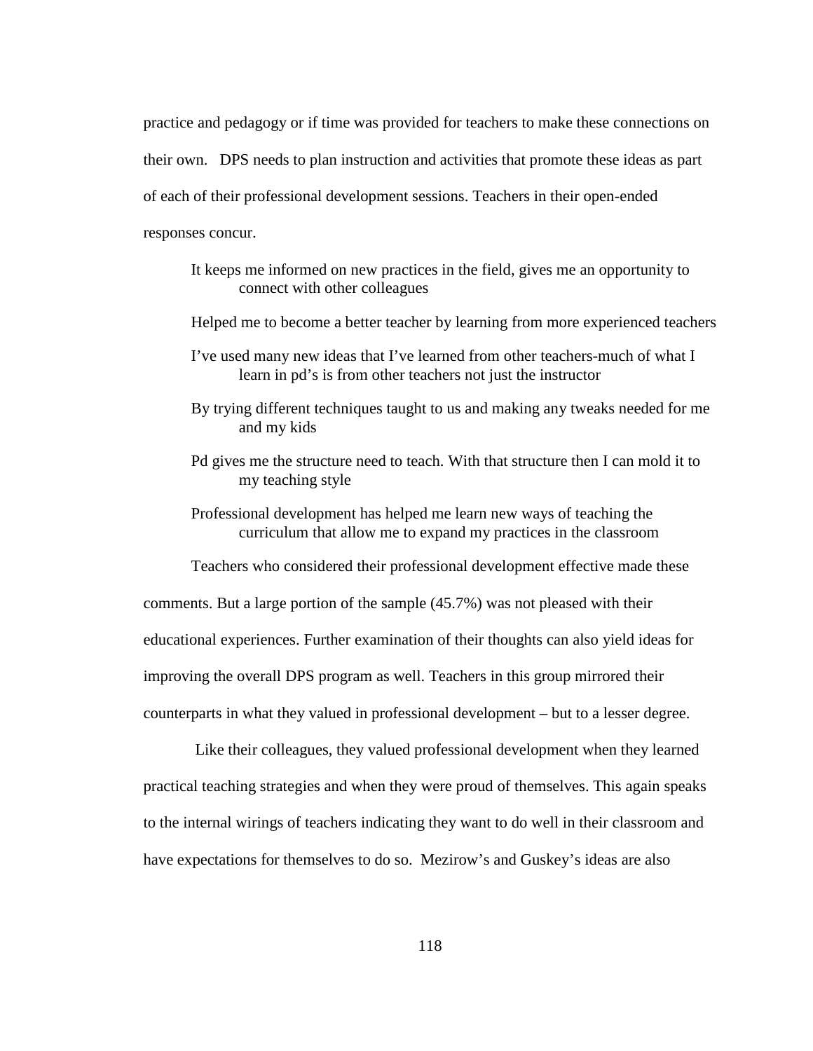practice and pedagogy or if time was provided for teachers to make these connections on their own. DPS needs to plan instruction and activities that promote these ideas as part of each of their professional development sessions. Teachers in their open-ended responses concur.

> It keeps me informed on new practices in the field, gives me an opportunity to connect with other colleagues
>
> Helped me to become a better teacher by learning from more experienced teachers
>
> I've used many new ideas that I've learned from other teachers-much of what I learn in pd's is from other teachers not just the instructor
>
> By trying different techniques taught to us and making any tweaks needed for me and my kids
>
> Pd gives me the structure need to teach. With that structure then I can mold it to my teaching style
>
> Professional development has helped me learn new ways of teaching the curriculum that allow me to expand my practices in the classroom

Teachers who considered their professional development effective made these comments. But a large portion of the sample (45.7%) was not pleased with their educational experiences. Further examination of their thoughts can also yield ideas for improving the overall DPS program as well. Teachers in this group mirrored their counterparts in what they valued in professional development – but to a lesser degree.

Like their colleagues, they valued professional development when they learned practical teaching strategies and when they were proud of themselves. This again speaks to the internal wirings of teachers indicating they want to do well in their classroom and have expectations for themselves to do so. Mezirow's and Guskey's ideas are also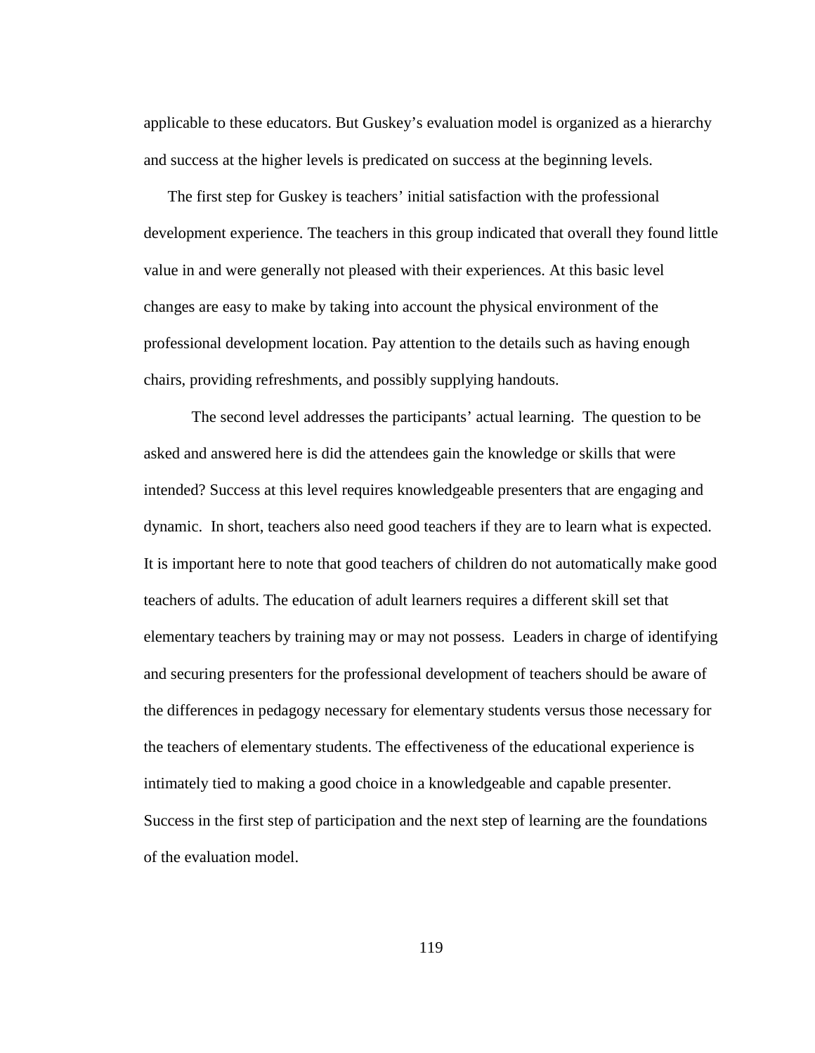applicable to these educators. But Guskey's evaluation model is organized as a hierarchy and success at the higher levels is predicated on success at the beginning levels.

The first step for Guskey is teachers' initial satisfaction with the professional development experience. The teachers in this group indicated that overall they found little value in and were generally not pleased with their experiences. At this basic level changes are easy to make by taking into account the physical environment of the professional development location. Pay attention to the details such as having enough chairs, providing refreshments, and possibly supplying handouts.

The second level addresses the participants' actual learning. The question to be asked and answered here is did the attendees gain the knowledge or skills that were intended? Success at this level requires knowledgeable presenters that are engaging and dynamic. In short, teachers also need good teachers if they are to learn what is expected. It is important here to note that good teachers of children do not automatically make good teachers of adults. The education of adult learners requires a different skill set that elementary teachers by training may or may not possess. Leaders in charge of identifying and securing presenters for the professional development of teachers should be aware of the differences in pedagogy necessary for elementary students versus those necessary for the teachers of elementary students. The effectiveness of the educational experience is intimately tied to making a good choice in a knowledgeable and capable presenter. Success in the first step of participation and the next step of learning are the foundations of the evaluation model.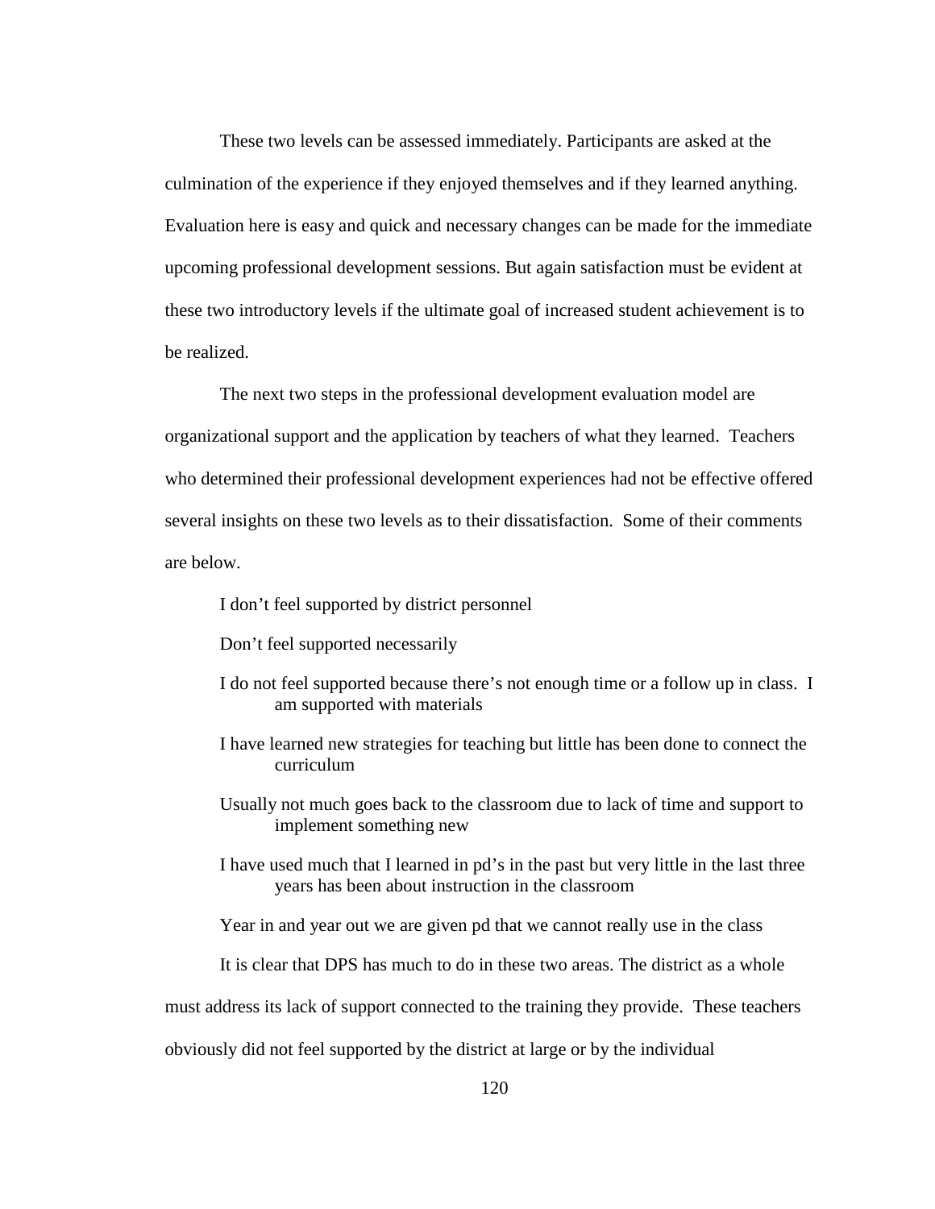These two levels can be assessed immediately. Participants are asked at the culmination of the experience if they enjoyed themselves and if they learned anything. Evaluation here is easy and quick and necessary changes can be made for the immediate upcoming professional development sessions. But again satisfaction must be evident at these two introductory levels if the ultimate goal of increased student achievement is to be realized.

The next two steps in the professional development evaluation model are organizational support and the application by teachers of what they learned. Teachers who determined their professional development experiences had not be effective offered several insights on these two levels as to their dissatisfaction. Some of their comments are below.

> I don't feel supported by district personnel
>
> Don't feel supported necessarily
>
> I do not feel supported because there's not enough time or a follow up in class. I am supported with materials
>
> I have learned new strategies for teaching but little has been done to connect the curriculum
>
> Usually not much goes back to the classroom due to lack of time and support to implement something new
>
> I have used much that I learned in pd's in the past but very little in the last three years has been about instruction in the classroom
>
> Year in and year out we are given pd that we cannot really use in the class

It is clear that DPS has much to do in these two areas. The district as a whole must address its lack of support connected to the training they provide. These teachers obviously did not feel supported by the district at large or by the individual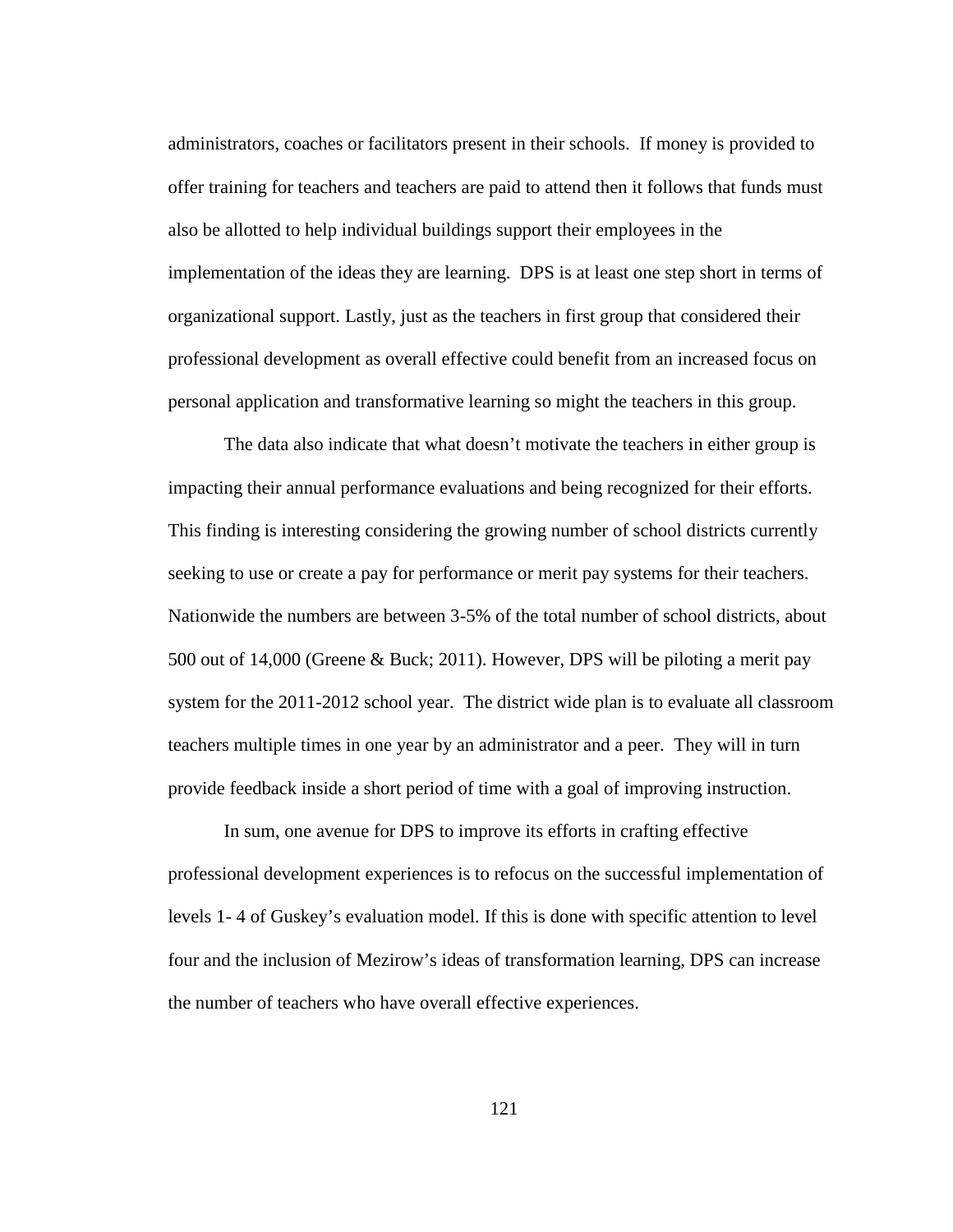administrators, coaches or facilitators present in their schools. If money is provided to offer training for teachers and teachers are paid to attend then it follows that funds must also be allotted to help individual buildings support their employees in the implementation of the ideas they are learning. DPS is at least one step short in terms of organizational support. Lastly, just as the teachers in first group that considered their professional development as overall effective could benefit from an increased focus on personal application and transformative learning so might the teachers in this group.

The data also indicate that what doesn't motivate the teachers in either group is impacting their annual performance evaluations and being recognized for their efforts. This finding is interesting considering the growing number of school districts currently seeking to use or create a pay for performance or merit pay systems for their teachers. Nationwide the numbers are between 3-5% of the total number of school districts, about 500 out of 14,000 (Greene & Buck; 2011). However, DPS will be piloting a merit pay system for the 2011-2012 school year. The district wide plan is to evaluate all classroom teachers multiple times in one year by an administrator and a peer. They will in turn provide feedback inside a short period of time with a goal of improving instruction.

In sum, one avenue for DPS to improve its efforts in crafting effective professional development experiences is to refocus on the successful implementation of levels 1- 4 of Guskey's evaluation model. If this is done with specific attention to level four and the inclusion of Mezirow's ideas of transformation learning, DPS can increase the number of teachers who have overall effective experiences.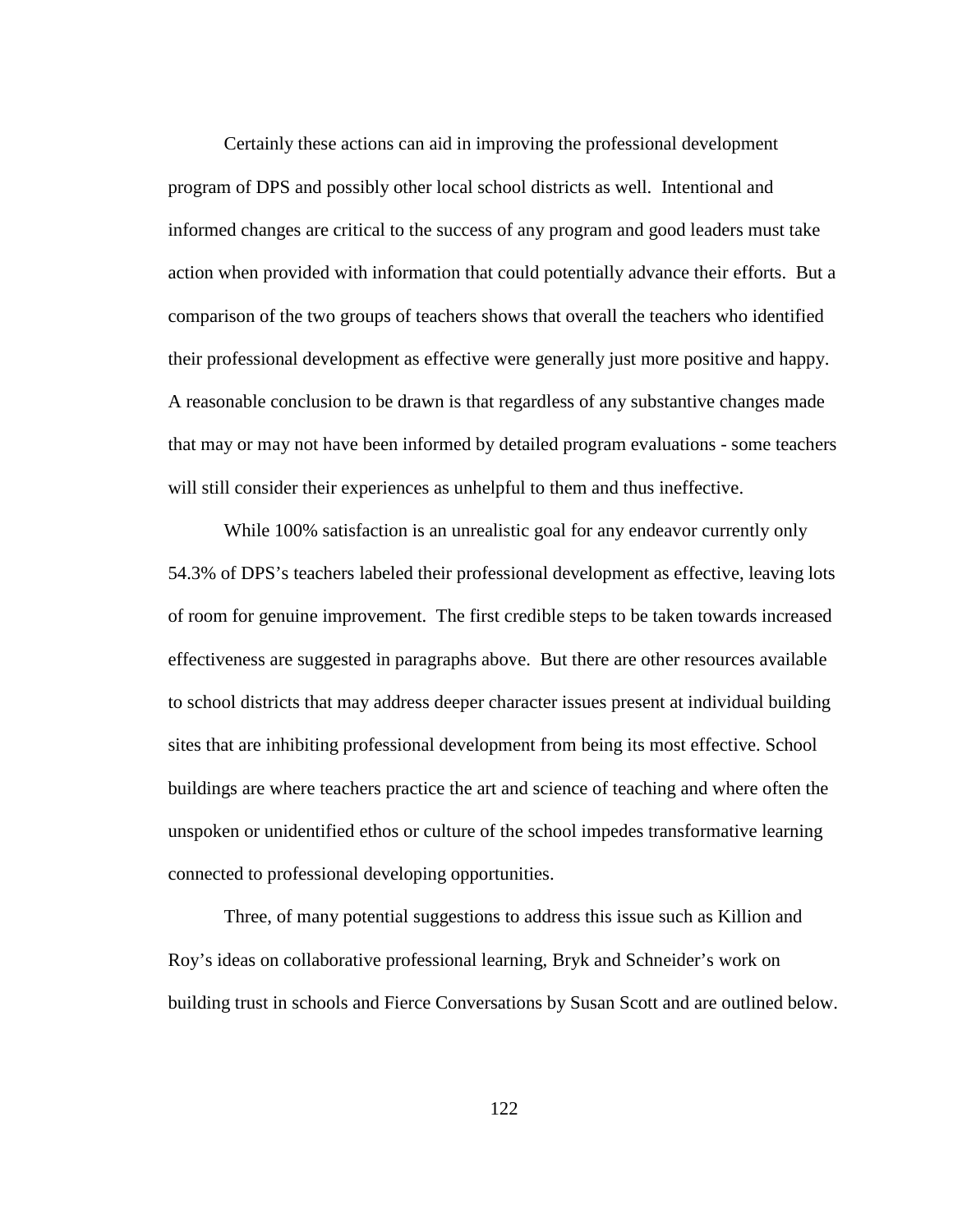Certainly these actions can aid in improving the professional development program of DPS and possibly other local school districts as well. Intentional and informed changes are critical to the success of any program and good leaders must take action when provided with information that could potentially advance their efforts. But a comparison of the two groups of teachers shows that overall the teachers who identified their professional development as effective were generally just more positive and happy. A reasonable conclusion to be drawn is that regardless of any substantive changes made that may or may not have been informed by detailed program evaluations - some teachers will still consider their experiences as unhelpful to them and thus ineffective.

While 100% satisfaction is an unrealistic goal for any endeavor currently only 54.3% of DPS's teachers labeled their professional development as effective, leaving lots of room for genuine improvement. The first credible steps to be taken towards increased effectiveness are suggested in paragraphs above. But there are other resources available to school districts that may address deeper character issues present at individual building sites that are inhibiting professional development from being its most effective. School buildings are where teachers practice the art and science of teaching and where often the unspoken or unidentified ethos or culture of the school impedes transformative learning connected to professional developing opportunities.

Three, of many potential suggestions to address this issue such as Killion and Roy's ideas on collaborative professional learning, Bryk and Schneider's work on building trust in schools and Fierce Conversations by Susan Scott and are outlined below.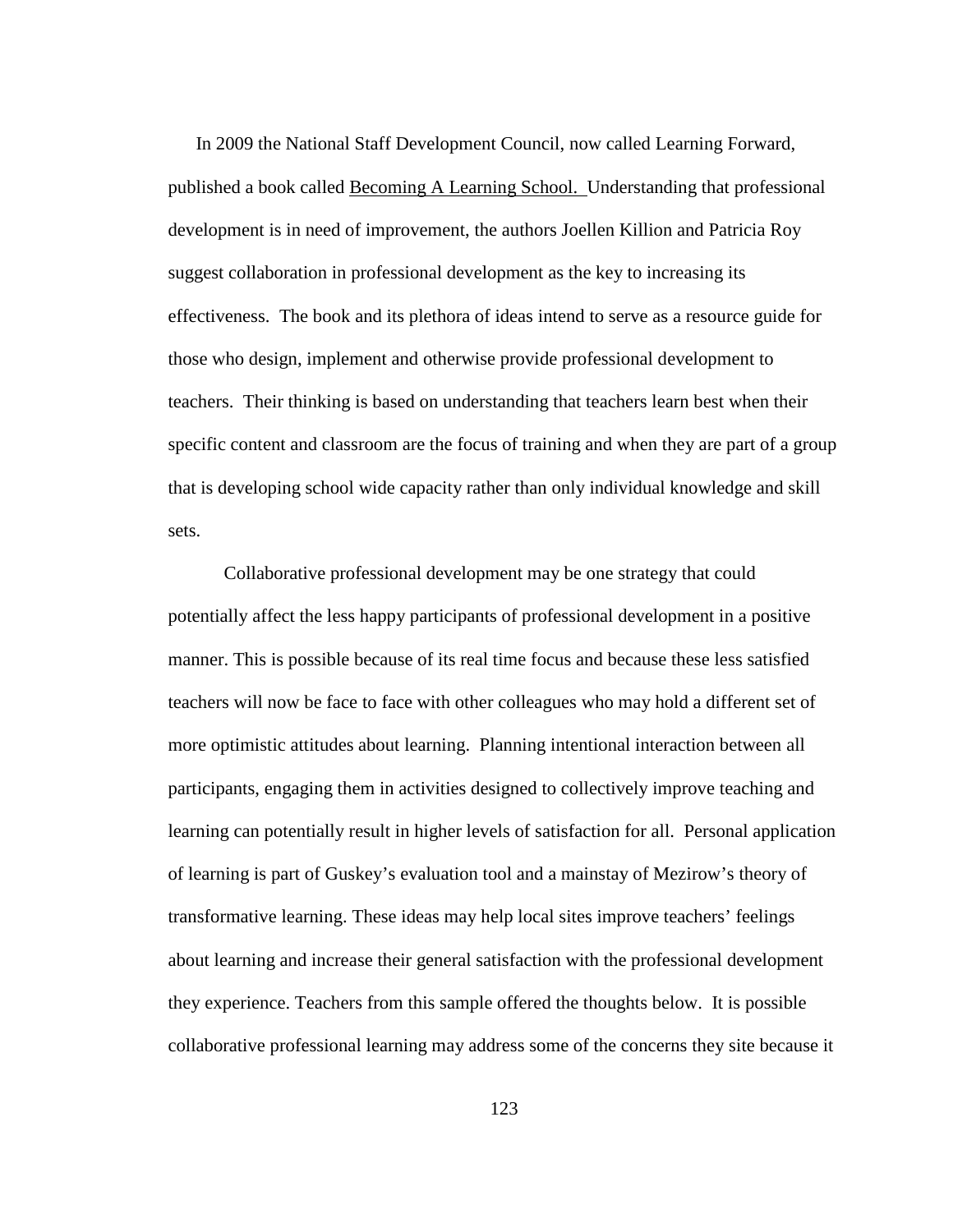In 2009 the National Staff Development Council, now called Learning Forward, published a book called Becoming A Learning School. Understanding that professional development is in need of improvement, the authors Joellen Killion and Patricia Roy suggest collaboration in professional development as the key to increasing its effectiveness. The book and its plethora of ideas intend to serve as a resource guide for those who design, implement and otherwise provide professional development to teachers. Their thinking is based on understanding that teachers learn best when their specific content and classroom are the focus of training and when they are part of a group that is developing school wide capacity rather than only individual knowledge and skill sets.

Collaborative professional development may be one strategy that could potentially affect the less happy participants of professional development in a positive manner. This is possible because of its real time focus and because these less satisfied teachers will now be face to face with other colleagues who may hold a different set of more optimistic attitudes about learning. Planning intentional interaction between all participants, engaging them in activities designed to collectively improve teaching and learning can potentially result in higher levels of satisfaction for all. Personal application of learning is part of Guskey's evaluation tool and a mainstay of Mezirow's theory of transformative learning. These ideas may help local sites improve teachers' feelings about learning and increase their general satisfaction with the professional development they experience. Teachers from this sample offered the thoughts below. It is possible collaborative professional learning may address some of the concerns they site because it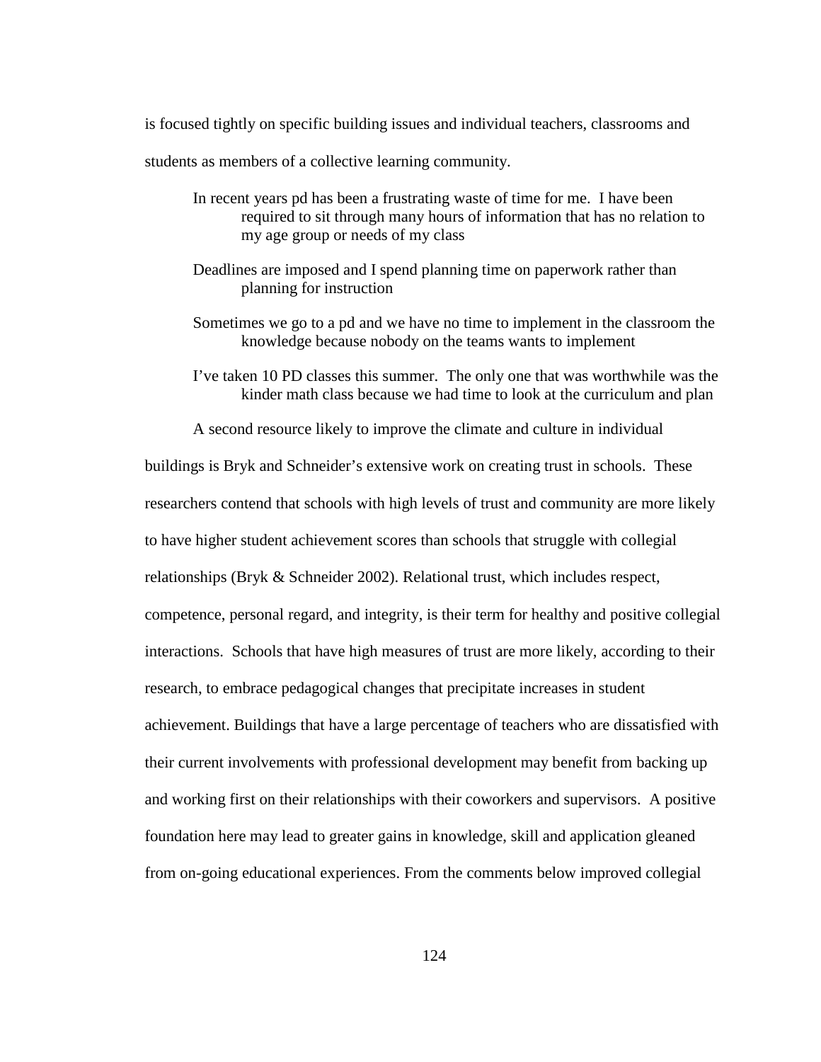is focused tightly on specific building issues and individual teachers, classrooms and students as members of a collective learning community.

> In recent years pd has been a frustrating waste of time for me. I have been required to sit through many hours of information that has no relation to my age group or needs of my class

> Deadlines are imposed and I spend planning time on paperwork rather than planning for instruction

> Sometimes we go to a pd and we have no time to implement in the classroom the knowledge because nobody on the teams wants to implement

> I've taken 10 PD classes this summer. The only one that was worthwhile was the kinder math class because we had time to look at the curriculum and plan

A second resource likely to improve the climate and culture in individual buildings is Bryk and Schneider's extensive work on creating trust in schools. These researchers contend that schools with high levels of trust and community are more likely to have higher student achievement scores than schools that struggle with collegial relationships (Bryk & Schneider 2002). Relational trust, which includes respect, competence, personal regard, and integrity, is their term for healthy and positive collegial interactions. Schools that have high measures of trust are more likely, according to their research, to embrace pedagogical changes that precipitate increases in student achievement. Buildings that have a large percentage of teachers who are dissatisfied with their current involvements with professional development may benefit from backing up and working first on their relationships with their coworkers and supervisors. A positive foundation here may lead to greater gains in knowledge, skill and application gleaned from on-going educational experiences. From the comments below improved collegial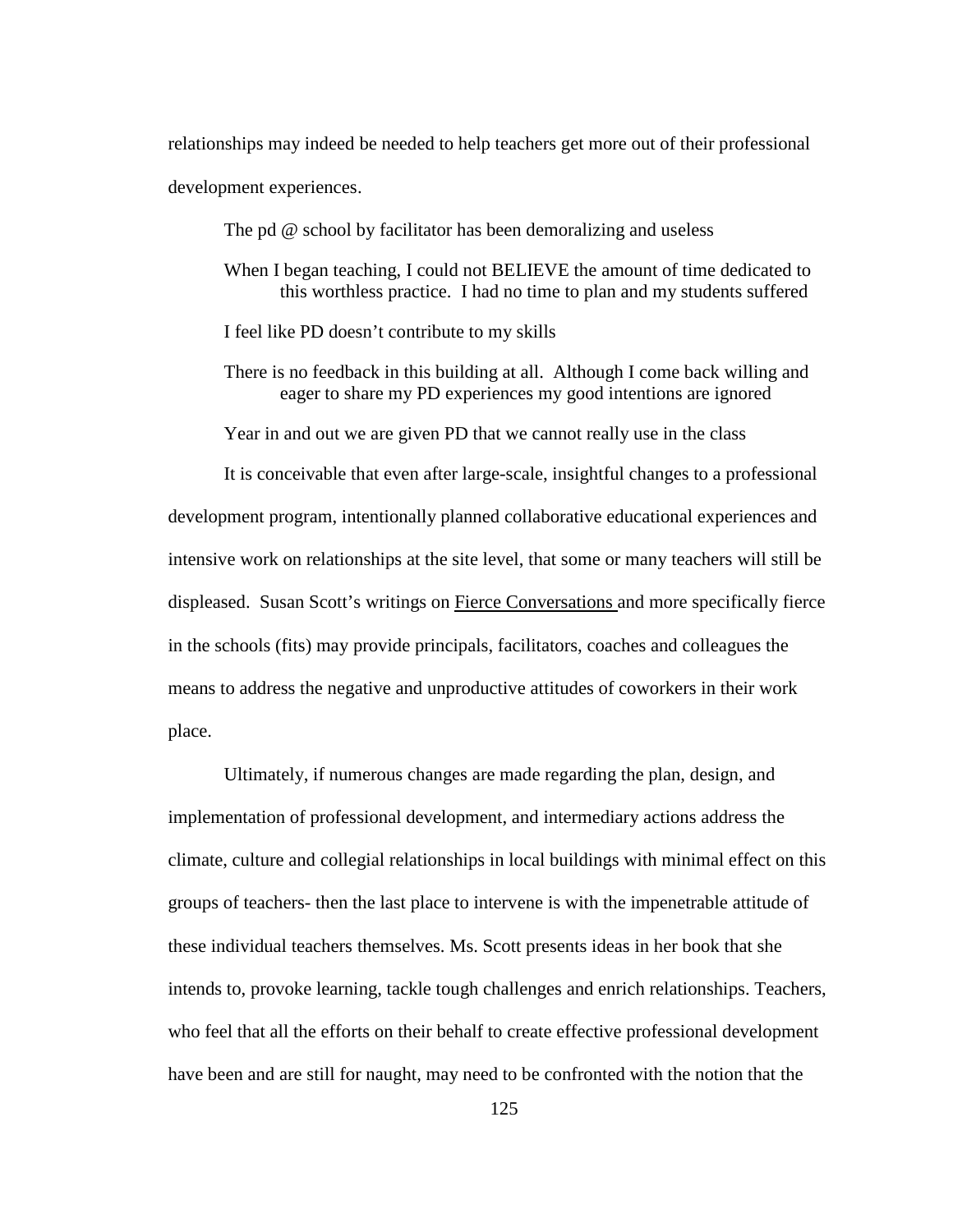relationships may indeed be needed to help teachers get more out of their professional development experiences.

> The pd @ school by facilitator has been demoralizing and useless
>
> When I began teaching, I could not BELIEVE the amount of time dedicated to this worthless practice. I had no time to plan and my students suffered
>
> I feel like PD doesn't contribute to my skills
>
> There is no feedback in this building at all. Although I come back willing and eager to share my PD experiences my good intentions are ignored
>
> Year in and out we are given PD that we cannot really use in the class

It is conceivable that even after large-scale, insightful changes to a professional development program, intentionally planned collaborative educational experiences and intensive work on relationships at the site level, that some or many teachers will still be displeased. Susan Scott's writings on Fierce Conversations and more specifically fierce in the schools (fits) may provide principals, facilitators, coaches and colleagues the means to address the negative and unproductive attitudes of coworkers in their work place.

Ultimately, if numerous changes are made regarding the plan, design, and implementation of professional development, and intermediary actions address the climate, culture and collegial relationships in local buildings with minimal effect on this groups of teachers- then the last place to intervene is with the impenetrable attitude of these individual teachers themselves. Ms. Scott presents ideas in her book that she intends to, provoke learning, tackle tough challenges and enrich relationships. Teachers, who feel that all the efforts on their behalf to create effective professional development have been and are still for naught, may need to be confronted with the notion that the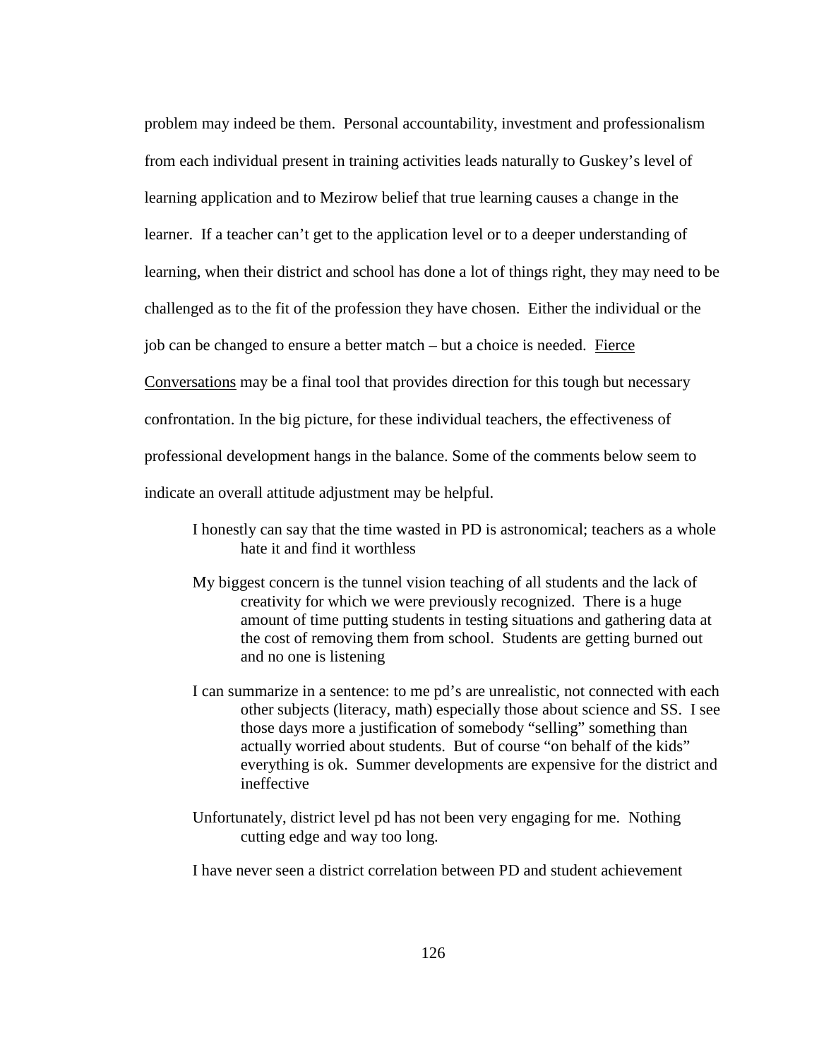problem may indeed be them. Personal accountability, investment and professionalism from each individual present in training activities leads naturally to Guskey's level of learning application and to Mezirow belief that true learning causes a change in the learner. If a teacher can't get to the application level or to a deeper understanding of learning, when their district and school has done a lot of things right, they may need to be challenged as to the fit of the profession they have chosen. Either the individual or the job can be changed to ensure a better match – but a choice is needed. Fierce Conversations may be a final tool that provides direction for this tough but necessary confrontation. In the big picture, for these individual teachers, the effectiveness of professional development hangs in the balance. Some of the comments below seem to indicate an overall attitude adjustment may be helpful.

> I honestly can say that the time wasted in PD is astronomical; teachers as a whole hate it and find it worthless

> My biggest concern is the tunnel vision teaching of all students and the lack of creativity for which we were previously recognized. There is a huge amount of time putting students in testing situations and gathering data at the cost of removing them from school. Students are getting burned out and no one is listening

> I can summarize in a sentence: to me pd's are unrealistic, not connected with each other subjects (literacy, math) especially those about science and SS. I see those days more a justification of somebody "selling" something than actually worried about students. But of course "on behalf of the kids" everything is ok. Summer developments are expensive for the district and ineffective

> Unfortunately, district level pd has not been very engaging for me. Nothing cutting edge and way too long.

> I have never seen a district correlation between PD and student achievement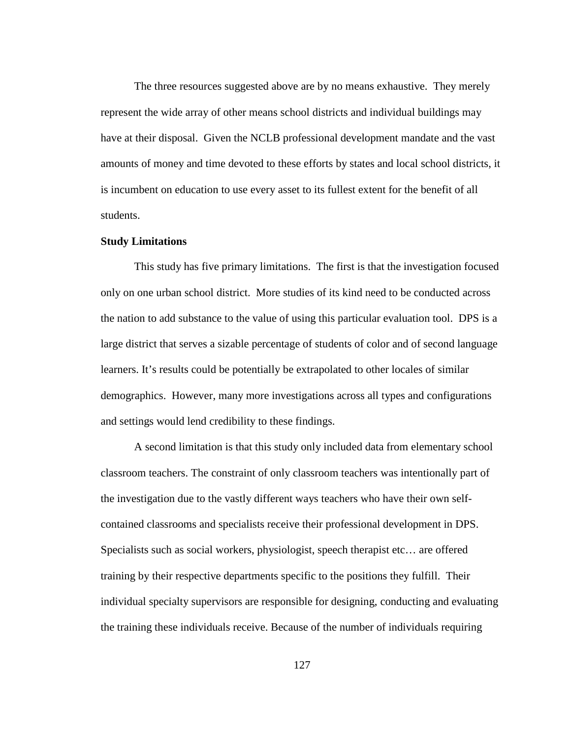The three resources suggested above are by no means exhaustive. They merely represent the wide array of other means school districts and individual buildings may have at their disposal. Given the NCLB professional development mandate and the vast amounts of money and time devoted to these efforts by states and local school districts, it is incumbent on education to use every asset to its fullest extent for the benefit of all students.

**Study Limitations**

This study has five primary limitations. The first is that the investigation focused only on one urban school district. More studies of its kind need to be conducted across the nation to add substance to the value of using this particular evaluation tool. DPS is a large district that serves a sizable percentage of students of color and of second language learners. It's results could be potentially be extrapolated to other locales of similar demographics. However, many more investigations across all types and configurations and settings would lend credibility to these findings.

A second limitation is that this study only included data from elementary school classroom teachers. The constraint of only classroom teachers was intentionally part of the investigation due to the vastly different ways teachers who have their own self-contained classrooms and specialists receive their professional development in DPS. Specialists such as social workers, physiologist, speech therapist etc… are offered training by their respective departments specific to the positions they fulfill. Their individual specialty supervisors are responsible for designing, conducting and evaluating the training these individuals receive. Because of the number of individuals requiring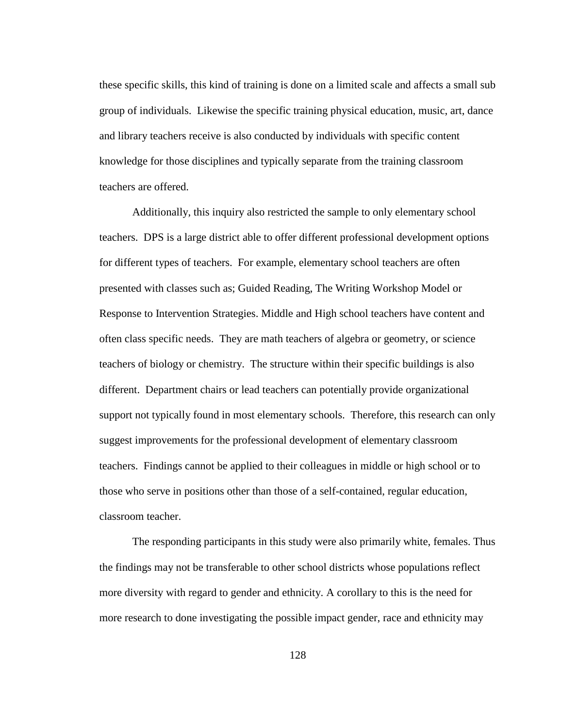these specific skills, this kind of training is done on a limited scale and affects a small sub group of individuals. Likewise the specific training physical education, music, art, dance and library teachers receive is also conducted by individuals with specific content knowledge for those disciplines and typically separate from the training classroom teachers are offered.

Additionally, this inquiry also restricted the sample to only elementary school teachers. DPS is a large district able to offer different professional development options for different types of teachers. For example, elementary school teachers are often presented with classes such as; Guided Reading, The Writing Workshop Model or Response to Intervention Strategies. Middle and High school teachers have content and often class specific needs. They are math teachers of algebra or geometry, or science teachers of biology or chemistry. The structure within their specific buildings is also different. Department chairs or lead teachers can potentially provide organizational support not typically found in most elementary schools. Therefore, this research can only suggest improvements for the professional development of elementary classroom teachers. Findings cannot be applied to their colleagues in middle or high school or to those who serve in positions other than those of a self-contained, regular education, classroom teacher.

The responding participants in this study were also primarily white, females. Thus the findings may not be transferable to other school districts whose populations reflect more diversity with regard to gender and ethnicity. A corollary to this is the need for more research to done investigating the possible impact gender, race and ethnicity may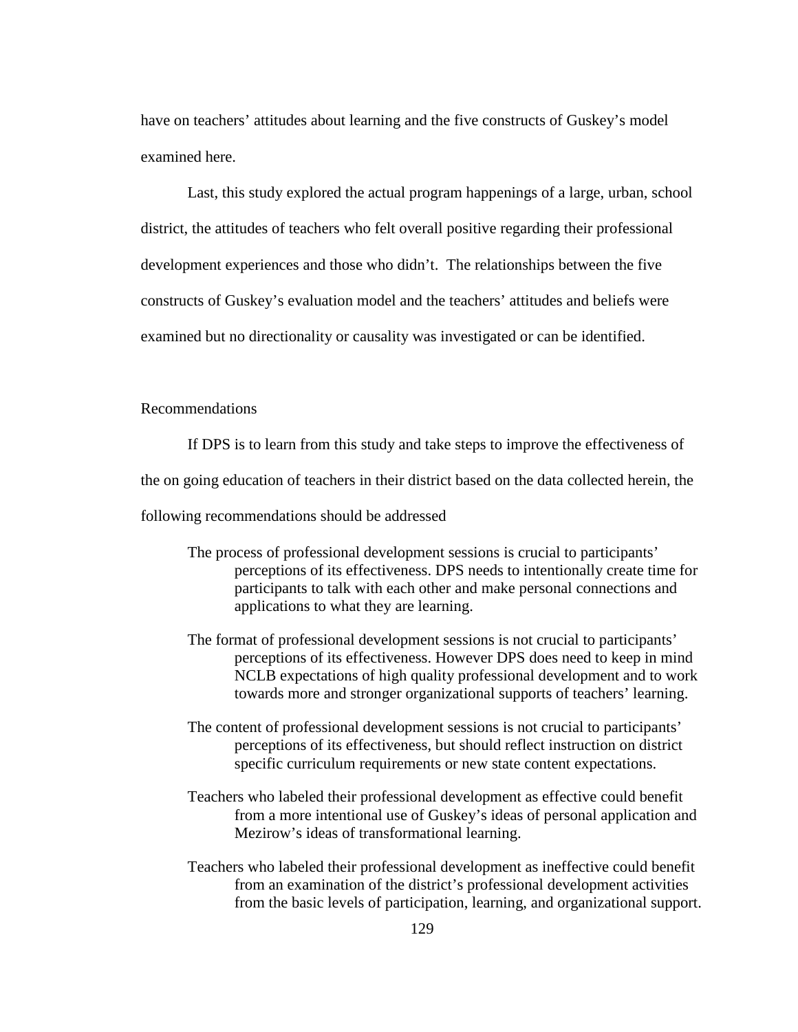have on teachers' attitudes about learning and the five constructs of Guskey's model examined here.

Last, this study explored the actual program happenings of a large, urban, school district, the attitudes of teachers who felt overall positive regarding their professional development experiences and those who didn't. The relationships between the five constructs of Guskey's evaluation model and the teachers' attitudes and beliefs were examined but no directionality or causality was investigated or can be identified.

## Recommendations

If DPS is to learn from this study and take steps to improve the effectiveness of the on going education of teachers in their district based on the data collected herein, the following recommendations should be addressed

The process of professional development sessions is crucial to participants' perceptions of its effectiveness. DPS needs to intentionally create time for participants to talk with each other and make personal connections and applications to what they are learning.

The format of professional development sessions is not crucial to participants' perceptions of its effectiveness. However DPS does need to keep in mind NCLB expectations of high quality professional development and to work towards more and stronger organizational supports of teachers' learning.

The content of professional development sessions is not crucial to participants' perceptions of its effectiveness, but should reflect instruction on district specific curriculum requirements or new state content expectations.

Teachers who labeled their professional development as effective could benefit from a more intentional use of Guskey's ideas of personal application and Mezirow's ideas of transformational learning.

Teachers who labeled their professional development as ineffective could benefit from an examination of the district's professional development activities from the basic levels of participation, learning, and organizational support.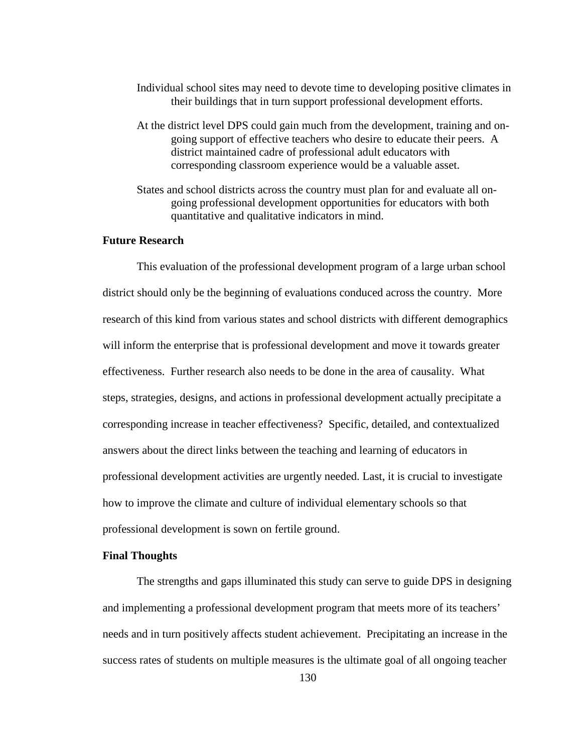Individual school sites may need to devote time to developing positive climates in their buildings that in turn support professional development efforts.

At the district level DPS could gain much from the development, training and on-going support of effective teachers who desire to educate their peers. A district maintained cadre of professional adult educators with corresponding classroom experience would be a valuable asset.

States and school districts across the country must plan for and evaluate all on-going professional development opportunities for educators with both quantitative and qualitative indicators in mind.

**Future Research**

This evaluation of the professional development program of a large urban school district should only be the beginning of evaluations conduced across the country. More research of this kind from various states and school districts with different demographics will inform the enterprise that is professional development and move it towards greater effectiveness. Further research also needs to be done in the area of causality. What steps, strategies, designs, and actions in professional development actually precipitate a corresponding increase in teacher effectiveness? Specific, detailed, and contextualized answers about the direct links between the teaching and learning of educators in professional development activities are urgently needed. Last, it is crucial to investigate how to improve the climate and culture of individual elementary schools so that professional development is sown on fertile ground.

**Final Thoughts**

The strengths and gaps illuminated this study can serve to guide DPS in designing and implementing a professional development program that meets more of its teachers' needs and in turn positively affects student achievement. Precipitating an increase in the success rates of students on multiple measures is the ultimate goal of all ongoing teacher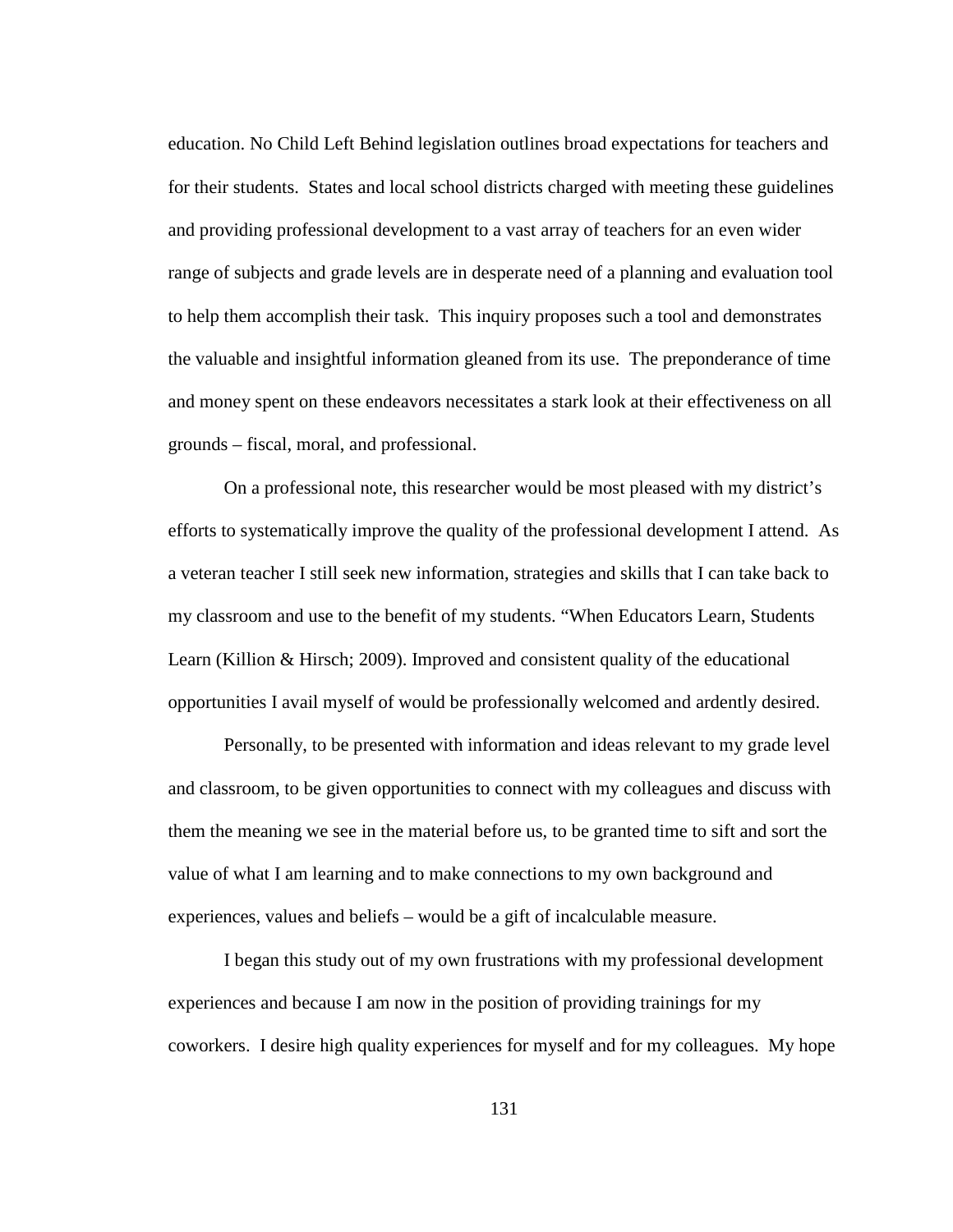education. No Child Left Behind legislation outlines broad expectations for teachers and for their students. States and local school districts charged with meeting these guidelines and providing professional development to a vast array of teachers for an even wider range of subjects and grade levels are in desperate need of a planning and evaluation tool to help them accomplish their task. This inquiry proposes such a tool and demonstrates the valuable and insightful information gleaned from its use. The preponderance of time and money spent on these endeavors necessitates a stark look at their effectiveness on all grounds – fiscal, moral, and professional.

On a professional note, this researcher would be most pleased with my district's efforts to systematically improve the quality of the professional development I attend. As a veteran teacher I still seek new information, strategies and skills that I can take back to my classroom and use to the benefit of my students. "When Educators Learn, Students Learn (Killion & Hirsch; 2009). Improved and consistent quality of the educational opportunities I avail myself of would be professionally welcomed and ardently desired.

Personally, to be presented with information and ideas relevant to my grade level and classroom, to be given opportunities to connect with my colleagues and discuss with them the meaning we see in the material before us, to be granted time to sift and sort the value of what I am learning and to make connections to my own background and experiences, values and beliefs – would be a gift of incalculable measure.

I began this study out of my own frustrations with my professional development experiences and because I am now in the position of providing trainings for my coworkers. I desire high quality experiences for myself and for my colleagues. My hope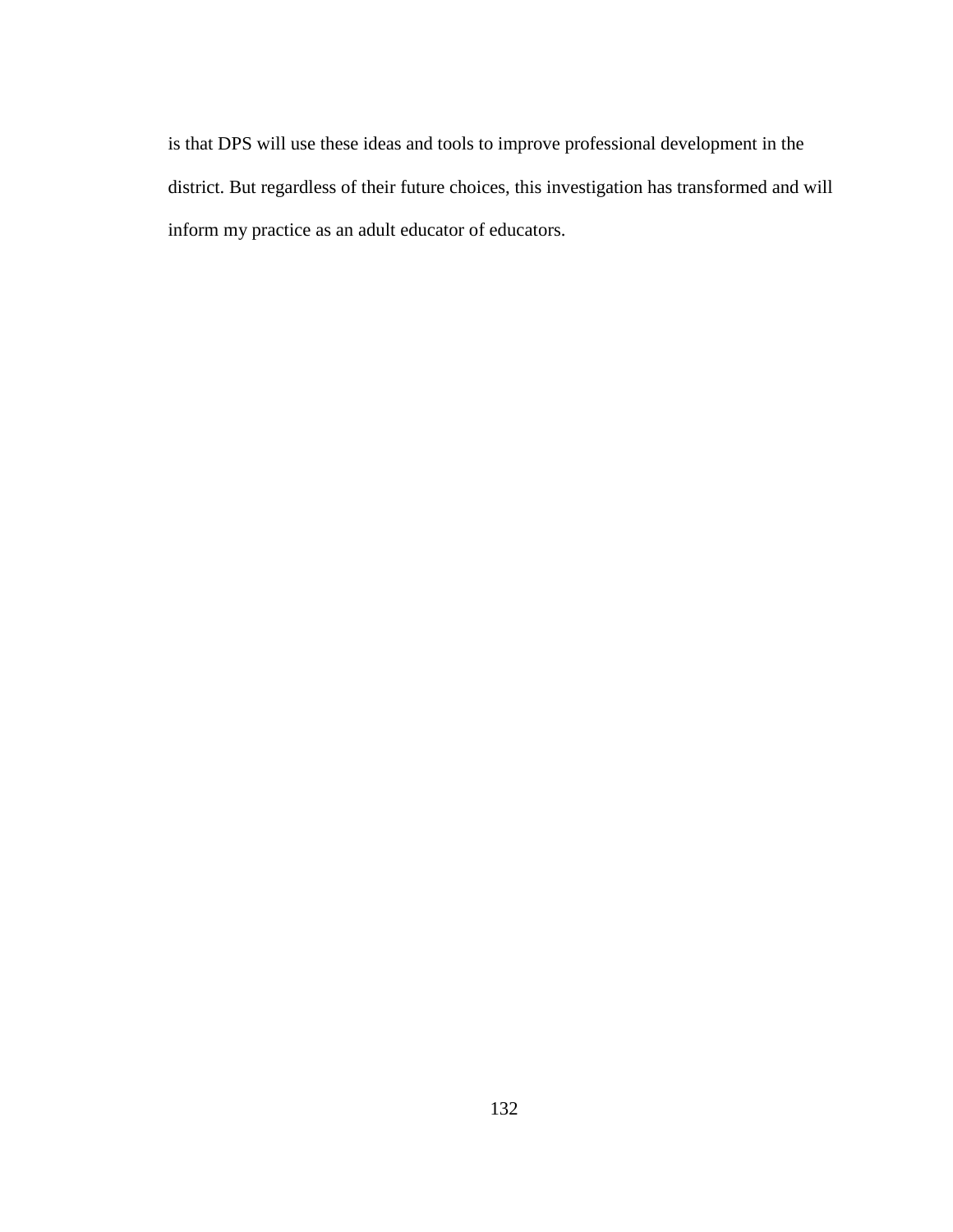is that DPS will use these ideas and tools to improve professional development in the district. But regardless of their future choices, this investigation has transformed and will inform my practice as an adult educator of educators.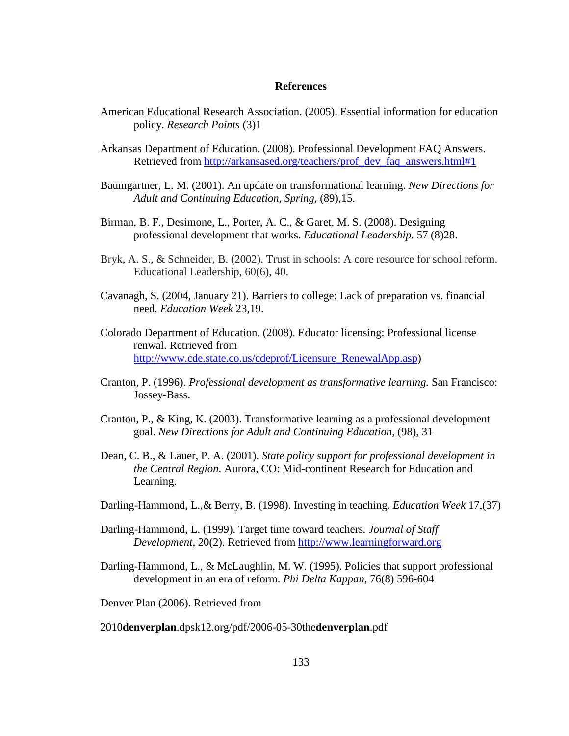## References

American Educational Research Association. (2005). Essential information for education policy. *Research Points* (3)1

Arkansas Department of Education. (2008). Professional Development FAQ Answers. Retrieved from http://arkansased.org/teachers/prof_dev_faq_answers.html#1

Baumgartner, L. M. (2001). An update on transformational learning. *New Directions for Adult and Continuing Education, Spring,* (89),15.

Birman, B. F., Desimone, L., Porter, A. C., & Garet, M. S. (2008). Designing professional development that works. *Educational Leadership.* 57 (8)28.

Bryk, A. S., & Schneider, B. (2002). Trust in schools: A core resource for school reform. Educational Leadership, 60(6), 40.

Cavanagh, S. (2004, January 21). Barriers to college: Lack of preparation vs. financial need*. Education Week* 23,19.

Colorado Department of Education. (2008). Educator licensing: Professional license renwal. Retrieved from http://www.cde.state.co.us/cdeprof/Licensure_RenewalApp.asp)

Cranton, P. (1996). *Professional development as transformative learning.* San Francisco: Jossey-Bass.

Cranton, P., & King, K. (2003). Transformative learning as a professional development goal. *New Directions for Adult and Continuing Education*, (98), 31

Dean, C. B., & Lauer, P. A. (2001). *State policy support for professional development in the Central Region.* Aurora, CO: Mid-continent Research for Education and Learning.

Darling-Hammond, L.,& Berry, B. (1998). Investing in teaching*. Education Week* 17,(37)

Darling-Hammond, L. (1999). Target time toward teachers*. Journal of Staff Development*, 20(2). Retrieved from http://www.learningforward.org

Darling-Hammond, L., & McLaughlin, M. W. (1995). Policies that support professional development in an era of reform. *Phi Delta Kappan*, 76(8) 596-604

Denver Plan (2006). Retrieved from

2010**denverplan**.dpsk12.org/pdf/2006-05-30the**denverplan**.pdf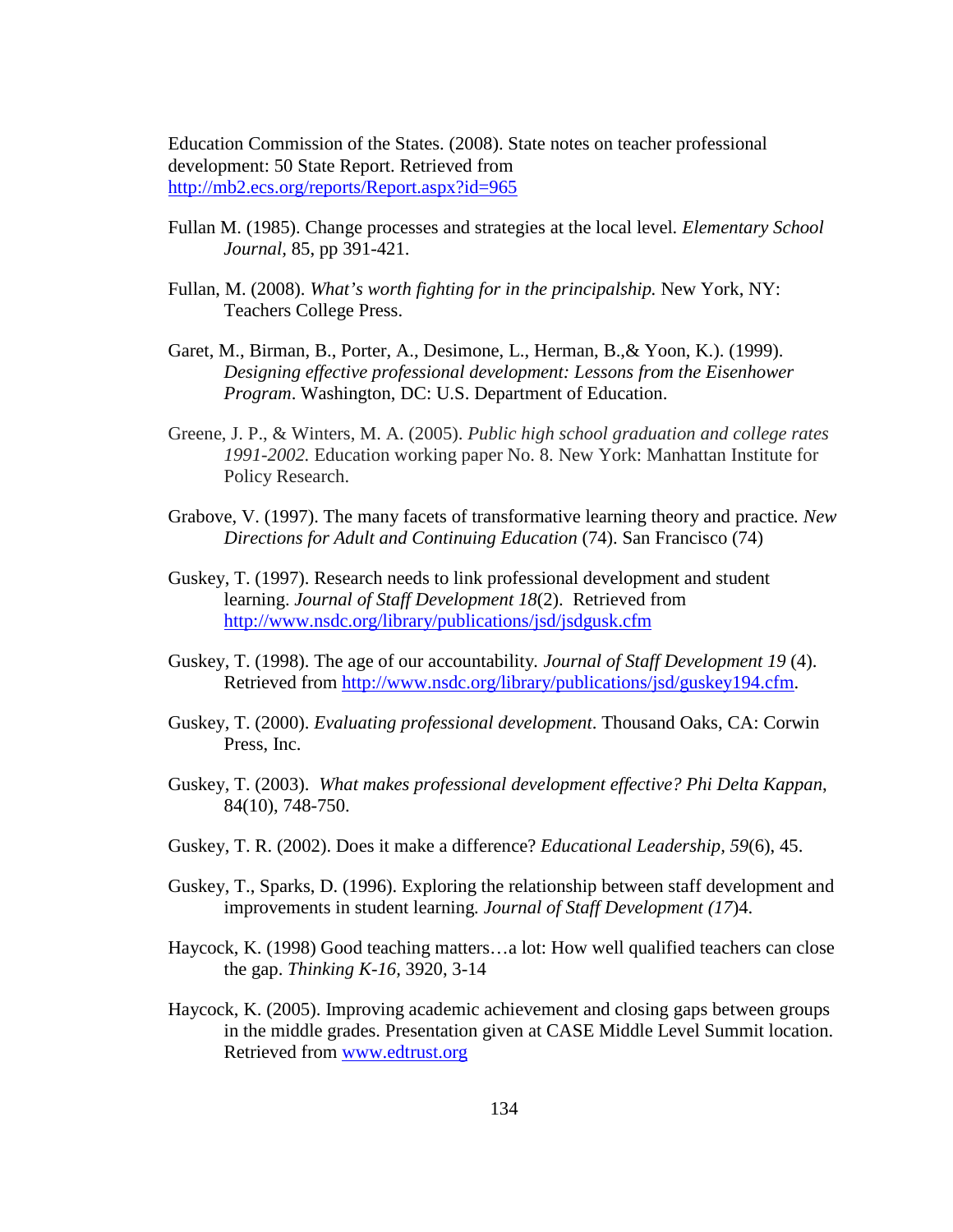Education Commission of the States. (2008). State notes on teacher professional development: 50 State Report. Retrieved from http://mb2.ecs.org/reports/Report.aspx?id=965

Fullan M. (1985). Change processes and strategies at the local level. *Elementary School Journal*, 85, pp 391-421.

Fullan, M. (2008). *What's worth fighting for in the principalship.* New York, NY: Teachers College Press.

Garet, M., Birman, B., Porter, A., Desimone, L., Herman, B.,& Yoon, K.). (1999). *Designing effective professional development: Lessons from the Eisenhower Program*. Washington, DC: U.S. Department of Education.

Greene, J. P., & Winters, M. A. (2005). *Public high school graduation and college rates 1991-2002.* Education working paper No. 8. New York: Manhattan Institute for Policy Research.

Grabove, V. (1997). The many facets of transformative learning theory and practice. *New Directions for Adult and Continuing Education* (74). San Francisco (74)

Guskey, T. (1997). Research needs to link professional development and student learning. *Journal of Staff Development 18*(2). Retrieved from http://www.nsdc.org/library/publications/jsd/jsdgusk.cfm

Guskey, T. (1998). The age of our accountability. *Journal of Staff Development 19* (4). Retrieved from http://www.nsdc.org/library/publications/jsd/guskey194.cfm.

Guskey, T. (2000). *Evaluating professional development*. Thousand Oaks, CA: Corwin Press, Inc.

Guskey, T. (2003). *What makes professional development effective? Phi Delta Kappan*, 84(10), 748-750.

Guskey, T. R. (2002). Does it make a difference? *Educational Leadership*, *59*(6), 45.

Guskey, T., Sparks, D. (1996). Exploring the relationship between staff development and improvements in student learning. *Journal of Staff Development (17*)4.

Haycock, K. (1998) Good teaching matters…a lot: How well qualified teachers can close the gap. *Thinking K-16,* 3920, 3-14

Haycock, K. (2005). Improving academic achievement and closing gaps between groups in the middle grades. Presentation given at CASE Middle Level Summit location. Retrieved from www.edtrust.org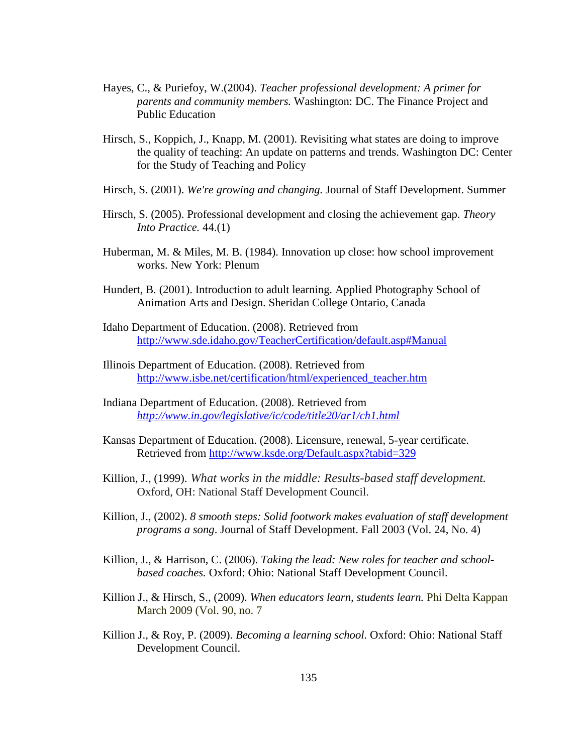Hayes, C., & Puriefoy, W.(2004). *Teacher professional development: A primer for parents and community members.* Washington: DC. The Finance Project and Public Education

Hirsch, S., Koppich, J., Knapp, M. (2001). Revisiting what states are doing to improve the quality of teaching: An update on patterns and trends. Washington DC: Center for the Study of Teaching and Policy

Hirsch, S. (2001). *We're growing and changing.* Journal of Staff Development. Summer

Hirsch, S. (2005). Professional development and closing the achievement gap. *Theory Into Practice.* 44.(1)

Huberman, M. & Miles, M. B. (1984). Innovation up close: how school improvement works. New York: Plenum

Hundert, B. (2001). Introduction to adult learning. Applied Photography School of Animation Arts and Design. Sheridan College Ontario, Canada

Idaho Department of Education. (2008). Retrieved from http://www.sde.idaho.gov/TeacherCertification/default.asp#Manual

Illinois Department of Education. (2008). Retrieved from http://www.isbe.net/certification/html/experienced_teacher.htm

Indiana Department of Education. (2008). Retrieved from *http://www.in.gov/legislative/ic/code/title20/ar1/ch1.html*

Kansas Department of Education. (2008). Licensure, renewal, 5-year certificate. Retrieved from http://www.ksde.org/Default.aspx?tabid=329

Killion, J., (1999). *What works in the middle: Results-based staff development.* Oxford, OH: National Staff Development Council.

Killion, J., (2002). *8 smooth steps: Solid footwork makes evaluation of staff development programs a song*. Journal of Staff Development. Fall 2003 (Vol. 24, No. 4)

Killion, J., & Harrison, C. (2006). *Taking the lead: New roles for teacher and school-based coaches.* Oxford: Ohio: National Staff Development Council.

Killion J., & Hirsch, S., (2009). *When educators learn, students learn.* Phi Delta Kappan March 2009 (Vol. 90, no. 7

Killion J., & Roy, P. (2009). *Becoming a learning school.* Oxford: Ohio: National Staff Development Council.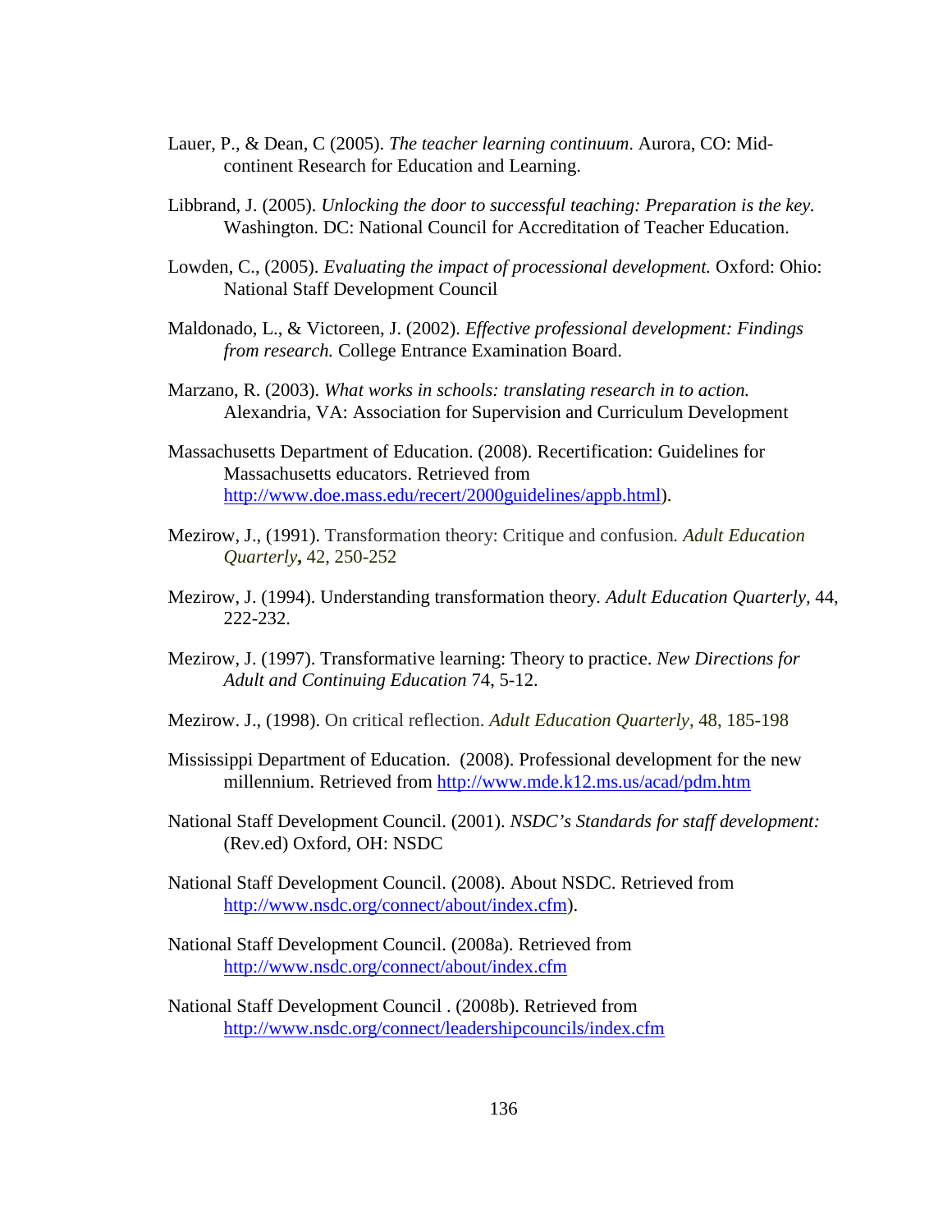Lauer, P., & Dean, C (2005). *The teacher learning continuum*. Aurora, CO: Mid-continent Research for Education and Learning.

Libbrand, J. (2005). *Unlocking the door to successful teaching: Preparation is the key.* Washington. DC: National Council for Accreditation of Teacher Education.

Lowden, C., (2005). *Evaluating the impact of processional development.* Oxford: Ohio: National Staff Development Council

Maldonado, L., & Victoreen, J. (2002). *Effective professional development: Findings from research.* College Entrance Examination Board.

Marzano, R. (2003). *What works in schools: translating research in to action.* Alexandria, VA: Association for Supervision and Curriculum Development

Massachusetts Department of Education. (2008). Recertification: Guidelines for Massachusetts educators. Retrieved from http://www.doe.mass.edu/recert/2000guidelines/appb.html).

Mezirow, J., (1991). Transformation theory: Critique and confusion. *Adult Education Quarterly***,** 42, 250-252

Mezirow, J. (1994). Understanding transformation theory. *Adult Education Quarterly,* 44, 222-232.

Mezirow, J. (1997). Transformative learning: Theory to practice. *New Directions for Adult and Continuing Education* 74, 5-12.

Mezirow. J., (1998). On critical reflection. *Adult Education Quarterly*, 48, 185-198

Mississippi Department of Education. (2008). Professional development for the new millennium. Retrieved from http://www.mde.k12.ms.us/acad/pdm.htm

National Staff Development Council. (2001). *NSDC's Standards for staff development:* (Rev.ed) Oxford, OH: NSDC

National Staff Development Council. (2008). About NSDC. Retrieved from http://www.nsdc.org/connect/about/index.cfm).

National Staff Development Council. (2008a). Retrieved from http://www.nsdc.org/connect/about/index.cfm

National Staff Development Council . (2008b). Retrieved from http://www.nsdc.org/connect/leadershipcouncils/index.cfm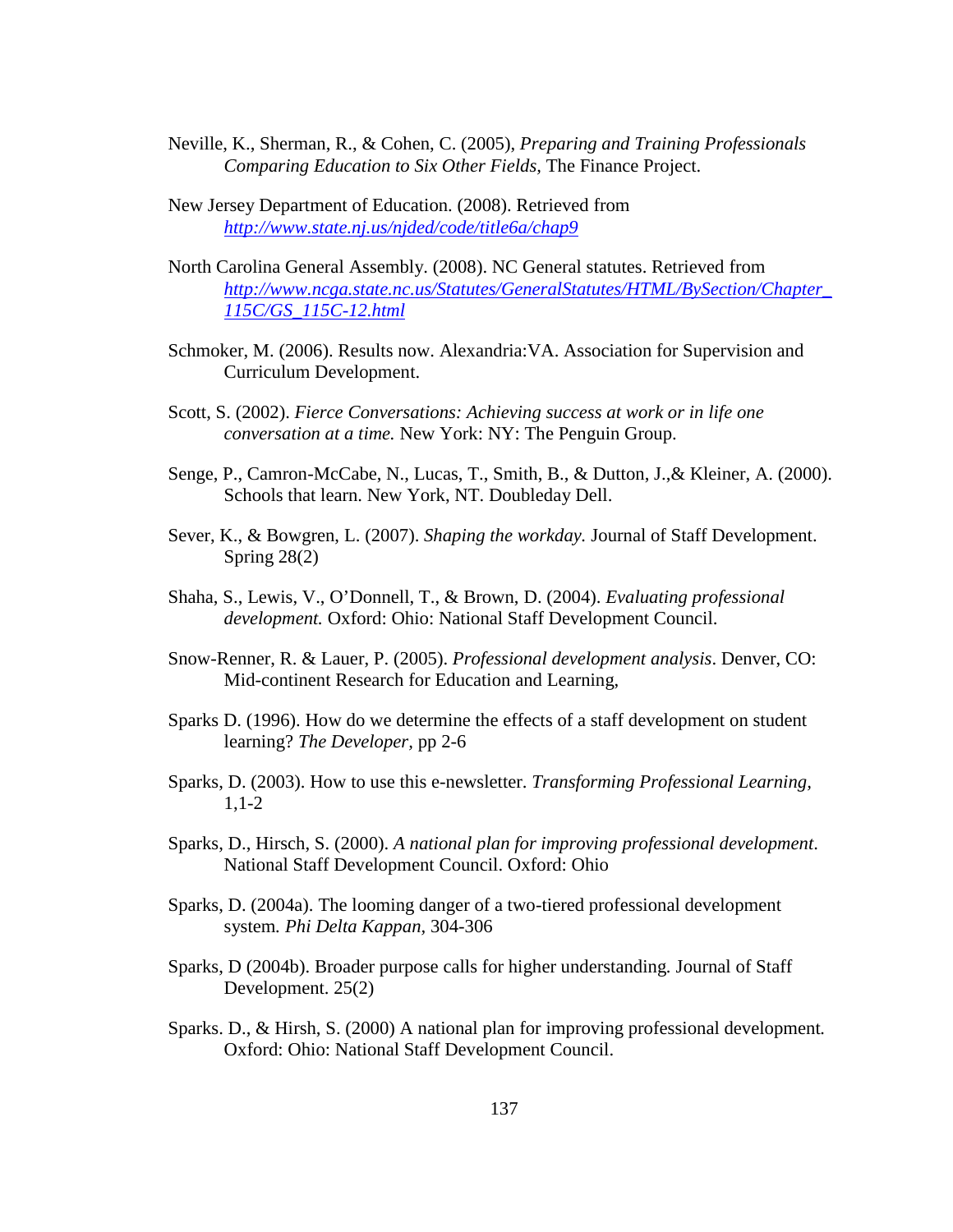Neville, K., Sherman, R., & Cohen, C. (2005), *Preparing and Training Professionals Comparing Education to Six Other Fields,* The Finance Project.

New Jersey Department of Education. (2008). Retrieved from *http://www.state.nj.us/njded/code/title6a/chap9*

North Carolina General Assembly. (2008). NC General statutes. Retrieved from *http://www.ncga.state.nc.us/Statutes/GeneralStatutes/HTML/BySection/Chapter_115C/GS_115C-12.html*

Schmoker, M. (2006). Results now. Alexandria:VA. Association for Supervision and Curriculum Development.

Scott, S. (2002). *Fierce Conversations: Achieving success at work or in life one conversation at a time.* New York: NY: The Penguin Group.

Senge, P., Camron-McCabe, N., Lucas, T., Smith, B., & Dutton, J.,& Kleiner, A. (2000). Schools that learn. New York, NT. Doubleday Dell.

Sever, K., & Bowgren, L. (2007). *Shaping the workday.* Journal of Staff Development. Spring 28(2)

Shaha, S., Lewis, V., O'Donnell, T., & Brown, D. (2004). *Evaluating professional development.* Oxford: Ohio: National Staff Development Council.

Snow-Renner, R. & Lauer, P. (2005). *Professional development analysis*. Denver, CO: Mid-continent Research for Education and Learning,

Sparks D. (1996). How do we determine the effects of a staff development on student learning? *The Developer,* pp 2-6

Sparks, D. (2003). How to use this e-newsletter. *Transforming Professional Learning*, 1,1-2

Sparks, D., Hirsch, S. (2000). *A national plan for improving professional development*. National Staff Development Council. Oxford: Ohio

Sparks, D. (2004a). The looming danger of a two-tiered professional development system*. Phi Delta Kappan*, 304-306

Sparks, D (2004b). Broader purpose calls for higher understanding. Journal of Staff Development. 25(2)

Sparks. D., & Hirsh, S. (2000) A national plan for improving professional development*.* Oxford: Ohio: National Staff Development Council.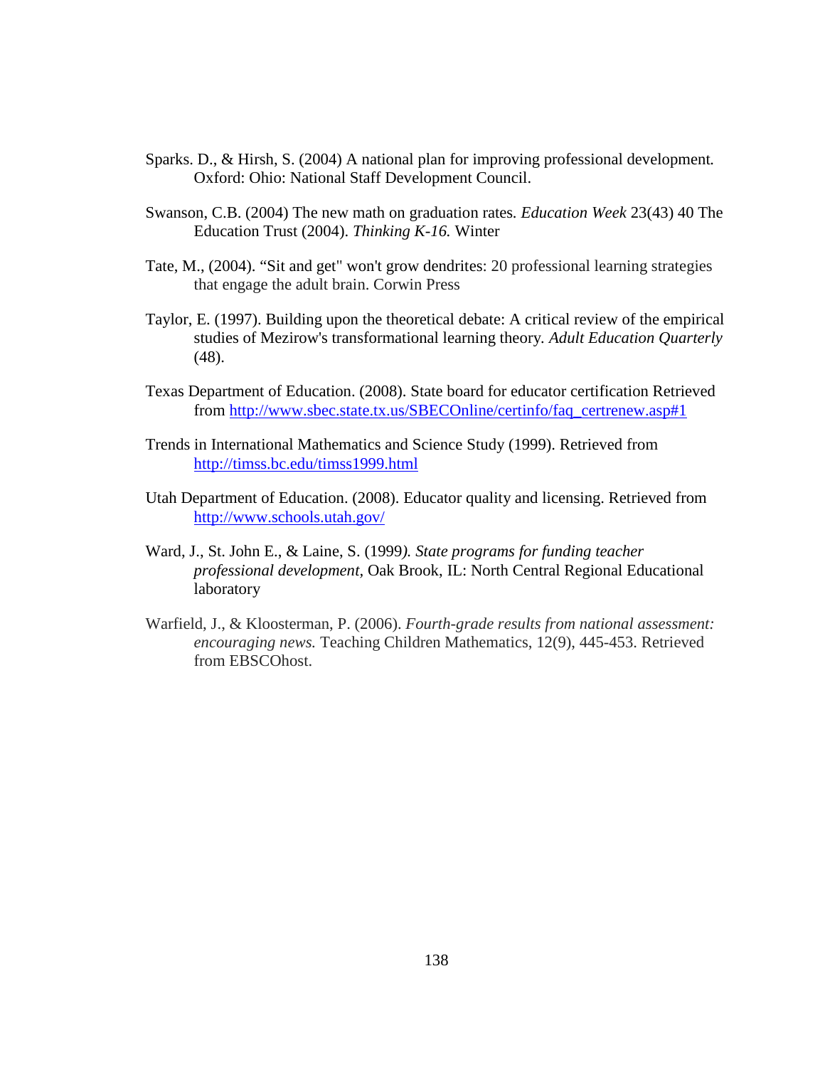Sparks. D., & Hirsh, S. (2004) A national plan for improving professional development. Oxford: Ohio: National Staff Development Council.

Swanson, C.B. (2004) The new math on graduation rates. *Education Week* 23(43) 40 The Education Trust (2004). *Thinking K-16.* Winter

Tate, M., (2004). "Sit and get" won't grow dendrites: 20 professional learning strategies that engage the adult brain. Corwin Press

Taylor, E. (1997). Building upon the theoretical debate: A critical review of the empirical studies of Mezirow's transformational learning theory. *Adult Education Quarterly* (48).

Texas Department of Education. (2008). State board for educator certification Retrieved from http://www.sbec.state.tx.us/SBECOnline/certinfo/faq_certrenew.asp#1

Trends in International Mathematics and Science Study (1999). Retrieved from http://timss.bc.edu/timss1999.html

Utah Department of Education. (2008). Educator quality and licensing. Retrieved from http://www.schools.utah.gov/

Ward, J., St. John E., & Laine, S. (1999*). State programs for funding teacher professional development*, Oak Brook, IL: North Central Regional Educational laboratory

Warfield, J., & Kloosterman, P. (2006). *Fourth-grade results from national assessment: encouraging news.* Teaching Children Mathematics, 12(9), 445-453. Retrieved from EBSCOhost.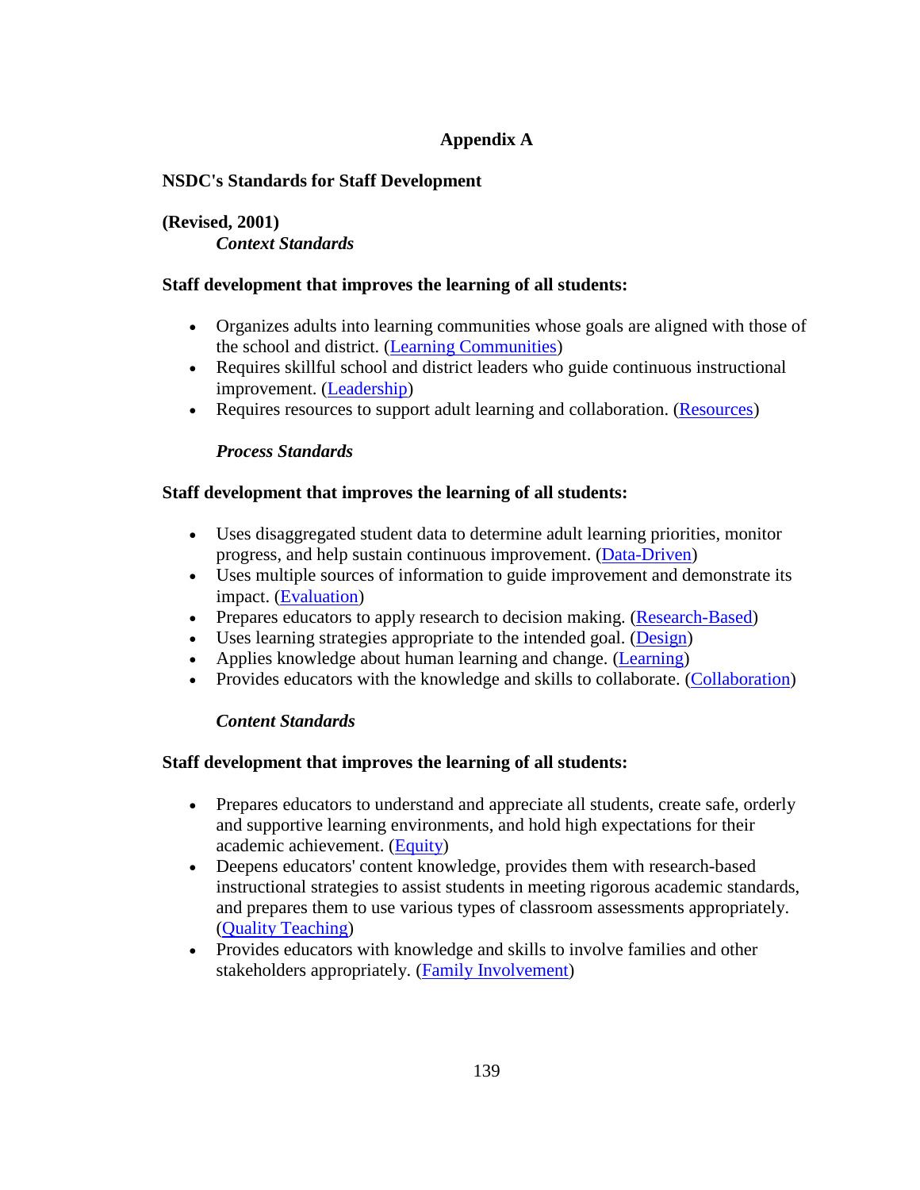# Appendix A

**NSDC's Standards for Staff Development**

**(Revised, 2001)**

***Context Standards***

**Staff development that improves the learning of all students:**

- Organizes adults into learning communities whose goals are aligned with those of the school and district. (Learning Communities)
- Requires skillful school and district leaders who guide continuous instructional improvement. (Leadership)
- Requires resources to support adult learning and collaboration. (Resources)

***Process Standards***

**Staff development that improves the learning of all students:**

- Uses disaggregated student data to determine adult learning priorities, monitor progress, and help sustain continuous improvement. (Data-Driven)
- Uses multiple sources of information to guide improvement and demonstrate its impact. (Evaluation)
- Prepares educators to apply research to decision making. (Research-Based)
- Uses learning strategies appropriate to the intended goal. (Design)
- Applies knowledge about human learning and change. (Learning)
- Provides educators with the knowledge and skills to collaborate. (Collaboration)

***Content Standards***

**Staff development that improves the learning of all students:**

- Prepares educators to understand and appreciate all students, create safe, orderly and supportive learning environments, and hold high expectations for their academic achievement. (Equity)
- Deepens educators' content knowledge, provides them with research-based instructional strategies to assist students in meeting rigorous academic standards, and prepares them to use various types of classroom assessments appropriately. (Quality Teaching)
- Provides educators with knowledge and skills to involve families and other stakeholders appropriately. (Family Involvement)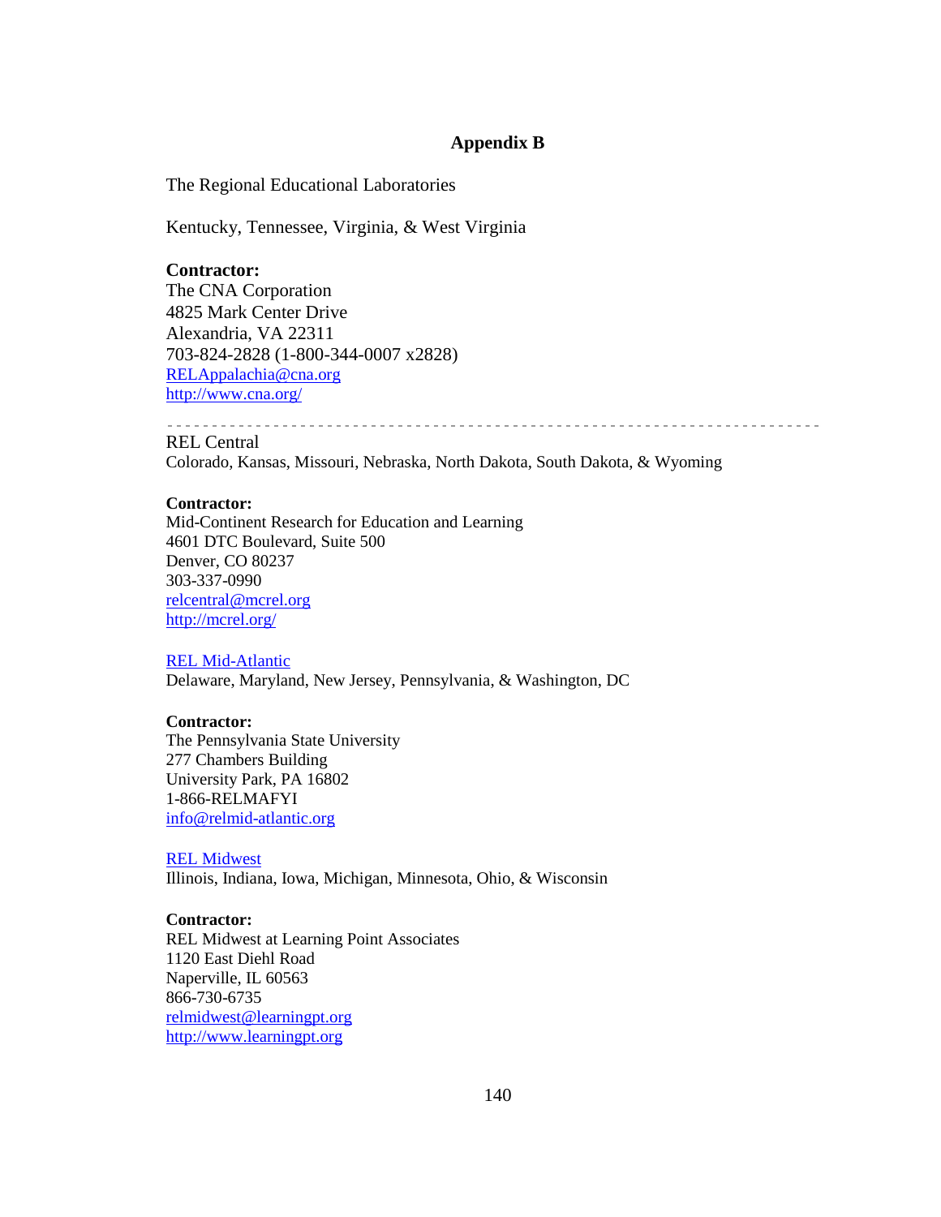# Appendix B

The Regional Educational Laboratories

Kentucky, Tennessee, Virginia, & West Virginia

**Contractor:**
The CNA Corporation
4825 Mark Center Drive
Alexandria, VA 22311
703-824-2828 (1-800-344-0007 x2828)
RELAppalachia@cna.org
http://www.cna.org/

---

REL Central
Colorado, Kansas, Missouri, Nebraska, North Dakota, South Dakota, & Wyoming

**Contractor:**
Mid-Continent Research for Education and Learning
4601 DTC Boulevard, Suite 500
Denver, CO 80237
303-337-0990
relcentral@mcrel.org
http://mcrel.org/

REL Mid-Atlantic
Delaware, Maryland, New Jersey, Pennsylvania, & Washington, DC

**Contractor:**
The Pennsylvania State University
277 Chambers Building
University Park, PA 16802
1-866-RELMAFYI
info@relmid-atlantic.org

REL Midwest
Illinois, Indiana, Iowa, Michigan, Minnesota, Ohio, & Wisconsin

**Contractor:**
REL Midwest at Learning Point Associates
1120 East Diehl Road
Naperville, IL 60563
866-730-6735
relmidwest@learningpt.org
http://www.learningpt.org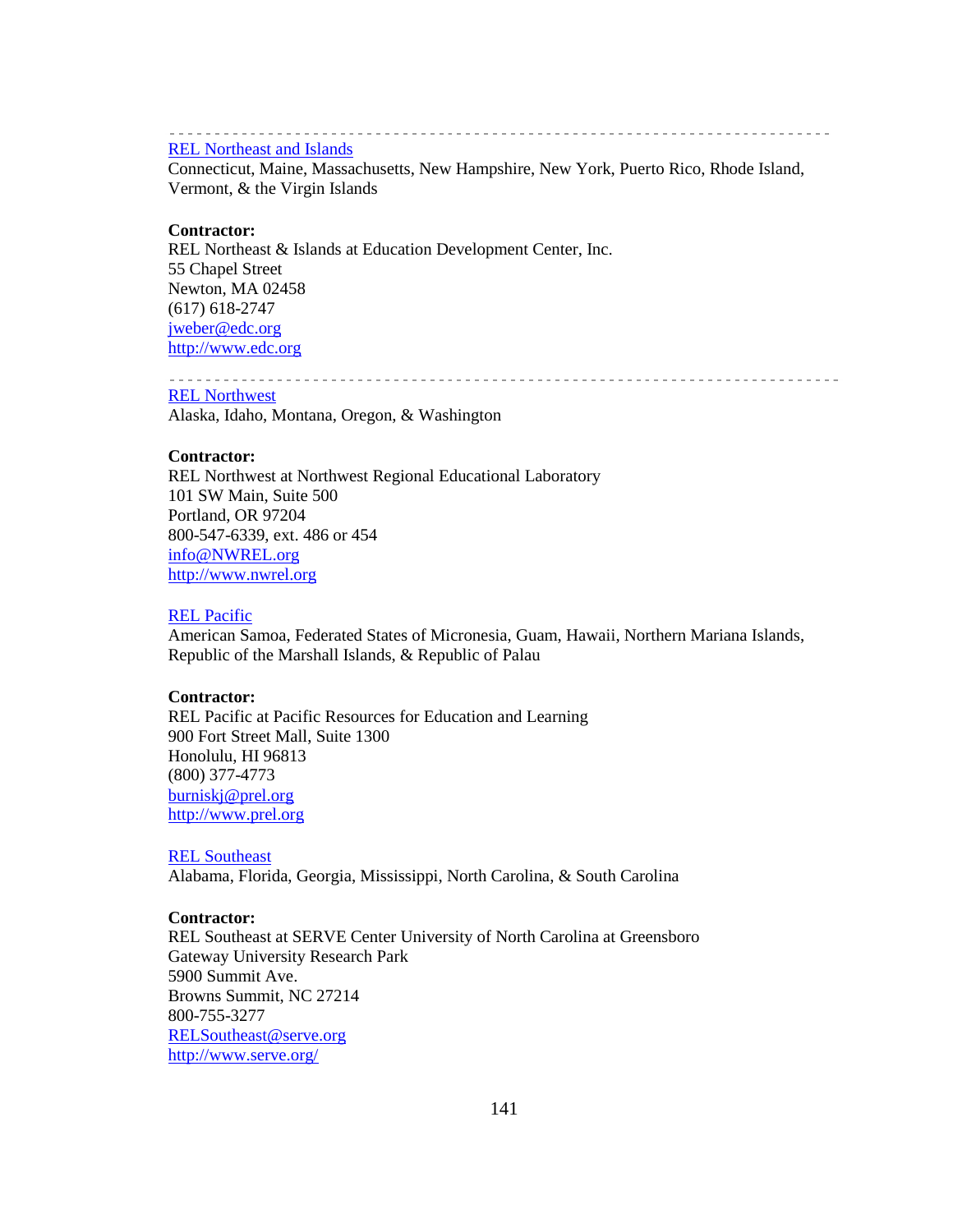---

REL Northeast and Islands
Connecticut, Maine, Massachusetts, New Hampshire, New York, Puerto Rico, Rhode Island, Vermont, & the Virgin Islands

**Contractor:**
REL Northeast & Islands at Education Development Center, Inc.
55 Chapel Street
Newton, MA 02458
(617) 618-2747
jweber@edc.org
http://www.edc.org

---

REL Northwest
Alaska, Idaho, Montana, Oregon, & Washington

**Contractor:**
REL Northwest at Northwest Regional Educational Laboratory
101 SW Main, Suite 500
Portland, OR 97204
800-547-6339, ext. 486 or 454
info@NWREL.org
http://www.nwrel.org

REL Pacific
American Samoa, Federated States of Micronesia, Guam, Hawaii, Northern Mariana Islands, Republic of the Marshall Islands, & Republic of Palau

**Contractor:**
REL Pacific at Pacific Resources for Education and Learning
900 Fort Street Mall, Suite 1300
Honolulu, HI 96813
(800) 377-4773
burniskj@prel.org
http://www.prel.org

REL Southeast
Alabama, Florida, Georgia, Mississippi, North Carolina, & South Carolina

**Contractor:**
REL Southeast at SERVE Center University of North Carolina at Greensboro
Gateway University Research Park
5900 Summit Ave.
Browns Summit, NC 27214
800-755-3277
RELSoutheast@serve.org
http://www.serve.org/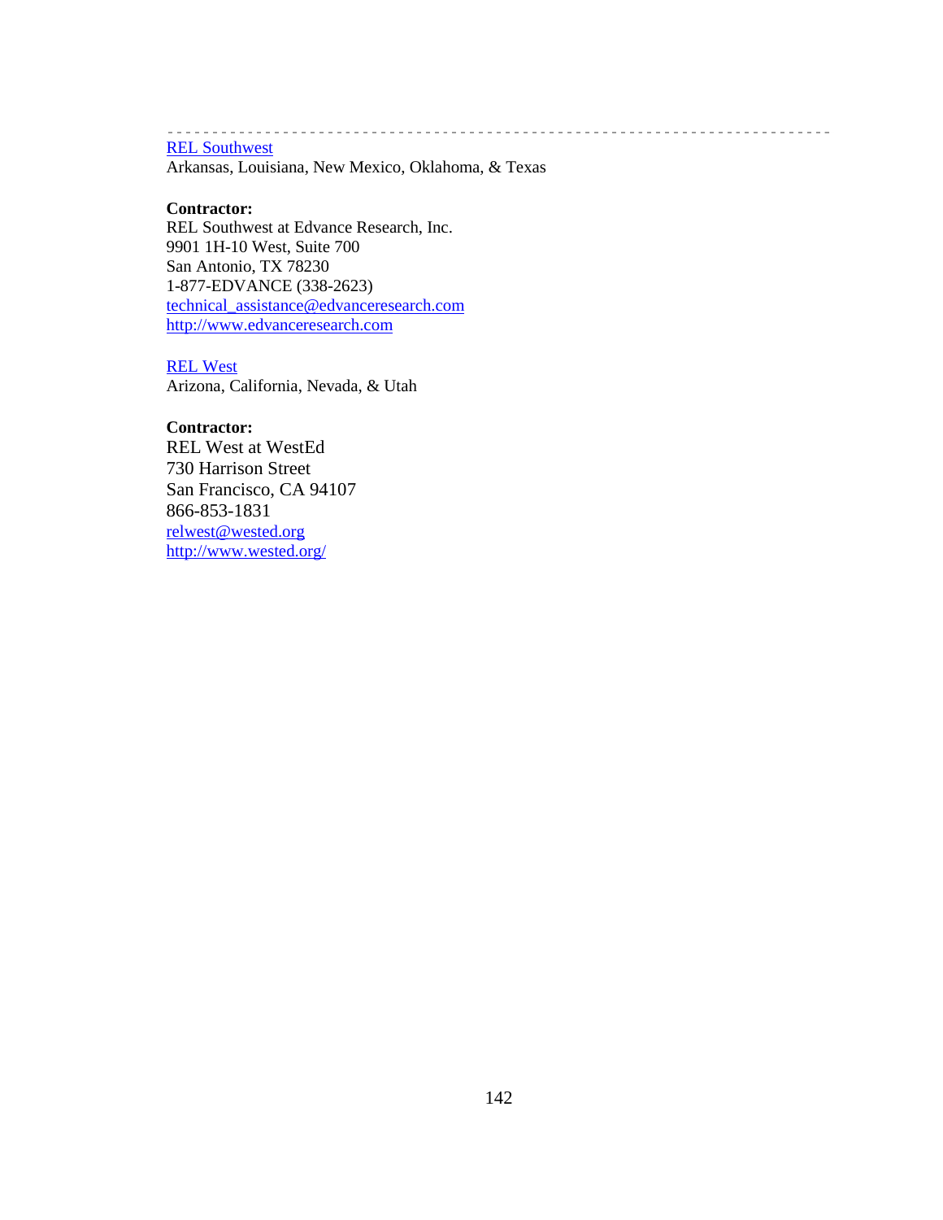---

[REL Southwest](#)
Arkansas, Louisiana, New Mexico, Oklahoma, & Texas

**Contractor:**
REL Southwest at Edvance Research, Inc.
9901 1H-10 West, Suite 700
San Antonio, TX 78230
1-877-EDVANCE (338-2623)
[technical_assistance@edvanceresearch.com](mailto:technical_assistance@edvanceresearch.com)
[http://www.edvanceresearch.com](http://www.edvanceresearch.com)

[REL West](#)
Arizona, California, Nevada, & Utah

**Contractor:**
REL West at WestEd
730 Harrison Street
San Francisco, CA 94107
866-853-1831
[relwest@wested.org](mailto:relwest@wested.org)
[http://www.wested.org/](http://www.wested.org/)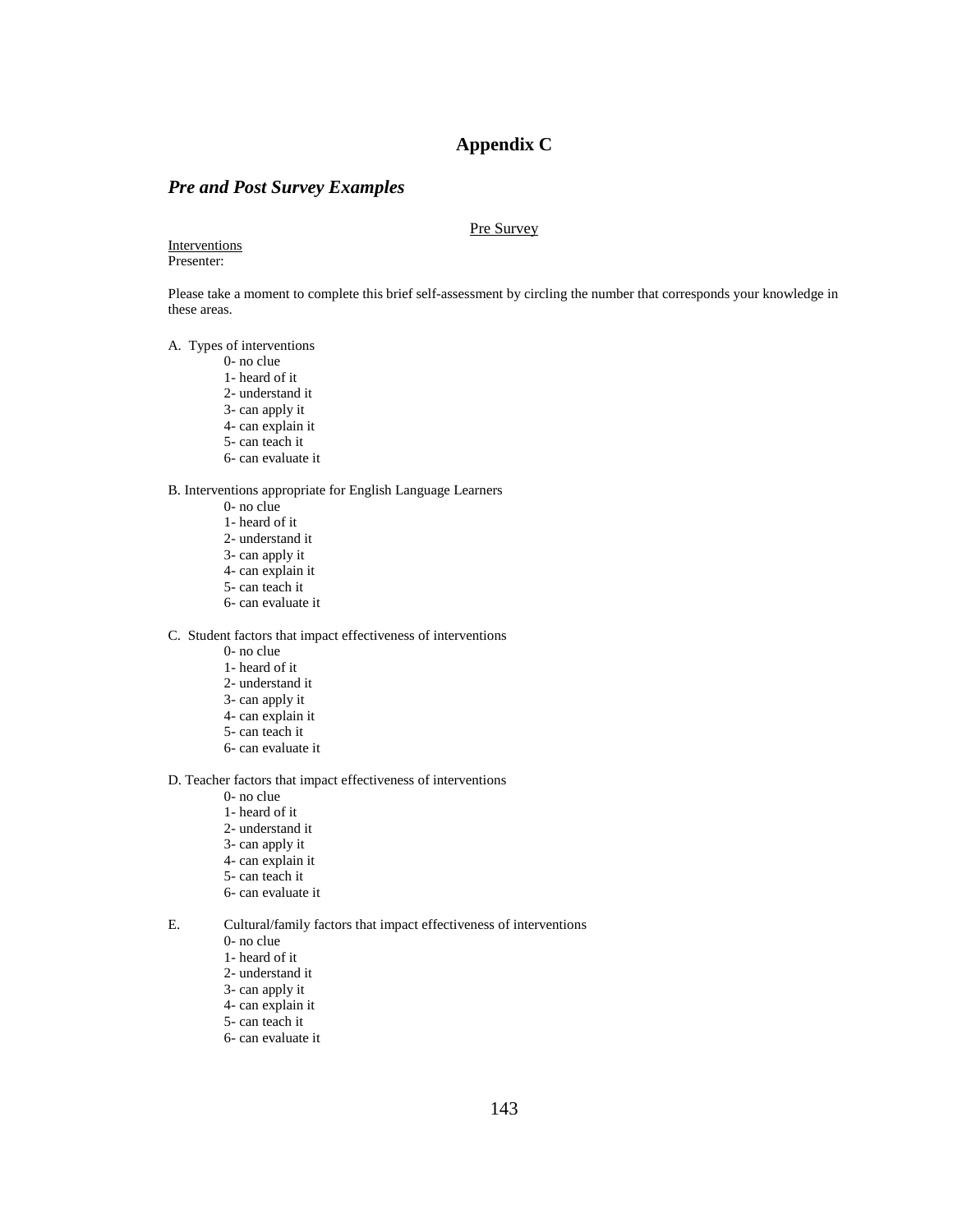# Appendix C

## *Pre and Post Survey Examples*

Pre Survey

Interventions
Presenter:

Please take a moment to complete this brief self-assessment by circling the number that corresponds your knowledge in these areas.

A. Types of interventions
   0- no clue
   1- heard of it
   2- understand it
   3- can apply it
   4- can explain it
   5- can teach it
   6- can evaluate it

B. Interventions appropriate for English Language Learners
   0- no clue
   1- heard of it
   2- understand it
   3- can apply it
   4- can explain it
   5- can teach it
   6- can evaluate it

C. Student factors that impact effectiveness of interventions
   0- no clue
   1- heard of it
   2- understand it
   3- can apply it
   4- can explain it
   5- can teach it
   6- can evaluate it

D. Teacher factors that impact effectiveness of interventions
   0- no clue
   1- heard of it
   2- understand it
   3- can apply it
   4- can explain it
   5- can teach it
   6- can evaluate it

E. Cultural/family factors that impact effectiveness of interventions
   0- no clue
   1- heard of it
   2- understand it
   3- can apply it
   4- can explain it
   5- can teach it
   6- can evaluate it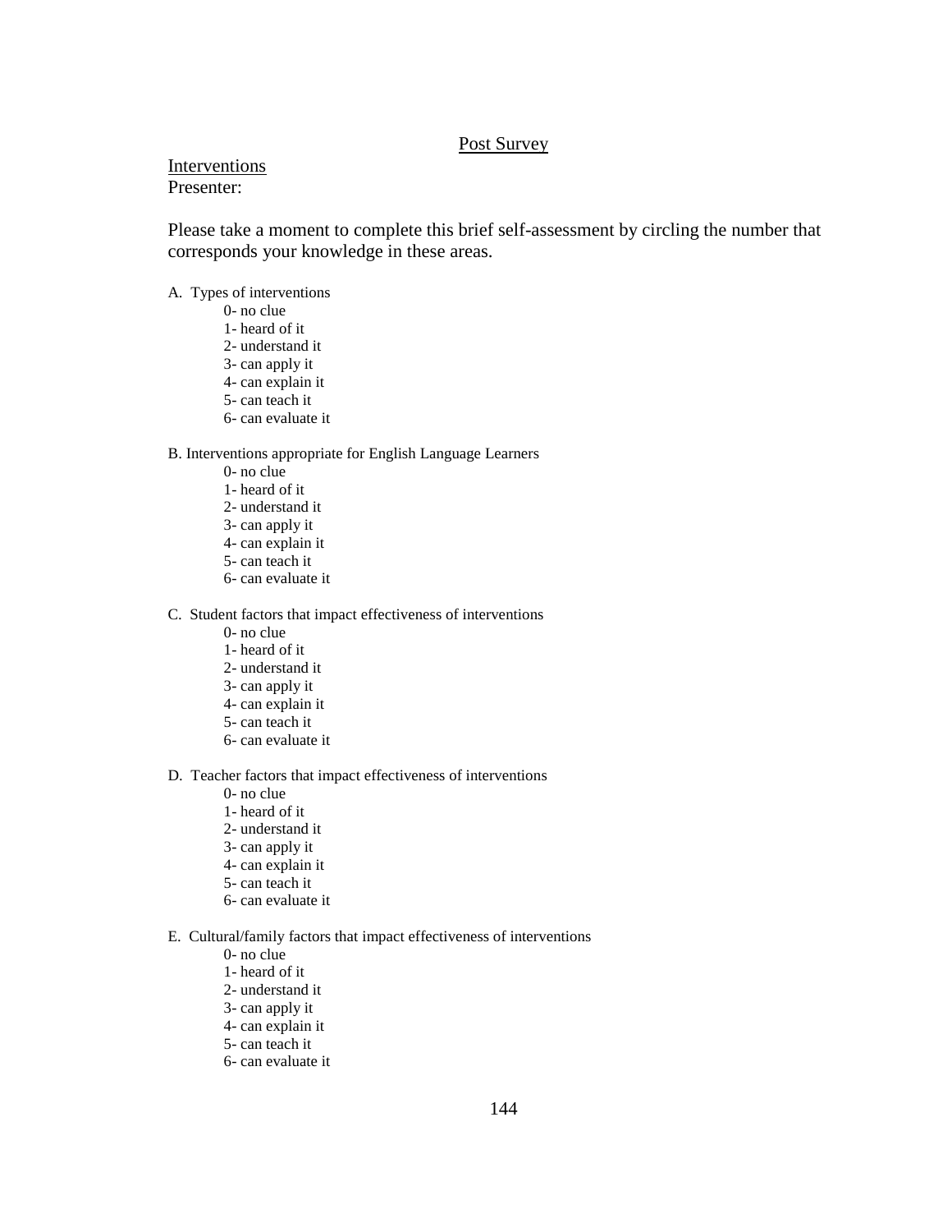Post Survey

Interventions
Presenter:

Please take a moment to complete this brief self-assessment by circling the number that corresponds your knowledge in these areas.

A. Types of interventions
- 0- no clue
- 1- heard of it
- 2- understand it
- 3- can apply it
- 4- can explain it
- 5- can teach it
- 6- can evaluate it

B. Interventions appropriate for English Language Learners
- 0- no clue
- 1- heard of it
- 2- understand it
- 3- can apply it
- 4- can explain it
- 5- can teach it
- 6- can evaluate it

C. Student factors that impact effectiveness of interventions
- 0- no clue
- 1- heard of it
- 2- understand it
- 3- can apply it
- 4- can explain it
- 5- can teach it
- 6- can evaluate it

D. Teacher factors that impact effectiveness of interventions
- 0- no clue
- 1- heard of it
- 2- understand it
- 3- can apply it
- 4- can explain it
- 5- can teach it
- 6- can evaluate it

E. Cultural/family factors that impact effectiveness of interventions
- 0- no clue
- 1- heard of it
- 2- understand it
- 3- can apply it
- 4- can explain it
- 5- can teach it
- 6- can evaluate it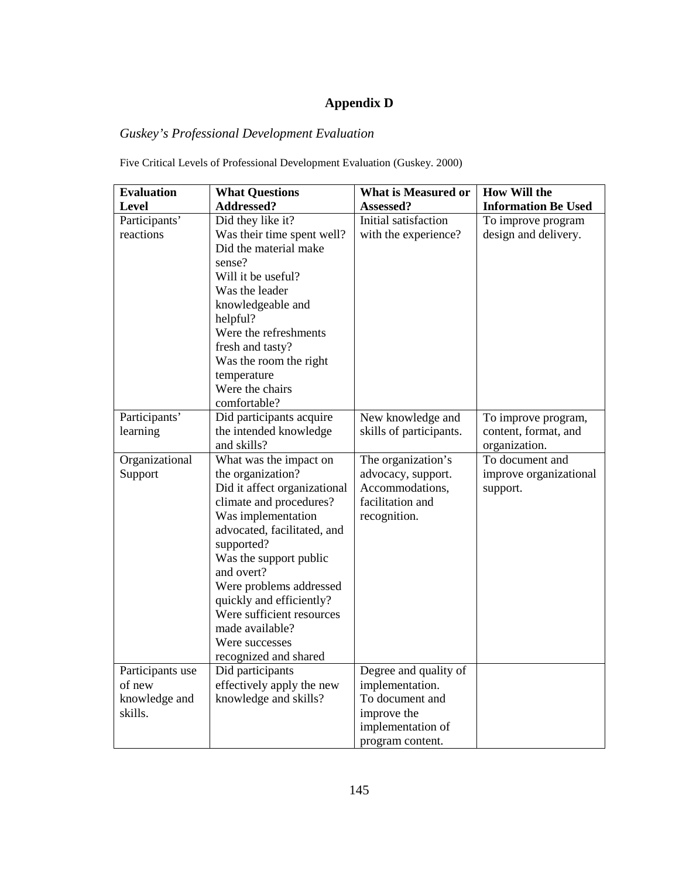# Appendix D

*Guskey's Professional Development Evaluation*

Five Critical Levels of Professional Development Evaluation (Guskey. 2000)

| Evaluation Level | What Questions Addressed? | What is Measured or Assessed? | How Will the Information Be Used |
|---|---|---|---|
| Participants' reactions | Did they like it? Was their time spent well? Did the material make sense? Will it be useful? Was the leader knowledgeable and helpful? Were the refreshments fresh and tasty? Was the room the right temperature Were the chairs comfortable? | Initial satisfaction with the experience? | To improve program design and delivery. |
| Participants' learning | Did participants acquire the intended knowledge and skills? | New knowledge and skills of participants. | To improve program, content, format, and organization. |
| Organizational Support | What was the impact on the organization? Did it affect organizational climate and procedures? Was implementation advocated, facilitated, and supported? Was the support public and overt? Were problems addressed quickly and efficiently? Were sufficient resources made available? Were successes recognized and shared | The organization's advocacy, support. Accommodations, facilitation and recognition. | To document and improve organizational support. |
| Participants use of new knowledge and skills. | Did participants effectively apply the new knowledge and skills? | Degree and quality of implementation. To document and improve the implementation of program content. | |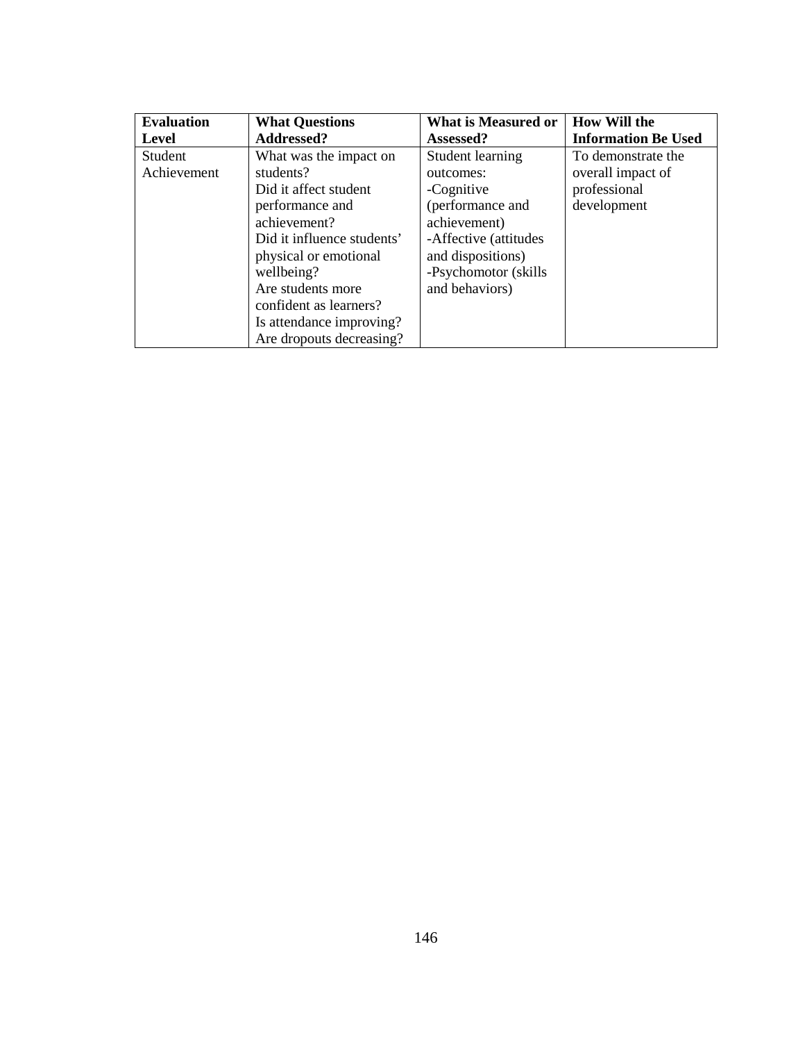| Evaluation Level | What Questions Addressed? | What is Measured or Assessed? | How Will the Information Be Used |
|---|---|---|---|
| Student Achievement | What was the impact on students?<br>Did it affect student performance and achievement?<br>Did it influence students' physical or emotional wellbeing?<br>Are students more confident as learners?<br>Is attendance improving?<br>Are dropouts decreasing? | Student learning outcomes:<br>-Cognitive (performance and achievement)<br>-Affective (attitudes and dispositions)<br>-Psychomotor (skills and behaviors) | To demonstrate the overall impact of professional development |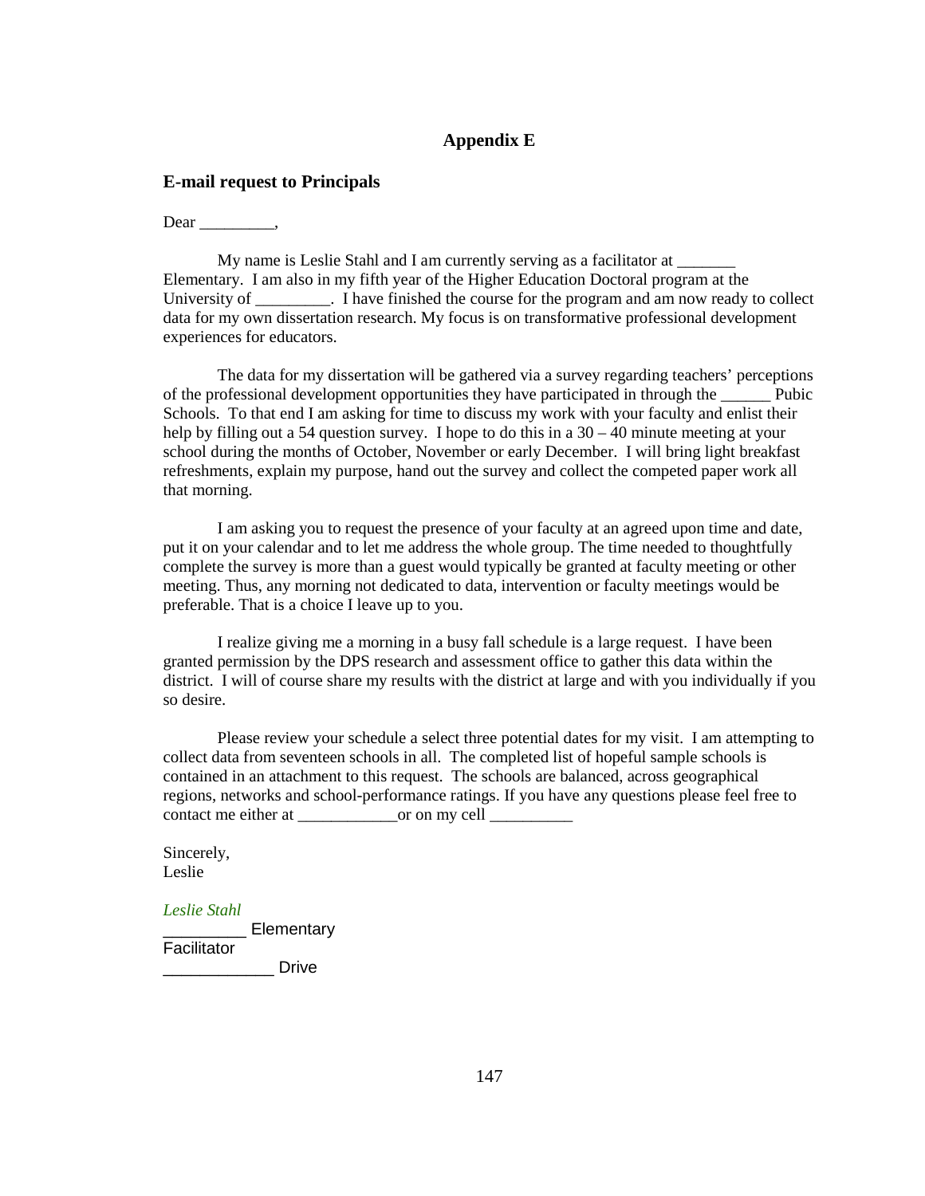## Appendix E

### E-mail request to Principals

Dear _________,

My name is Leslie Stahl and I am currently serving as a facilitator at _______ Elementary. I am also in my fifth year of the Higher Education Doctoral program at the University of _________. I have finished the course for the program and am now ready to collect data for my own dissertation research. My focus is on transformative professional development experiences for educators.

The data for my dissertation will be gathered via a survey regarding teachers' perceptions of the professional development opportunities they have participated in through the ______ Pubic Schools. To that end I am asking for time to discuss my work with your faculty and enlist their help by filling out a 54 question survey. I hope to do this in a 30 – 40 minute meeting at your school during the months of October, November or early December. I will bring light breakfast refreshments, explain my purpose, hand out the survey and collect the competed paper work all that morning.

I am asking you to request the presence of your faculty at an agreed upon time and date, put it on your calendar and to let me address the whole group. The time needed to thoughtfully complete the survey is more than a guest would typically be granted at faculty meeting or other meeting. Thus, any morning not dedicated to data, intervention or faculty meetings would be preferable. That is a choice I leave up to you.

I realize giving me a morning in a busy fall schedule is a large request. I have been granted permission by the DPS research and assessment office to gather this data within the district. I will of course share my results with the district at large and with you individually if you so desire.

Please review your schedule a select three potential dates for my visit. I am attempting to collect data from seventeen schools in all. The completed list of hopeful sample schools is contained in an attachment to this request. The schools are balanced, across geographical regions, networks and school-performance ratings. If you have any questions please feel free to contact me either at ____________or on my cell __________

Sincerely,
Leslie

*Leslie Stahl*
_________ Elementary
Facilitator
____________ Drive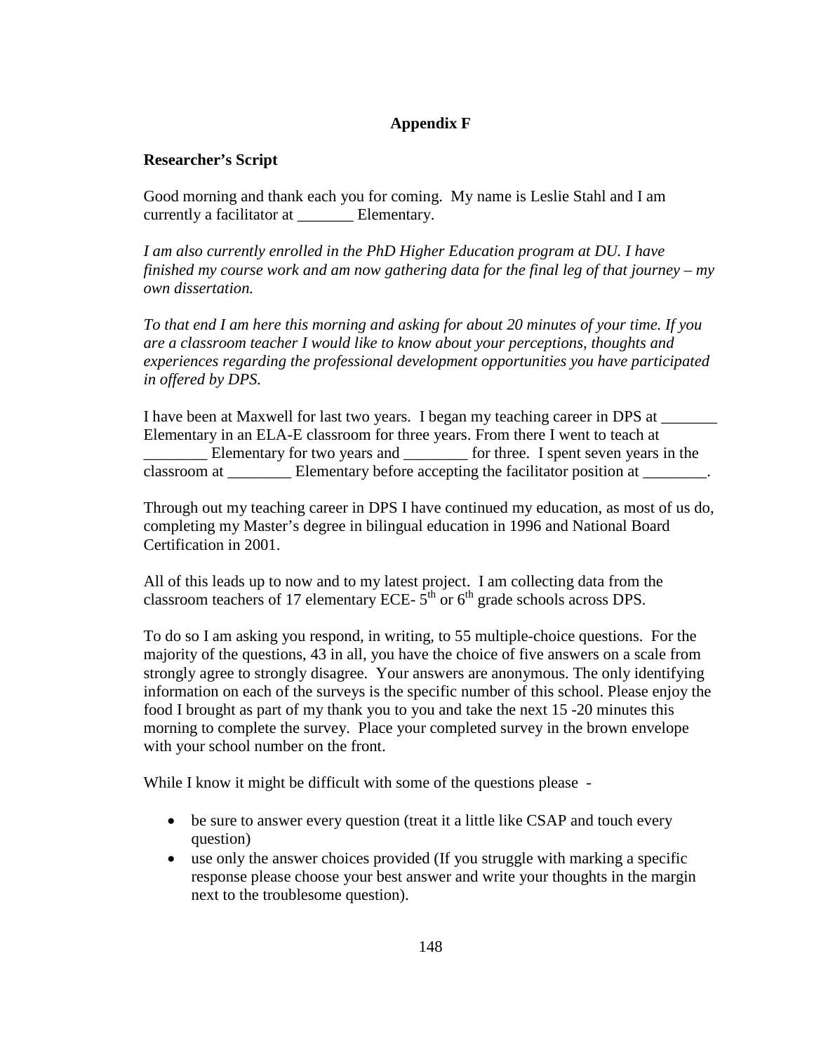# Appendix F

**Researcher's Script**

Good morning and thank each you for coming. My name is Leslie Stahl and I am currently a facilitator at _______ Elementary.

*I am also currently enrolled in the PhD Higher Education program at DU. I have finished my course work and am now gathering data for the final leg of that journey – my own dissertation.*

*To that end I am here this morning and asking for about 20 minutes of your time. If you are a classroom teacher I would like to know about your perceptions, thoughts and experiences regarding the professional development opportunities you have participated in offered by DPS.*

I have been at Maxwell for last two years. I began my teaching career in DPS at _______ Elementary in an ELA-E classroom for three years. From there I went to teach at ________ Elementary for two years and ________ for three. I spent seven years in the classroom at ________ Elementary before accepting the facilitator position at ________.

Through out my teaching career in DPS I have continued my education, as most of us do, completing my Master's degree in bilingual education in 1996 and National Board Certification in 2001.

All of this leads up to now and to my latest project. I am collecting data from the classroom teachers of 17 elementary ECE- 5th or 6th grade schools across DPS.

To do so I am asking you respond, in writing, to 55 multiple-choice questions. For the majority of the questions, 43 in all, you have the choice of five answers on a scale from strongly agree to strongly disagree. Your answers are anonymous. The only identifying information on each of the surveys is the specific number of this school. Please enjoy the food I brought as part of my thank you to you and take the next 15 -20 minutes this morning to complete the survey. Place your completed survey in the brown envelope with your school number on the front.

While I know it might be difficult with some of the questions please -

- be sure to answer every question (treat it a little like CSAP and touch every question)
- use only the answer choices provided (If you struggle with marking a specific response please choose your best answer and write your thoughts in the margin next to the troublesome question).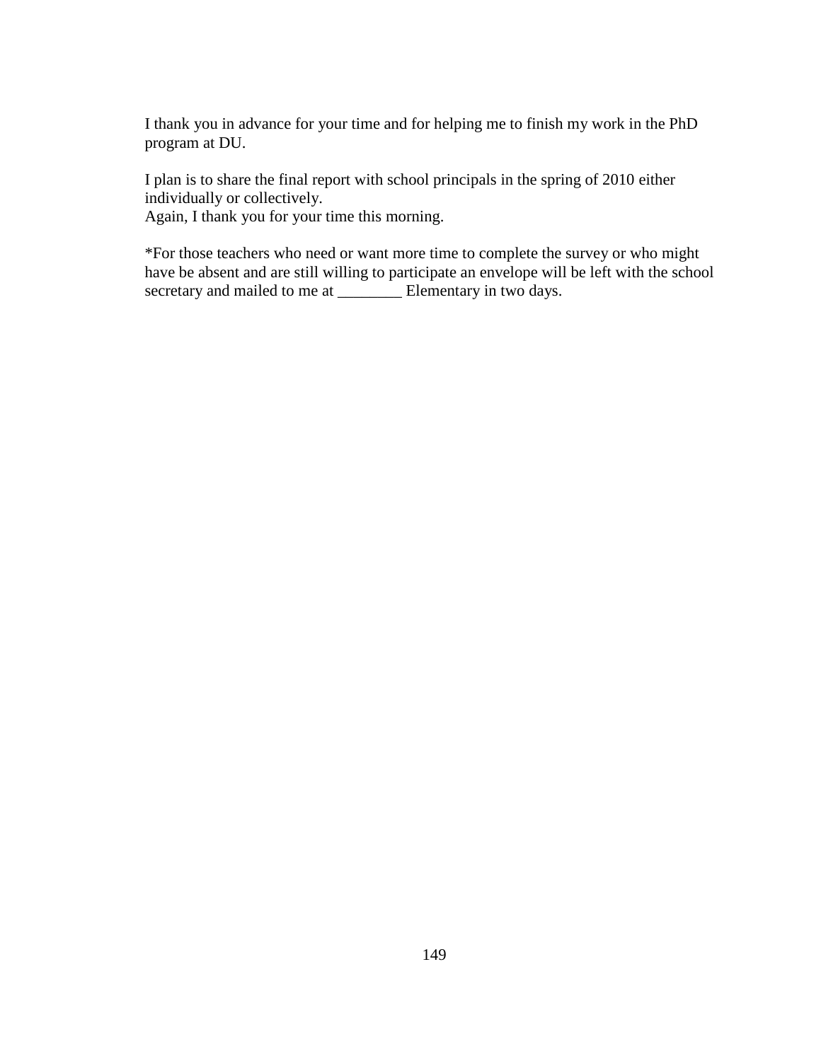I thank you in advance for your time and for helping me to finish my work in the PhD program at DU.

I plan is to share the final report with school principals in the spring of 2010 either individually or collectively.
Again, I thank you for your time this morning.

*For those teachers who need or want more time to complete the survey or who might have be absent and are still willing to participate an envelope will be left with the school secretary and mailed to me at ________ Elementary in two days.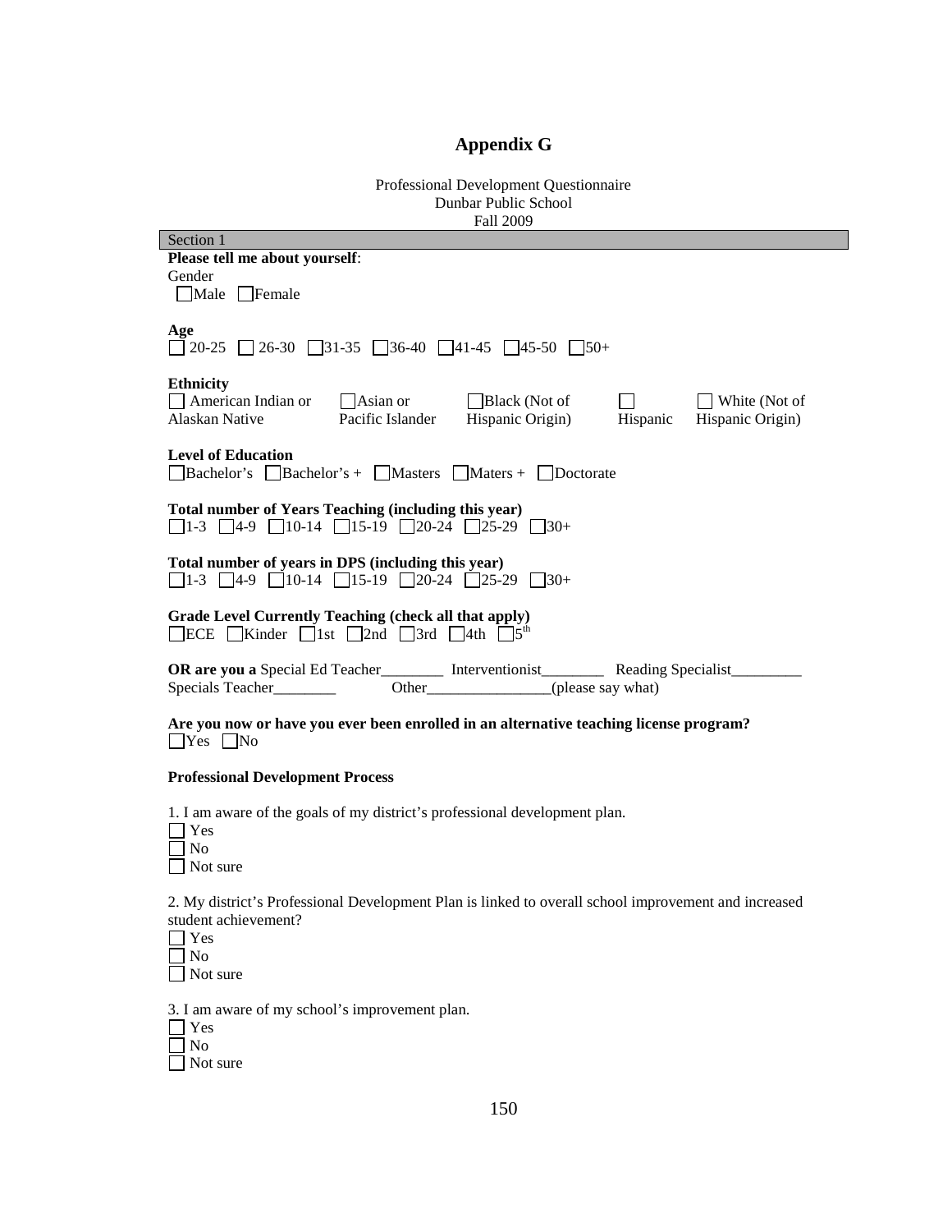# Appendix G

Professional Development Questionnaire
Dunbar Public School
Fall 2009

Section 1

**Please tell me about yourself**:

Gender

☐Male ☐Female

**Age**

☐ 20-25 ☐ 26-30 ☐31-35 ☐36-40 ☐41-45 ☐45-50 ☐50+

**Ethnicity**

☐ American Indian or Alaskan Native ☐Asian or Pacific Islander ☐Black (Not of Hispanic Origin) ☐ Hispanic ☐ White (Not of Hispanic Origin)

**Level of Education**

☐Bachelor's ☐Bachelor's + ☐Masters ☐Maters + ☐Doctorate

**Total number of Years Teaching (including this year)**

☐1-3 ☐4-9 ☐10-14 ☐15-19 ☐20-24 ☐25-29 ☐30+

**Total number of years in DPS (including this year)**

☐1-3 ☐4-9 ☐10-14 ☐15-19 ☐20-24 ☐25-29 ☐30+

**Grade Level Currently Teaching (check all that apply)**

☐ECE ☐Kinder ☐1st ☐2nd ☐3rd ☐4th ☐5th

**OR are you a** Special Ed Teacher________ Interventionist________ Reading Specialist_________
Specials Teacher________ Other________________(please say what)

**Are you now or have you ever been enrolled in an alternative teaching license program?**

☐Yes ☐No

**Professional Development Process**

1. I am aware of the goals of my district's professional development plan.

☐ Yes
☐ No
☐ Not sure

2. My district's Professional Development Plan is linked to overall school improvement and increased student achievement?

☐ Yes
☐ No
☐ Not sure

3. I am aware of my school's improvement plan.

☐ Yes
☐ No
☐ Not sure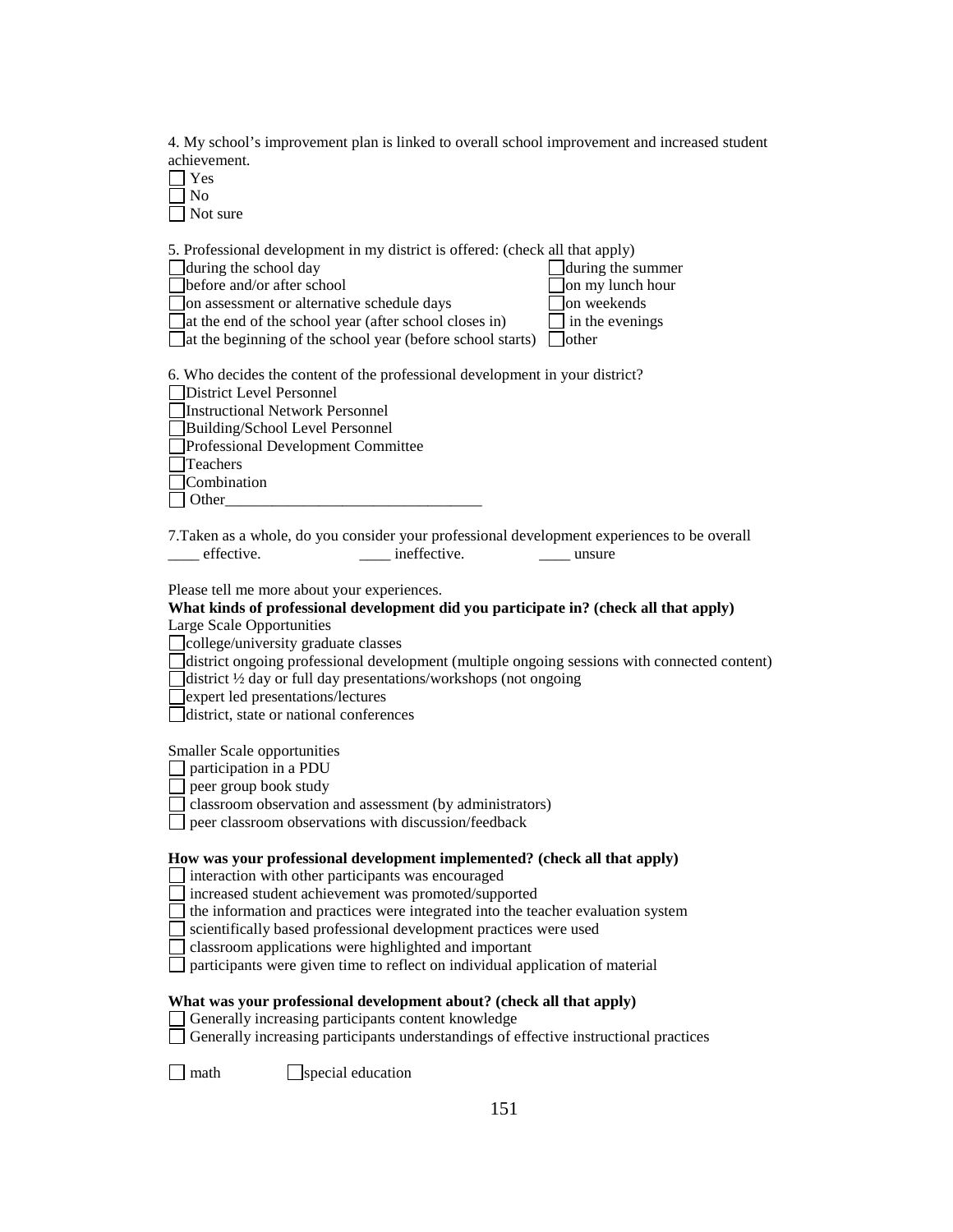4. My school's improvement plan is linked to overall school improvement and increased student achievement.

- ☐ Yes
- ☐ No
- ☐ Not sure

5. Professional development in my district is offered: (check all that apply)

- ☐ during the school day
- ☐ before and/or after school
- ☐ on assessment or alternative schedule days
- ☐ at the end of the school year (after school closes in)
- ☐ at the beginning of the school year (before school starts)
- ☐ during the summer
- ☐ on my lunch hour
- ☐ on weekends
- ☐ in the evenings
- ☐ other

6. Who decides the content of the professional development in your district?

- ☐ District Level Personnel
- ☐ Instructional Network Personnel
- ☐ Building/School Level Personnel
- ☐ Professional Development Committee
- ☐ Teachers
- ☐ Combination
- ☐ Other_________________________________

7.Taken as a whole, do you consider your professional development experiences to be overall

____ effective. ____ ineffective. ____ unsure

Please tell me more about your experiences.

**What kinds of professional development did you participate in? (check all that apply)**

Large Scale Opportunities

- ☐ college/university graduate classes
- ☐ district ongoing professional development (multiple ongoing sessions with connected content)
- ☐ district ½ day or full day presentations/workshops (not ongoing
- ☐ expert led presentations/lectures
- ☐ district, state or national conferences

Smaller Scale opportunities

- ☐ participation in a PDU
- ☐ peer group book study
- ☐ classroom observation and assessment (by administrators)
- ☐ peer classroom observations with discussion/feedback

**How was your professional development implemented? (check all that apply)**

- ☐ interaction with other participants was encouraged
- ☐ increased student achievement was promoted/supported
- ☐ the information and practices were integrated into the teacher evaluation system
- ☐ scientifically based professional development practices were used
- ☐ classroom applications were highlighted and important
- ☐ participants were given time to reflect on individual application of material

**What was your professional development about? (check all that apply)**

- ☐ Generally increasing participants content knowledge
- ☐ Generally increasing participants understandings of effective instructional practices

- ☐ math
- ☐ special education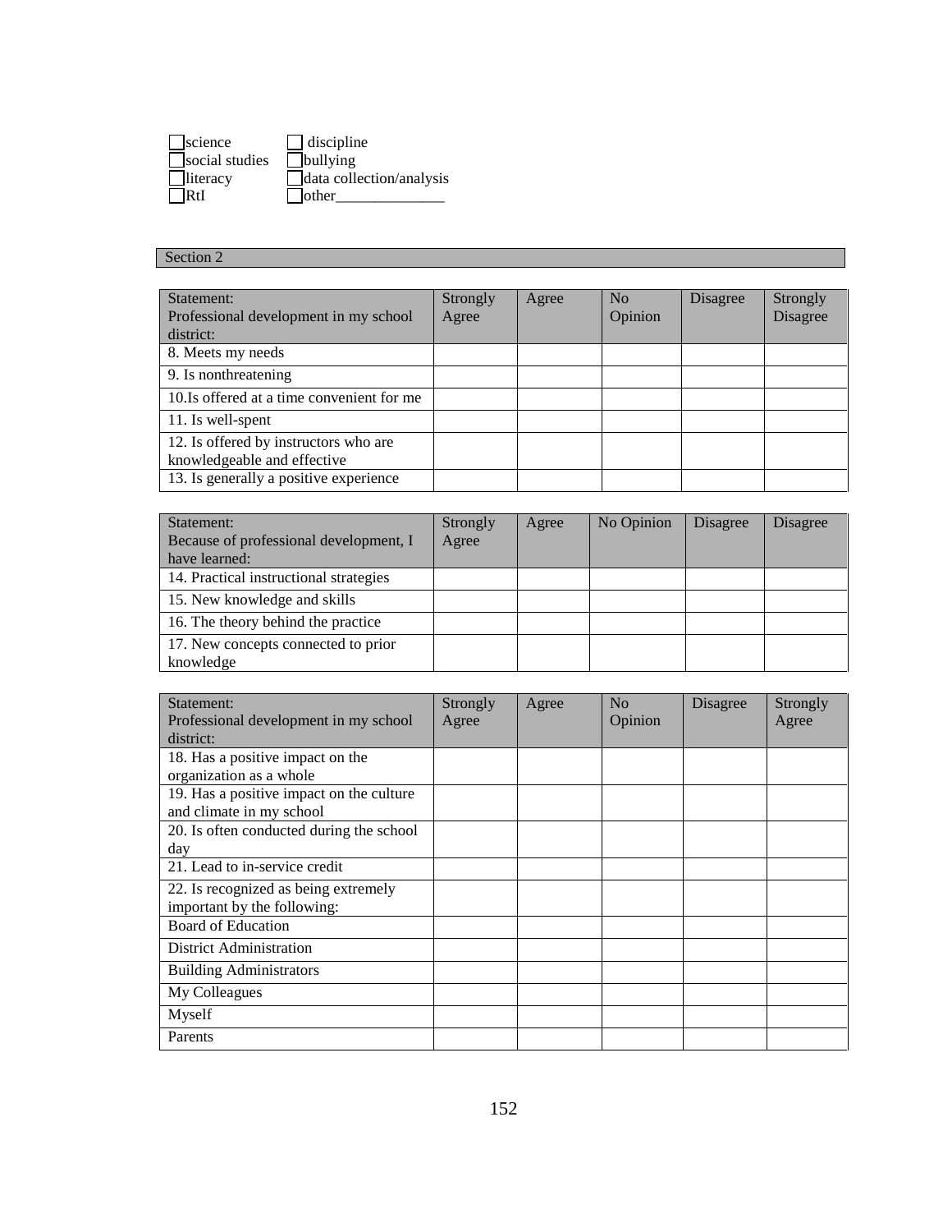☐science ☐ discipline
☐social studies ☐bullying
☐literacy ☐data collection/analysis
☐RtI ☐other______________

Section 2

| Statement: Professional development in my school district: | Strongly Agree | Agree | No Opinion | Disagree | Strongly Disagree |
|---|---|---|---|---|---|
| 8. Meets my needs | | | | | |
| 9. Is nonthreatening | | | | | |
| 10.Is offered at a time convenient for me | | | | | |
| 11. Is well-spent | | | | | |
| 12. Is offered by instructors who are knowledgeable and effective | | | | | |
| 13. Is generally a positive experience | | | | | |

| Statement: Because of professional development, I have learned: | Strongly Agree | Agree | No Opinion | Disagree | Disagree |
|---|---|---|---|---|---|
| 14. Practical instructional strategies | | | | | |
| 15. New knowledge and skills | | | | | |
| 16. The theory behind the practice | | | | | |
| 17. New concepts connected to prior knowledge | | | | | |

| Statement: Professional development in my school district: | Strongly Agree | Agree | No Opinion | Disagree | Strongly Agree |
|---|---|---|---|---|---|
| 18. Has a positive impact on the organization as a whole | | | | | |
| 19. Has a positive impact on the culture and climate in my school | | | | | |
| 20. Is often conducted during the school day | | | | | |
| 21. Lead to in-service credit | | | | | |
| 22. Is recognized as being extremely important by the following: | | | | | |
| Board of Education | | | | | |
| District Administration | | | | | |
| Building Administrators | | | | | |
| My Colleagues | | | | | |
| Myself | | | | | |
| Parents | | | | | |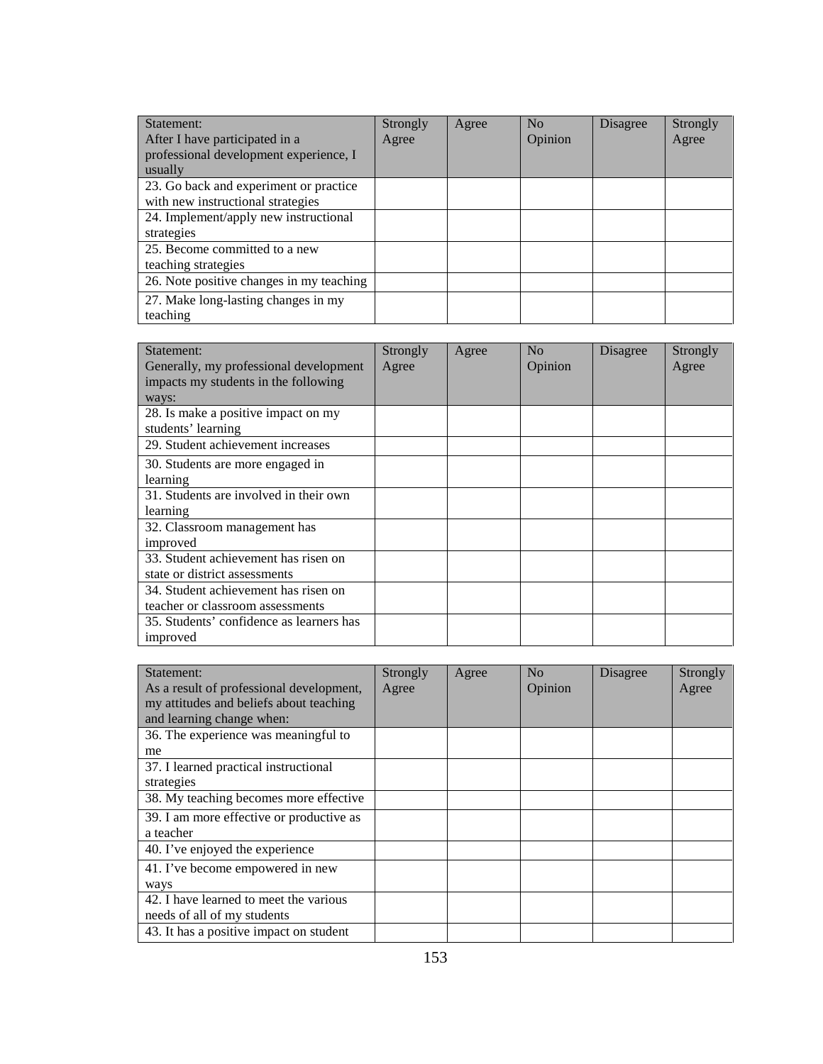| Statement: After I have participated in a professional development experience, I usually | Strongly Agree | Agree | No Opinion | Disagree | Strongly Agree |
|---|---|---|---|---|---|
| 23. Go back and experiment or practice with new instructional strategies | | | | | |
| 24. Implement/apply new instructional strategies | | | | | |
| 25. Become committed to a new teaching strategies | | | | | |
| 26. Note positive changes in my teaching | | | | | |
| 27. Make long-lasting changes in my teaching | | | | | |

| Statement: Generally, my professional development impacts my students in the following ways: | Strongly Agree | Agree | No Opinion | Disagree | Strongly Agree |
|---|---|---|---|---|---|
| 28. Is make a positive impact on my students' learning | | | | | |
| 29. Student achievement increases | | | | | |
| 30. Students are more engaged in learning | | | | | |
| 31. Students are involved in their own learning | | | | | |
| 32. Classroom management has improved | | | | | |
| 33. Student achievement has risen on state or district assessments | | | | | |
| 34. Student achievement has risen on teacher or classroom assessments | | | | | |
| 35. Students' confidence as learners has improved | | | | | |

| Statement: As a result of professional development, my attitudes and beliefs about teaching and learning change when: | Strongly Agree | Agree | No Opinion | Disagree | Strongly Agree |
|---|---|---|---|---|---|
| 36. The experience was meaningful to me | | | | | |
| 37. I learned practical instructional strategies | | | | | |
| 38. My teaching becomes more effective | | | | | |
| 39. I am more effective or productive as a teacher | | | | | |
| 40. I've enjoyed the experience | | | | | |
| 41. I've become empowered in new ways | | | | | |
| 42. I have learned to meet the various needs of all of my students | | | | | |
| 43. It has a positive impact on student | | | | | |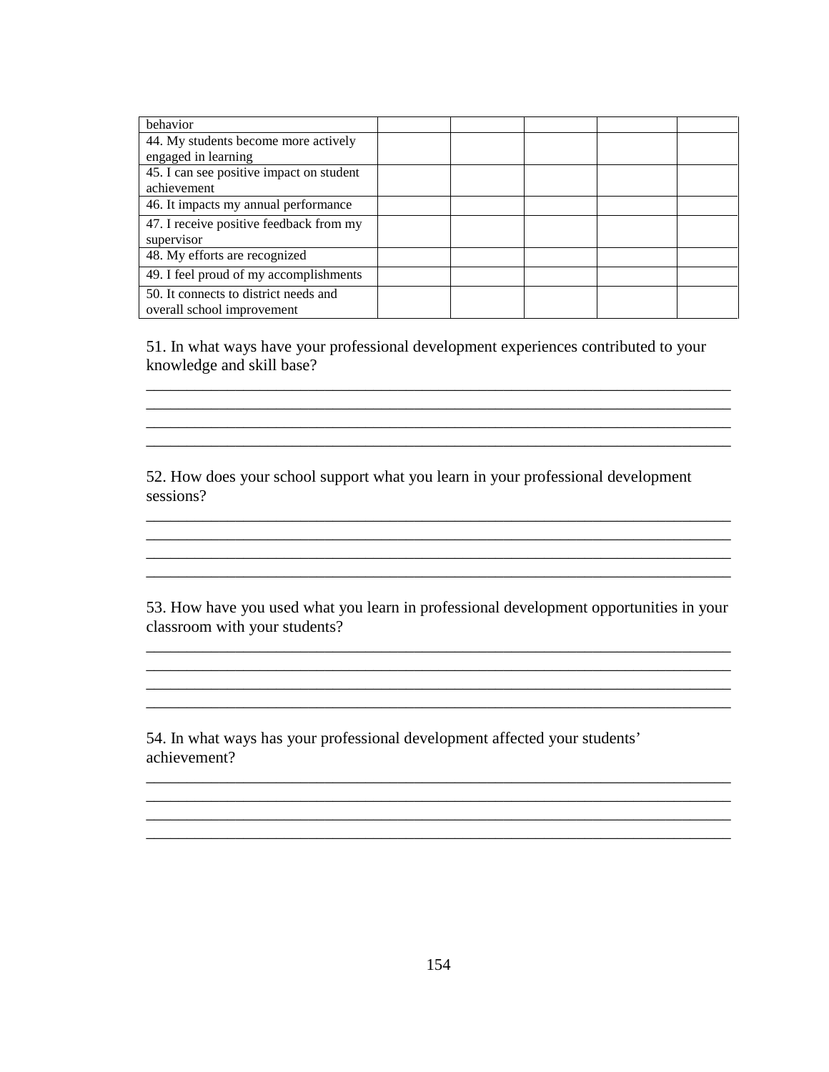| | | | | | |
|---|---|---|---|---|---|
| behavior | | | | | |
| 44. My students become more actively engaged in learning | | | | | |
| 45. I can see positive impact on student achievement | | | | | |
| 46. It impacts my annual performance | | | | | |
| 47. I receive positive feedback from my supervisor | | | | | |
| 48. My efforts are recognized | | | | | |
| 49. I feel proud of my accomplishments | | | | | |
| 50. It connects to district needs and overall school improvement | | | | | |

51. In what ways have your professional development experiences contributed to your knowledge and skill base?

___________________________________________________________________________
___________________________________________________________________________
___________________________________________________________________________
___________________________________________________________________________

52. How does your school support what you learn in your professional development sessions?

___________________________________________________________________________
___________________________________________________________________________
___________________________________________________________________________
___________________________________________________________________________

53. How have you used what you learn in professional development opportunities in your classroom with your students?

___________________________________________________________________________
___________________________________________________________________________
___________________________________________________________________________
___________________________________________________________________________

54. In what ways has your professional development affected your students' achievement?

___________________________________________________________________________
___________________________________________________________________________
___________________________________________________________________________
___________________________________________________________________________